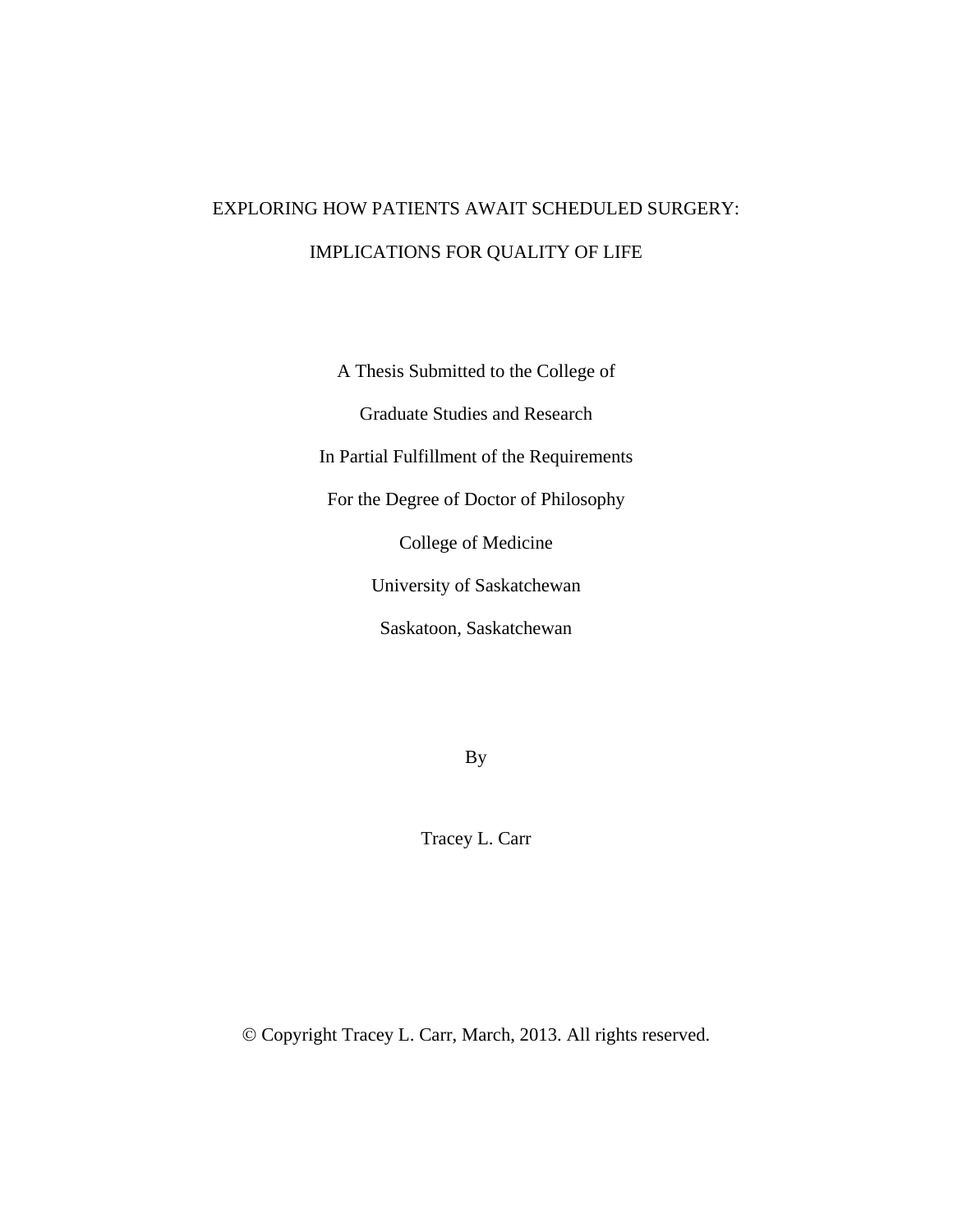# EXPLORING HOW PATIENTS AWAIT SCHEDULED SURGERY:

# IMPLICATIONS FOR QUALITY OF LIFE

A Thesis Submitted to the College of

Graduate Studies and Research

In Partial Fulfillment of the Requirements

For the Degree of Doctor of Philosophy

College of Medicine

University of Saskatchewan

Saskatoon, Saskatchewan

By

Tracey L. Carr

© Copyright Tracey L. Carr, March, 2013. All rights reserved.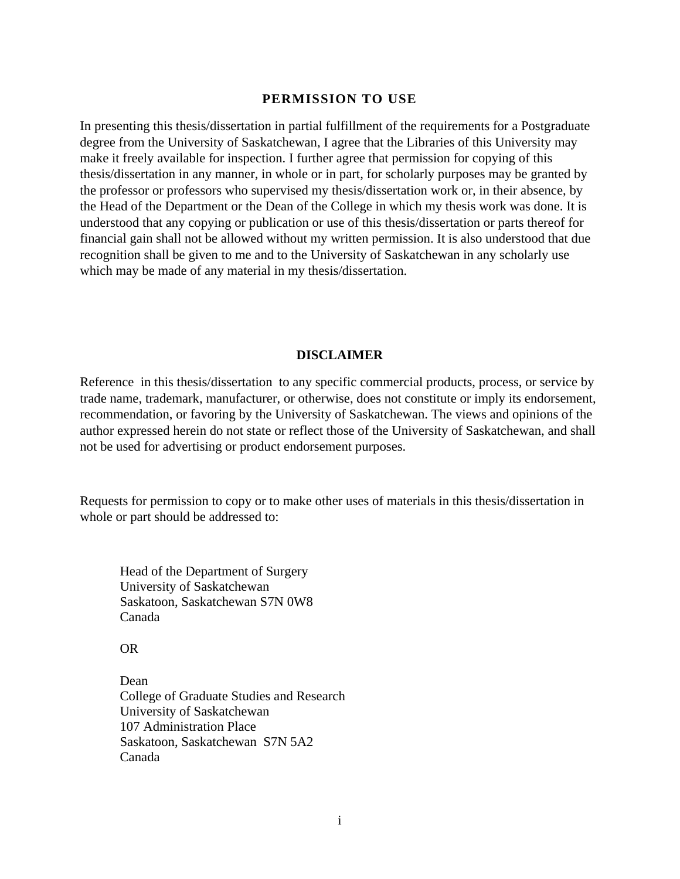## PERMISSION TO USE

In presenting this thesis/dissertation in partial fulfillment of the requirements for a Postgraduate degree from the University of Saskatchewan, I agree that the Libraries of this University may make it freely available for inspection. I further agree that permission for copying of this thesis/dissertation in any manner, in whole or in part, for scholarly purposes may be granted by the professor or professors who supervised my thesis/dissertation work or, in their absence, by the Head of the Department or the Dean of the College in which my thesis work was done. It is understood that any copying or publication or use of this thesis/dissertation or parts thereof for financial gain shall not be allowed without my written permission. It is also understood that due recognition shall be given to me and to the University of Saskatchewan in any scholarly use which may be made of any material in my thesis/dissertation.

## DISCLAIMER

Reference in this thesis/dissertation to any specific commercial products, process, or service by trade name, trademark, manufacturer, or otherwise, does not constitute or imply its endorsement, recommendation, or favoring by the University of Saskatchewan. The views and opinions of the author expressed herein do not state or reflect those of the University of Saskatchewan, and shall not be used for advertising or product endorsement purposes.

Requests for permission to copy or to make other uses of materials in this thesis/dissertation in whole or part should be addressed to:

Head of the Department of Surgery
University of Saskatchewan
Saskatoon, Saskatchewan S7N 0W8
Canada

OR

Dean
College of Graduate Studies and Research
University of Saskatchewan
107 Administration Place
Saskatoon, Saskatchewan S7N 5A2
Canada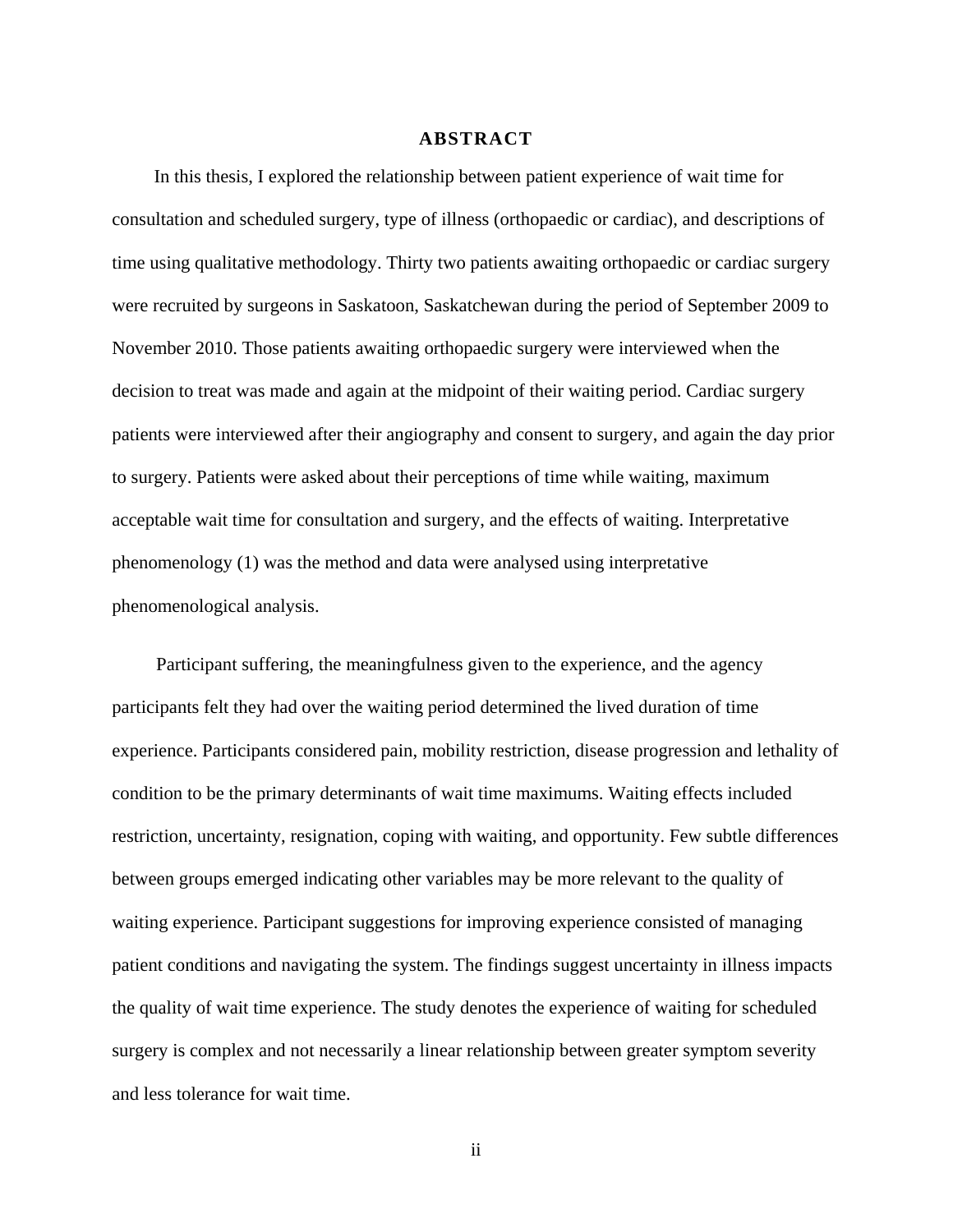# ABSTRACT

In this thesis, I explored the relationship between patient experience of wait time for consultation and scheduled surgery, type of illness (orthopaedic or cardiac), and descriptions of time using qualitative methodology. Thirty two patients awaiting orthopaedic or cardiac surgery were recruited by surgeons in Saskatoon, Saskatchewan during the period of September 2009 to November 2010. Those patients awaiting orthopaedic surgery were interviewed when the decision to treat was made and again at the midpoint of their waiting period. Cardiac surgery patients were interviewed after their angiography and consent to surgery, and again the day prior to surgery. Patients were asked about their perceptions of time while waiting, maximum acceptable wait time for consultation and surgery, and the effects of waiting. Interpretative phenomenology (1) was the method and data were analysed using interpretative phenomenological analysis.

Participant suffering, the meaningfulness given to the experience, and the agency participants felt they had over the waiting period determined the lived duration of time experience. Participants considered pain, mobility restriction, disease progression and lethality of condition to be the primary determinants of wait time maximums. Waiting effects included restriction, uncertainty, resignation, coping with waiting, and opportunity. Few subtle differences between groups emerged indicating other variables may be more relevant to the quality of waiting experience. Participant suggestions for improving experience consisted of managing patient conditions and navigating the system. The findings suggest uncertainty in illness impacts the quality of wait time experience. The study denotes the experience of waiting for scheduled surgery is complex and not necessarily a linear relationship between greater symptom severity and less tolerance for wait time.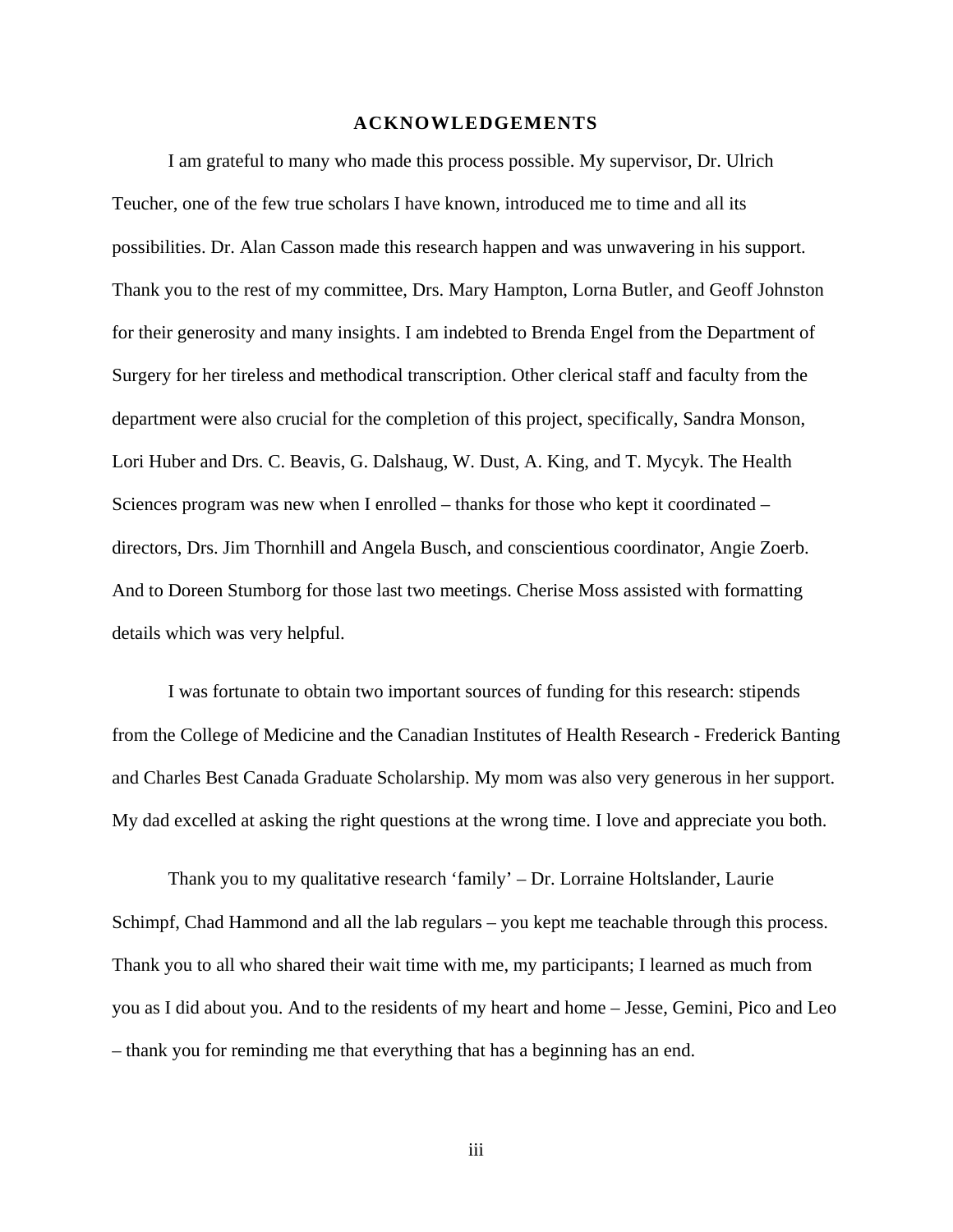# ACKNOWLEDGEMENTS

I am grateful to many who made this process possible. My supervisor, Dr. Ulrich Teucher, one of the few true scholars I have known, introduced me to time and all its possibilities. Dr. Alan Casson made this research happen and was unwavering in his support. Thank you to the rest of my committee, Drs. Mary Hampton, Lorna Butler, and Geoff Johnston for their generosity and many insights. I am indebted to Brenda Engel from the Department of Surgery for her tireless and methodical transcription. Other clerical staff and faculty from the department were also crucial for the completion of this project, specifically, Sandra Monson, Lori Huber and Drs. C. Beavis, G. Dalshaug, W. Dust, A. King, and T. Mycyk. The Health Sciences program was new when I enrolled – thanks for those who kept it coordinated – directors, Drs. Jim Thornhill and Angela Busch, and conscientious coordinator, Angie Zoerb. And to Doreen Stumborg for those last two meetings. Cherise Moss assisted with formatting details which was very helpful.

I was fortunate to obtain two important sources of funding for this research: stipends from the College of Medicine and the Canadian Institutes of Health Research - Frederick Banting and Charles Best Canada Graduate Scholarship. My mom was also very generous in her support. My dad excelled at asking the right questions at the wrong time. I love and appreciate you both.

Thank you to my qualitative research 'family' – Dr. Lorraine Holtslander, Laurie Schimpf, Chad Hammond and all the lab regulars – you kept me teachable through this process. Thank you to all who shared their wait time with me, my participants; I learned as much from you as I did about you. And to the residents of my heart and home – Jesse, Gemini, Pico and Leo – thank you for reminding me that everything that has a beginning has an end.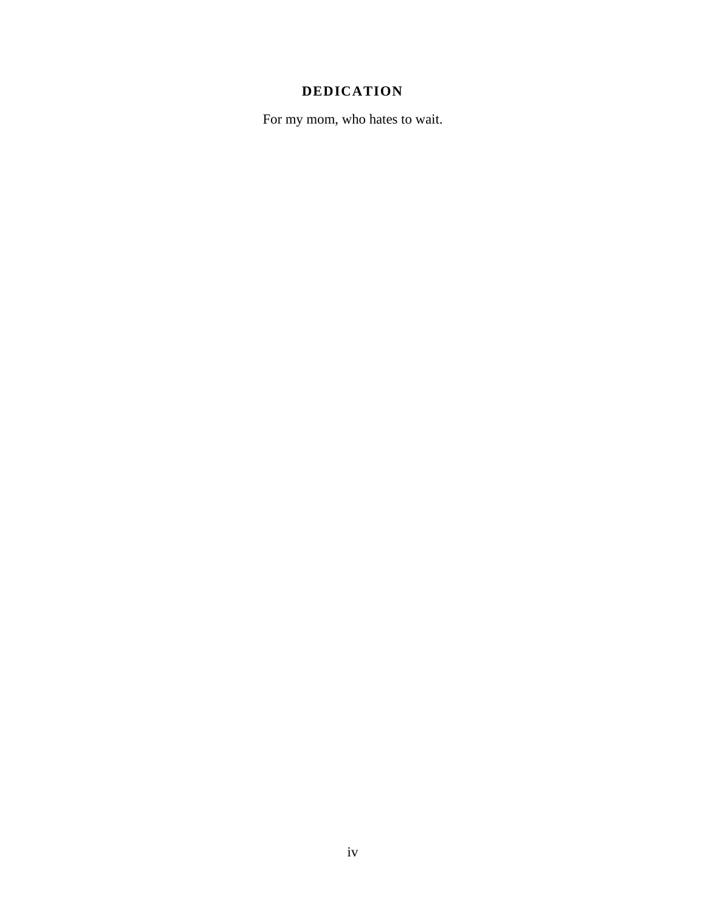## DEDICATION

For my mom, who hates to wait.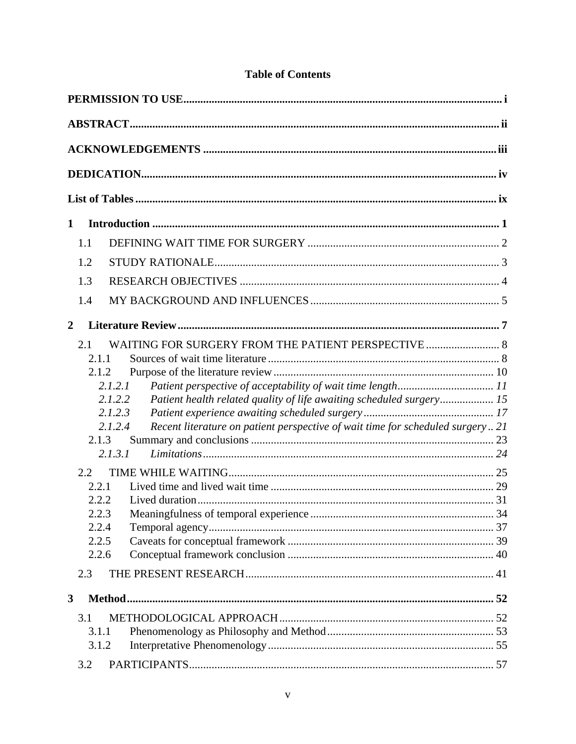# Table of Contents

**PERMISSION TO USE** ..... **i**

**ABSTRACT** ..... **ii**

**ACKNOWLEDGEMENTS** ..... **iii**

**DEDICATION** ..... **iv**

**List of Tables** ..... **ix**

**1 Introduction** ..... **1**

- 1.1 DEFINING WAIT TIME FOR SURGERY ..... 2
- 1.2 STUDY RATIONALE ..... 3
- 1.3 RESEARCH OBJECTIVES ..... 4
- 1.4 MY BACKGROUND AND INFLUENCES ..... 5

**2 Literature Review** ..... **7**

- 2.1 WAITING FOR SURGERY FROM THE PATIENT PERSPECTIVE ..... 8
  - 2.1.1 Sources of wait time literature ..... 8
  - 2.1.2 Purpose of the literature review ..... 10
    - *2.1.2.1 Patient perspective of acceptability of wait time length ..... 11*
    - *2.1.2.2 Patient health related quality of life awaiting scheduled surgery ..... 15*
    - *2.1.2.3 Patient experience awaiting scheduled surgery ..... 17*
    - *2.1.2.4 Recent literature on patient perspective of wait time for scheduled surgery .. 21*
  - 2.1.3 Summary and conclusions ..... 23
    - *2.1.3.1 Limitations ..... 24*
- 2.2 TIME WHILE WAITING ..... 25
  - 2.2.1 Lived time and lived wait time ..... 29
  - 2.2.2 Lived duration ..... 31
  - 2.2.3 Meaningfulness of temporal experience ..... 34
  - 2.2.4 Temporal agency ..... 37
  - 2.2.5 Caveats for conceptual framework ..... 39
  - 2.2.6 Conceptual framework conclusion ..... 40
- 2.3 THE PRESENT RESEARCH ..... 41

**3 Method** ..... **52**

- 3.1 METHODOLOGICAL APPROACH ..... 52
  - 3.1.1 Phenomenology as Philosophy and Method ..... 53
  - 3.1.2 Interpretative Phenomenology ..... 55
- 3.2 PARTICIPANTS ..... 57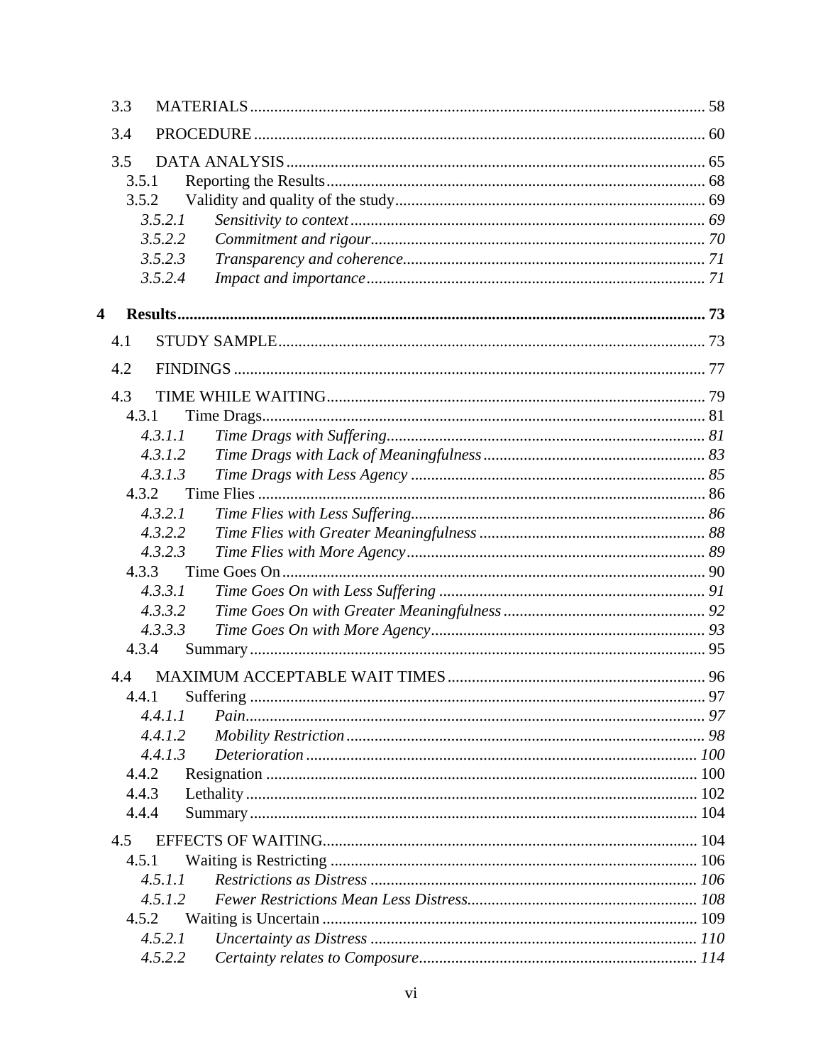3.3 MATERIALS ........ 58

3.4 PROCEDURE ........ 60

3.5 DATA ANALYSIS ........ 65
- 3.5.1 Reporting the Results ........ 68
- 3.5.2 Validity and quality of the study ........ 69
  - *3.5.2.1 Sensitivity to context ........ 69*
  - *3.5.2.2 Commitment and rigour ........ 70*
  - *3.5.2.3 Transparency and coherence ........ 71*
  - *3.5.2.4 Impact and importance ........ 71*

**4 Results ........ 73**

4.1 STUDY SAMPLE ........ 73

4.2 FINDINGS ........ 77

4.3 TIME WHILE WAITING ........ 79
- 4.3.1 Time Drags ........ 81
  - *4.3.1.1 Time Drags with Suffering ........ 81*
  - *4.3.1.2 Time Drags with Lack of Meaningfulness ........ 83*
  - *4.3.1.3 Time Drags with Less Agency ........ 85*
- 4.3.2 Time Flies ........ 86
  - *4.3.2.1 Time Flies with Less Suffering ........ 86*
  - *4.3.2.2 Time Flies with Greater Meaningfulness ........ 88*
  - *4.3.2.3 Time Flies with More Agency ........ 89*
- 4.3.3 Time Goes On ........ 90
  - *4.3.3.1 Time Goes On with Less Suffering ........ 91*
  - *4.3.3.2 Time Goes On with Greater Meaningfulness ........ 92*
  - *4.3.3.3 Time Goes On with More Agency ........ 93*
- 4.3.4 Summary ........ 95

4.4 MAXIMUM ACCEPTABLE WAIT TIMES ........ 96
- 4.4.1 Suffering ........ 97
  - *4.4.1.1 Pain ........ 97*
  - *4.4.1.2 Mobility Restriction ........ 98*
  - *4.4.1.3 Deterioration ........ 100*
- 4.4.2 Resignation ........ 100
- 4.4.3 Lethality ........ 102
- 4.4.4 Summary ........ 104

4.5 EFFECTS OF WAITING ........ 104
- 4.5.1 Waiting is Restricting ........ 106
  - *4.5.1.1 Restrictions as Distress ........ 106*
  - *4.5.1.2 Fewer Restrictions Mean Less Distress ........ 108*
- 4.5.2 Waiting is Uncertain ........ 109
  - *4.5.2.1 Uncertainty as Distress ........ 110*
  - *4.5.2.2 Certainty relates to Composure ........ 114*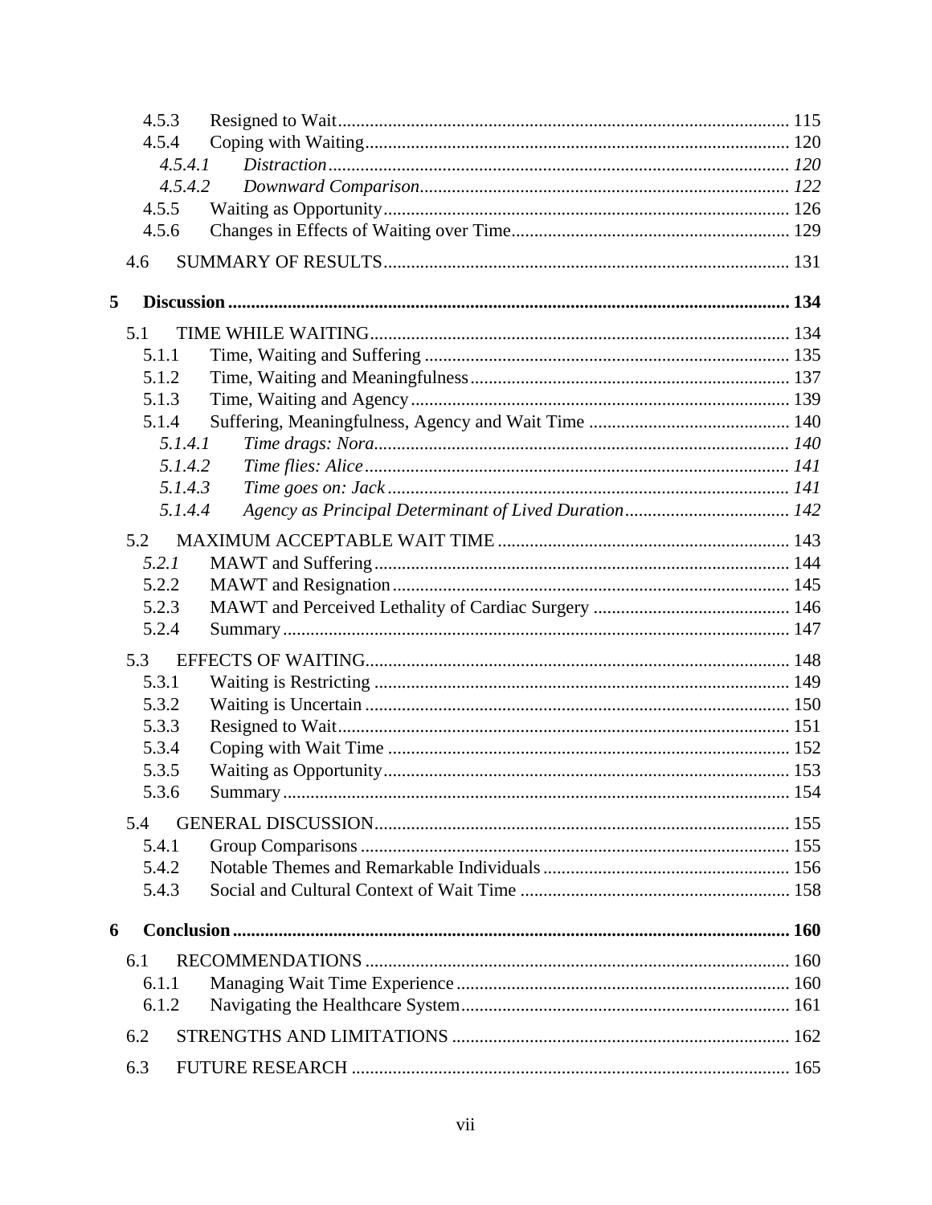4.5.3 Resigned to Wait ..... 115
4.5.4 Coping with Waiting ..... 120
*4.5.4.1 Distraction ..... 120*
*4.5.4.2 Downward Comparison ..... 122*
4.5.5 Waiting as Opportunity ..... 126
4.5.6 Changes in Effects of Waiting over Time ..... 129

4.6 SUMMARY OF RESULTS ..... 131

**5 Discussion ..... 134**

5.1 TIME WHILE WAITING ..... 134
5.1.1 Time, Waiting and Suffering ..... 135
5.1.2 Time, Waiting and Meaningfulness ..... 137
5.1.3 Time, Waiting and Agency ..... 139
5.1.4 Suffering, Meaningfulness, Agency and Wait Time ..... 140
*5.1.4.1 Time drags: Nora ..... 140*
*5.1.4.2 Time flies: Alice ..... 141*
*5.1.4.3 Time goes on: Jack ..... 141*
*5.1.4.4 Agency as Principal Determinant of Lived Duration ..... 142*

5.2 MAXIMUM ACCEPTABLE WAIT TIME ..... 143
*5.2.1* MAWT and Suffering ..... 144
5.2.2 MAWT and Resignation ..... 145
5.2.3 MAWT and Perceived Lethality of Cardiac Surgery ..... 146
5.2.4 Summary ..... 147

5.3 EFFECTS OF WAITING ..... 148
5.3.1 Waiting is Restricting ..... 149
5.3.2 Waiting is Uncertain ..... 150
5.3.3 Resigned to Wait ..... 151
5.3.4 Coping with Wait Time ..... 152
5.3.5 Waiting as Opportunity ..... 153
5.3.6 Summary ..... 154

5.4 GENERAL DISCUSSION ..... 155
5.4.1 Group Comparisons ..... 155
5.4.2 Notable Themes and Remarkable Individuals ..... 156
5.4.3 Social and Cultural Context of Wait Time ..... 158

**6 Conclusion ..... 160**

6.1 RECOMMENDATIONS ..... 160
6.1.1 Managing Wait Time Experience ..... 160
6.1.2 Navigating the Healthcare System ..... 161

6.2 STRENGTHS AND LIMITATIONS ..... 162

6.3 FUTURE RESEARCH ..... 165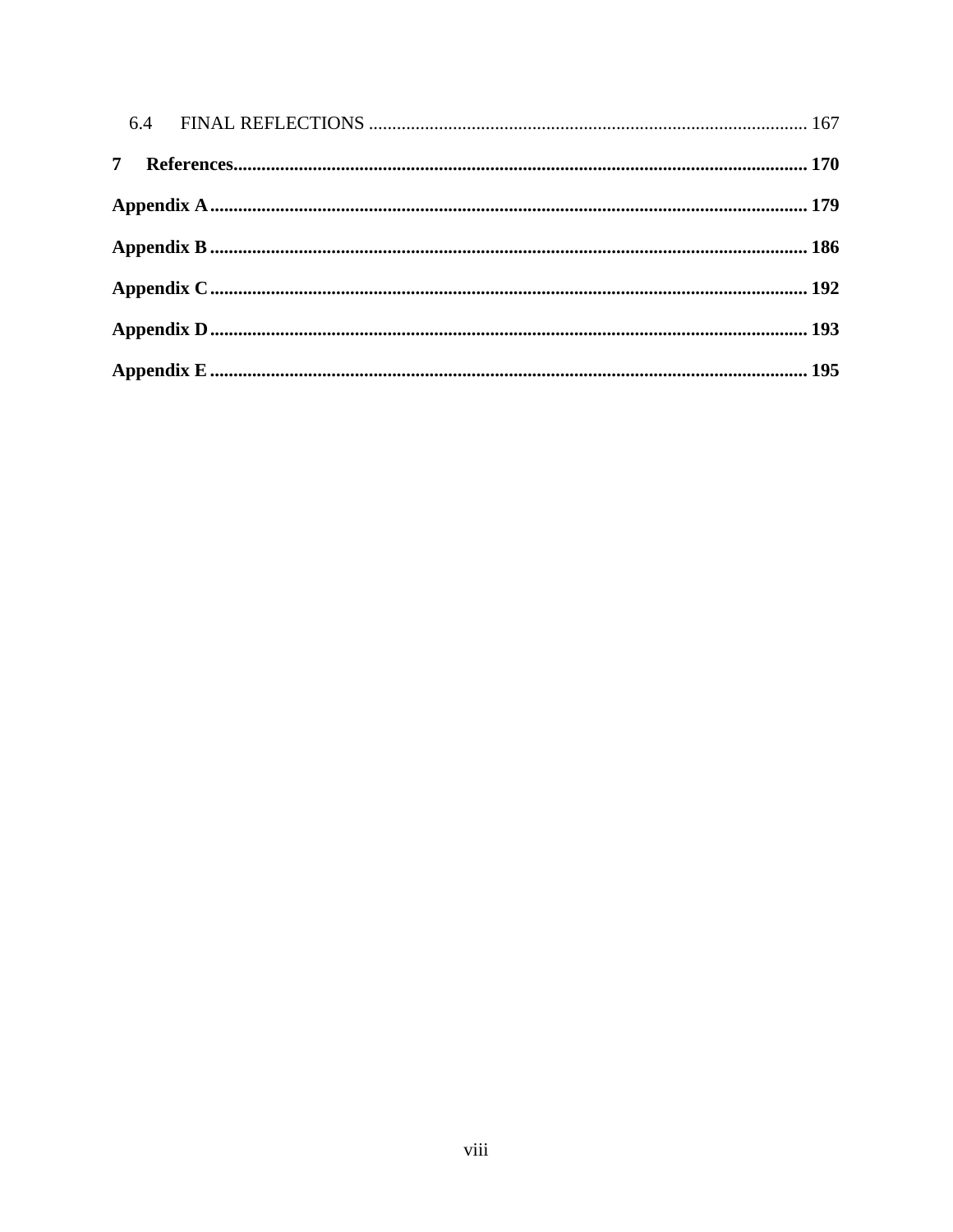6.4 FINAL REFLECTIONS ............................................................................................ 167

**7 References............................................................................................................ 170**

**Appendix A.............................................................................................................. 179**

**Appendix B.............................................................................................................. 186**

**Appendix C.............................................................................................................. 192**

**Appendix D.............................................................................................................. 193**

**Appendix E.............................................................................................................. 195**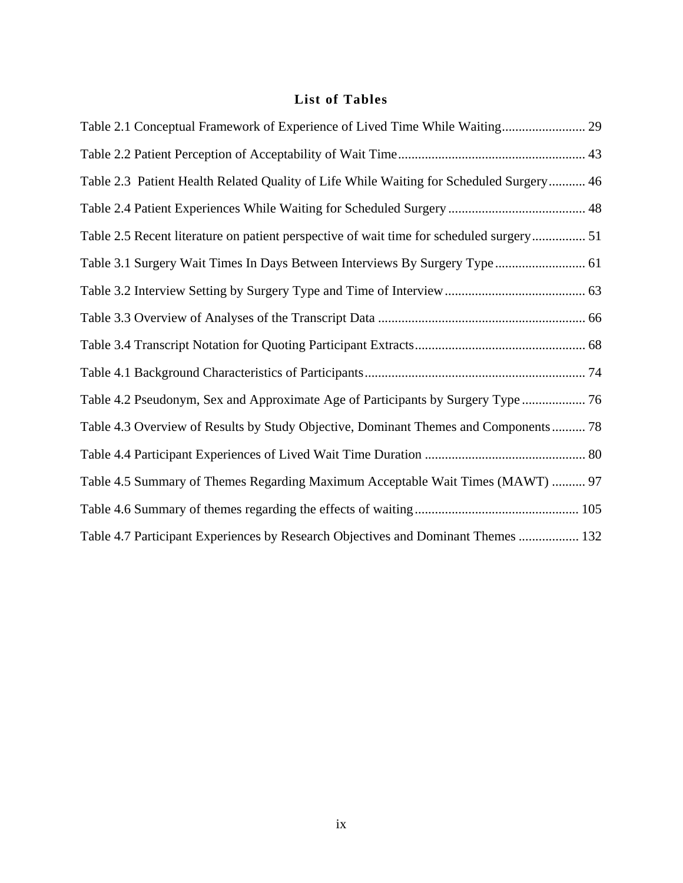## List of Tables

Table 2.1 Conceptual Framework of Experience of Lived Time While Waiting......................... 29

Table 2.2 Patient Perception of Acceptability of Wait Time........................................................ 43

Table 2.3 Patient Health Related Quality of Life While Waiting for Scheduled Surgery........... 46

Table 2.4 Patient Experiences While Waiting for Scheduled Surgery......................................... 48

Table 2.5 Recent literature on patient perspective of wait time for scheduled surgery................ 51

Table 3.1 Surgery Wait Times In Days Between Interviews By Surgery Type........................... 61

Table 3.2 Interview Setting by Surgery Type and Time of Interview.......................................... 63

Table 3.3 Overview of Analyses of the Transcript Data .............................................................. 66

Table 3.4 Transcript Notation for Quoting Participant Extracts................................................... 68

Table 4.1 Background Characteristics of Participants.................................................................. 74

Table 4.2 Pseudonym, Sex and Approximate Age of Participants by Surgery Type................... 76

Table 4.3 Overview of Results by Study Objective, Dominant Themes and Components.......... 78

Table 4.4 Participant Experiences of Lived Wait Time Duration ................................................ 80

Table 4.5 Summary of Themes Regarding Maximum Acceptable Wait Times (MAWT) .......... 97

Table 4.6 Summary of themes regarding the effects of waiting................................................. 105

Table 4.7 Participant Experiences by Research Objectives and Dominant Themes .................. 132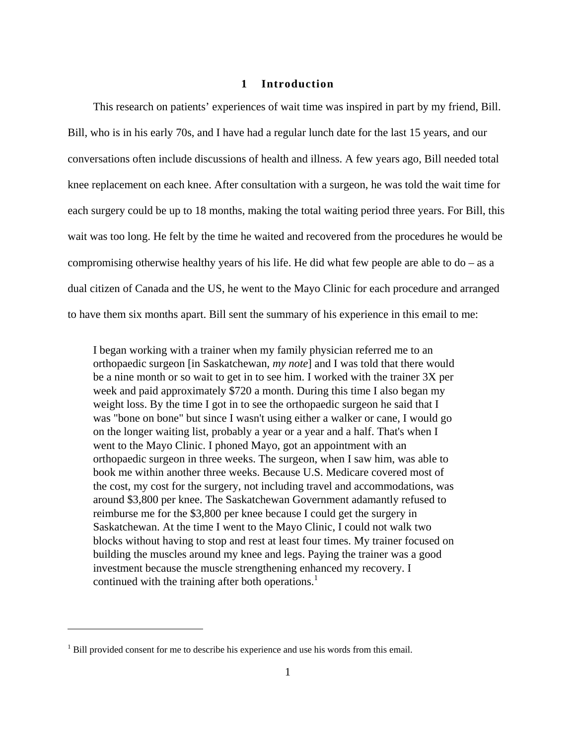# 1 Introduction

This research on patients' experiences of wait time was inspired in part by my friend, Bill. Bill, who is in his early 70s, and I have had a regular lunch date for the last 15 years, and our conversations often include discussions of health and illness. A few years ago, Bill needed total knee replacement on each knee. After consultation with a surgeon, he was told the wait time for each surgery could be up to 18 months, making the total waiting period three years. For Bill, this wait was too long. He felt by the time he waited and recovered from the procedures he would be compromising otherwise healthy years of his life. He did what few people are able to do – as a dual citizen of Canada and the US, he went to the Mayo Clinic for each procedure and arranged to have them six months apart. Bill sent the summary of his experience in this email to me:

> I began working with a trainer when my family physician referred me to an orthopaedic surgeon [in Saskatchewan, *my note*] and I was told that there would be a nine month or so wait to get in to see him. I worked with the trainer 3X per week and paid approximately $720 a month. During this time I also began my weight loss. By the time I got in to see the orthopaedic surgeon he said that I was "bone on bone" but since I wasn't using either a walker or cane, I would go on the longer waiting list, probably a year or a year and a half. That's when I went to the Mayo Clinic. I phoned Mayo, got an appointment with an orthopaedic surgeon in three weeks. The surgeon, when I saw him, was able to book me within another three weeks. Because U.S. Medicare covered most of the cost, my cost for the surgery, not including travel and accommodations, was around $3,800 per knee. The Saskatchewan Government adamantly refused to reimburse me for the $3,800 per knee because I could get the surgery in Saskatchewan. At the time I went to the Mayo Clinic, I could not walk two blocks without having to stop and rest at least four times. My trainer focused on building the muscles around my knee and legs. Paying the trainer was a good investment because the muscle strengthening enhanced my recovery. I continued with the training after both operations.[1]

[1] Bill provided consent for me to describe his experience and use his words from this email.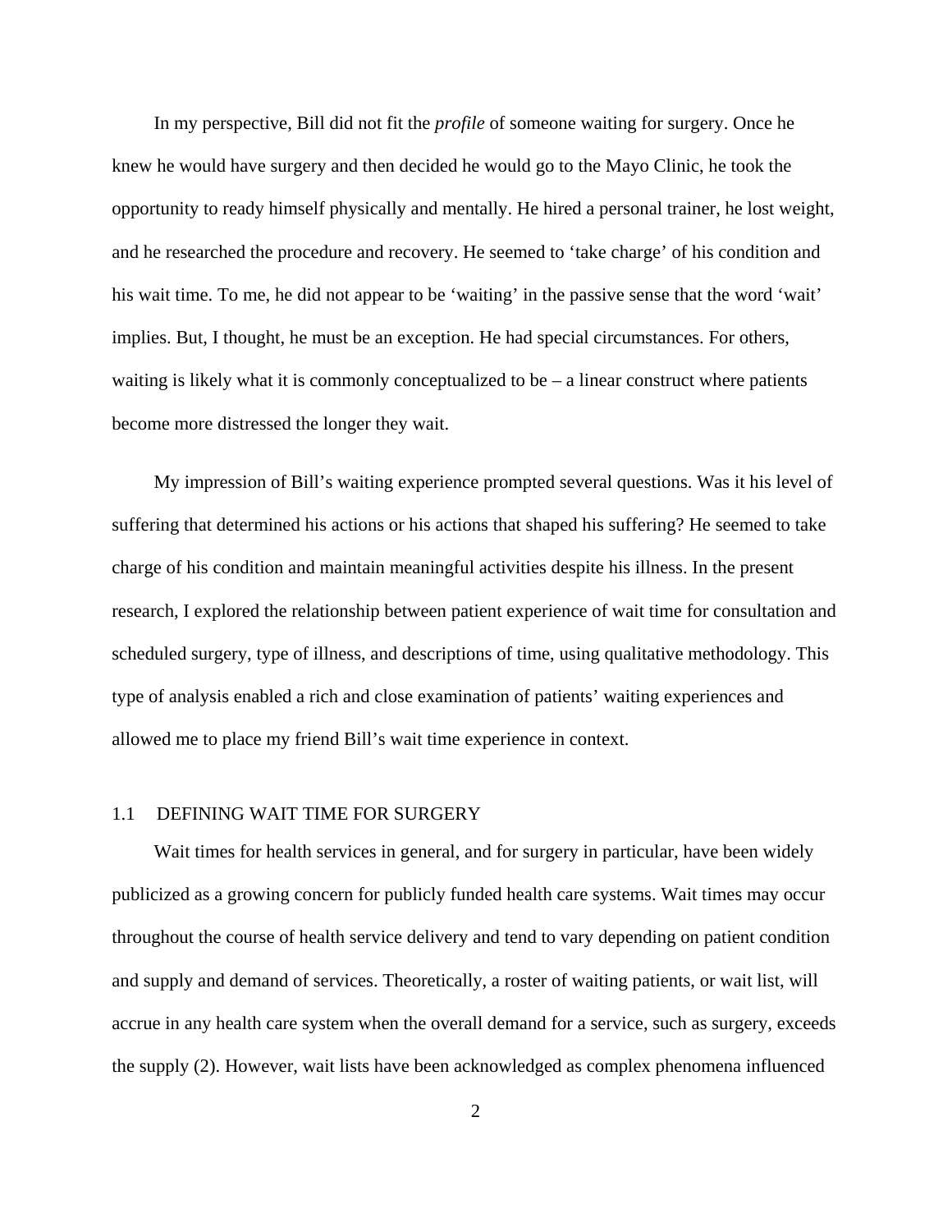In my perspective, Bill did not fit the *profile* of someone waiting for surgery. Once he knew he would have surgery and then decided he would go to the Mayo Clinic, he took the opportunity to ready himself physically and mentally. He hired a personal trainer, he lost weight, and he researched the procedure and recovery. He seemed to 'take charge' of his condition and his wait time. To me, he did not appear to be 'waiting' in the passive sense that the word 'wait' implies. But, I thought, he must be an exception. He had special circumstances. For others, waiting is likely what it is commonly conceptualized to be – a linear construct where patients become more distressed the longer they wait.

My impression of Bill's waiting experience prompted several questions. Was it his level of suffering that determined his actions or his actions that shaped his suffering? He seemed to take charge of his condition and maintain meaningful activities despite his illness. In the present research, I explored the relationship between patient experience of wait time for consultation and scheduled surgery, type of illness, and descriptions of time, using qualitative methodology. This type of analysis enabled a rich and close examination of patients' waiting experiences and allowed me to place my friend Bill's wait time experience in context.

## 1.1 DEFINING WAIT TIME FOR SURGERY

Wait times for health services in general, and for surgery in particular, have been widely publicized as a growing concern for publicly funded health care systems. Wait times may occur throughout the course of health service delivery and tend to vary depending on patient condition and supply and demand of services. Theoretically, a roster of waiting patients, or wait list, will accrue in any health care system when the overall demand for a service, such as surgery, exceeds the supply (2). However, wait lists have been acknowledged as complex phenomena influenced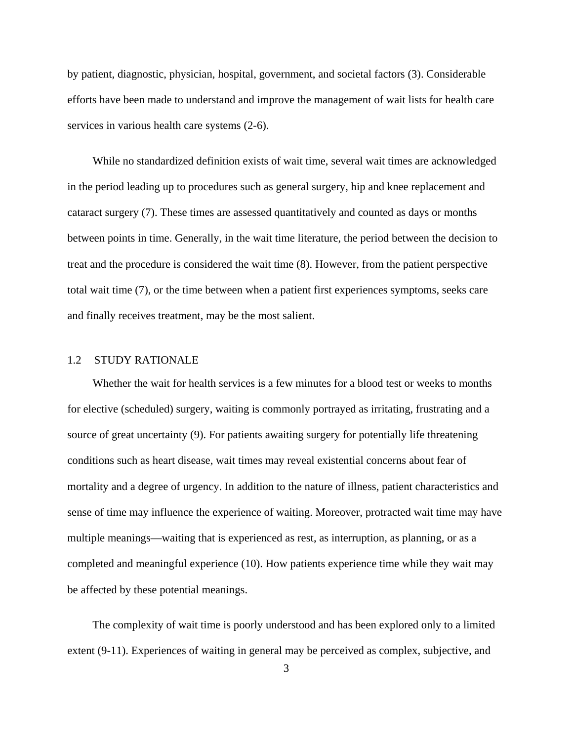by patient, diagnostic, physician, hospital, government, and societal factors (3). Considerable efforts have been made to understand and improve the management of wait lists for health care services in various health care systems (2-6).

While no standardized definition exists of wait time, several wait times are acknowledged in the period leading up to procedures such as general surgery, hip and knee replacement and cataract surgery (7). These times are assessed quantitatively and counted as days or months between points in time. Generally, in the wait time literature, the period between the decision to treat and the procedure is considered the wait time (8). However, from the patient perspective total wait time (7), or the time between when a patient first experiences symptoms, seeks care and finally receives treatment, may be the most salient.

## 1.2 STUDY RATIONALE

Whether the wait for health services is a few minutes for a blood test or weeks to months for elective (scheduled) surgery, waiting is commonly portrayed as irritating, frustrating and a source of great uncertainty (9). For patients awaiting surgery for potentially life threatening conditions such as heart disease, wait times may reveal existential concerns about fear of mortality and a degree of urgency. In addition to the nature of illness, patient characteristics and sense of time may influence the experience of waiting. Moreover, protracted wait time may have multiple meanings—waiting that is experienced as rest, as interruption, as planning, or as a completed and meaningful experience (10). How patients experience time while they wait may be affected by these potential meanings.

The complexity of wait time is poorly understood and has been explored only to a limited extent (9-11). Experiences of waiting in general may be perceived as complex, subjective, and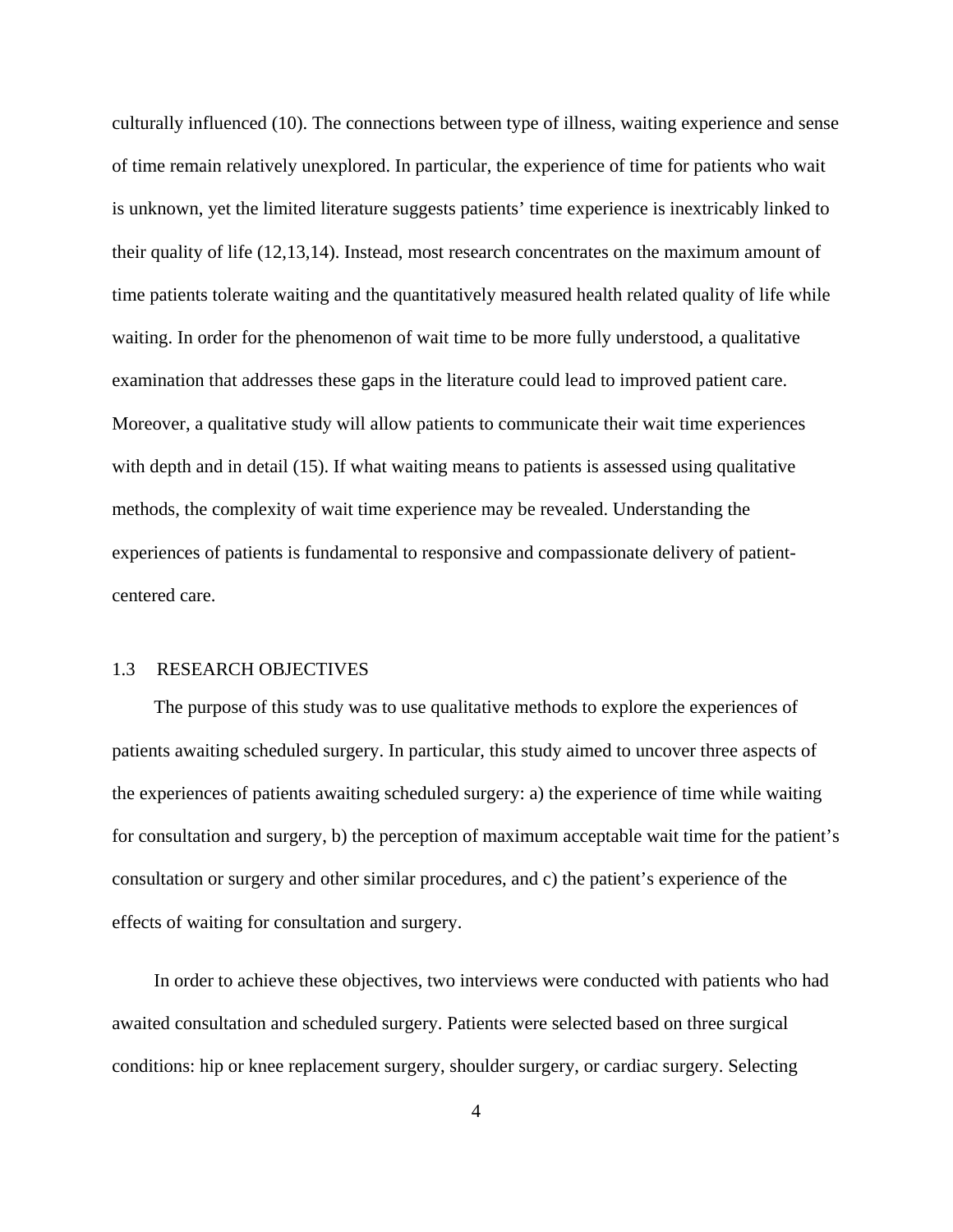culturally influenced (10). The connections between type of illness, waiting experience and sense of time remain relatively unexplored. In particular, the experience of time for patients who wait is unknown, yet the limited literature suggests patients' time experience is inextricably linked to their quality of life (12,13,14). Instead, most research concentrates on the maximum amount of time patients tolerate waiting and the quantitatively measured health related quality of life while waiting. In order for the phenomenon of wait time to be more fully understood, a qualitative examination that addresses these gaps in the literature could lead to improved patient care. Moreover, a qualitative study will allow patients to communicate their wait time experiences with depth and in detail (15). If what waiting means to patients is assessed using qualitative methods, the complexity of wait time experience may be revealed. Understanding the experiences of patients is fundamental to responsive and compassionate delivery of patient-centered care.

## 1.3 RESEARCH OBJECTIVES

The purpose of this study was to use qualitative methods to explore the experiences of patients awaiting scheduled surgery. In particular, this study aimed to uncover three aspects of the experiences of patients awaiting scheduled surgery: a) the experience of time while waiting for consultation and surgery, b) the perception of maximum acceptable wait time for the patient's consultation or surgery and other similar procedures, and c) the patient's experience of the effects of waiting for consultation and surgery.

In order to achieve these objectives, two interviews were conducted with patients who had awaited consultation and scheduled surgery. Patients were selected based on three surgical conditions: hip or knee replacement surgery, shoulder surgery, or cardiac surgery. Selecting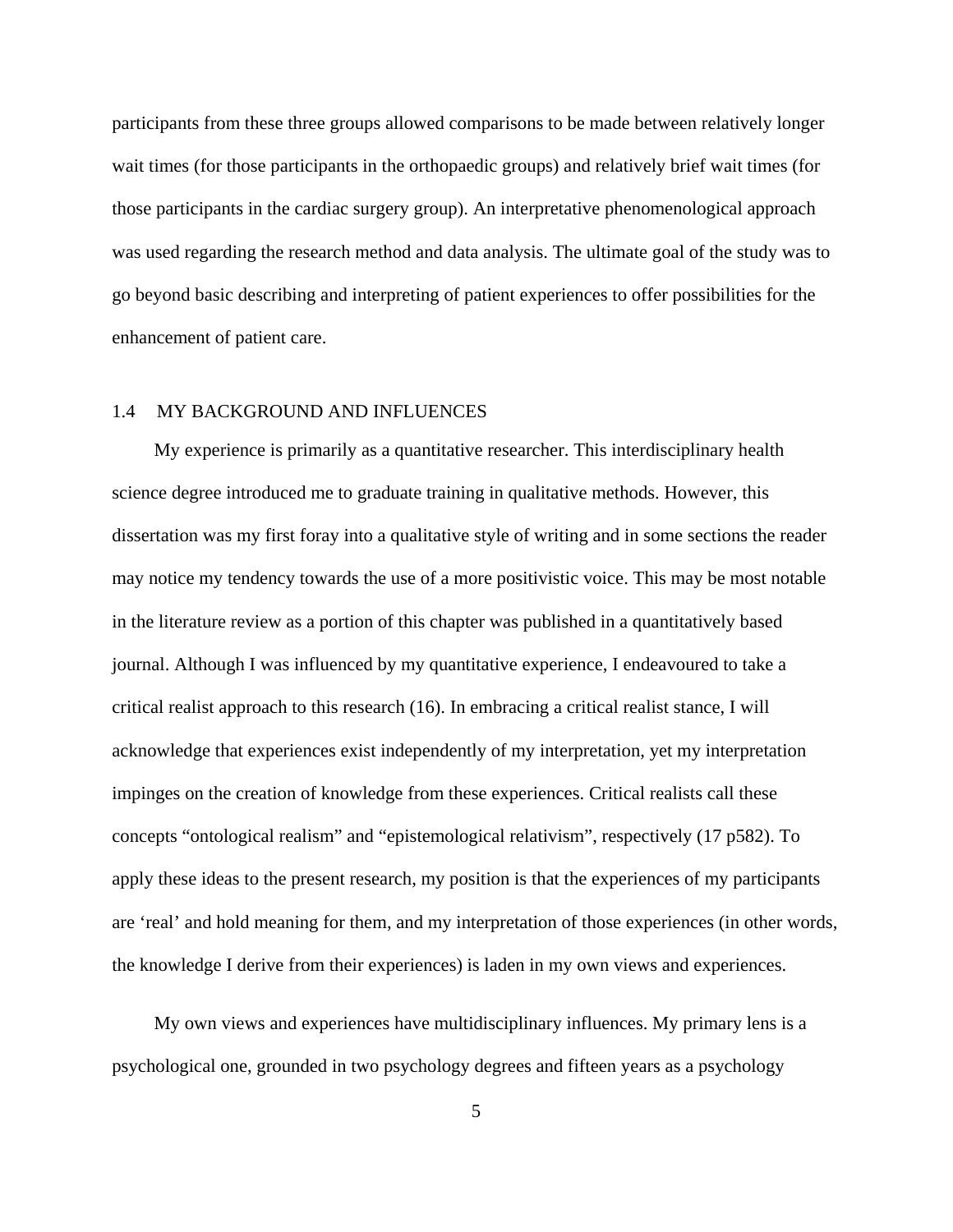participants from these three groups allowed comparisons to be made between relatively longer wait times (for those participants in the orthopaedic groups) and relatively brief wait times (for those participants in the cardiac surgery group). An interpretative phenomenological approach was used regarding the research method and data analysis. The ultimate goal of the study was to go beyond basic describing and interpreting of patient experiences to offer possibilities for the enhancement of patient care.

## 1.4 MY BACKGROUND AND INFLUENCES

My experience is primarily as a quantitative researcher. This interdisciplinary health science degree introduced me to graduate training in qualitative methods. However, this dissertation was my first foray into a qualitative style of writing and in some sections the reader may notice my tendency towards the use of a more positivistic voice. This may be most notable in the literature review as a portion of this chapter was published in a quantitatively based journal. Although I was influenced by my quantitative experience, I endeavoured to take a critical realist approach to this research (16). In embracing a critical realist stance, I will acknowledge that experiences exist independently of my interpretation, yet my interpretation impinges on the creation of knowledge from these experiences. Critical realists call these concepts “ontological realism” and “epistemological relativism”, respectively (17 p582). To apply these ideas to the present research, my position is that the experiences of my participants are ‘real’ and hold meaning for them, and my interpretation of those experiences (in other words, the knowledge I derive from their experiences) is laden in my own views and experiences.

My own views and experiences have multidisciplinary influences. My primary lens is a psychological one, grounded in two psychology degrees and fifteen years as a psychology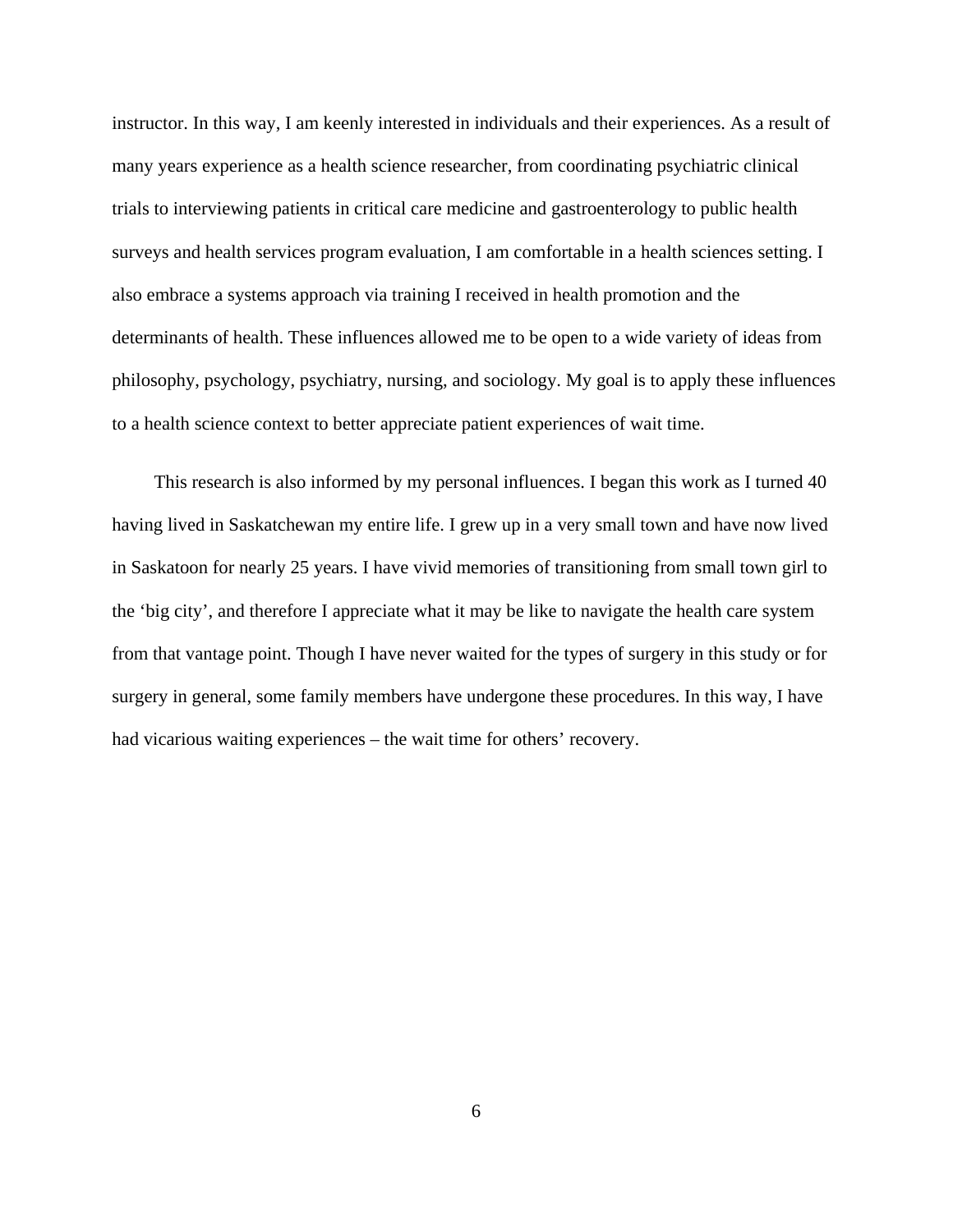instructor. In this way, I am keenly interested in individuals and their experiences. As a result of many years experience as a health science researcher, from coordinating psychiatric clinical trials to interviewing patients in critical care medicine and gastroenterology to public health surveys and health services program evaluation, I am comfortable in a health sciences setting. I also embrace a systems approach via training I received in health promotion and the determinants of health. These influences allowed me to be open to a wide variety of ideas from philosophy, psychology, psychiatry, nursing, and sociology. My goal is to apply these influences to a health science context to better appreciate patient experiences of wait time.

This research is also informed by my personal influences. I began this work as I turned 40 having lived in Saskatchewan my entire life. I grew up in a very small town and have now lived in Saskatoon for nearly 25 years. I have vivid memories of transitioning from small town girl to the ‘big city’, and therefore I appreciate what it may be like to navigate the health care system from that vantage point. Though I have never waited for the types of surgery in this study or for surgery in general, some family members have undergone these procedures. In this way, I have had vicarious waiting experiences – the wait time for others’ recovery.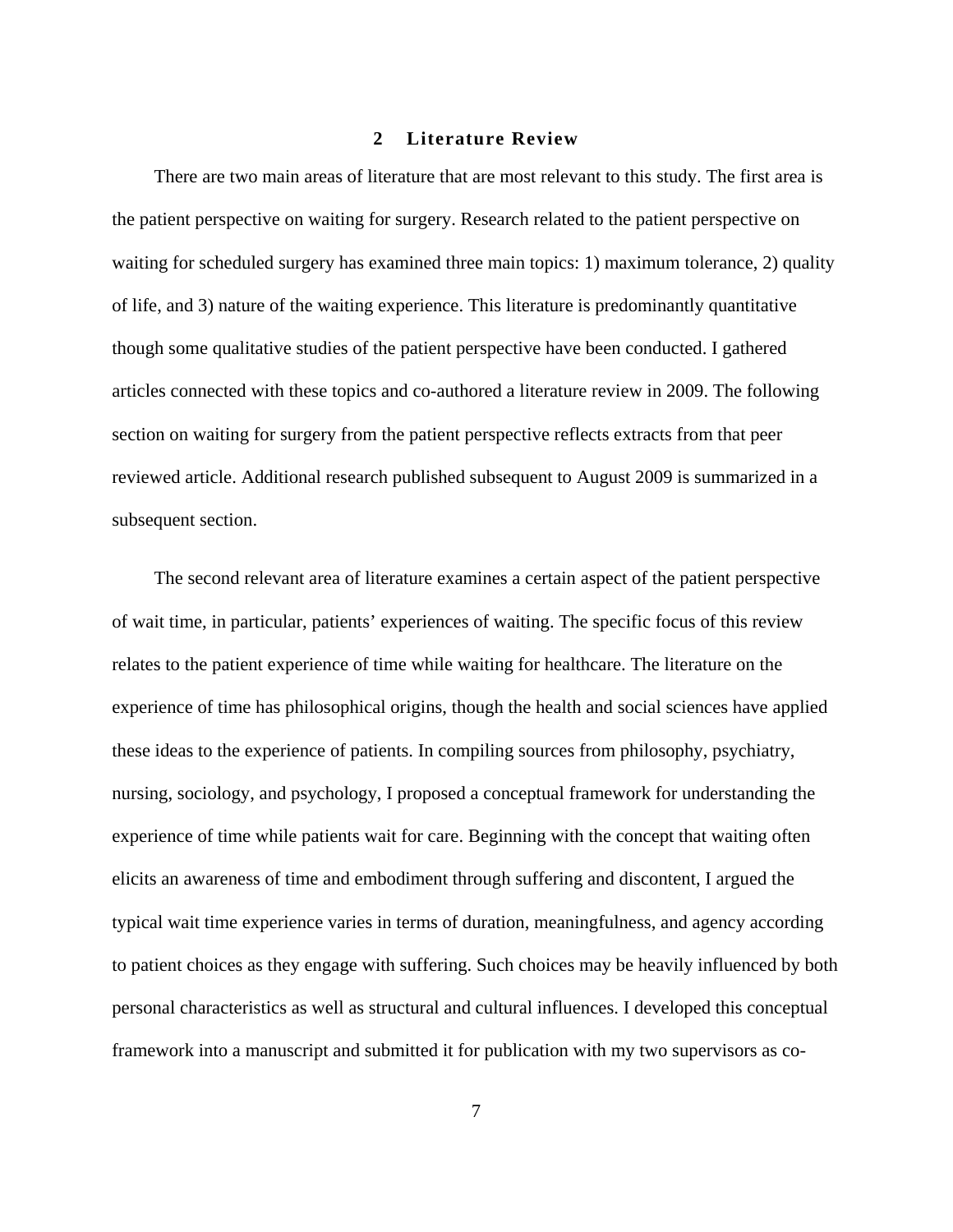# 2 Literature Review

There are two main areas of literature that are most relevant to this study. The first area is the patient perspective on waiting for surgery. Research related to the patient perspective on waiting for scheduled surgery has examined three main topics: 1) maximum tolerance, 2) quality of life, and 3) nature of the waiting experience. This literature is predominantly quantitative though some qualitative studies of the patient perspective have been conducted. I gathered articles connected with these topics and co-authored a literature review in 2009. The following section on waiting for surgery from the patient perspective reflects extracts from that peer reviewed article. Additional research published subsequent to August 2009 is summarized in a subsequent section.

The second relevant area of literature examines a certain aspect of the patient perspective of wait time, in particular, patients' experiences of waiting. The specific focus of this review relates to the patient experience of time while waiting for healthcare. The literature on the experience of time has philosophical origins, though the health and social sciences have applied these ideas to the experience of patients. In compiling sources from philosophy, psychiatry, nursing, sociology, and psychology, I proposed a conceptual framework for understanding the experience of time while patients wait for care. Beginning with the concept that waiting often elicits an awareness of time and embodiment through suffering and discontent, I argued the typical wait time experience varies in terms of duration, meaningfulness, and agency according to patient choices as they engage with suffering. Such choices may be heavily influenced by both personal characteristics as well as structural and cultural influences. I developed this conceptual framework into a manuscript and submitted it for publication with my two supervisors as co-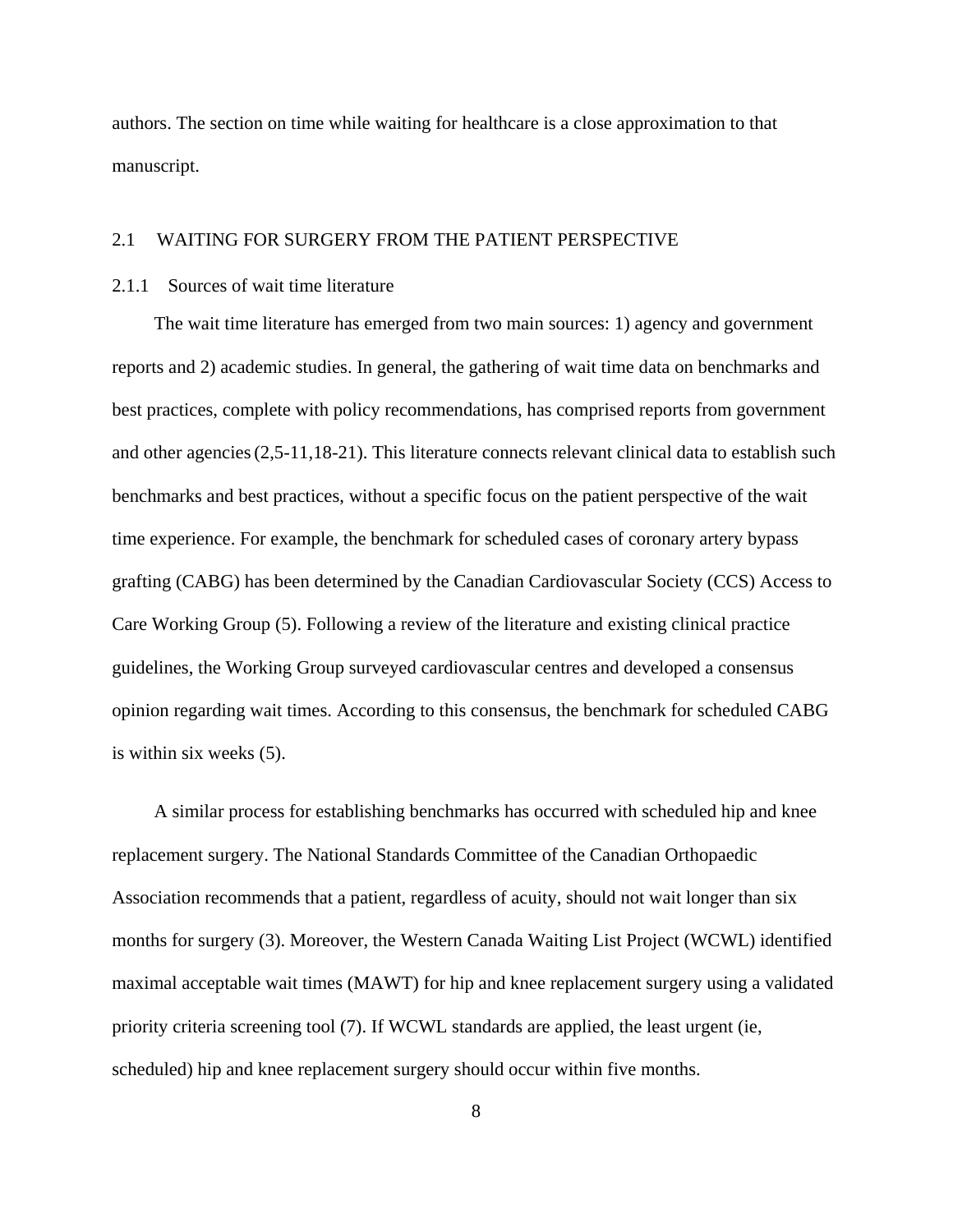authors. The section on time while waiting for healthcare is a close approximation to that manuscript.

## 2.1 WAITING FOR SURGERY FROM THE PATIENT PERSPECTIVE

### 2.1.1 Sources of wait time literature

The wait time literature has emerged from two main sources: 1) agency and government reports and 2) academic studies. In general, the gathering of wait time data on benchmarks and best practices, complete with policy recommendations, has comprised reports from government and other agencies (2,5-11,18-21). This literature connects relevant clinical data to establish such benchmarks and best practices, without a specific focus on the patient perspective of the wait time experience. For example, the benchmark for scheduled cases of coronary artery bypass grafting (CABG) has been determined by the Canadian Cardiovascular Society (CCS) Access to Care Working Group (5). Following a review of the literature and existing clinical practice guidelines, the Working Group surveyed cardiovascular centres and developed a consensus opinion regarding wait times. According to this consensus, the benchmark for scheduled CABG is within six weeks (5).

A similar process for establishing benchmarks has occurred with scheduled hip and knee replacement surgery. The National Standards Committee of the Canadian Orthopaedic Association recommends that a patient, regardless of acuity, should not wait longer than six months for surgery (3). Moreover, the Western Canada Waiting List Project (WCWL) identified maximal acceptable wait times (MAWT) for hip and knee replacement surgery using a validated priority criteria screening tool (7). If WCWL standards are applied, the least urgent (ie, scheduled) hip and knee replacement surgery should occur within five months.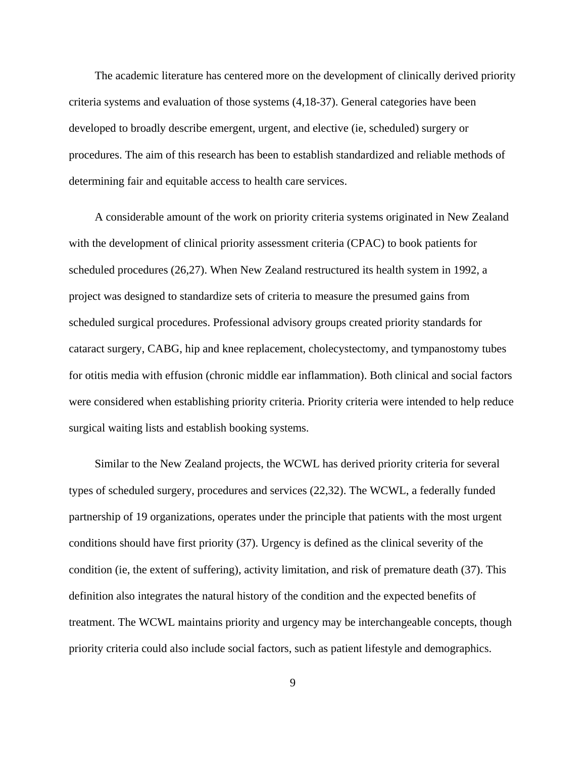The academic literature has centered more on the development of clinically derived priority criteria systems and evaluation of those systems (4,18-37). General categories have been developed to broadly describe emergent, urgent, and elective (ie, scheduled) surgery or procedures. The aim of this research has been to establish standardized and reliable methods of determining fair and equitable access to health care services.

A considerable amount of the work on priority criteria systems originated in New Zealand with the development of clinical priority assessment criteria (CPAC) to book patients for scheduled procedures (26,27). When New Zealand restructured its health system in 1992, a project was designed to standardize sets of criteria to measure the presumed gains from scheduled surgical procedures. Professional advisory groups created priority standards for cataract surgery, CABG, hip and knee replacement, cholecystectomy, and tympanostomy tubes for otitis media with effusion (chronic middle ear inflammation). Both clinical and social factors were considered when establishing priority criteria. Priority criteria were intended to help reduce surgical waiting lists and establish booking systems.

Similar to the New Zealand projects, the WCWL has derived priority criteria for several types of scheduled surgery, procedures and services (22,32). The WCWL, a federally funded partnership of 19 organizations, operates under the principle that patients with the most urgent conditions should have first priority (37). Urgency is defined as the clinical severity of the condition (ie, the extent of suffering), activity limitation, and risk of premature death (37). This definition also integrates the natural history of the condition and the expected benefits of treatment. The WCWL maintains priority and urgency may be interchangeable concepts, though priority criteria could also include social factors, such as patient lifestyle and demographics.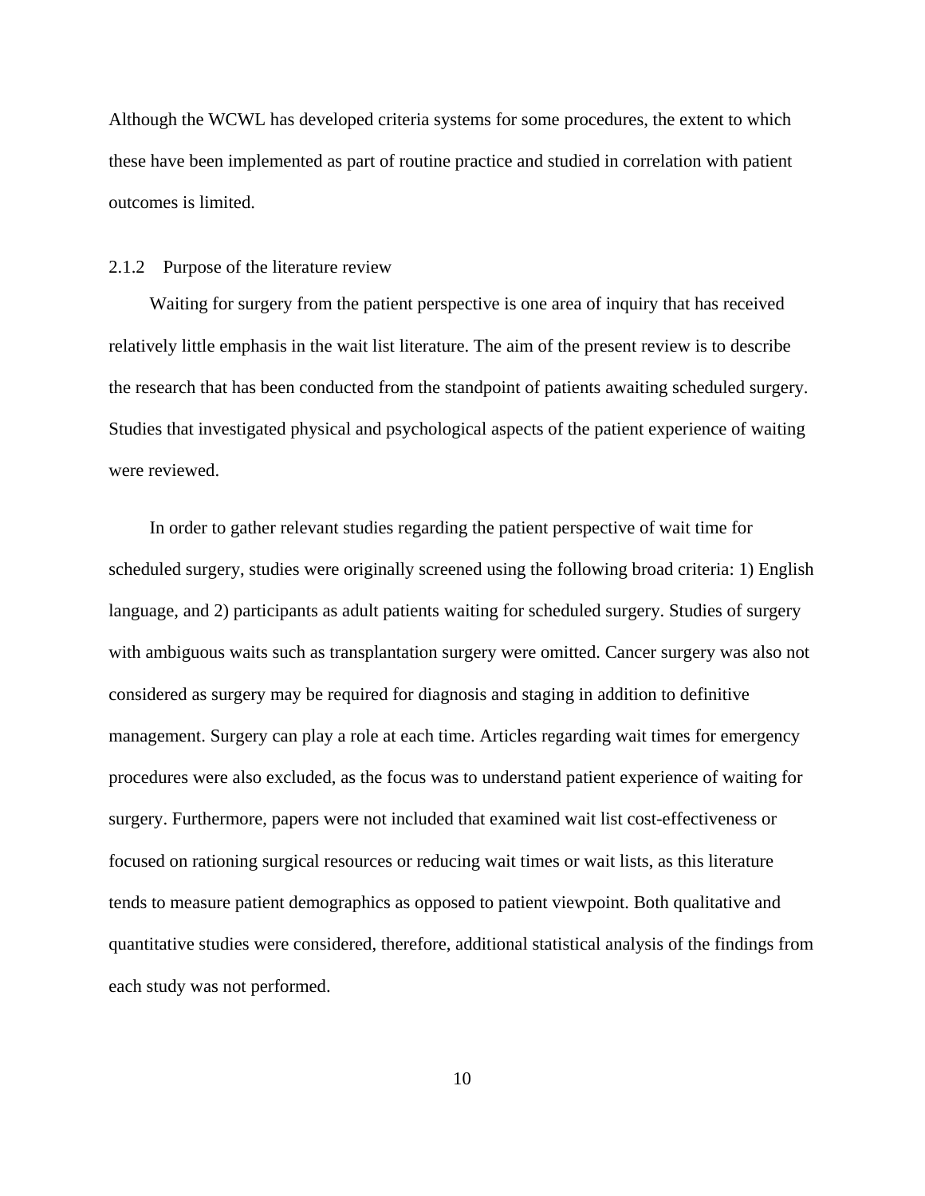Although the WCWL has developed criteria systems for some procedures, the extent to which these have been implemented as part of routine practice and studied in correlation with patient outcomes is limited.

### 2.1.2 Purpose of the literature review

Waiting for surgery from the patient perspective is one area of inquiry that has received relatively little emphasis in the wait list literature. The aim of the present review is to describe the research that has been conducted from the standpoint of patients awaiting scheduled surgery. Studies that investigated physical and psychological aspects of the patient experience of waiting were reviewed.

In order to gather relevant studies regarding the patient perspective of wait time for scheduled surgery, studies were originally screened using the following broad criteria: 1) English language, and 2) participants as adult patients waiting for scheduled surgery. Studies of surgery with ambiguous waits such as transplantation surgery were omitted. Cancer surgery was also not considered as surgery may be required for diagnosis and staging in addition to definitive management. Surgery can play a role at each time. Articles regarding wait times for emergency procedures were also excluded, as the focus was to understand patient experience of waiting for surgery. Furthermore, papers were not included that examined wait list cost-effectiveness or focused on rationing surgical resources or reducing wait times or wait lists, as this literature tends to measure patient demographics as opposed to patient viewpoint. Both qualitative and quantitative studies were considered, therefore, additional statistical analysis of the findings from each study was not performed.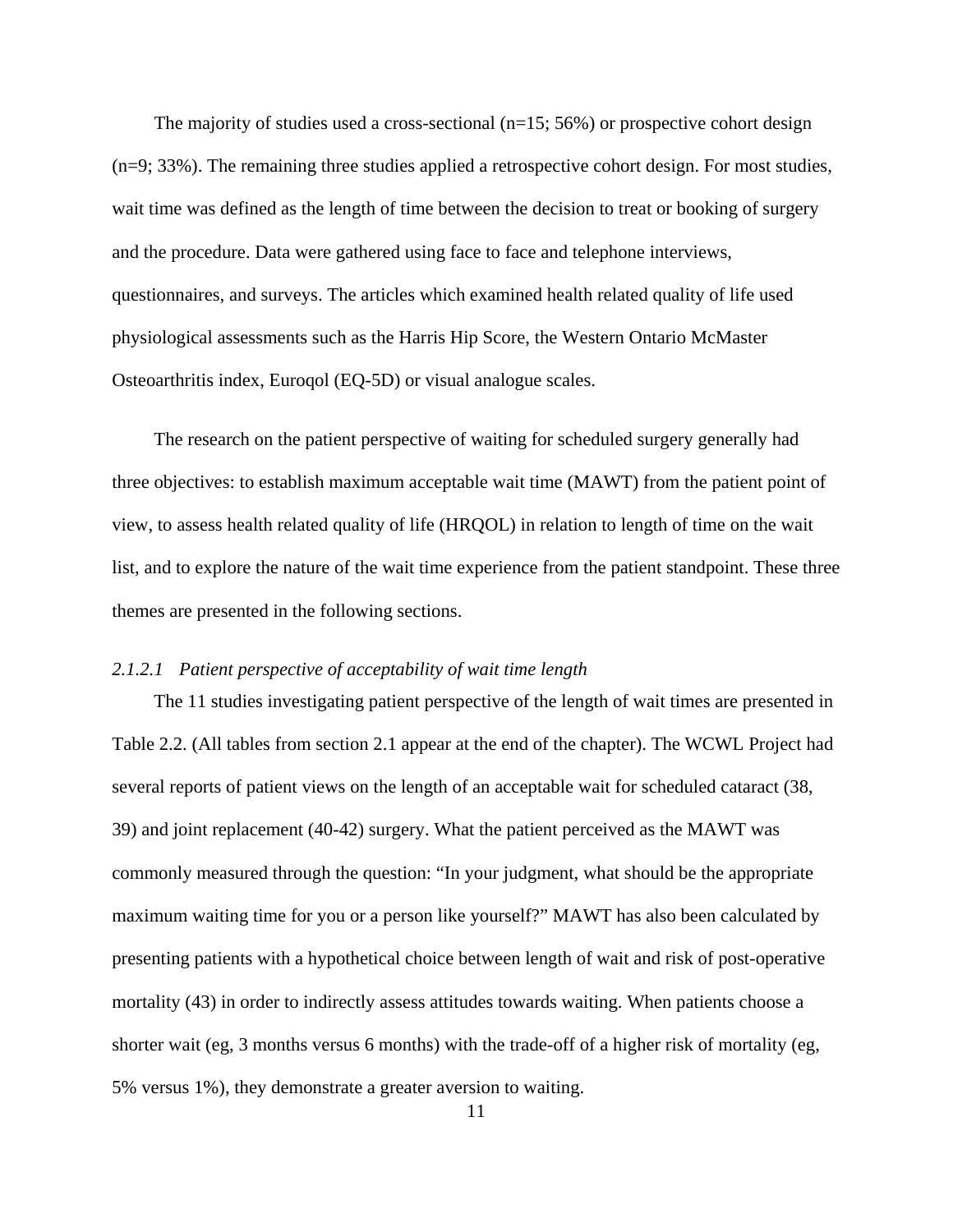The majority of studies used a cross-sectional (n=15; 56%) or prospective cohort design (n=9; 33%). The remaining three studies applied a retrospective cohort design. For most studies, wait time was defined as the length of time between the decision to treat or booking of surgery and the procedure. Data were gathered using face to face and telephone interviews, questionnaires, and surveys. The articles which examined health related quality of life used physiological assessments such as the Harris Hip Score, the Western Ontario McMaster Osteoarthritis index, Euroqol (EQ-5D) or visual analogue scales.

The research on the patient perspective of waiting for scheduled surgery generally had three objectives: to establish maximum acceptable wait time (MAWT) from the patient point of view, to assess health related quality of life (HRQOL) in relation to length of time on the wait list, and to explore the nature of the wait time experience from the patient standpoint. These three themes are presented in the following sections.

#### *2.1.2.1 Patient perspective of acceptability of wait time length*

The 11 studies investigating patient perspective of the length of wait times are presented in Table 2.2. (All tables from section 2.1 appear at the end of the chapter). The WCWL Project had several reports of patient views on the length of an acceptable wait for scheduled cataract (38, 39) and joint replacement (40-42) surgery. What the patient perceived as the MAWT was commonly measured through the question: "In your judgment, what should be the appropriate maximum waiting time for you or a person like yourself?" MAWT has also been calculated by presenting patients with a hypothetical choice between length of wait and risk of post-operative mortality (43) in order to indirectly assess attitudes towards waiting. When patients choose a shorter wait (eg, 3 months versus 6 months) with the trade-off of a higher risk of mortality (eg, 5% versus 1%), they demonstrate a greater aversion to waiting.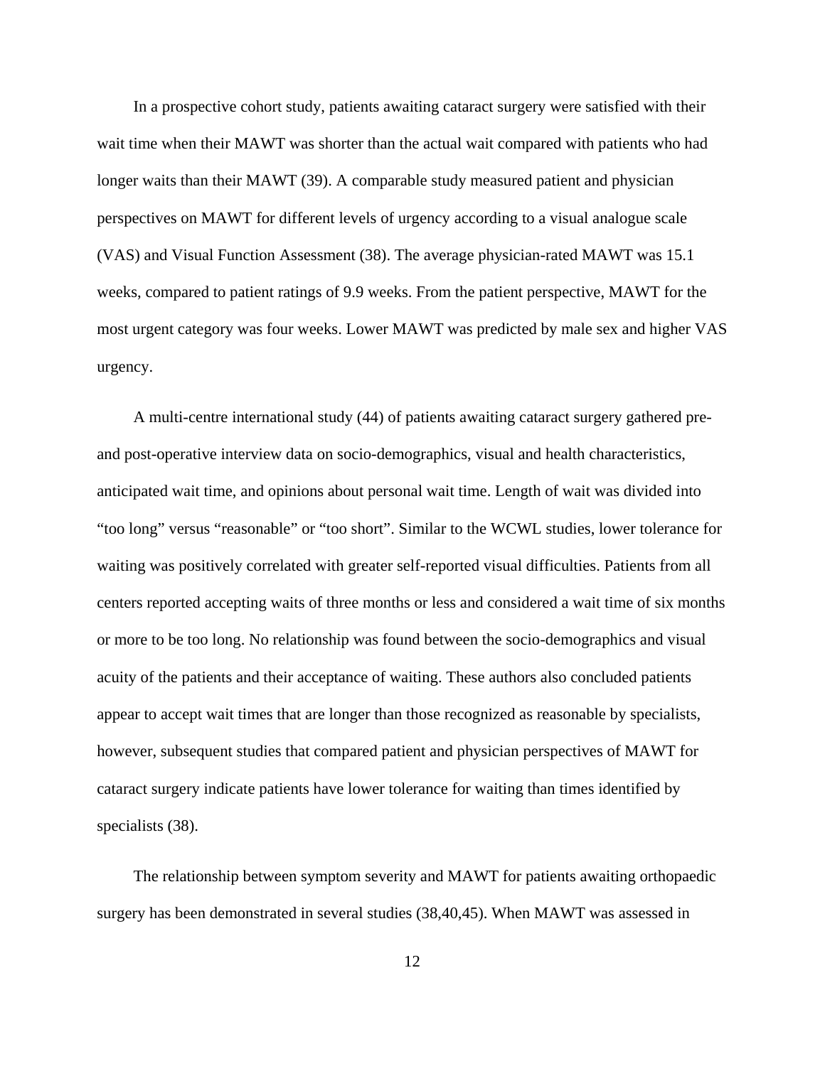In a prospective cohort study, patients awaiting cataract surgery were satisfied with their wait time when their MAWT was shorter than the actual wait compared with patients who had longer waits than their MAWT (39). A comparable study measured patient and physician perspectives on MAWT for different levels of urgency according to a visual analogue scale (VAS) and Visual Function Assessment (38). The average physician-rated MAWT was 15.1 weeks, compared to patient ratings of 9.9 weeks. From the patient perspective, MAWT for the most urgent category was four weeks. Lower MAWT was predicted by male sex and higher VAS urgency.

A multi-centre international study (44) of patients awaiting cataract surgery gathered pre- and post-operative interview data on socio-demographics, visual and health characteristics, anticipated wait time, and opinions about personal wait time. Length of wait was divided into "too long" versus "reasonable" or "too short". Similar to the WCWL studies, lower tolerance for waiting was positively correlated with greater self-reported visual difficulties. Patients from all centers reported accepting waits of three months or less and considered a wait time of six months or more to be too long. No relationship was found between the socio-demographics and visual acuity of the patients and their acceptance of waiting. These authors also concluded patients appear to accept wait times that are longer than those recognized as reasonable by specialists, however, subsequent studies that compared patient and physician perspectives of MAWT for cataract surgery indicate patients have lower tolerance for waiting than times identified by specialists (38).

The relationship between symptom severity and MAWT for patients awaiting orthopaedic surgery has been demonstrated in several studies (38,40,45). When MAWT was assessed in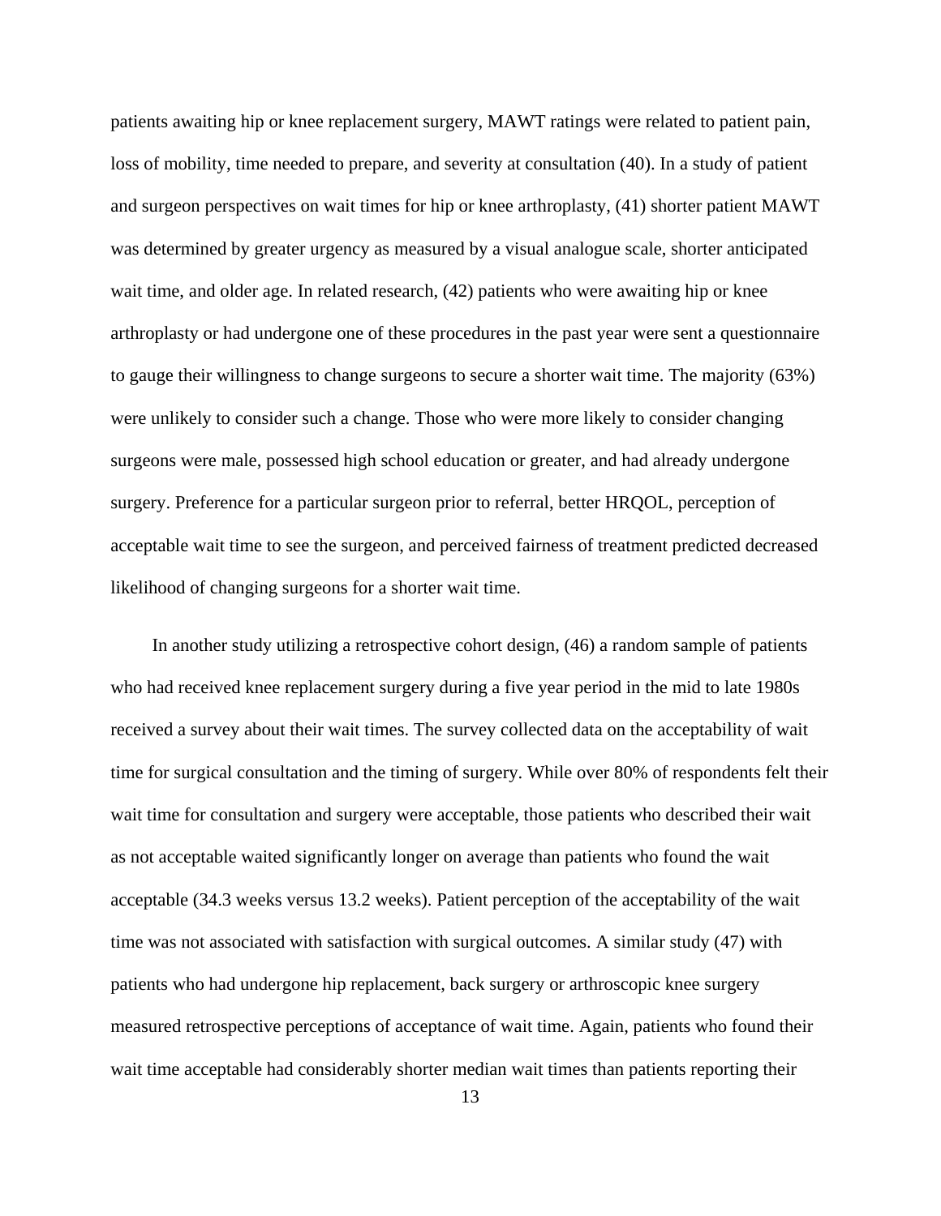patients awaiting hip or knee replacement surgery, MAWT ratings were related to patient pain, loss of mobility, time needed to prepare, and severity at consultation (40). In a study of patient and surgeon perspectives on wait times for hip or knee arthroplasty, (41) shorter patient MAWT was determined by greater urgency as measured by a visual analogue scale, shorter anticipated wait time, and older age. In related research, (42) patients who were awaiting hip or knee arthroplasty or had undergone one of these procedures in the past year were sent a questionnaire to gauge their willingness to change surgeons to secure a shorter wait time. The majority (63%) were unlikely to consider such a change. Those who were more likely to consider changing surgeons were male, possessed high school education or greater, and had already undergone surgery. Preference for a particular surgeon prior to referral, better HRQOL, perception of acceptable wait time to see the surgeon, and perceived fairness of treatment predicted decreased likelihood of changing surgeons for a shorter wait time.

In another study utilizing a retrospective cohort design, (46) a random sample of patients who had received knee replacement surgery during a five year period in the mid to late 1980s received a survey about their wait times. The survey collected data on the acceptability of wait time for surgical consultation and the timing of surgery. While over 80% of respondents felt their wait time for consultation and surgery were acceptable, those patients who described their wait as not acceptable waited significantly longer on average than patients who found the wait acceptable (34.3 weeks versus 13.2 weeks). Patient perception of the acceptability of the wait time was not associated with satisfaction with surgical outcomes. A similar study (47) with patients who had undergone hip replacement, back surgery or arthroscopic knee surgery measured retrospective perceptions of acceptance of wait time. Again, patients who found their wait time acceptable had considerably shorter median wait times than patients reporting their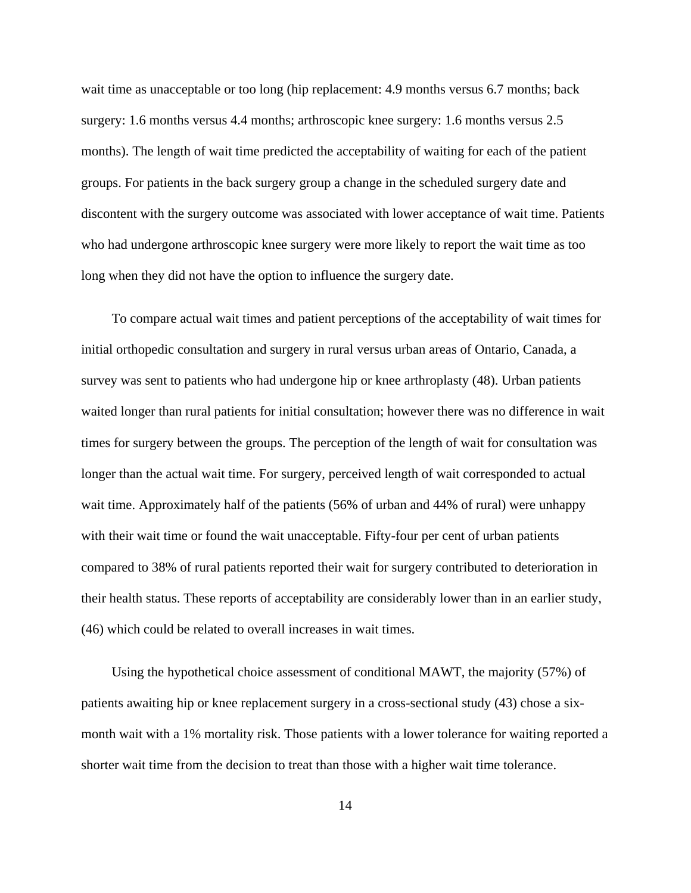wait time as unacceptable or too long (hip replacement: 4.9 months versus 6.7 months; back surgery: 1.6 months versus 4.4 months; arthroscopic knee surgery: 1.6 months versus 2.5 months). The length of wait time predicted the acceptability of waiting for each of the patient groups. For patients in the back surgery group a change in the scheduled surgery date and discontent with the surgery outcome was associated with lower acceptance of wait time. Patients who had undergone arthroscopic knee surgery were more likely to report the wait time as too long when they did not have the option to influence the surgery date.

To compare actual wait times and patient perceptions of the acceptability of wait times for initial orthopedic consultation and surgery in rural versus urban areas of Ontario, Canada, a survey was sent to patients who had undergone hip or knee arthroplasty (48). Urban patients waited longer than rural patients for initial consultation; however there was no difference in wait times for surgery between the groups. The perception of the length of wait for consultation was longer than the actual wait time. For surgery, perceived length of wait corresponded to actual wait time. Approximately half of the patients (56% of urban and 44% of rural) were unhappy with their wait time or found the wait unacceptable. Fifty-four per cent of urban patients compared to 38% of rural patients reported their wait for surgery contributed to deterioration in their health status. These reports of acceptability are considerably lower than in an earlier study, (46) which could be related to overall increases in wait times.

Using the hypothetical choice assessment of conditional MAWT, the majority (57%) of patients awaiting hip or knee replacement surgery in a cross-sectional study (43) chose a six-month wait with a 1% mortality risk. Those patients with a lower tolerance for waiting reported a shorter wait time from the decision to treat than those with a higher wait time tolerance.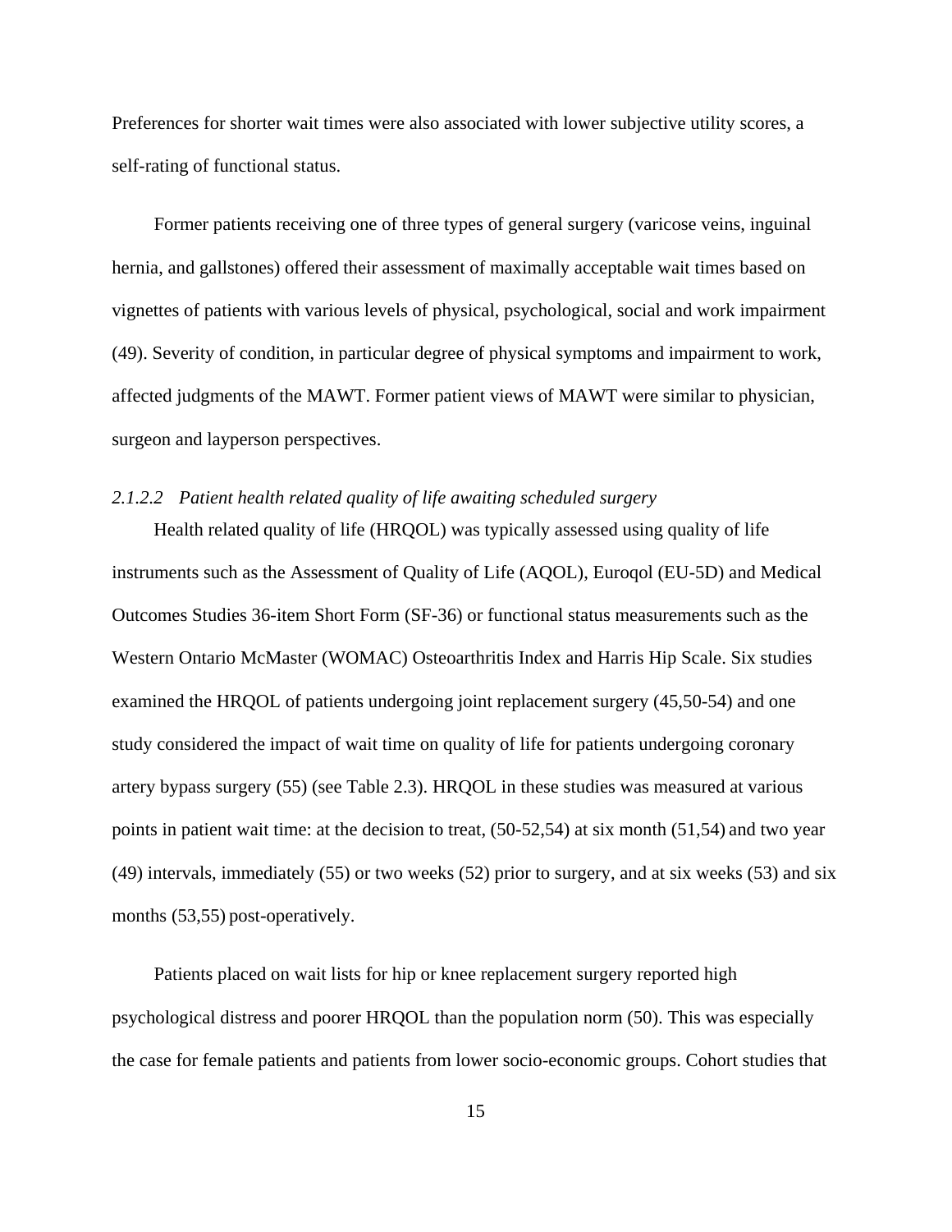Preferences for shorter wait times were also associated with lower subjective utility scores, a self-rating of functional status.

Former patients receiving one of three types of general surgery (varicose veins, inguinal hernia, and gallstones) offered their assessment of maximally acceptable wait times based on vignettes of patients with various levels of physical, psychological, social and work impairment (49). Severity of condition, in particular degree of physical symptoms and impairment to work, affected judgments of the MAWT. Former patient views of MAWT were similar to physician, surgeon and layperson perspectives.

#### *2.1.2.2 Patient health related quality of life awaiting scheduled surgery*

Health related quality of life (HRQOL) was typically assessed using quality of life instruments such as the Assessment of Quality of Life (AQOL), Euroqol (EU-5D) and Medical Outcomes Studies 36-item Short Form (SF-36) or functional status measurements such as the Western Ontario McMaster (WOMAC) Osteoarthritis Index and Harris Hip Scale. Six studies examined the HRQOL of patients undergoing joint replacement surgery (45,50-54) and one study considered the impact of wait time on quality of life for patients undergoing coronary artery bypass surgery (55) (see Table 2.3). HRQOL in these studies was measured at various points in patient wait time: at the decision to treat, (50-52,54) at six month (51,54) and two year (49) intervals, immediately (55) or two weeks (52) prior to surgery, and at six weeks (53) and six months (53,55) post-operatively.

Patients placed on wait lists for hip or knee replacement surgery reported high psychological distress and poorer HRQOL than the population norm (50). This was especially the case for female patients and patients from lower socio-economic groups. Cohort studies that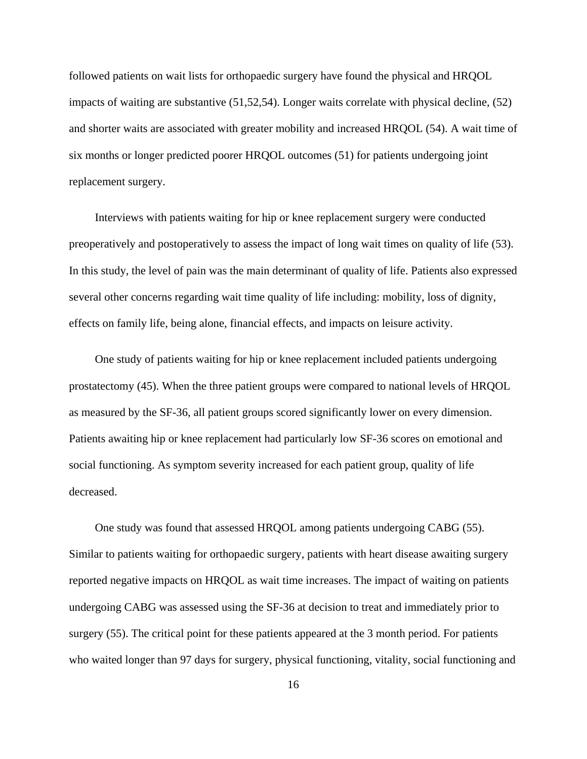followed patients on wait lists for orthopaedic surgery have found the physical and HRQOL impacts of waiting are substantive (51,52,54). Longer waits correlate with physical decline, (52) and shorter waits are associated with greater mobility and increased HRQOL (54). A wait time of six months or longer predicted poorer HRQOL outcomes (51) for patients undergoing joint replacement surgery.

Interviews with patients waiting for hip or knee replacement surgery were conducted preoperatively and postoperatively to assess the impact of long wait times on quality of life (53). In this study, the level of pain was the main determinant of quality of life. Patients also expressed several other concerns regarding wait time quality of life including: mobility, loss of dignity, effects on family life, being alone, financial effects, and impacts on leisure activity.

One study of patients waiting for hip or knee replacement included patients undergoing prostatectomy (45). When the three patient groups were compared to national levels of HRQOL as measured by the SF-36, all patient groups scored significantly lower on every dimension. Patients awaiting hip or knee replacement had particularly low SF-36 scores on emotional and social functioning. As symptom severity increased for each patient group, quality of life decreased.

One study was found that assessed HRQOL among patients undergoing CABG (55). Similar to patients waiting for orthopaedic surgery, patients with heart disease awaiting surgery reported negative impacts on HRQOL as wait time increases. The impact of waiting on patients undergoing CABG was assessed using the SF-36 at decision to treat and immediately prior to surgery (55). The critical point for these patients appeared at the 3 month period. For patients who waited longer than 97 days for surgery, physical functioning, vitality, social functioning and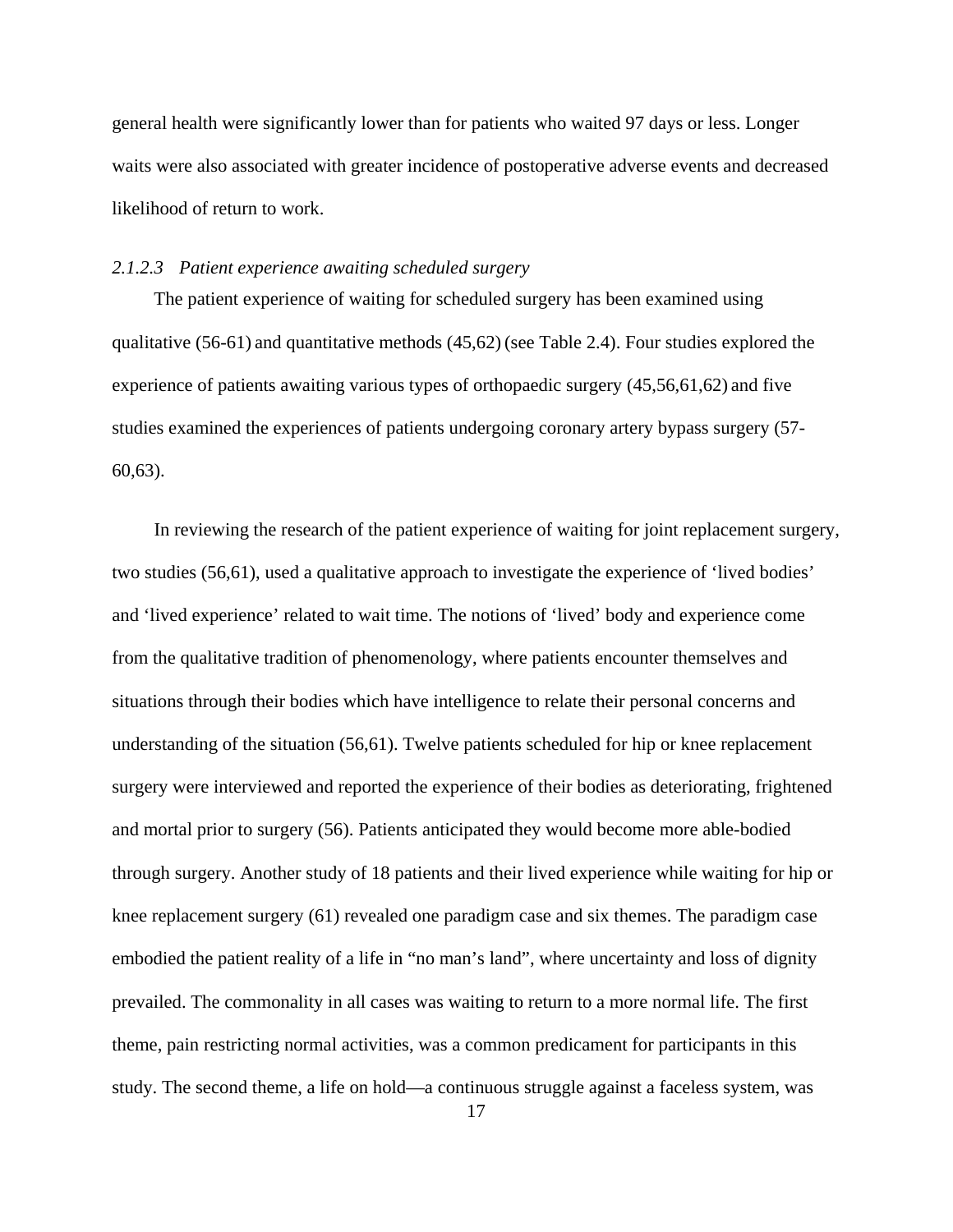general health were significantly lower than for patients who waited 97 days or less. Longer waits were also associated with greater incidence of postoperative adverse events and decreased likelihood of return to work.

#### *2.1.2.3 Patient experience awaiting scheduled surgery*

The patient experience of waiting for scheduled surgery has been examined using qualitative (56-61) and quantitative methods (45,62) (see Table 2.4). Four studies explored the experience of patients awaiting various types of orthopaedic surgery (45,56,61,62) and five studies examined the experiences of patients undergoing coronary artery bypass surgery (57-60,63).

In reviewing the research of the patient experience of waiting for joint replacement surgery, two studies (56,61), used a qualitative approach to investigate the experience of 'lived bodies' and 'lived experience' related to wait time. The notions of 'lived' body and experience come from the qualitative tradition of phenomenology, where patients encounter themselves and situations through their bodies which have intelligence to relate their personal concerns and understanding of the situation (56,61). Twelve patients scheduled for hip or knee replacement surgery were interviewed and reported the experience of their bodies as deteriorating, frightened and mortal prior to surgery (56). Patients anticipated they would become more able-bodied through surgery. Another study of 18 patients and their lived experience while waiting for hip or knee replacement surgery (61) revealed one paradigm case and six themes. The paradigm case embodied the patient reality of a life in "no man's land", where uncertainty and loss of dignity prevailed. The commonality in all cases was waiting to return to a more normal life. The first theme, pain restricting normal activities, was a common predicament for participants in this study. The second theme, a life on hold—a continuous struggle against a faceless system, was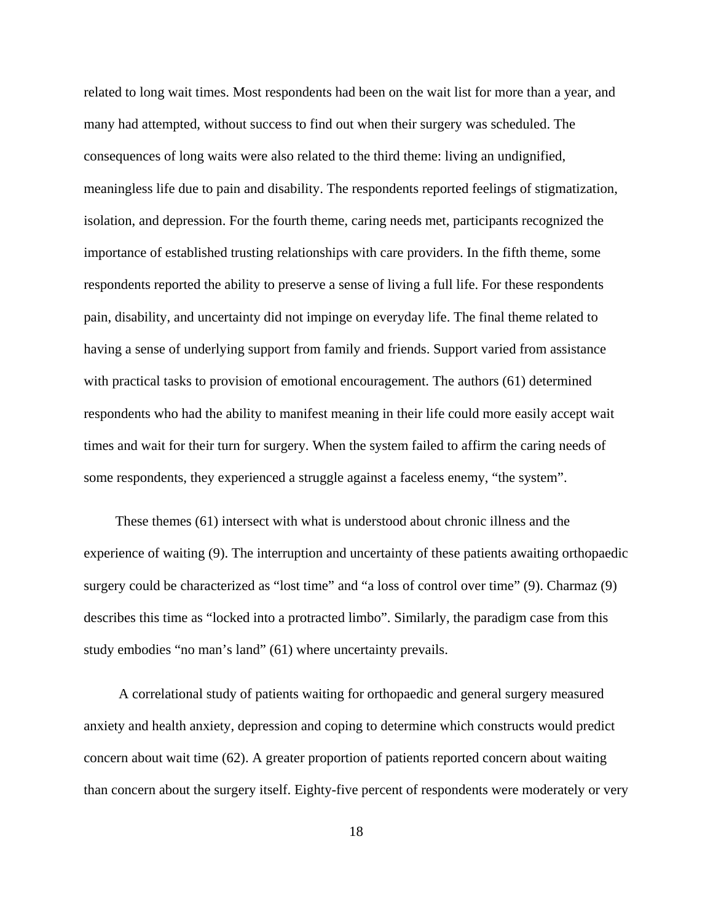related to long wait times. Most respondents had been on the wait list for more than a year, and many had attempted, without success to find out when their surgery was scheduled. The consequences of long waits were also related to the third theme: living an undignified, meaningless life due to pain and disability. The respondents reported feelings of stigmatization, isolation, and depression. For the fourth theme, caring needs met, participants recognized the importance of established trusting relationships with care providers. In the fifth theme, some respondents reported the ability to preserve a sense of living a full life. For these respondents pain, disability, and uncertainty did not impinge on everyday life. The final theme related to having a sense of underlying support from family and friends. Support varied from assistance with practical tasks to provision of emotional encouragement. The authors (61) determined respondents who had the ability to manifest meaning in their life could more easily accept wait times and wait for their turn for surgery. When the system failed to affirm the caring needs of some respondents, they experienced a struggle against a faceless enemy, "the system".

These themes (61) intersect with what is understood about chronic illness and the experience of waiting (9). The interruption and uncertainty of these patients awaiting orthopaedic surgery could be characterized as "lost time" and "a loss of control over time" (9). Charmaz (9) describes this time as "locked into a protracted limbo". Similarly, the paradigm case from this study embodies "no man's land" (61) where uncertainty prevails.

A correlational study of patients waiting for orthopaedic and general surgery measured anxiety and health anxiety, depression and coping to determine which constructs would predict concern about wait time (62). A greater proportion of patients reported concern about waiting than concern about the surgery itself. Eighty-five percent of respondents were moderately or very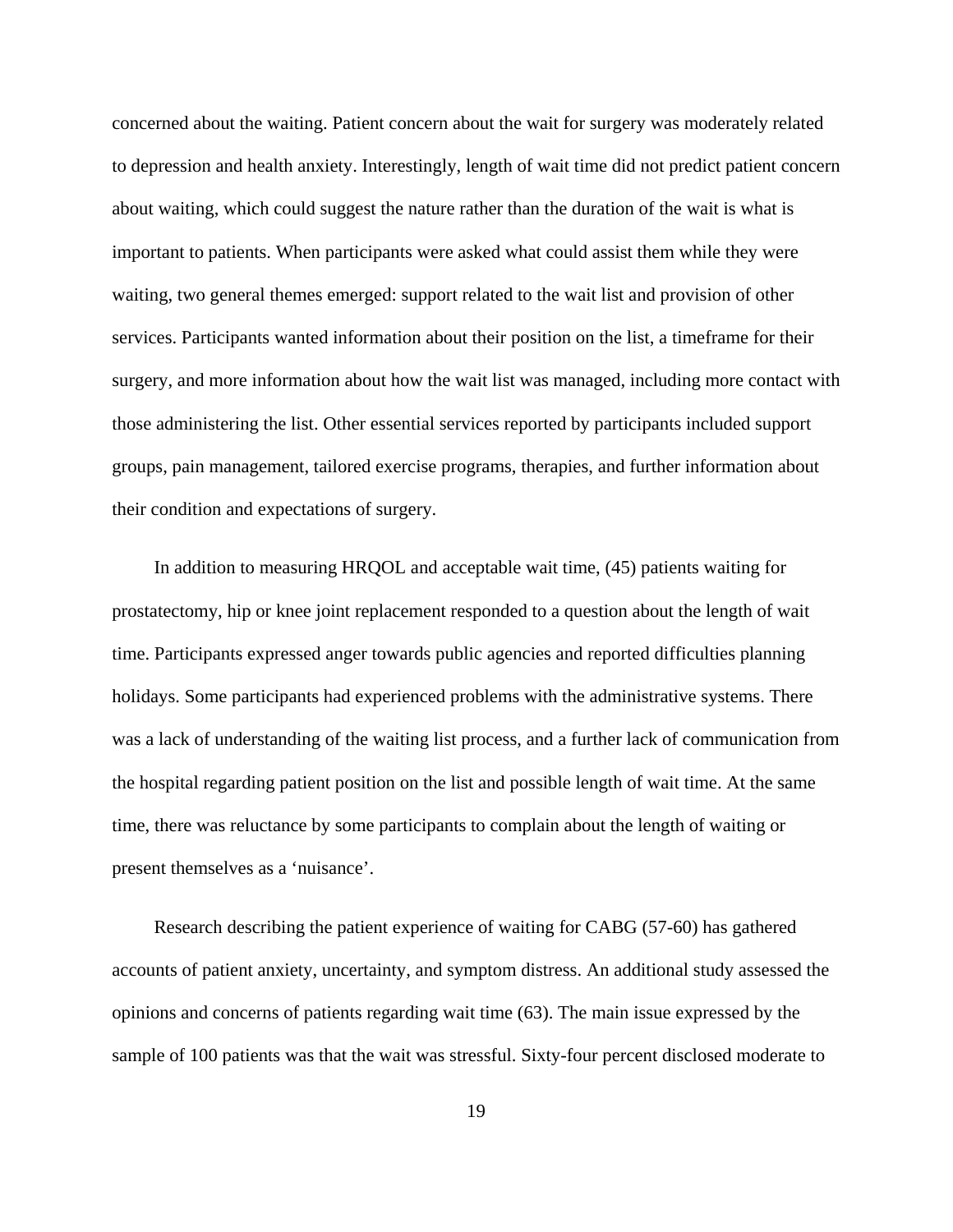concerned about the waiting. Patient concern about the wait for surgery was moderately related to depression and health anxiety. Interestingly, length of wait time did not predict patient concern about waiting, which could suggest the nature rather than the duration of the wait is what is important to patients. When participants were asked what could assist them while they were waiting, two general themes emerged: support related to the wait list and provision of other services. Participants wanted information about their position on the list, a timeframe for their surgery, and more information about how the wait list was managed, including more contact with those administering the list. Other essential services reported by participants included support groups, pain management, tailored exercise programs, therapies, and further information about their condition and expectations of surgery.

In addition to measuring HRQOL and acceptable wait time, (45) patients waiting for prostatectomy, hip or knee joint replacement responded to a question about the length of wait time. Participants expressed anger towards public agencies and reported difficulties planning holidays. Some participants had experienced problems with the administrative systems. There was a lack of understanding of the waiting list process, and a further lack of communication from the hospital regarding patient position on the list and possible length of wait time. At the same time, there was reluctance by some participants to complain about the length of waiting or present themselves as a 'nuisance'.

Research describing the patient experience of waiting for CABG (57-60) has gathered accounts of patient anxiety, uncertainty, and symptom distress. An additional study assessed the opinions and concerns of patients regarding wait time (63). The main issue expressed by the sample of 100 patients was that the wait was stressful. Sixty-four percent disclosed moderate to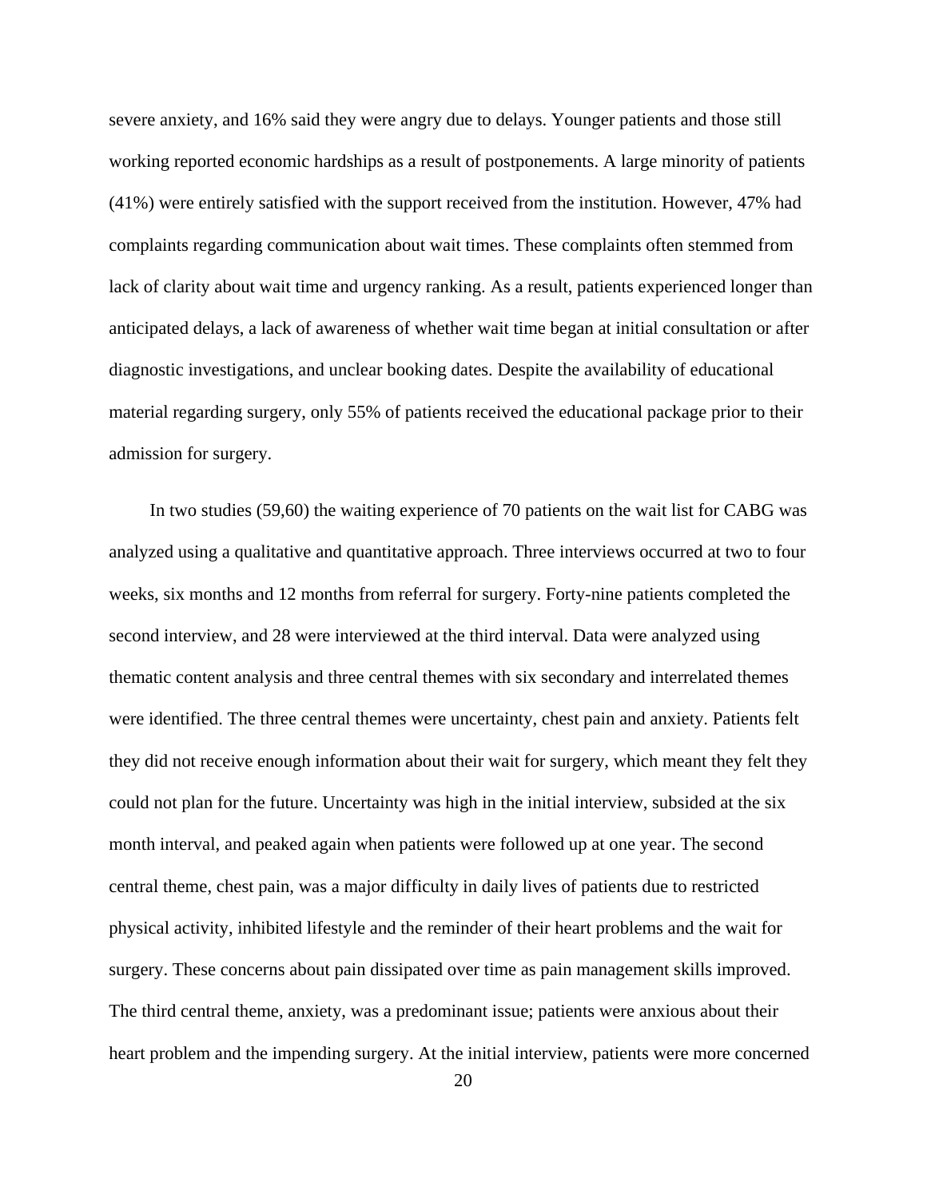severe anxiety, and 16% said they were angry due to delays. Younger patients and those still working reported economic hardships as a result of postponements. A large minority of patients (41%) were entirely satisfied with the support received from the institution. However, 47% had complaints regarding communication about wait times. These complaints often stemmed from lack of clarity about wait time and urgency ranking. As a result, patients experienced longer than anticipated delays, a lack of awareness of whether wait time began at initial consultation or after diagnostic investigations, and unclear booking dates. Despite the availability of educational material regarding surgery, only 55% of patients received the educational package prior to their admission for surgery.

In two studies (59,60) the waiting experience of 70 patients on the wait list for CABG was analyzed using a qualitative and quantitative approach. Three interviews occurred at two to four weeks, six months and 12 months from referral for surgery. Forty-nine patients completed the second interview, and 28 were interviewed at the third interval. Data were analyzed using thematic content analysis and three central themes with six secondary and interrelated themes were identified. The three central themes were uncertainty, chest pain and anxiety. Patients felt they did not receive enough information about their wait for surgery, which meant they felt they could not plan for the future. Uncertainty was high in the initial interview, subsided at the six month interval, and peaked again when patients were followed up at one year. The second central theme, chest pain, was a major difficulty in daily lives of patients due to restricted physical activity, inhibited lifestyle and the reminder of their heart problems and the wait for surgery. These concerns about pain dissipated over time as pain management skills improved. The third central theme, anxiety, was a predominant issue; patients were anxious about their heart problem and the impending surgery. At the initial interview, patients were more concerned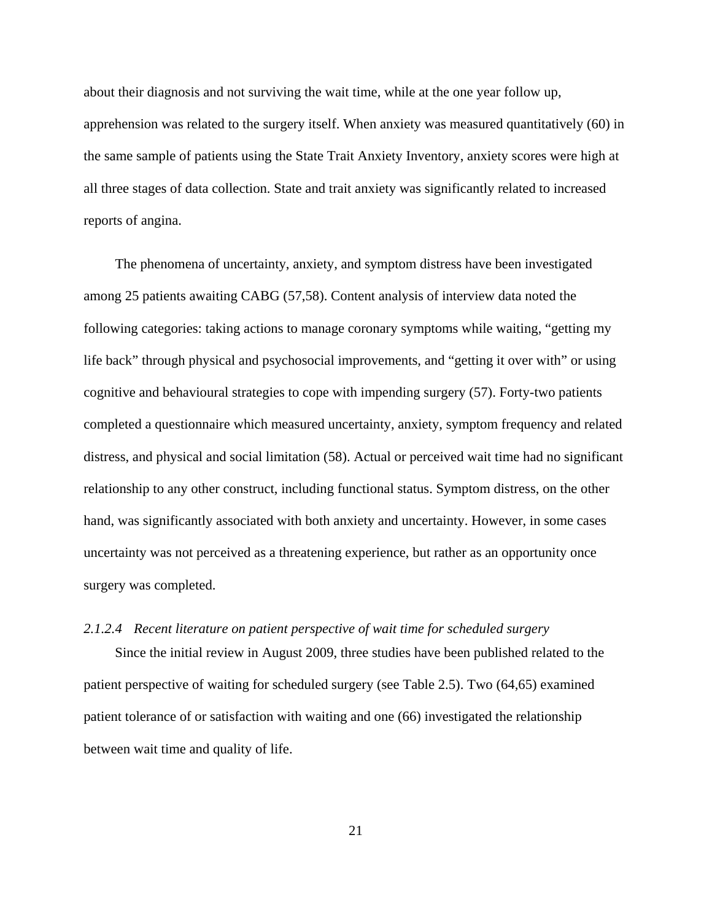about their diagnosis and not surviving the wait time, while at the one year follow up, apprehension was related to the surgery itself. When anxiety was measured quantitatively (60) in the same sample of patients using the State Trait Anxiety Inventory, anxiety scores were high at all three stages of data collection. State and trait anxiety was significantly related to increased reports of angina.

The phenomena of uncertainty, anxiety, and symptom distress have been investigated among 25 patients awaiting CABG (57,58). Content analysis of interview data noted the following categories: taking actions to manage coronary symptoms while waiting, "getting my life back" through physical and psychosocial improvements, and "getting it over with" or using cognitive and behavioural strategies to cope with impending surgery (57). Forty-two patients completed a questionnaire which measured uncertainty, anxiety, symptom frequency and related distress, and physical and social limitation (58). Actual or perceived wait time had no significant relationship to any other construct, including functional status. Symptom distress, on the other hand, was significantly associated with both anxiety and uncertainty. However, in some cases uncertainty was not perceived as a threatening experience, but rather as an opportunity once surgery was completed.

#### *2.1.2.4 Recent literature on patient perspective of wait time for scheduled surgery*

Since the initial review in August 2009, three studies have been published related to the patient perspective of waiting for scheduled surgery (see Table 2.5). Two (64,65) examined patient tolerance of or satisfaction with waiting and one (66) investigated the relationship between wait time and quality of life.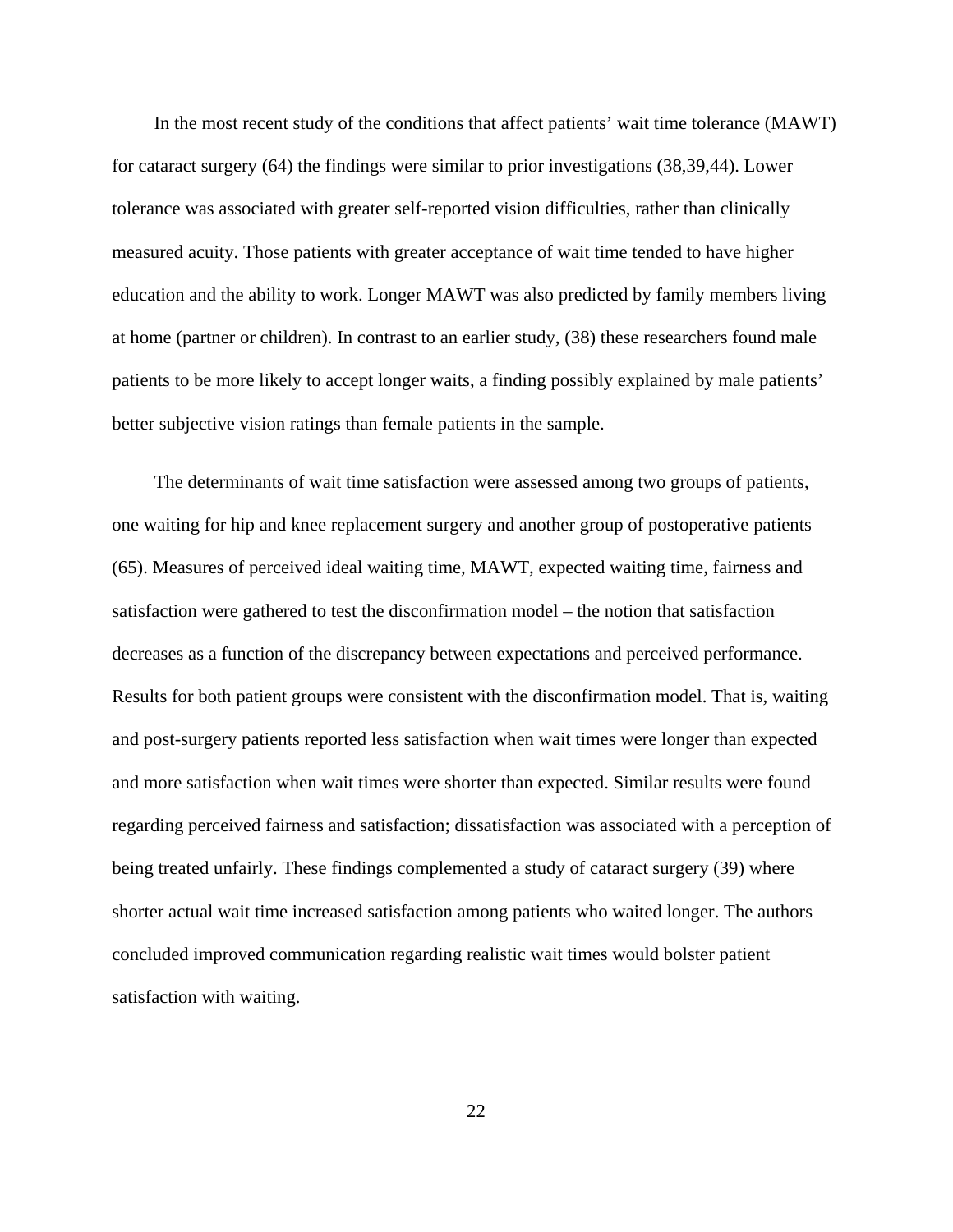In the most recent study of the conditions that affect patients' wait time tolerance (MAWT) for cataract surgery (64) the findings were similar to prior investigations (38,39,44). Lower tolerance was associated with greater self-reported vision difficulties, rather than clinically measured acuity. Those patients with greater acceptance of wait time tended to have higher education and the ability to work. Longer MAWT was also predicted by family members living at home (partner or children). In contrast to an earlier study, (38) these researchers found male patients to be more likely to accept longer waits, a finding possibly explained by male patients' better subjective vision ratings than female patients in the sample.

The determinants of wait time satisfaction were assessed among two groups of patients, one waiting for hip and knee replacement surgery and another group of postoperative patients (65). Measures of perceived ideal waiting time, MAWT, expected waiting time, fairness and satisfaction were gathered to test the disconfirmation model – the notion that satisfaction decreases as a function of the discrepancy between expectations and perceived performance. Results for both patient groups were consistent with the disconfirmation model. That is, waiting and post-surgery patients reported less satisfaction when wait times were longer than expected and more satisfaction when wait times were shorter than expected. Similar results were found regarding perceived fairness and satisfaction; dissatisfaction was associated with a perception of being treated unfairly. These findings complemented a study of cataract surgery (39) where shorter actual wait time increased satisfaction among patients who waited longer. The authors concluded improved communication regarding realistic wait times would bolster patient satisfaction with waiting.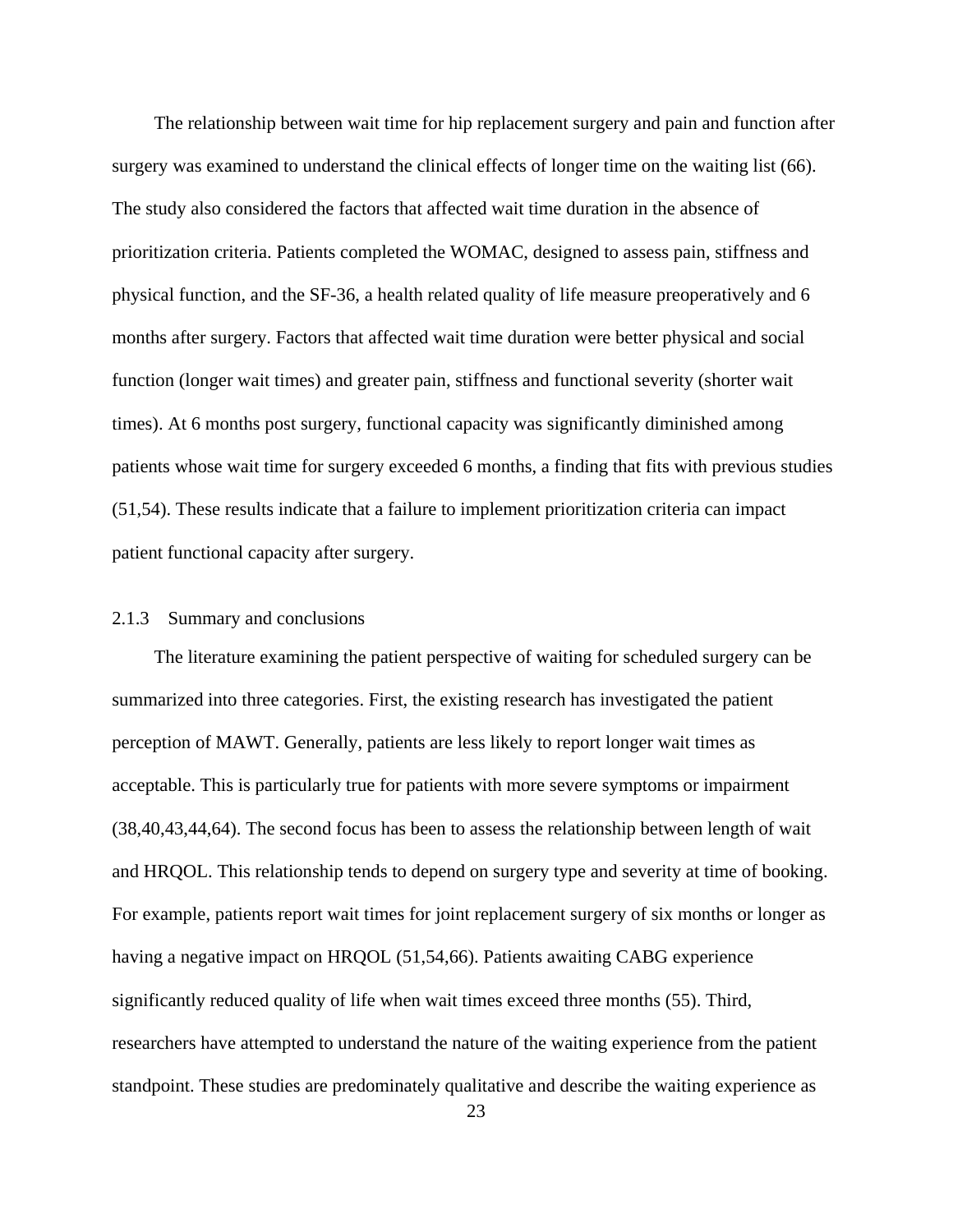The relationship between wait time for hip replacement surgery and pain and function after surgery was examined to understand the clinical effects of longer time on the waiting list (66). The study also considered the factors that affected wait time duration in the absence of prioritization criteria. Patients completed the WOMAC, designed to assess pain, stiffness and physical function, and the SF-36, a health related quality of life measure preoperatively and 6 months after surgery. Factors that affected wait time duration were better physical and social function (longer wait times) and greater pain, stiffness and functional severity (shorter wait times). At 6 months post surgery, functional capacity was significantly diminished among patients whose wait time for surgery exceeded 6 months, a finding that fits with previous studies (51,54). These results indicate that a failure to implement prioritization criteria can impact patient functional capacity after surgery.

### 2.1.3 Summary and conclusions

The literature examining the patient perspective of waiting for scheduled surgery can be summarized into three categories. First, the existing research has investigated the patient perception of MAWT. Generally, patients are less likely to report longer wait times as acceptable. This is particularly true for patients with more severe symptoms or impairment (38,40,43,44,64). The second focus has been to assess the relationship between length of wait and HRQOL. This relationship tends to depend on surgery type and severity at time of booking. For example, patients report wait times for joint replacement surgery of six months or longer as having a negative impact on HRQOL (51,54,66). Patients awaiting CABG experience significantly reduced quality of life when wait times exceed three months (55). Third, researchers have attempted to understand the nature of the waiting experience from the patient standpoint. These studies are predominately qualitative and describe the waiting experience as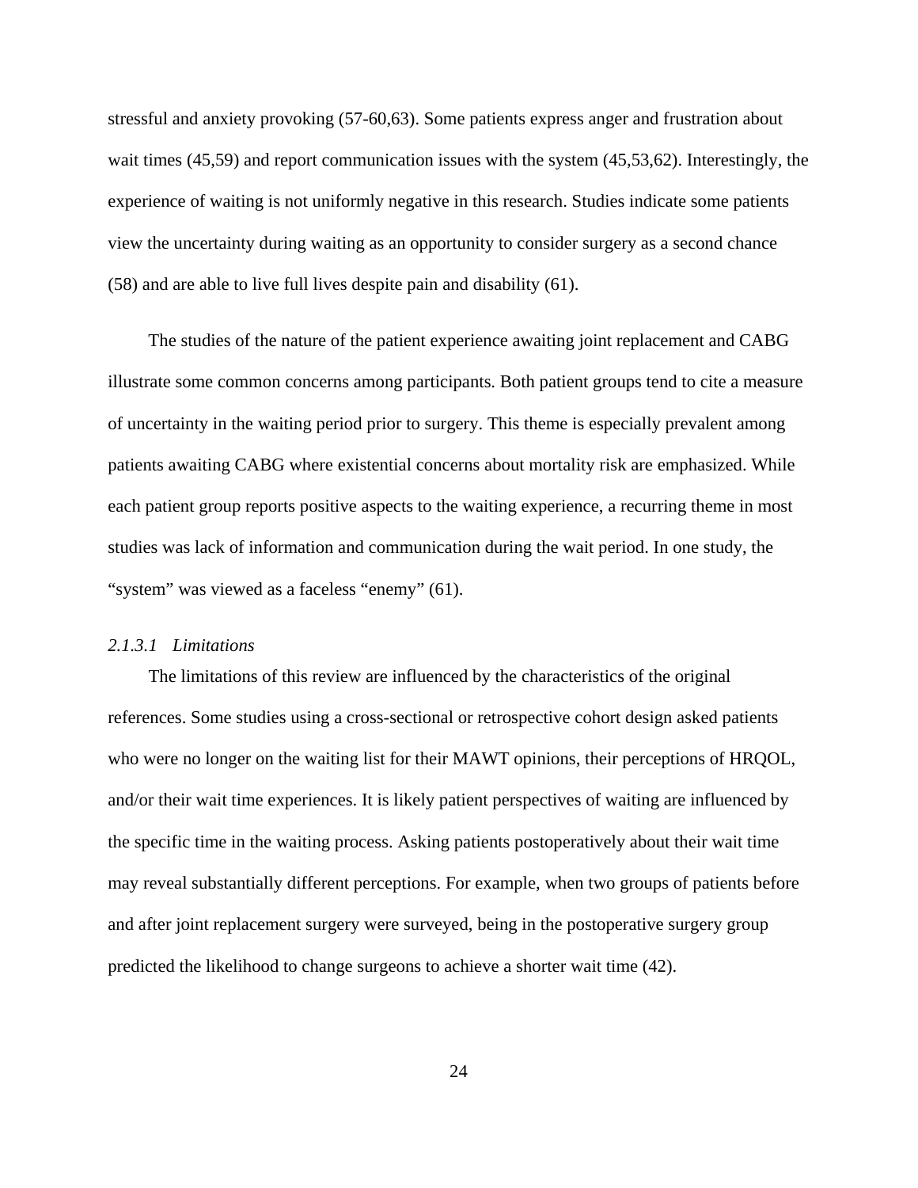stressful and anxiety provoking (57-60,63). Some patients express anger and frustration about wait times (45,59) and report communication issues with the system (45,53,62). Interestingly, the experience of waiting is not uniformly negative in this research. Studies indicate some patients view the uncertainty during waiting as an opportunity to consider surgery as a second chance (58) and are able to live full lives despite pain and disability (61).

The studies of the nature of the patient experience awaiting joint replacement and CABG illustrate some common concerns among participants. Both patient groups tend to cite a measure of uncertainty in the waiting period prior to surgery. This theme is especially prevalent among patients awaiting CABG where existential concerns about mortality risk are emphasized. While each patient group reports positive aspects to the waiting experience, a recurring theme in most studies was lack of information and communication during the wait period. In one study, the "system" was viewed as a faceless "enemy" (61).

#### *2.1.3.1 Limitations*

The limitations of this review are influenced by the characteristics of the original references. Some studies using a cross-sectional or retrospective cohort design asked patients who were no longer on the waiting list for their MAWT opinions, their perceptions of HRQOL, and/or their wait time experiences. It is likely patient perspectives of waiting are influenced by the specific time in the waiting process. Asking patients postoperatively about their wait time may reveal substantially different perceptions. For example, when two groups of patients before and after joint replacement surgery were surveyed, being in the postoperative surgery group predicted the likelihood to change surgeons to achieve a shorter wait time (42).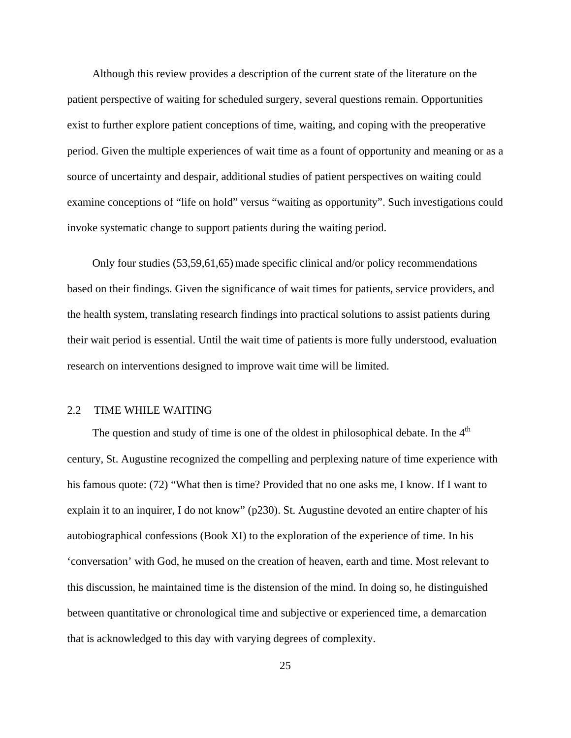Although this review provides a description of the current state of the literature on the patient perspective of waiting for scheduled surgery, several questions remain. Opportunities exist to further explore patient conceptions of time, waiting, and coping with the preoperative period. Given the multiple experiences of wait time as a fount of opportunity and meaning or as a source of uncertainty and despair, additional studies of patient perspectives on waiting could examine conceptions of "life on hold" versus "waiting as opportunity". Such investigations could invoke systematic change to support patients during the waiting period.

Only four studies (53,59,61,65) made specific clinical and/or policy recommendations based on their findings. Given the significance of wait times for patients, service providers, and the health system, translating research findings into practical solutions to assist patients during their wait period is essential. Until the wait time of patients is more fully understood, evaluation research on interventions designed to improve wait time will be limited.

## 2.2 TIME WHILE WAITING

The question and study of time is one of the oldest in philosophical debate. In the 4th century, St. Augustine recognized the compelling and perplexing nature of time experience with his famous quote: (72) "What then is time? Provided that no one asks me, I know. If I want to explain it to an inquirer, I do not know" (p230). St. Augustine devoted an entire chapter of his autobiographical confessions (Book XI) to the exploration of the experience of time. In his 'conversation' with God, he mused on the creation of heaven, earth and time. Most relevant to this discussion, he maintained time is the distension of the mind. In doing so, he distinguished between quantitative or chronological time and subjective or experienced time, a demarcation that is acknowledged to this day with varying degrees of complexity.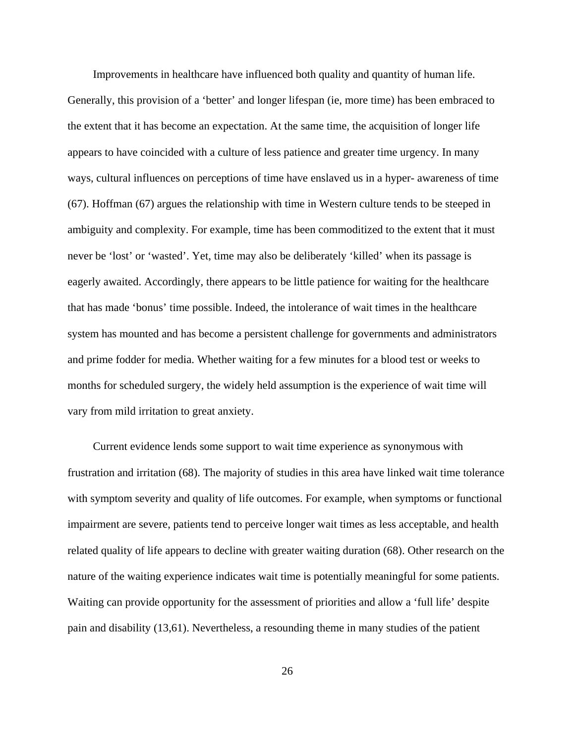Improvements in healthcare have influenced both quality and quantity of human life. Generally, this provision of a 'better' and longer lifespan (ie, more time) has been embraced to the extent that it has become an expectation. At the same time, the acquisition of longer life appears to have coincided with a culture of less patience and greater time urgency. In many ways, cultural influences on perceptions of time have enslaved us in a hyper- awareness of time (67). Hoffman (67) argues the relationship with time in Western culture tends to be steeped in ambiguity and complexity. For example, time has been commoditized to the extent that it must never be 'lost' or 'wasted'. Yet, time may also be deliberately 'killed' when its passage is eagerly awaited. Accordingly, there appears to be little patience for waiting for the healthcare that has made 'bonus' time possible. Indeed, the intolerance of wait times in the healthcare system has mounted and has become a persistent challenge for governments and administrators and prime fodder for media. Whether waiting for a few minutes for a blood test or weeks to months for scheduled surgery, the widely held assumption is the experience of wait time will vary from mild irritation to great anxiety.

Current evidence lends some support to wait time experience as synonymous with frustration and irritation (68). The majority of studies in this area have linked wait time tolerance with symptom severity and quality of life outcomes. For example, when symptoms or functional impairment are severe, patients tend to perceive longer wait times as less acceptable, and health related quality of life appears to decline with greater waiting duration (68). Other research on the nature of the waiting experience indicates wait time is potentially meaningful for some patients. Waiting can provide opportunity for the assessment of priorities and allow a 'full life' despite pain and disability (13,61). Nevertheless, a resounding theme in many studies of the patient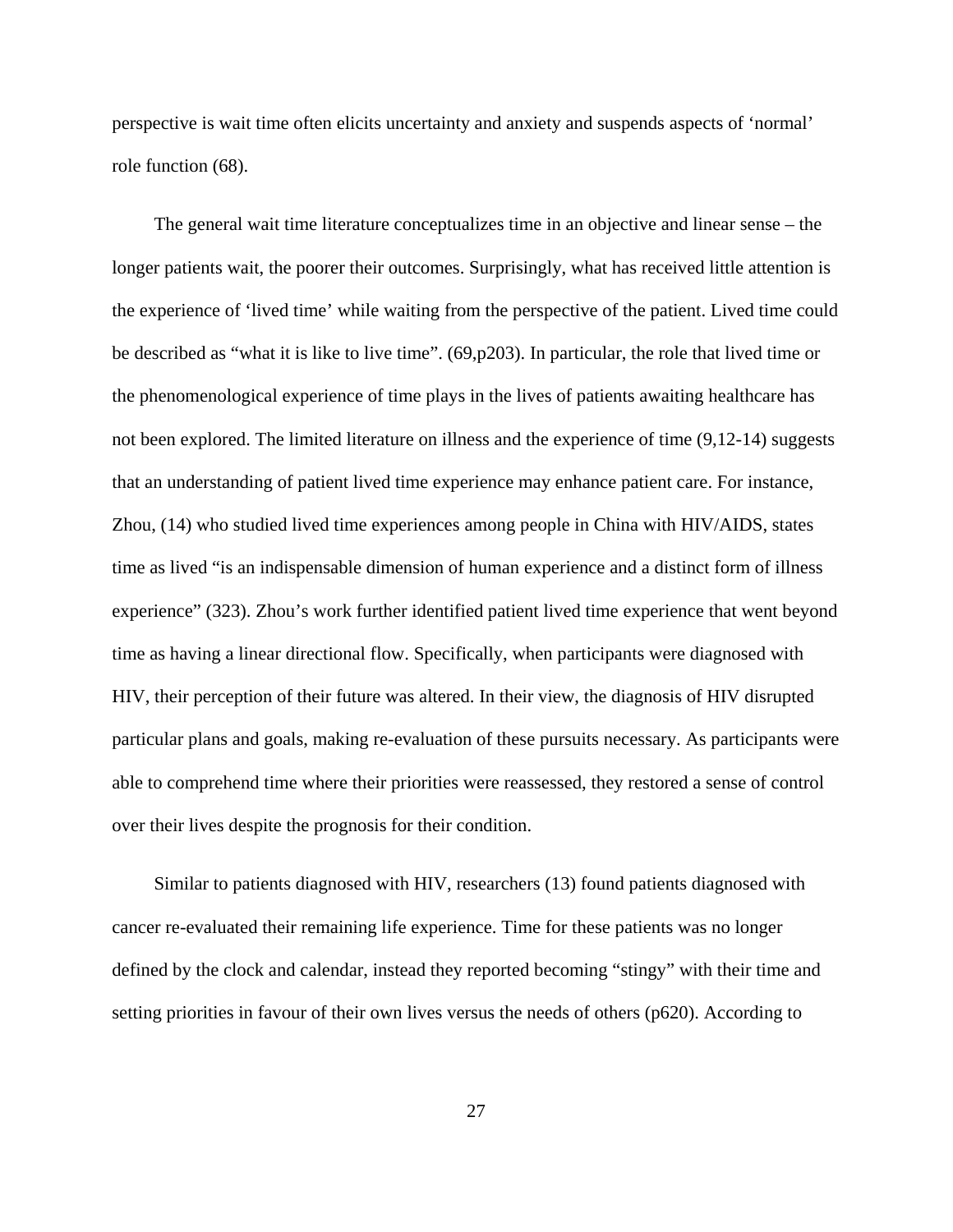perspective is wait time often elicits uncertainty and anxiety and suspends aspects of ‘normal’ role function (68).

The general wait time literature conceptualizes time in an objective and linear sense – the longer patients wait, the poorer their outcomes. Surprisingly, what has received little attention is the experience of ‘lived time’ while waiting from the perspective of the patient. Lived time could be described as “what it is like to live time”. (69,p203). In particular, the role that lived time or the phenomenological experience of time plays in the lives of patients awaiting healthcare has not been explored. The limited literature on illness and the experience of time (9,12-14) suggests that an understanding of patient lived time experience may enhance patient care. For instance, Zhou, (14) who studied lived time experiences among people in China with HIV/AIDS, states time as lived “is an indispensable dimension of human experience and a distinct form of illness experience” (323). Zhou’s work further identified patient lived time experience that went beyond time as having a linear directional flow. Specifically, when participants were diagnosed with HIV, their perception of their future was altered. In their view, the diagnosis of HIV disrupted particular plans and goals, making re-evaluation of these pursuits necessary. As participants were able to comprehend time where their priorities were reassessed, they restored a sense of control over their lives despite the prognosis for their condition.

Similar to patients diagnosed with HIV, researchers (13) found patients diagnosed with cancer re-evaluated their remaining life experience. Time for these patients was no longer defined by the clock and calendar, instead they reported becoming “stingy” with their time and setting priorities in favour of their own lives versus the needs of others (p620). According to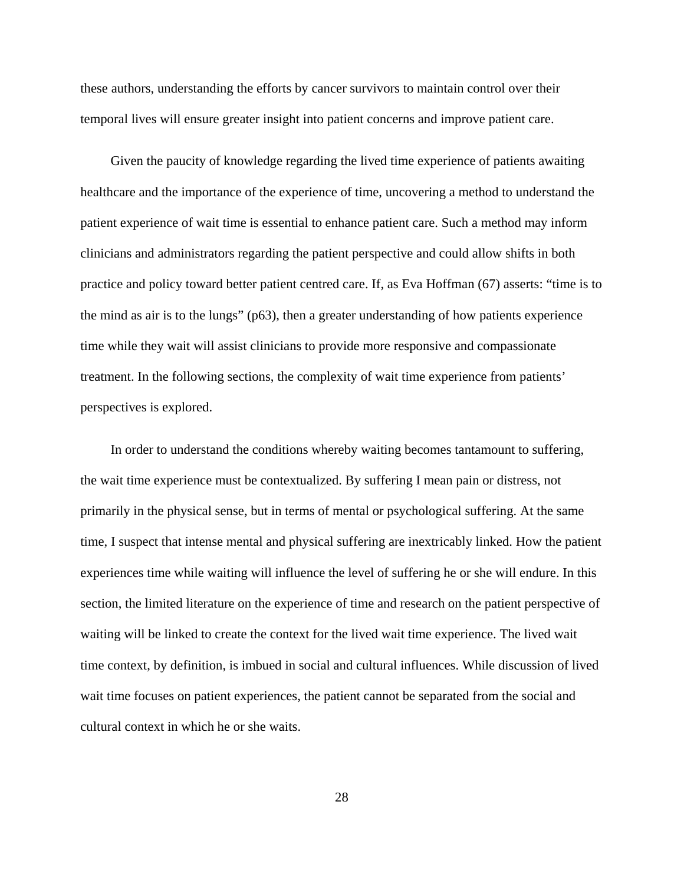these authors, understanding the efforts by cancer survivors to maintain control over their temporal lives will ensure greater insight into patient concerns and improve patient care.

Given the paucity of knowledge regarding the lived time experience of patients awaiting healthcare and the importance of the experience of time, uncovering a method to understand the patient experience of wait time is essential to enhance patient care. Such a method may inform clinicians and administrators regarding the patient perspective and could allow shifts in both practice and policy toward better patient centred care. If, as Eva Hoffman (67) asserts: “time is to the mind as air is to the lungs” (p63), then a greater understanding of how patients experience time while they wait will assist clinicians to provide more responsive and compassionate treatment. In the following sections, the complexity of wait time experience from patients’ perspectives is explored.

In order to understand the conditions whereby waiting becomes tantamount to suffering, the wait time experience must be contextualized. By suffering I mean pain or distress, not primarily in the physical sense, but in terms of mental or psychological suffering. At the same time, I suspect that intense mental and physical suffering are inextricably linked. How the patient experiences time while waiting will influence the level of suffering he or she will endure. In this section, the limited literature on the experience of time and research on the patient perspective of waiting will be linked to create the context for the lived wait time experience. The lived wait time context, by definition, is imbued in social and cultural influences. While discussion of lived wait time focuses on patient experiences, the patient cannot be separated from the social and cultural context in which he or she waits.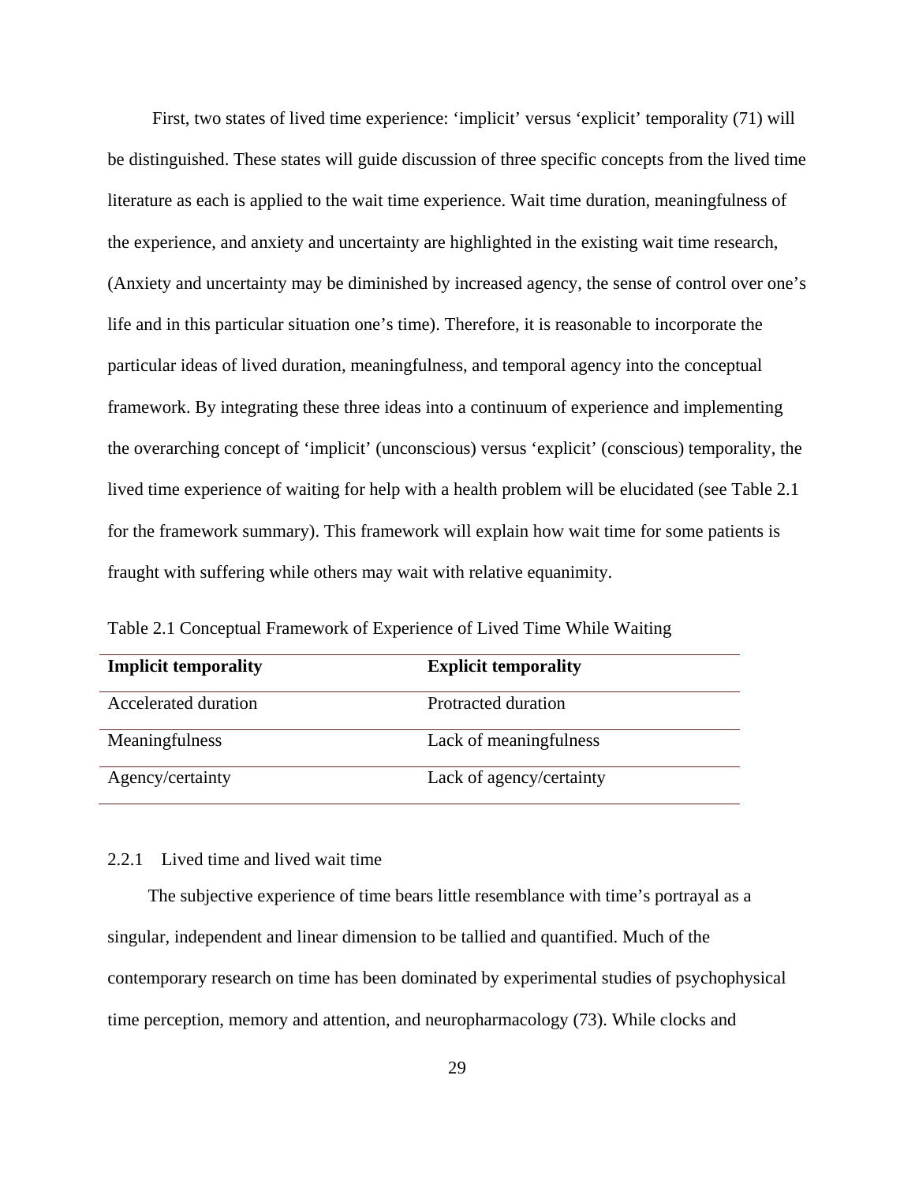First, two states of lived time experience: 'implicit' versus 'explicit' temporality (71) will be distinguished. These states will guide discussion of three specific concepts from the lived time literature as each is applied to the wait time experience. Wait time duration, meaningfulness of the experience, and anxiety and uncertainty are highlighted in the existing wait time research, (Anxiety and uncertainty may be diminished by increased agency, the sense of control over one's life and in this particular situation one's time). Therefore, it is reasonable to incorporate the particular ideas of lived duration, meaningfulness, and temporal agency into the conceptual framework. By integrating these three ideas into a continuum of experience and implementing the overarching concept of 'implicit' (unconscious) versus 'explicit' (conscious) temporality, the lived time experience of waiting for help with a health problem will be elucidated (see Table 2.1 for the framework summary). This framework will explain how wait time for some patients is fraught with suffering while others may wait with relative equanimity.

Table 2.1 Conceptual Framework of Experience of Lived Time While Waiting

| **Implicit temporality** | **Explicit temporality** |
|---|---|
| Accelerated duration | Protracted duration |
| Meaningfulness | Lack of meaningfulness |
| Agency/certainty | Lack of agency/certainty |

### 2.2.1 Lived time and lived wait time

The subjective experience of time bears little resemblance with time's portrayal as a singular, independent and linear dimension to be tallied and quantified. Much of the contemporary research on time has been dominated by experimental studies of psychophysical time perception, memory and attention, and neuropharmacology (73). While clocks and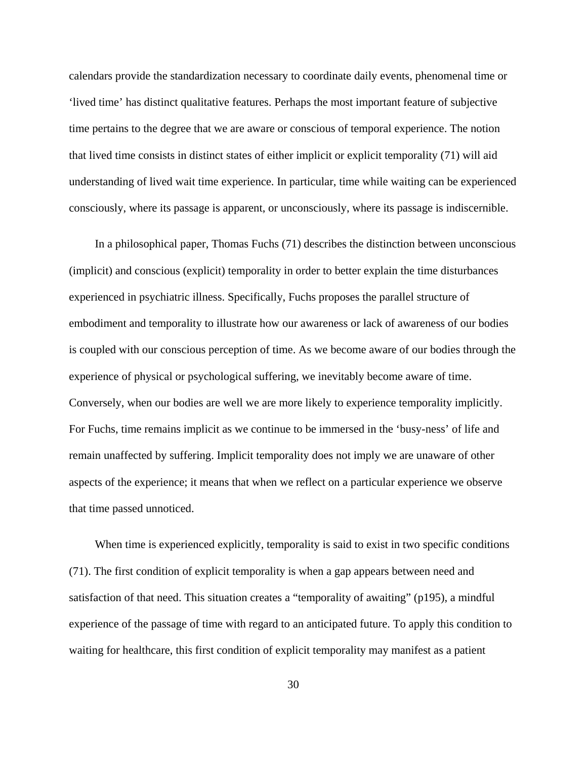calendars provide the standardization necessary to coordinate daily events, phenomenal time or 'lived time' has distinct qualitative features. Perhaps the most important feature of subjective time pertains to the degree that we are aware or conscious of temporal experience. The notion that lived time consists in distinct states of either implicit or explicit temporality (71) will aid understanding of lived wait time experience. In particular, time while waiting can be experienced consciously, where its passage is apparent, or unconsciously, where its passage is indiscernible.

In a philosophical paper, Thomas Fuchs (71) describes the distinction between unconscious (implicit) and conscious (explicit) temporality in order to better explain the time disturbances experienced in psychiatric illness. Specifically, Fuchs proposes the parallel structure of embodiment and temporality to illustrate how our awareness or lack of awareness of our bodies is coupled with our conscious perception of time. As we become aware of our bodies through the experience of physical or psychological suffering, we inevitably become aware of time. Conversely, when our bodies are well we are more likely to experience temporality implicitly. For Fuchs, time remains implicit as we continue to be immersed in the 'busy-ness' of life and remain unaffected by suffering. Implicit temporality does not imply we are unaware of other aspects of the experience; it means that when we reflect on a particular experience we observe that time passed unnoticed.

When time is experienced explicitly, temporality is said to exist in two specific conditions (71). The first condition of explicit temporality is when a gap appears between need and satisfaction of that need. This situation creates a "temporality of awaiting" (p195), a mindful experience of the passage of time with regard to an anticipated future. To apply this condition to waiting for healthcare, this first condition of explicit temporality may manifest as a patient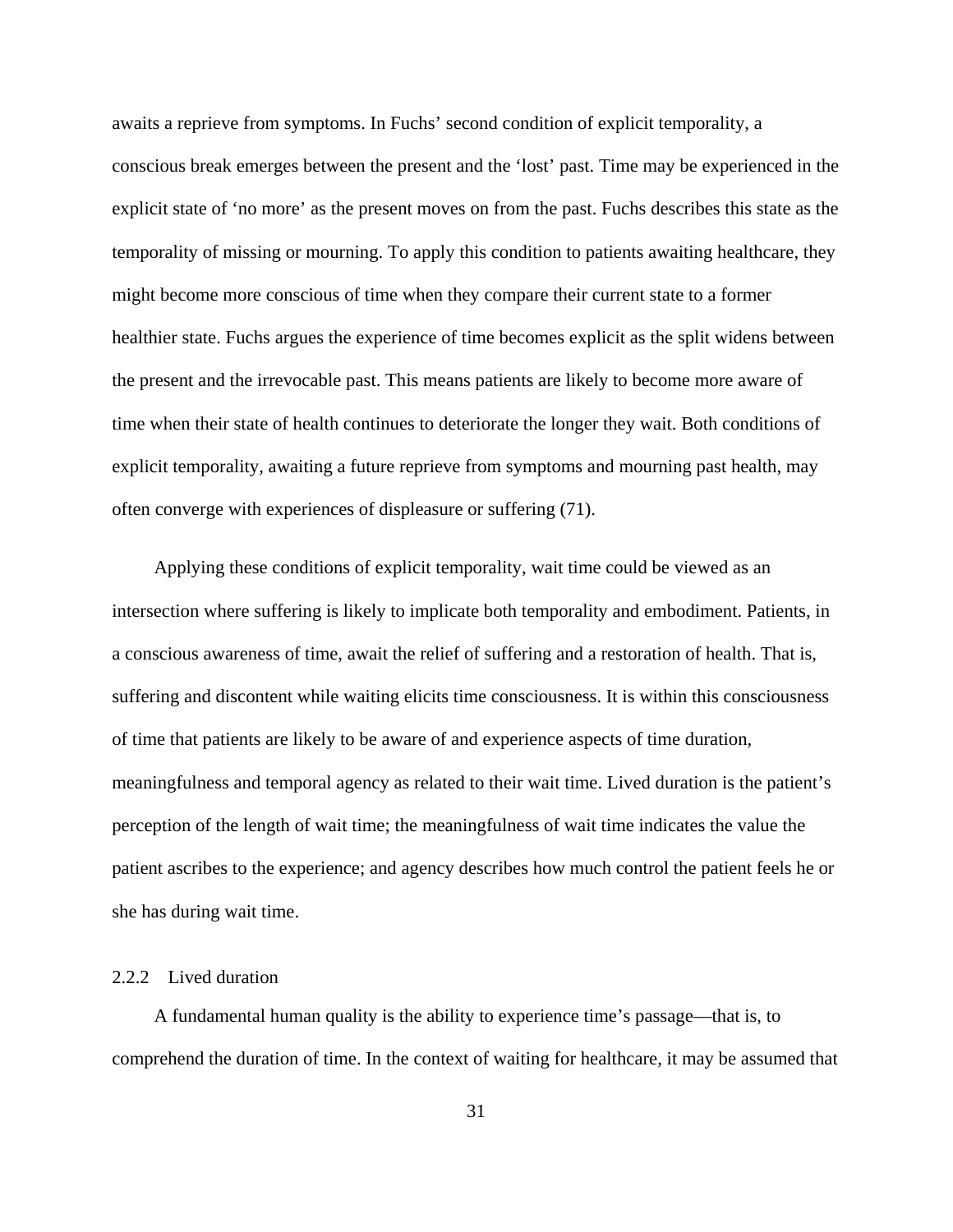awaits a reprieve from symptoms. In Fuchs' second condition of explicit temporality, a conscious break emerges between the present and the 'lost' past. Time may be experienced in the explicit state of 'no more' as the present moves on from the past. Fuchs describes this state as the temporality of missing or mourning. To apply this condition to patients awaiting healthcare, they might become more conscious of time when they compare their current state to a former healthier state. Fuchs argues the experience of time becomes explicit as the split widens between the present and the irrevocable past. This means patients are likely to become more aware of time when their state of health continues to deteriorate the longer they wait. Both conditions of explicit temporality, awaiting a future reprieve from symptoms and mourning past health, may often converge with experiences of displeasure or suffering (71).

Applying these conditions of explicit temporality, wait time could be viewed as an intersection where suffering is likely to implicate both temporality and embodiment. Patients, in a conscious awareness of time, await the relief of suffering and a restoration of health. That is, suffering and discontent while waiting elicits time consciousness. It is within this consciousness of time that patients are likely to be aware of and experience aspects of time duration, meaningfulness and temporal agency as related to their wait time. Lived duration is the patient's perception of the length of wait time; the meaningfulness of wait time indicates the value the patient ascribes to the experience; and agency describes how much control the patient feels he or she has during wait time.

### 2.2.2 Lived duration

A fundamental human quality is the ability to experience time's passage—that is, to comprehend the duration of time. In the context of waiting for healthcare, it may be assumed that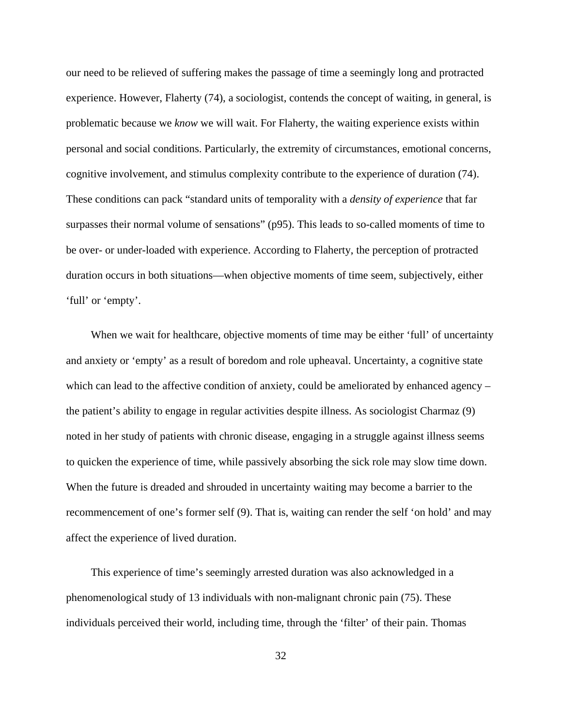our need to be relieved of suffering makes the passage of time a seemingly long and protracted experience. However, Flaherty (74), a sociologist, contends the concept of waiting, in general, is problematic because we *know* we will wait. For Flaherty, the waiting experience exists within personal and social conditions. Particularly, the extremity of circumstances, emotional concerns, cognitive involvement, and stimulus complexity contribute to the experience of duration (74). These conditions can pack "standard units of temporality with a *density of experience* that far surpasses their normal volume of sensations" (p95). This leads to so-called moments of time to be over- or under-loaded with experience. According to Flaherty, the perception of protracted duration occurs in both situations—when objective moments of time seem, subjectively, either 'full' or 'empty'.

When we wait for healthcare, objective moments of time may be either 'full' of uncertainty and anxiety or 'empty' as a result of boredom and role upheaval. Uncertainty, a cognitive state which can lead to the affective condition of anxiety, could be ameliorated by enhanced agency – the patient's ability to engage in regular activities despite illness. As sociologist Charmaz (9) noted in her study of patients with chronic disease, engaging in a struggle against illness seems to quicken the experience of time, while passively absorbing the sick role may slow time down. When the future is dreaded and shrouded in uncertainty waiting may become a barrier to the recommencement of one's former self (9). That is, waiting can render the self 'on hold' and may affect the experience of lived duration.

This experience of time's seemingly arrested duration was also acknowledged in a phenomenological study of 13 individuals with non-malignant chronic pain (75). These individuals perceived their world, including time, through the 'filter' of their pain. Thomas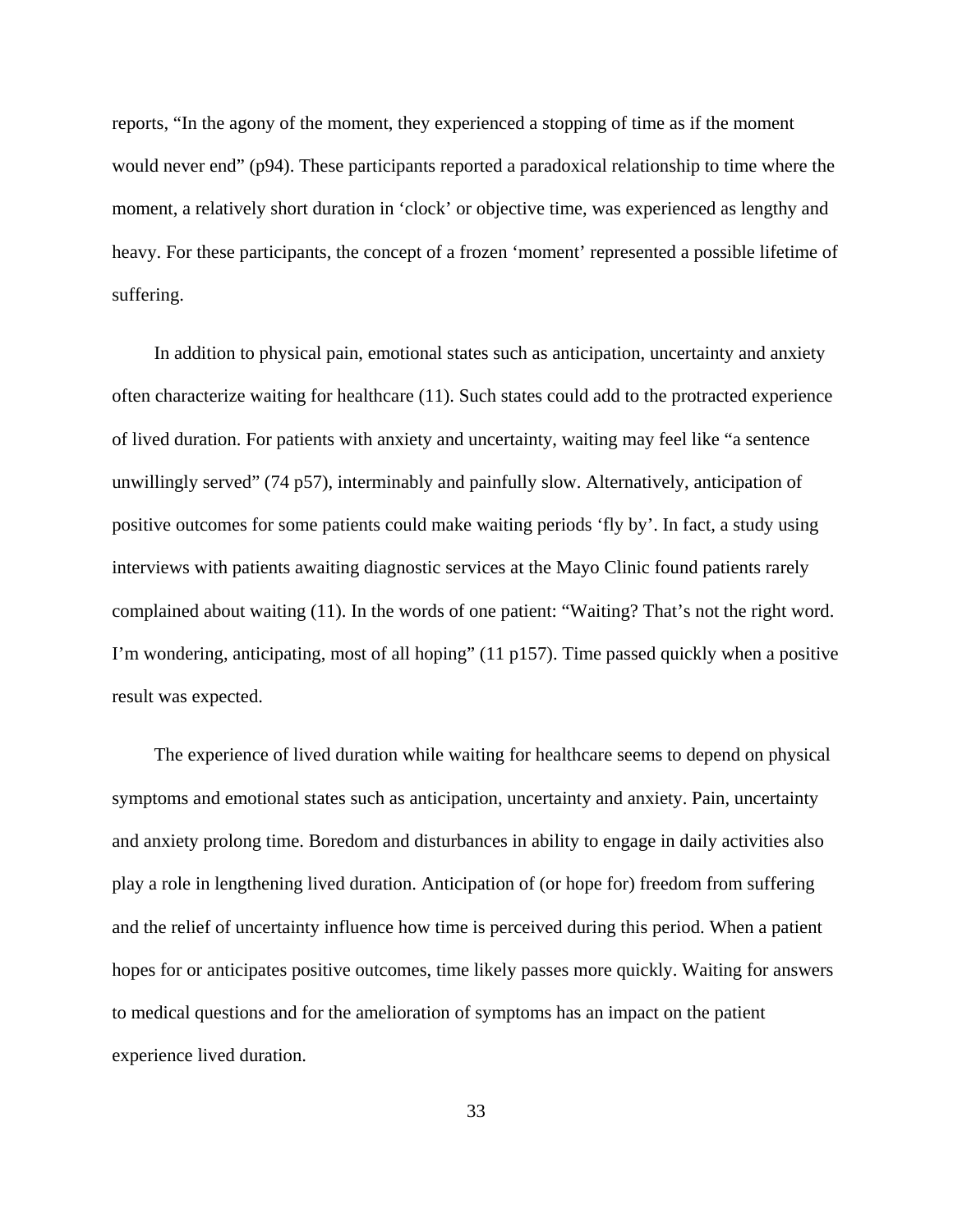reports, “In the agony of the moment, they experienced a stopping of time as if the moment would never end” (p94). These participants reported a paradoxical relationship to time where the moment, a relatively short duration in ‘clock’ or objective time, was experienced as lengthy and heavy. For these participants, the concept of a frozen ‘moment’ represented a possible lifetime of suffering.

In addition to physical pain, emotional states such as anticipation, uncertainty and anxiety often characterize waiting for healthcare (11). Such states could add to the protracted experience of lived duration. For patients with anxiety and uncertainty, waiting may feel like “a sentence unwillingly served” (74 p57), interminably and painfully slow. Alternatively, anticipation of positive outcomes for some patients could make waiting periods ‘fly by’. In fact, a study using interviews with patients awaiting diagnostic services at the Mayo Clinic found patients rarely complained about waiting (11). In the words of one patient: “Waiting? That’s not the right word. I’m wondering, anticipating, most of all hoping” (11 p157). Time passed quickly when a positive result was expected.

The experience of lived duration while waiting for healthcare seems to depend on physical symptoms and emotional states such as anticipation, uncertainty and anxiety. Pain, uncertainty and anxiety prolong time. Boredom and disturbances in ability to engage in daily activities also play a role in lengthening lived duration. Anticipation of (or hope for) freedom from suffering and the relief of uncertainty influence how time is perceived during this period. When a patient hopes for or anticipates positive outcomes, time likely passes more quickly. Waiting for answers to medical questions and for the amelioration of symptoms has an impact on the patient experience lived duration.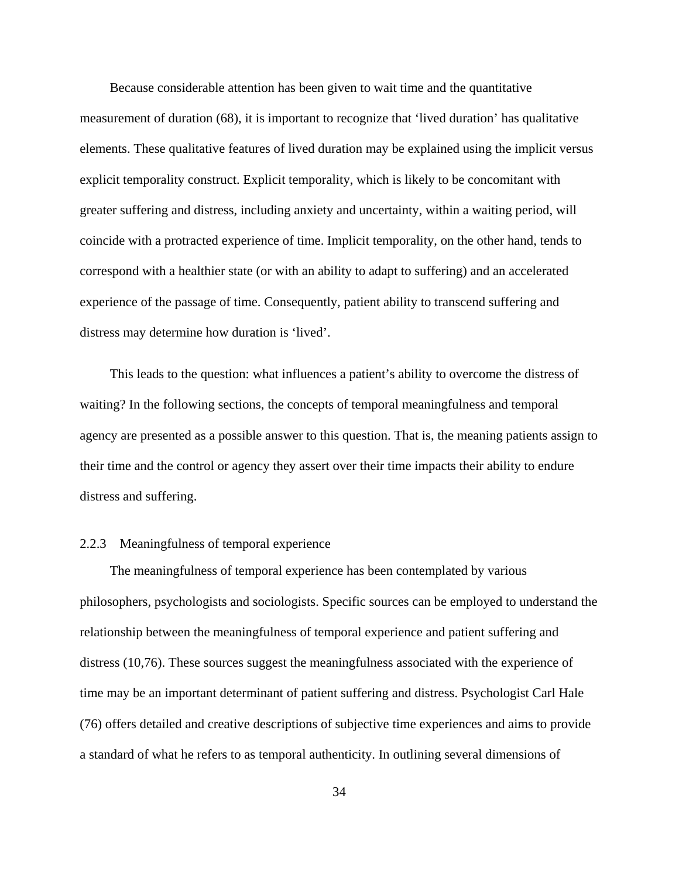Because considerable attention has been given to wait time and the quantitative measurement of duration (68), it is important to recognize that 'lived duration' has qualitative elements. These qualitative features of lived duration may be explained using the implicit versus explicit temporality construct. Explicit temporality, which is likely to be concomitant with greater suffering and distress, including anxiety and uncertainty, within a waiting period, will coincide with a protracted experience of time. Implicit temporality, on the other hand, tends to correspond with a healthier state (or with an ability to adapt to suffering) and an accelerated experience of the passage of time. Consequently, patient ability to transcend suffering and distress may determine how duration is 'lived'.

This leads to the question: what influences a patient's ability to overcome the distress of waiting? In the following sections, the concepts of temporal meaningfulness and temporal agency are presented as a possible answer to this question. That is, the meaning patients assign to their time and the control or agency they assert over their time impacts their ability to endure distress and suffering.

### 2.2.3 Meaningfulness of temporal experience

The meaningfulness of temporal experience has been contemplated by various philosophers, psychologists and sociologists. Specific sources can be employed to understand the relationship between the meaningfulness of temporal experience and patient suffering and distress (10,76). These sources suggest the meaningfulness associated with the experience of time may be an important determinant of patient suffering and distress. Psychologist Carl Hale (76) offers detailed and creative descriptions of subjective time experiences and aims to provide a standard of what he refers to as temporal authenticity. In outlining several dimensions of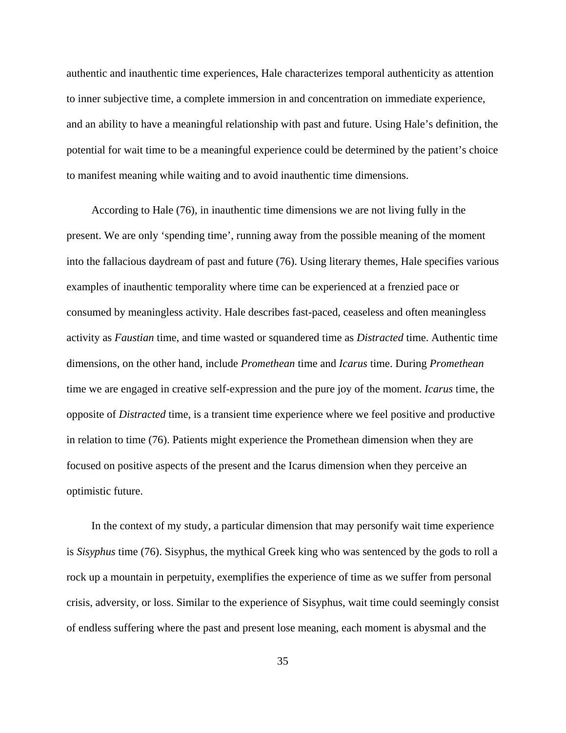authentic and inauthentic time experiences, Hale characterizes temporal authenticity as attention to inner subjective time, a complete immersion in and concentration on immediate experience, and an ability to have a meaningful relationship with past and future. Using Hale's definition, the potential for wait time to be a meaningful experience could be determined by the patient's choice to manifest meaning while waiting and to avoid inauthentic time dimensions.

According to Hale (76), in inauthentic time dimensions we are not living fully in the present. We are only 'spending time', running away from the possible meaning of the moment into the fallacious daydream of past and future (76). Using literary themes, Hale specifies various examples of inauthentic temporality where time can be experienced at a frenzied pace or consumed by meaningless activity. Hale describes fast-paced, ceaseless and often meaningless activity as *Faustian* time, and time wasted or squandered time as *Distracted* time. Authentic time dimensions, on the other hand, include *Promethean* time and *Icarus* time. During *Promethean* time we are engaged in creative self-expression and the pure joy of the moment. *Icarus* time, the opposite of *Distracted* time, is a transient time experience where we feel positive and productive in relation to time (76). Patients might experience the Promethean dimension when they are focused on positive aspects of the present and the Icarus dimension when they perceive an optimistic future.

In the context of my study, a particular dimension that may personify wait time experience is *Sisyphus* time (76). Sisyphus, the mythical Greek king who was sentenced by the gods to roll a rock up a mountain in perpetuity, exemplifies the experience of time as we suffer from personal crisis, adversity, or loss. Similar to the experience of Sisyphus, wait time could seemingly consist of endless suffering where the past and present lose meaning, each moment is abysmal and the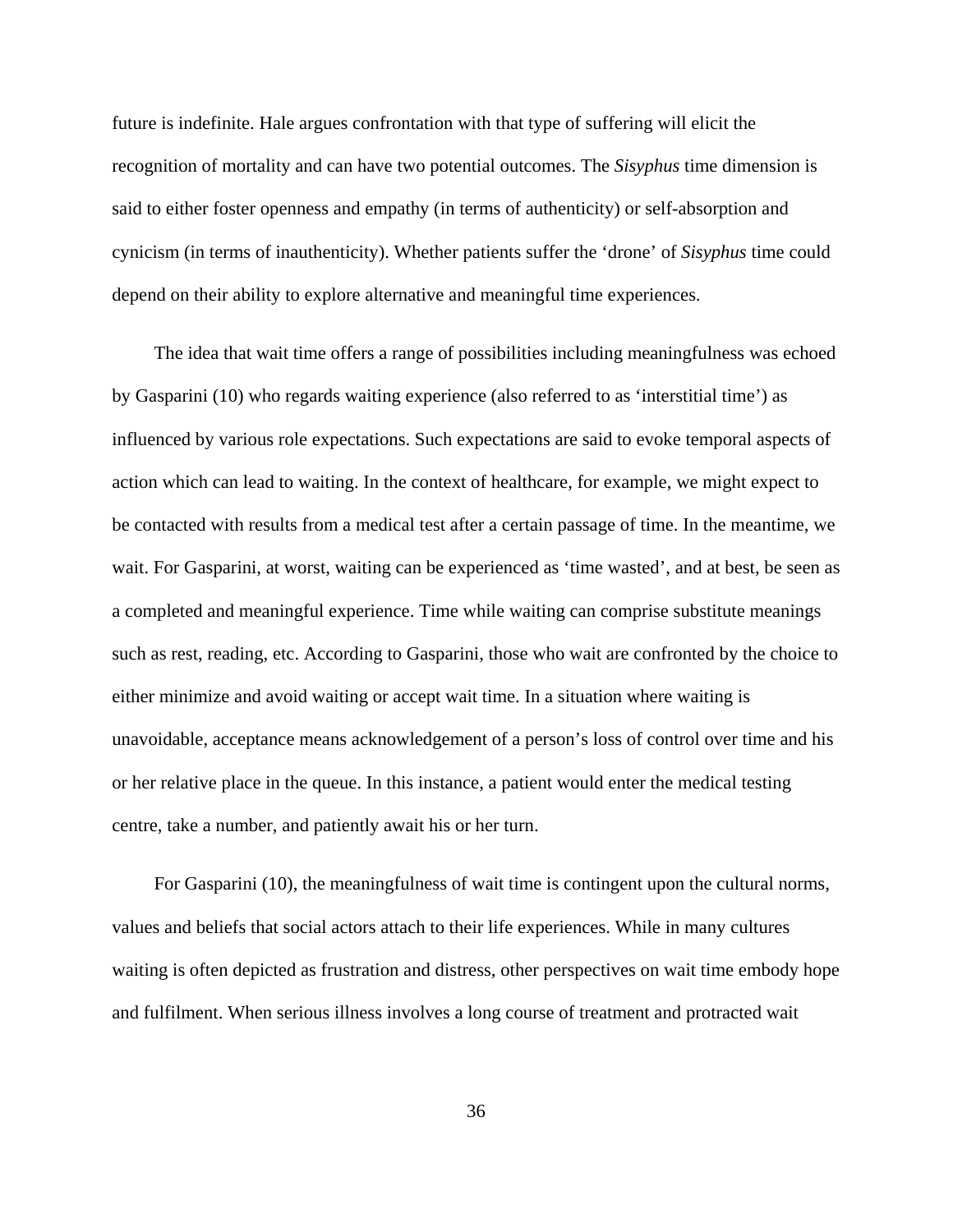future is indefinite. Hale argues confrontation with that type of suffering will elicit the recognition of mortality and can have two potential outcomes. The *Sisyphus* time dimension is said to either foster openness and empathy (in terms of authenticity) or self-absorption and cynicism (in terms of inauthenticity). Whether patients suffer the 'drone' of *Sisyphus* time could depend on their ability to explore alternative and meaningful time experiences.

The idea that wait time offers a range of possibilities including meaningfulness was echoed by Gasparini (10) who regards waiting experience (also referred to as 'interstitial time') as influenced by various role expectations. Such expectations are said to evoke temporal aspects of action which can lead to waiting. In the context of healthcare, for example, we might expect to be contacted with results from a medical test after a certain passage of time. In the meantime, we wait. For Gasparini, at worst, waiting can be experienced as 'time wasted', and at best, be seen as a completed and meaningful experience. Time while waiting can comprise substitute meanings such as rest, reading, etc. According to Gasparini, those who wait are confronted by the choice to either minimize and avoid waiting or accept wait time. In a situation where waiting is unavoidable, acceptance means acknowledgement of a person's loss of control over time and his or her relative place in the queue. In this instance, a patient would enter the medical testing centre, take a number, and patiently await his or her turn.

For Gasparini (10), the meaningfulness of wait time is contingent upon the cultural norms, values and beliefs that social actors attach to their life experiences. While in many cultures waiting is often depicted as frustration and distress, other perspectives on wait time embody hope and fulfilment. When serious illness involves a long course of treatment and protracted wait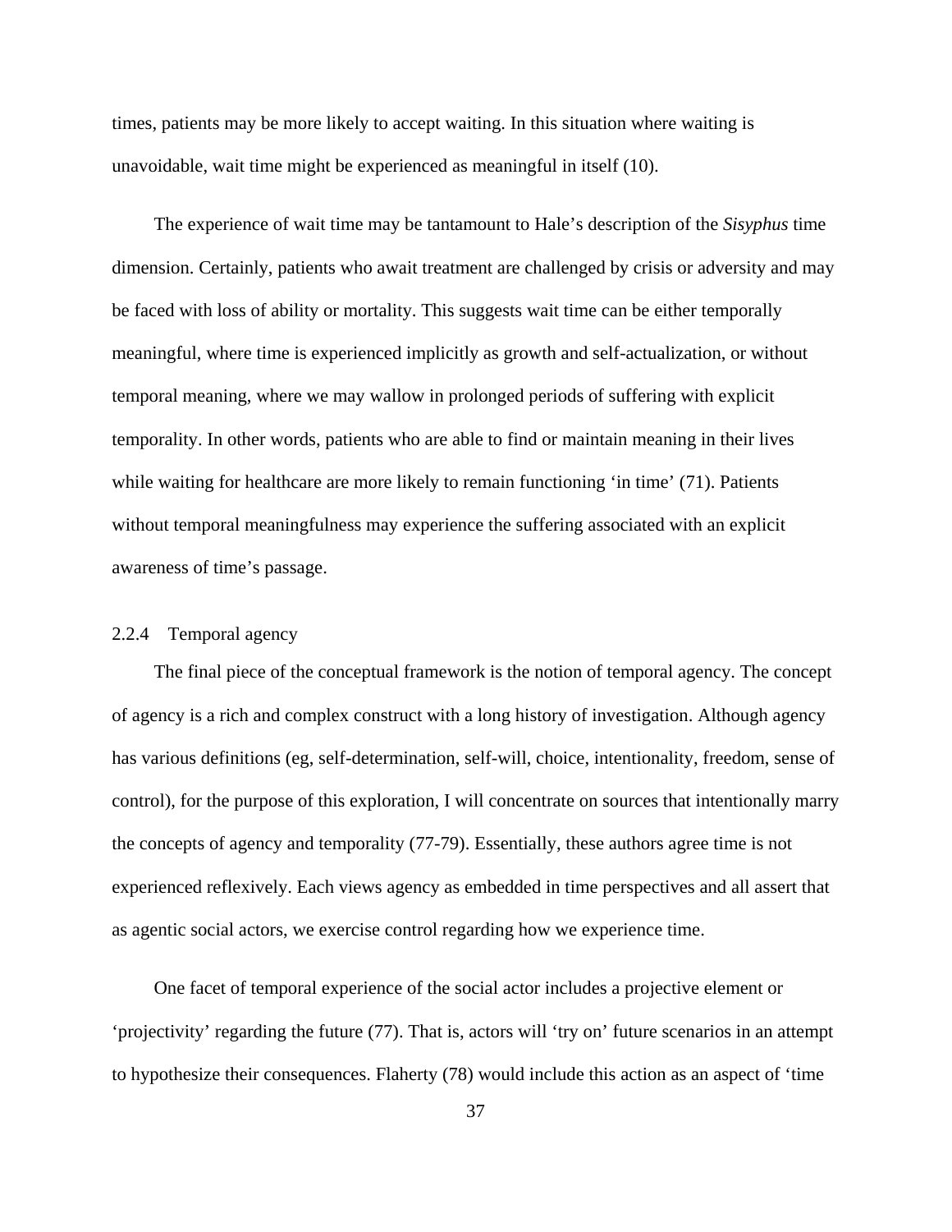times, patients may be more likely to accept waiting. In this situation where waiting is unavoidable, wait time might be experienced as meaningful in itself (10).

The experience of wait time may be tantamount to Hale's description of the *Sisyphus* time dimension. Certainly, patients who await treatment are challenged by crisis or adversity and may be faced with loss of ability or mortality. This suggests wait time can be either temporally meaningful, where time is experienced implicitly as growth and self-actualization, or without temporal meaning, where we may wallow in prolonged periods of suffering with explicit temporality. In other words, patients who are able to find or maintain meaning in their lives while waiting for healthcare are more likely to remain functioning 'in time' (71). Patients without temporal meaningfulness may experience the suffering associated with an explicit awareness of time's passage.

### 2.2.4 Temporal agency

The final piece of the conceptual framework is the notion of temporal agency. The concept of agency is a rich and complex construct with a long history of investigation. Although agency has various definitions (eg, self-determination, self-will, choice, intentionality, freedom, sense of control), for the purpose of this exploration, I will concentrate on sources that intentionally marry the concepts of agency and temporality (77-79). Essentially, these authors agree time is not experienced reflexively. Each views agency as embedded in time perspectives and all assert that as agentic social actors, we exercise control regarding how we experience time.

One facet of temporal experience of the social actor includes a projective element or 'projectivity' regarding the future (77). That is, actors will 'try on' future scenarios in an attempt to hypothesize their consequences. Flaherty (78) would include this action as an aspect of 'time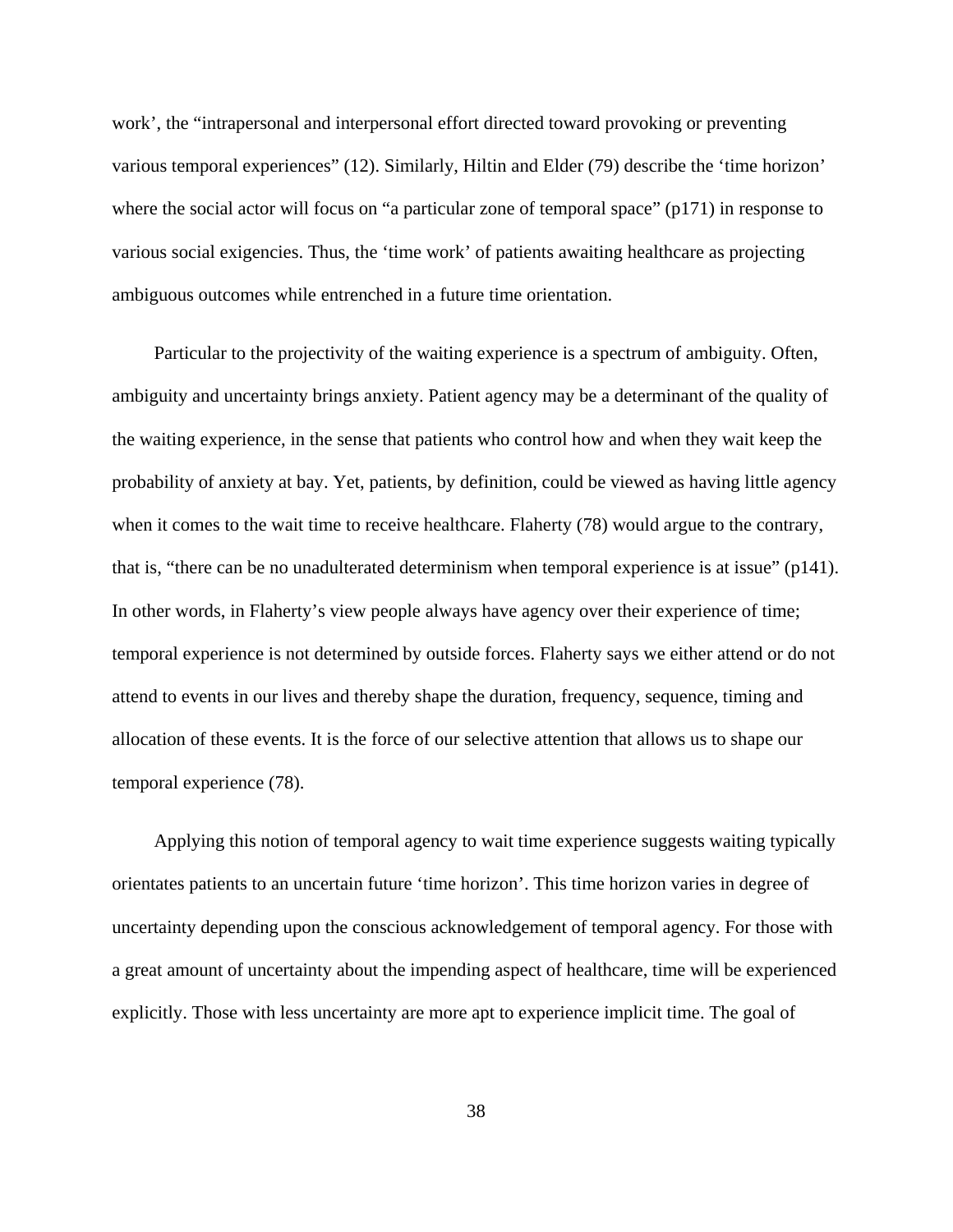work', the "intrapersonal and interpersonal effort directed toward provoking or preventing various temporal experiences" (12). Similarly, Hiltin and Elder (79) describe the 'time horizon' where the social actor will focus on "a particular zone of temporal space" (p171) in response to various social exigencies. Thus, the 'time work' of patients awaiting healthcare as projecting ambiguous outcomes while entrenched in a future time orientation.

Particular to the projectivity of the waiting experience is a spectrum of ambiguity. Often, ambiguity and uncertainty brings anxiety. Patient agency may be a determinant of the quality of the waiting experience, in the sense that patients who control how and when they wait keep the probability of anxiety at bay. Yet, patients, by definition, could be viewed as having little agency when it comes to the wait time to receive healthcare. Flaherty (78) would argue to the contrary, that is, "there can be no unadulterated determinism when temporal experience is at issue" (p141). In other words, in Flaherty's view people always have agency over their experience of time; temporal experience is not determined by outside forces. Flaherty says we either attend or do not attend to events in our lives and thereby shape the duration, frequency, sequence, timing and allocation of these events. It is the force of our selective attention that allows us to shape our temporal experience (78).

Applying this notion of temporal agency to wait time experience suggests waiting typically orientates patients to an uncertain future 'time horizon'. This time horizon varies in degree of uncertainty depending upon the conscious acknowledgement of temporal agency. For those with a great amount of uncertainty about the impending aspect of healthcare, time will be experienced explicitly. Those with less uncertainty are more apt to experience implicit time. The goal of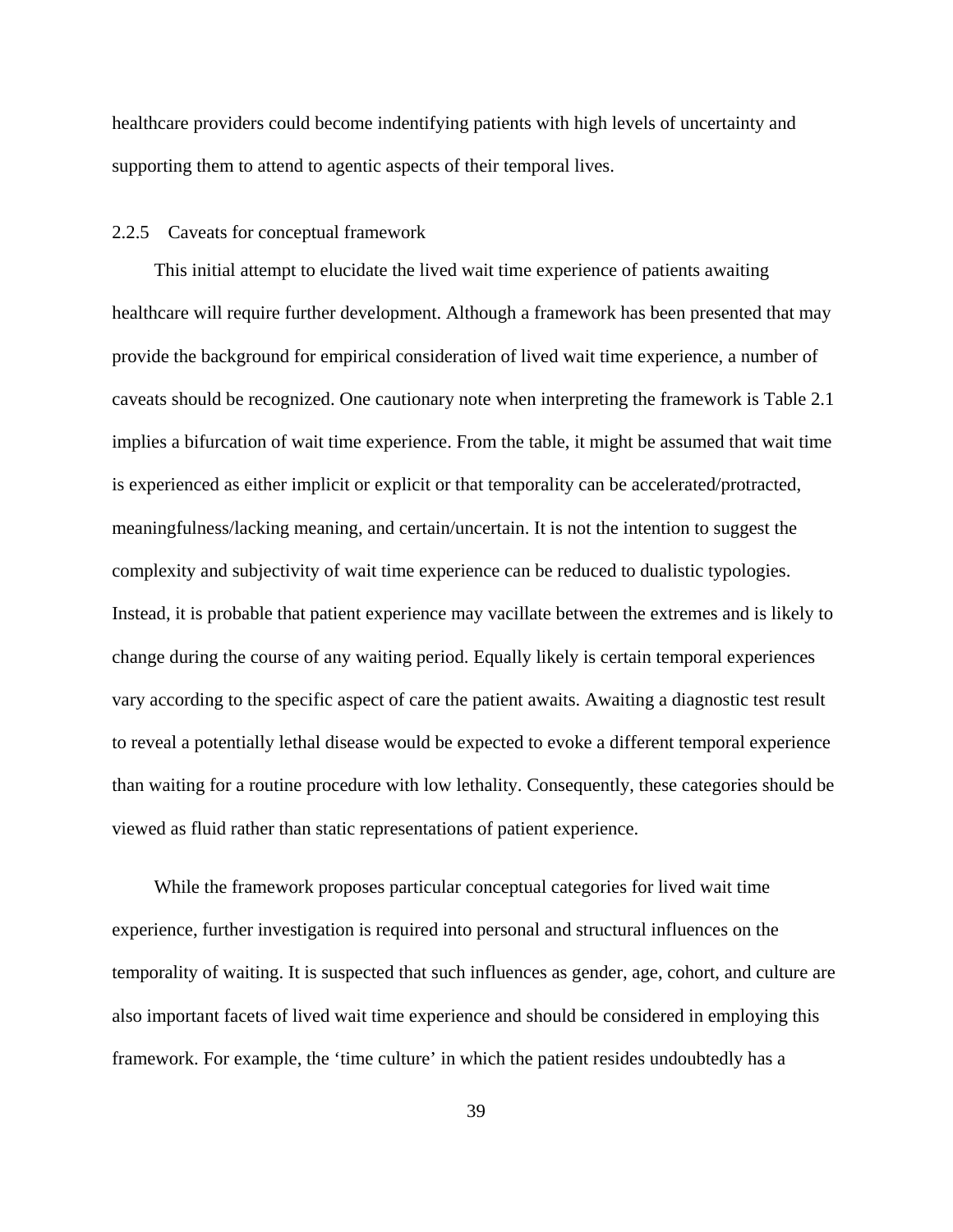healthcare providers could become indentifying patients with high levels of uncertainty and supporting them to attend to agentic aspects of their temporal lives.

### 2.2.5 Caveats for conceptual framework

This initial attempt to elucidate the lived wait time experience of patients awaiting healthcare will require further development. Although a framework has been presented that may provide the background for empirical consideration of lived wait time experience, a number of caveats should be recognized. One cautionary note when interpreting the framework is Table 2.1 implies a bifurcation of wait time experience. From the table, it might be assumed that wait time is experienced as either implicit or explicit or that temporality can be accelerated/protracted, meaningfulness/lacking meaning, and certain/uncertain. It is not the intention to suggest the complexity and subjectivity of wait time experience can be reduced to dualistic typologies. Instead, it is probable that patient experience may vacillate between the extremes and is likely to change during the course of any waiting period. Equally likely is certain temporal experiences vary according to the specific aspect of care the patient awaits. Awaiting a diagnostic test result to reveal a potentially lethal disease would be expected to evoke a different temporal experience than waiting for a routine procedure with low lethality. Consequently, these categories should be viewed as fluid rather than static representations of patient experience.

While the framework proposes particular conceptual categories for lived wait time experience, further investigation is required into personal and structural influences on the temporality of waiting. It is suspected that such influences as gender, age, cohort, and culture are also important facets of lived wait time experience and should be considered in employing this framework. For example, the ‘time culture’ in which the patient resides undoubtedly has a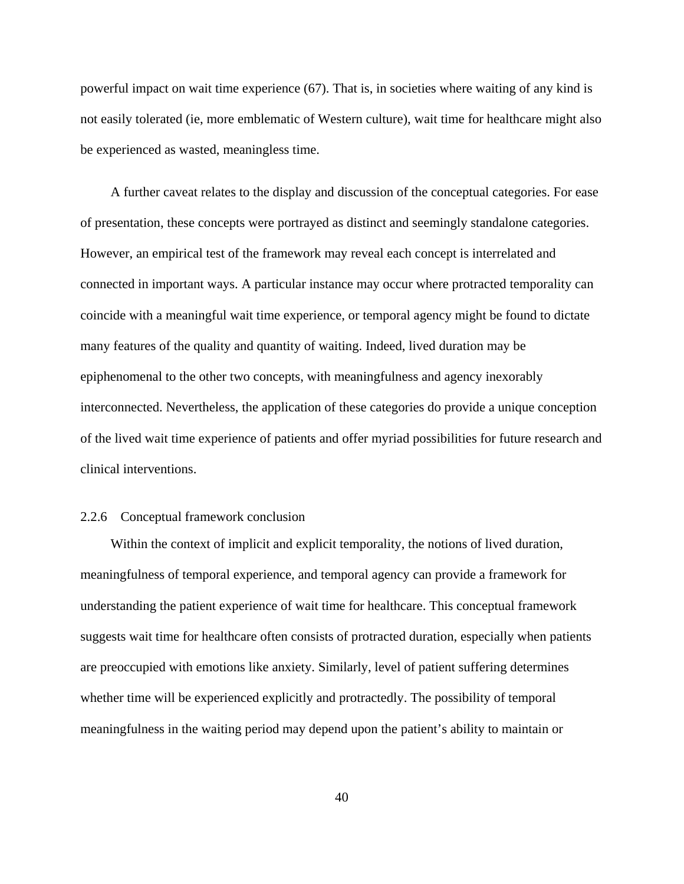powerful impact on wait time experience (67). That is, in societies where waiting of any kind is not easily tolerated (ie, more emblematic of Western culture), wait time for healthcare might also be experienced as wasted, meaningless time.

A further caveat relates to the display and discussion of the conceptual categories. For ease of presentation, these concepts were portrayed as distinct and seemingly standalone categories. However, an empirical test of the framework may reveal each concept is interrelated and connected in important ways. A particular instance may occur where protracted temporality can coincide with a meaningful wait time experience, or temporal agency might be found to dictate many features of the quality and quantity of waiting. Indeed, lived duration may be epiphenomenal to the other two concepts, with meaningfulness and agency inexorably interconnected. Nevertheless, the application of these categories do provide a unique conception of the lived wait time experience of patients and offer myriad possibilities for future research and clinical interventions.

### 2.2.6 Conceptual framework conclusion

Within the context of implicit and explicit temporality, the notions of lived duration, meaningfulness of temporal experience, and temporal agency can provide a framework for understanding the patient experience of wait time for healthcare. This conceptual framework suggests wait time for healthcare often consists of protracted duration, especially when patients are preoccupied with emotions like anxiety. Similarly, level of patient suffering determines whether time will be experienced explicitly and protractedly. The possibility of temporal meaningfulness in the waiting period may depend upon the patient's ability to maintain or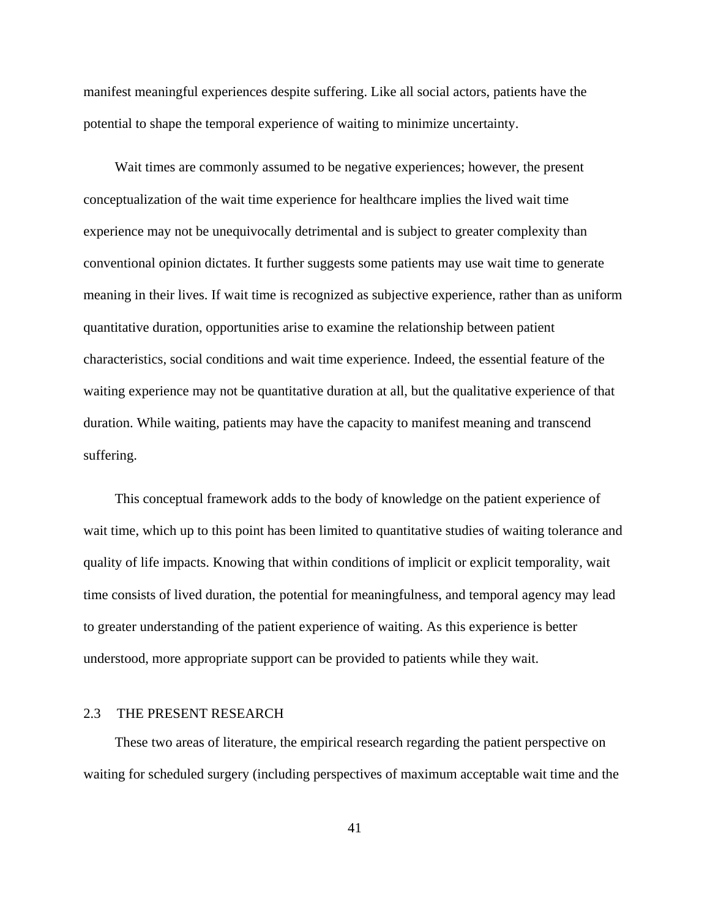manifest meaningful experiences despite suffering. Like all social actors, patients have the potential to shape the temporal experience of waiting to minimize uncertainty.

Wait times are commonly assumed to be negative experiences; however, the present conceptualization of the wait time experience for healthcare implies the lived wait time experience may not be unequivocally detrimental and is subject to greater complexity than conventional opinion dictates. It further suggests some patients may use wait time to generate meaning in their lives. If wait time is recognized as subjective experience, rather than as uniform quantitative duration, opportunities arise to examine the relationship between patient characteristics, social conditions and wait time experience. Indeed, the essential feature of the waiting experience may not be quantitative duration at all, but the qualitative experience of that duration. While waiting, patients may have the capacity to manifest meaning and transcend suffering.

This conceptual framework adds to the body of knowledge on the patient experience of wait time, which up to this point has been limited to quantitative studies of waiting tolerance and quality of life impacts. Knowing that within conditions of implicit or explicit temporality, wait time consists of lived duration, the potential for meaningfulness, and temporal agency may lead to greater understanding of the patient experience of waiting. As this experience is better understood, more appropriate support can be provided to patients while they wait.

## 2.3 THE PRESENT RESEARCH

These two areas of literature, the empirical research regarding the patient perspective on waiting for scheduled surgery (including perspectives of maximum acceptable wait time and the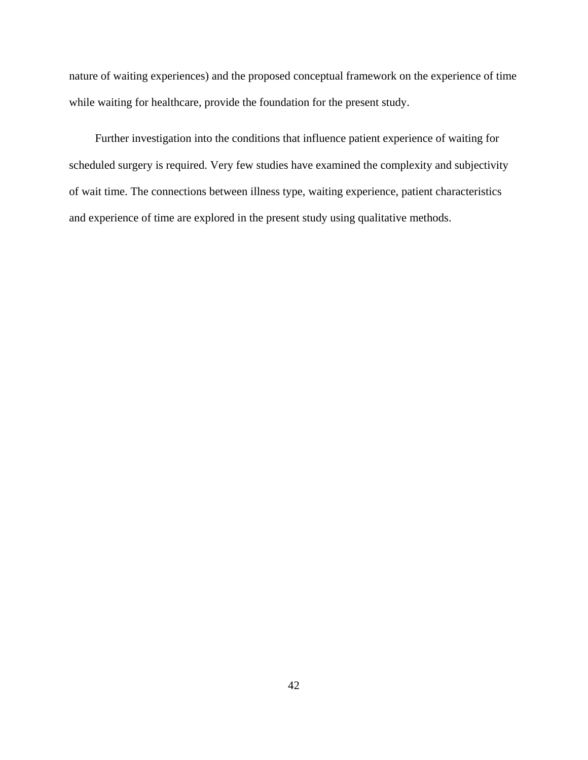nature of waiting experiences) and the proposed conceptual framework on the experience of time while waiting for healthcare, provide the foundation for the present study.

Further investigation into the conditions that influence patient experience of waiting for scheduled surgery is required. Very few studies have examined the complexity and subjectivity of wait time. The connections between illness type, waiting experience, patient characteristics and experience of time are explored in the present study using qualitative methods.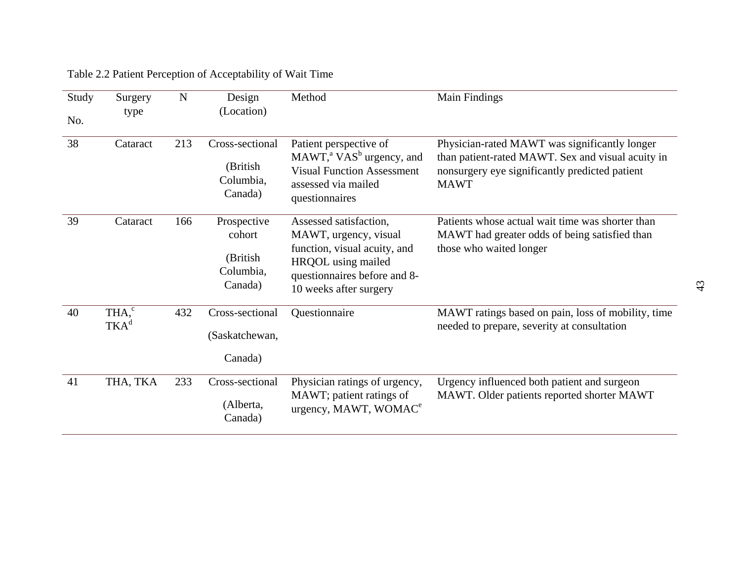Table 2.2 Patient Perception of Acceptability of Wait Time

| Study No. | Surgery type | N | Design (Location) | Method | Main Findings |
|---|---|---|---|---|---|
| 38 | Cataract | 213 | Cross-sectional (British Columbia, Canada) | Patient perspective of MAWT,[a] VAS[b] urgency, and Visual Function Assessment assessed via mailed questionnaires | Physician-rated MAWT was significantly longer than patient-rated MAWT. Sex and visual acuity in nonsurgery eye significantly predicted patient MAWT |
| 39 | Cataract | 166 | Prospective cohort (British Columbia, Canada) | Assessed satisfaction, MAWT, urgency, visual function, visual acuity, and HRQOL using mailed questionnaires before and 8-10 weeks after surgery | Patients whose actual wait time was shorter than MAWT had greater odds of being satisfied than those who waited longer |
| 40 | THA,[c] TKA[d] | 432 | Cross-sectional (Saskatchewan, Canada) | Questionnaire | MAWT ratings based on pain, loss of mobility, time needed to prepare, severity at consultation |
| 41 | THA, TKA | 233 | Cross-sectional (Alberta, Canada) | Physician ratings of urgency, MAWT; patient ratings of urgency, MAWT, WOMAC[e] | Urgency influenced both patient and surgeon MAWT. Older patients reported shorter MAWT |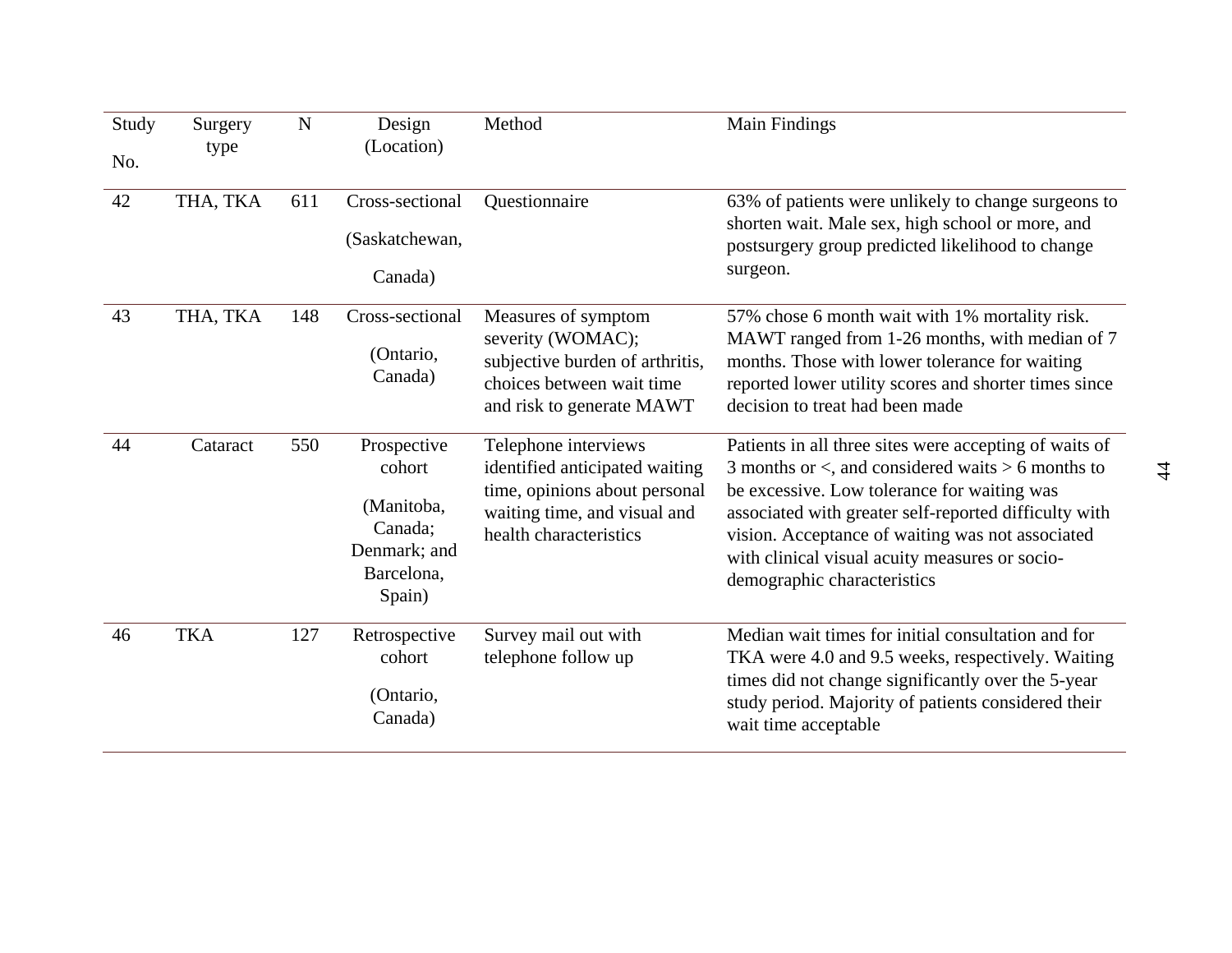| Study No. | Surgery type | N | Design (Location) | Method | Main Findings |
|---|---|---|---|---|---|
| 42 | THA, TKA | 611 | Cross-sectional (Saskatchewan, Canada) | Questionnaire | 63% of patients were unlikely to change surgeons to shorten wait. Male sex, high school or more, and postsurgery group predicted likelihood to change surgeon. |
| 43 | THA, TKA | 148 | Cross-sectional (Ontario, Canada) | Measures of symptom severity (WOMAC); subjective burden of arthritis, choices between wait time and risk to generate MAWT | 57% chose 6 month wait with 1% mortality risk. MAWT ranged from 1-26 months, with median of 7 months. Those with lower tolerance for waiting reported lower utility scores and shorter times since decision to treat had been made |
| 44 | Cataract | 550 | Prospective cohort (Manitoba, Canada; Denmark; and Barcelona, Spain) | Telephone interviews identified anticipated waiting time, opinions about personal waiting time, and visual and health characteristics | Patients in all three sites were accepting of waits of 3 months or <, and considered waits > 6 months to be excessive. Low tolerance for waiting was associated with greater self-reported difficulty with vision. Acceptance of waiting was not associated with clinical visual acuity measures or socio-demographic characteristics |
| 46 | TKA | 127 | Retrospective cohort (Ontario, Canada) | Survey mail out with telephone follow up | Median wait times for initial consultation and for TKA were 4.0 and 9.5 weeks, respectively. Waiting times did not change significantly over the 5-year study period. Majority of patients considered their wait time acceptable |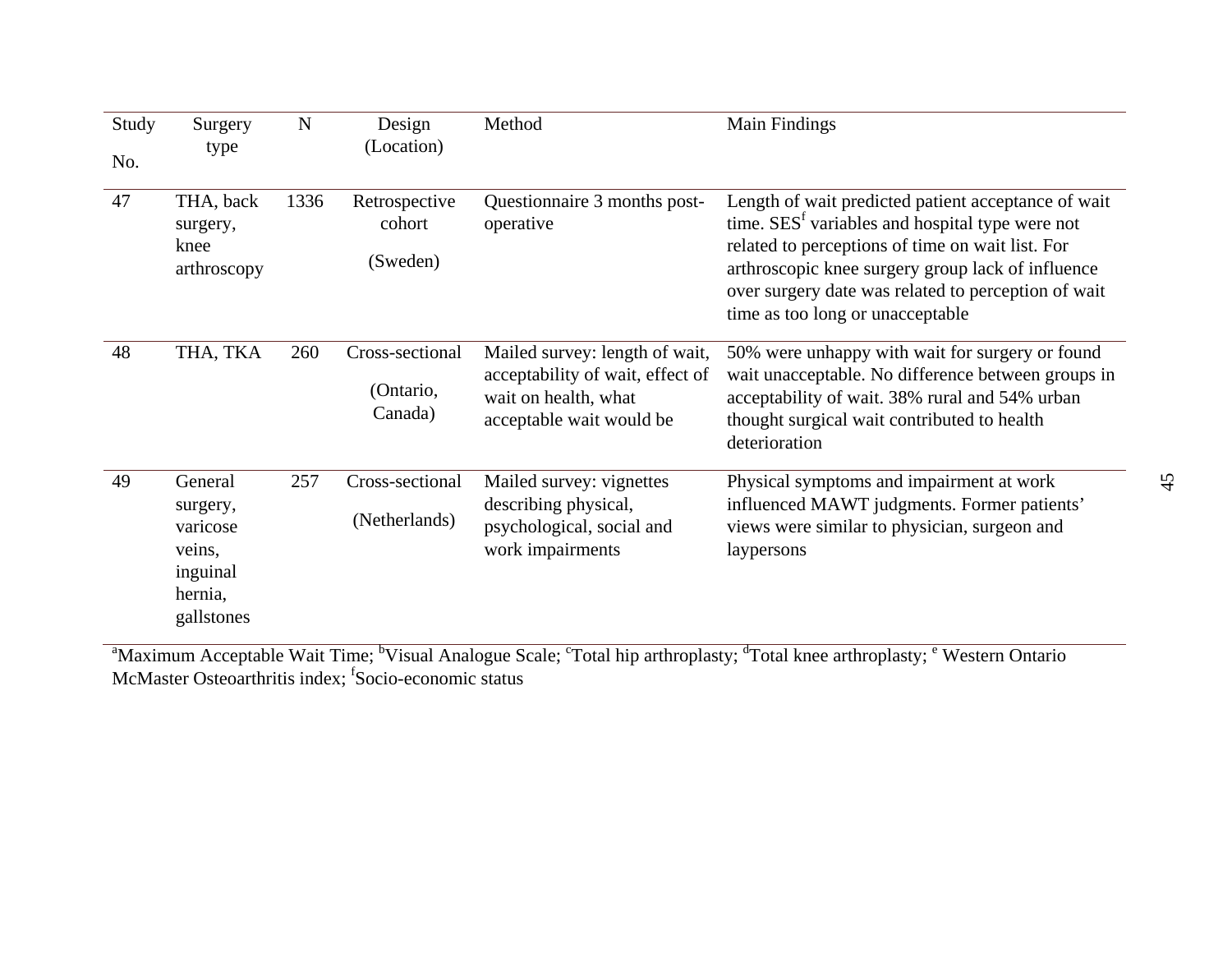| Study No. | Surgery type | N | Design (Location) | Method | Main Findings |
|---|---|---|---|---|---|
| 47 | THA, back surgery, knee arthroscopy | 1336 | Retrospective cohort (Sweden) | Questionnaire 3 months post-operative | Length of wait predicted patient acceptance of wait time. SES[f] variables and hospital type were not related to perceptions of time on wait list. For arthroscopic knee surgery group lack of influence over surgery date was related to perception of wait time as too long or unacceptable |
| 48 | THA, TKA | 260 | Cross-sectional (Ontario, Canada) | Mailed survey: length of wait, acceptability of wait, effect of wait on health, what acceptable wait would be | 50% were unhappy with wait for surgery or found wait unacceptable. No difference between groups in acceptability of wait. 38% rural and 54% urban thought surgical wait contributed to health deterioration |
| 49 | General surgery, varicose veins, inguinal hernia, gallstones | 257 | Cross-sectional (Netherlands) | Mailed survey: vignettes describing physical, psychological, social and work impairments | Physical symptoms and impairment at work influenced MAWT judgments. Former patients' views were similar to physician, surgeon and laypersons |

[a]Maximum Acceptable Wait Time; [b]Visual Analogue Scale; [c]Total hip arthroplasty; [d]Total knee arthroplasty; [e] Western Ontario McMaster Osteoarthritis index; [f]Socio-economic status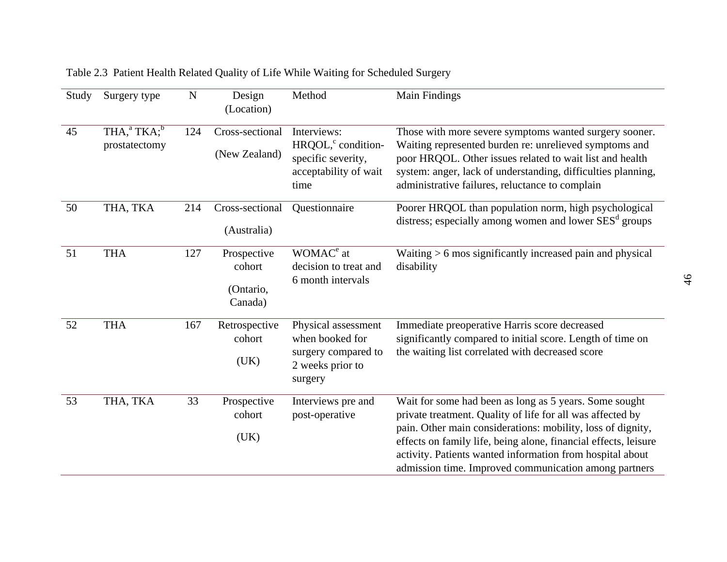Table 2.3 Patient Health Related Quality of Life While Waiting for Scheduled Surgery

| Study | Surgery type | N | Design (Location) | Method | Main Findings |
|---|---|---|---|---|---|
| 45 | THA,[a] TKA;[b] prostatectomy | 124 | Cross-sectional (New Zealand) | Interviews: HRQOL,[c] condition-specific severity, acceptability of wait time | Those with more severe symptoms wanted surgery sooner. Waiting represented burden re: unrelieved symptoms and poor HRQOL. Other issues related to wait list and health system: anger, lack of understanding, difficulties planning, administrative failures, reluctance to complain |
| 50 | THA, TKA | 214 | Cross-sectional (Australia) | Questionnaire | Poorer HRQOL than population norm, high psychological distress; especially among women and lower SES[d] groups |
| 51 | THA | 127 | Prospective cohort (Ontario, Canada) | WOMAC[e] at decision to treat and 6 month intervals | Waiting > 6 mos significantly increased pain and physical disability |
| 52 | THA | 167 | Retrospective cohort (UK) | Physical assessment when booked for surgery compared to 2 weeks prior to surgery | Immediate preoperative Harris score decreased significantly compared to initial score. Length of time on the waiting list correlated with decreased score |
| 53 | THA, TKA | 33 | Prospective cohort (UK) | Interviews pre and post-operative | Wait for some had been as long as 5 years. Some sought private treatment. Quality of life for all was affected by pain. Other main considerations: mobility, loss of dignity, effects on family life, being alone, financial effects, leisure activity. Patients wanted information from hospital about admission time. Improved communication among partners |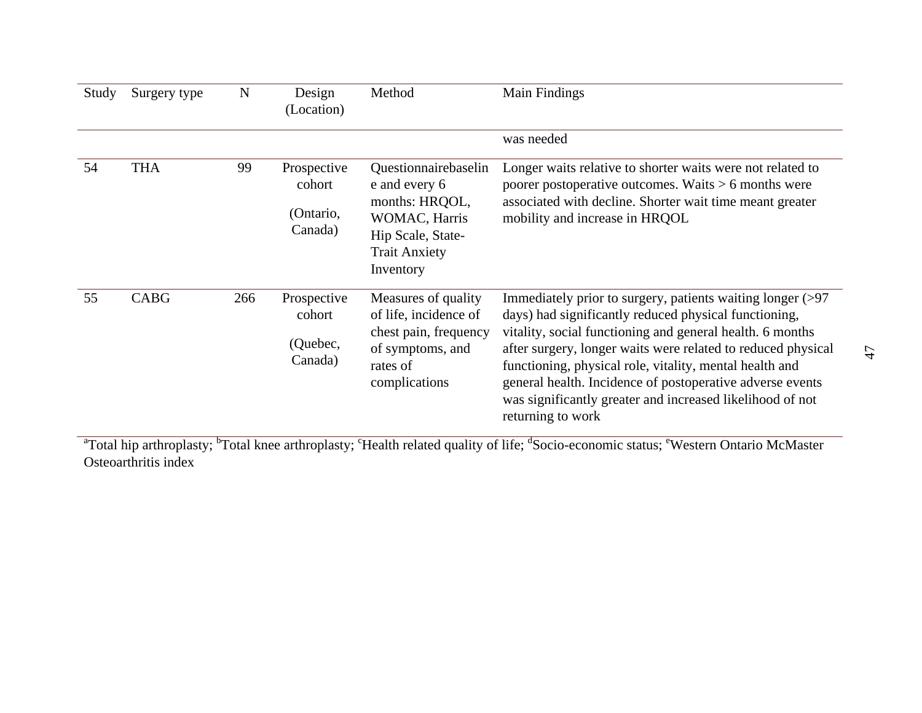| Study | Surgery type | N | Design (Location) | Method | Main Findings |
|---|---|---|---|---|---|
| | | | | | was needed |
| 54 | THA | 99 | Prospective cohort (Ontario, Canada) | Questionnairebaseline and every 6 months: HRQOL, WOMAC, Harris Hip Scale, State-Trait Anxiety Inventory | Longer waits relative to shorter waits were not related to poorer postoperative outcomes. Waits > 6 months were associated with decline. Shorter wait time meant greater mobility and increase in HRQOL |
| 55 | CABG | 266 | Prospective cohort (Quebec, Canada) | Measures of quality of life, incidence of chest pain, frequency of symptoms, and rates of complications | Immediately prior to surgery, patients waiting longer (>97 days) had significantly reduced physical functioning, vitality, social functioning and general health. 6 months after surgery, longer waits were related to reduced physical functioning, physical role, vitality, mental health and general health. Incidence of postoperative adverse events was significantly greater and increased likelihood of not returning to work |

[a]Total hip arthroplasty; [b]Total knee arthroplasty; [c]Health related quality of life; [d]Socio-economic status; [e]Western Ontario McMaster Osteoarthritis index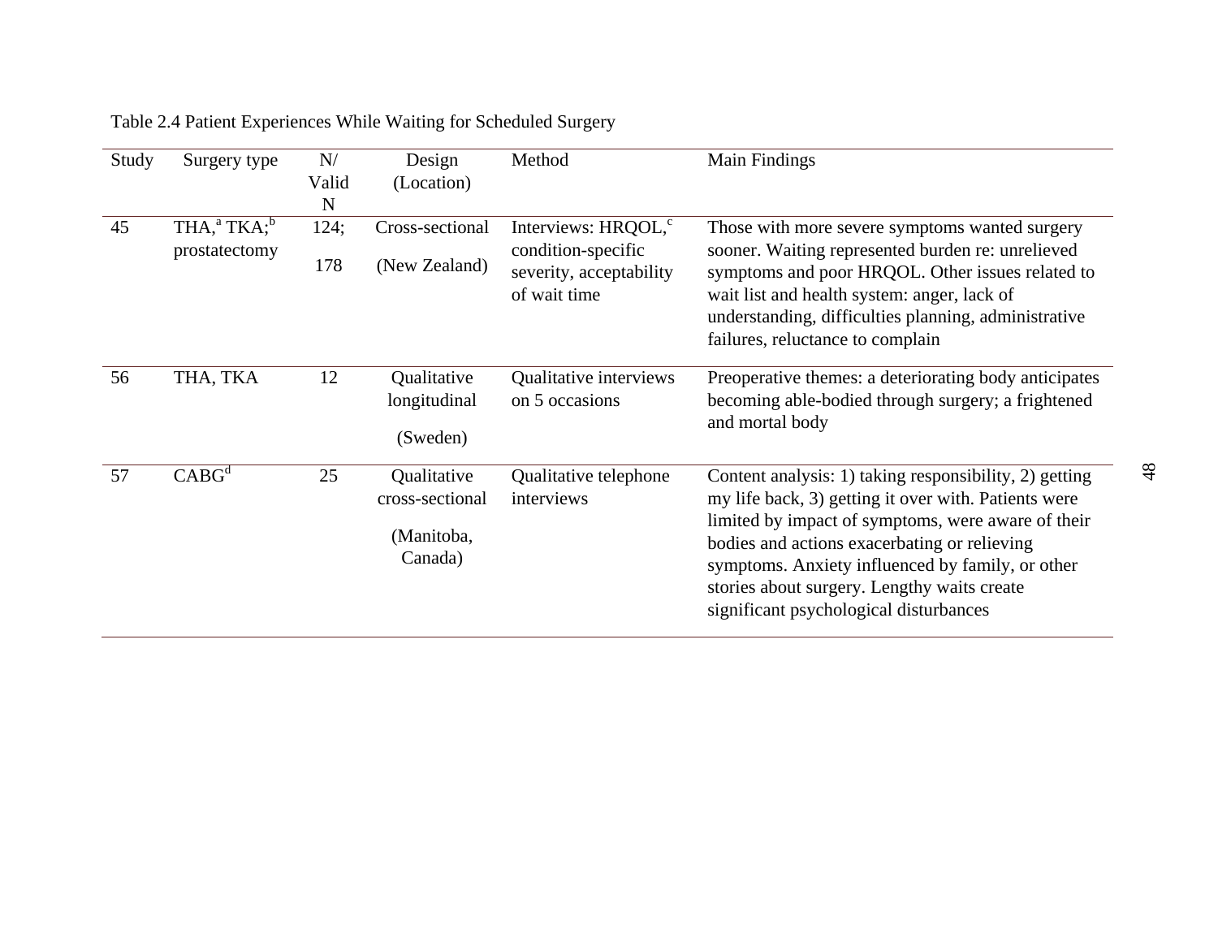Table 2.4 Patient Experiences While Waiting for Scheduled Surgery

| Study | Surgery type | N/ Valid N | Design (Location) | Method | Main Findings |
| --- | --- | --- | --- | --- | --- |
| 45 | THA,[a] TKA;[b] prostatectomy | 124; 178 | Cross-sectional (New Zealand) | Interviews: HRQOL,[c] condition-specific severity, acceptability of wait time | Those with more severe symptoms wanted surgery sooner. Waiting represented burden re: unrelieved symptoms and poor HRQOL. Other issues related to wait list and health system: anger, lack of understanding, difficulties planning, administrative failures, reluctance to complain |
| 56 | THA, TKA | 12 | Qualitative longitudinal (Sweden) | Qualitative interviews on 5 occasions | Preoperative themes: a deteriorating body anticipates becoming able-bodied through surgery; a frightened and mortal body |
| 57 | CABG[d] | 25 | Qualitative cross-sectional (Manitoba, Canada) | Qualitative telephone interviews | Content analysis: 1) taking responsibility, 2) getting my life back, 3) getting it over with. Patients were limited by impact of symptoms, were aware of their bodies and actions exacerbating or relieving symptoms. Anxiety influenced by family, or other stories about surgery. Lengthy waits create significant psychological disturbances |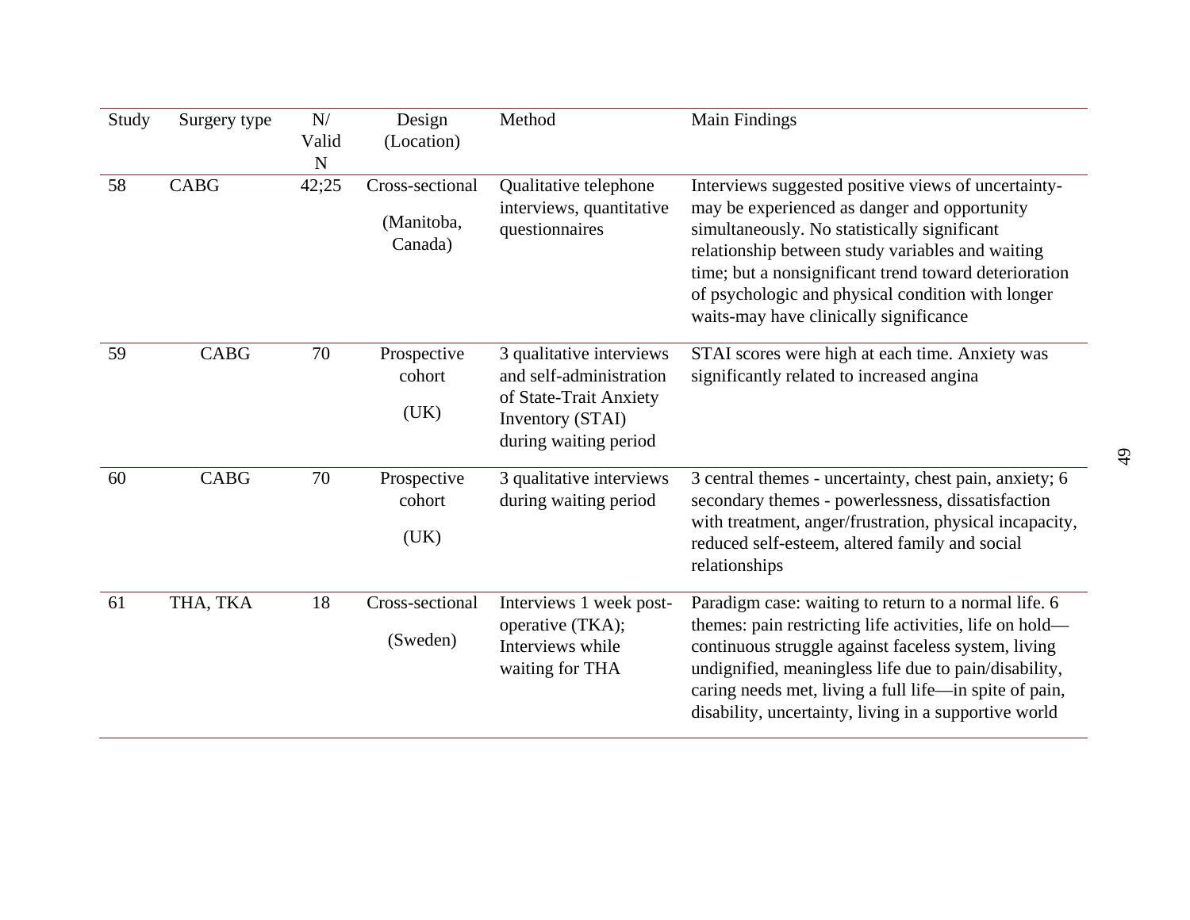| Study | Surgery type | N/ Valid N | Design (Location) | Method | Main Findings |
|---|---|---|---|---|---|
| 58 | CABG | 42;25 | Cross-sectional (Manitoba, Canada) | Qualitative telephone interviews, quantitative questionnaires | Interviews suggested positive views of uncertainty-may be experienced as danger and opportunity simultaneously. No statistically significant relationship between study variables and waiting time; but a nonsignificant trend toward deterioration of psychologic and physical condition with longer waits-may have clinically significance |
| 59 | CABG | 70 | Prospective cohort (UK) | 3 qualitative interviews and self-administration of State-Trait Anxiety Inventory (STAI) during waiting period | STAI scores were high at each time. Anxiety was significantly related to increased angina |
| 60 | CABG | 70 | Prospective cohort (UK) | 3 qualitative interviews during waiting period | 3 central themes - uncertainty, chest pain, anxiety; 6 secondary themes - powerlessness, dissatisfaction with treatment, anger/frustration, physical incapacity, reduced self-esteem, altered family and social relationships |
| 61 | THA, TKA | 18 | Cross-sectional (Sweden) | Interviews 1 week post-operative (TKA); Interviews while waiting for THA | Paradigm case: waiting to return to a normal life. 6 themes: pain restricting life activities, life on hold—continuous struggle against faceless system, living undignified, meaningless life due to pain/disability, caring needs met, living a full life—in spite of pain, disability, uncertainty, living in a supportive world |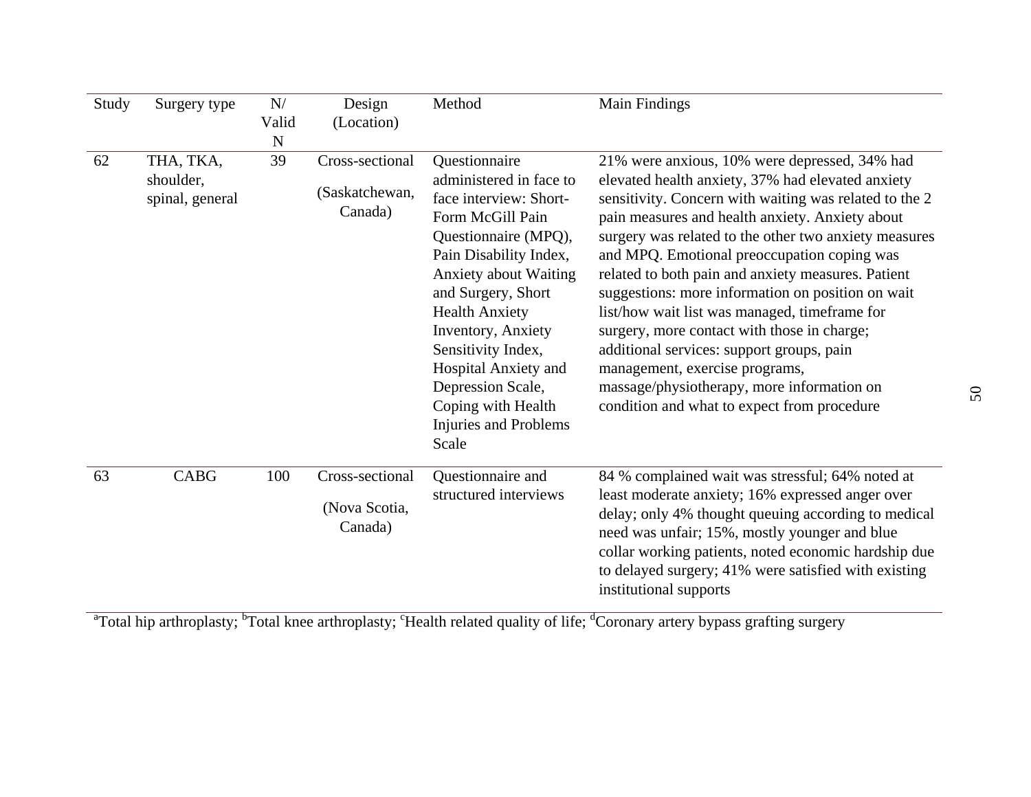| Study | Surgery type | N/ Valid N | Design (Location) | Method | Main Findings |
|---|---|---|---|---|---|
| 62 | THA, TKA, shoulder, spinal, general | 39 | Cross-sectional (Saskatchewan, Canada) | Questionnaire administered in face to face interview: Short-Form McGill Pain Questionnaire (MPQ), Pain Disability Index, Anxiety about Waiting and Surgery, Short Health Anxiety Inventory, Anxiety Sensitivity Index, Hospital Anxiety and Depression Scale, Coping with Health Injuries and Problems Scale | 21% were anxious, 10% were depressed, 34% had elevated health anxiety, 37% had elevated anxiety sensitivity. Concern with waiting was related to the 2 pain measures and health anxiety. Anxiety about surgery was related to the other two anxiety measures and MPQ. Emotional preoccupation coping was related to both pain and anxiety measures. Patient suggestions: more information on position on wait list/how wait list was managed, timeframe for surgery, more contact with those in charge; additional services: support groups, pain management, exercise programs, massage/physiotherapy, more information on condition and what to expect from procedure |
| 63 | CABG | 100 | Cross-sectional (Nova Scotia, Canada) | Questionnaire and structured interviews | 84 % complained wait was stressful; 64% noted at least moderate anxiety; 16% expressed anger over delay; only 4% thought queuing according to medical need was unfair; 15%, mostly younger and blue collar working patients, noted economic hardship due to delayed surgery; 41% were satisfied with existing institutional supports |

[a]Total hip arthroplasty; [b]Total knee arthroplasty; [c]Health related quality of life; [d]Coronary artery bypass grafting surgery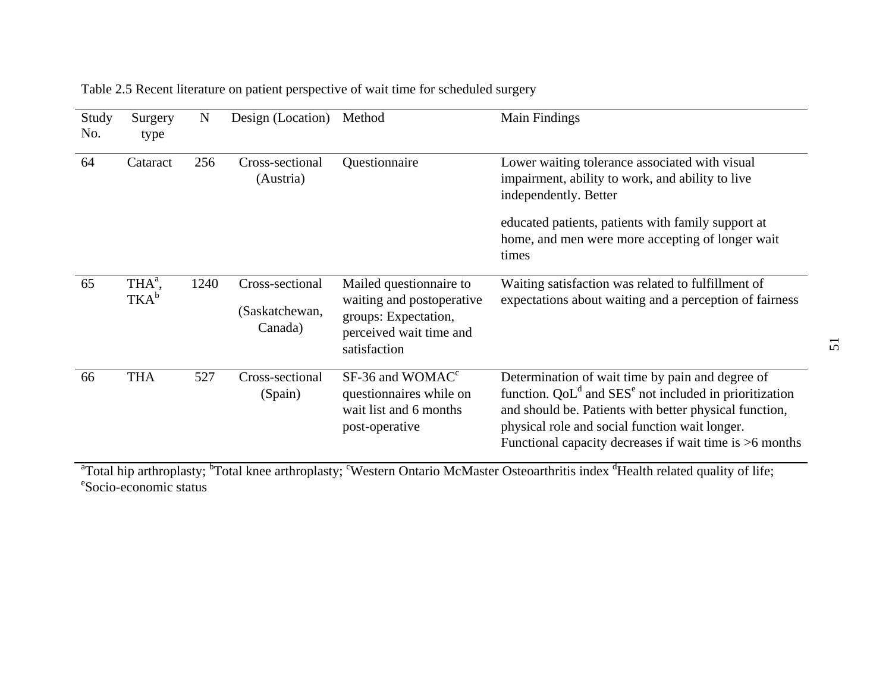Table 2.5 Recent literature on patient perspective of wait time for scheduled surgery

| Study No. | Surgery type | N | Design (Location) | Method | Main Findings |
|---|---|---|---|---|---|
| 64 | Cataract | 256 | Cross-sectional (Austria) | Questionnaire | Lower waiting tolerance associated with visual impairment, ability to work, and ability to live independently. Better educated patients, patients with family support at home, and men were more accepting of longer wait times |
| 65 | THA[a], TKA[b] | 1240 | Cross-sectional (Saskatchewan, Canada) | Mailed questionnaire to waiting and postoperative groups: Expectation, perceived wait time and satisfaction | Waiting satisfaction was related to fulfillment of expectations about waiting and a perception of fairness |
| 66 | THA | 527 | Cross-sectional (Spain) | SF-36 and WOMAC[c] questionnaires while on wait list and 6 months post-operative | Determination of wait time by pain and degree of function. QoL[d] and SES[e] not included in prioritization and should be. Patients with better physical function, physical role and social function wait longer. Functional capacity decreases if wait time is >6 months |

[a]Total hip arthroplasty; [b]Total knee arthroplasty; [c]Western Ontario McMaster Osteoarthritis index [d]Health related quality of life; [e]Socio-economic status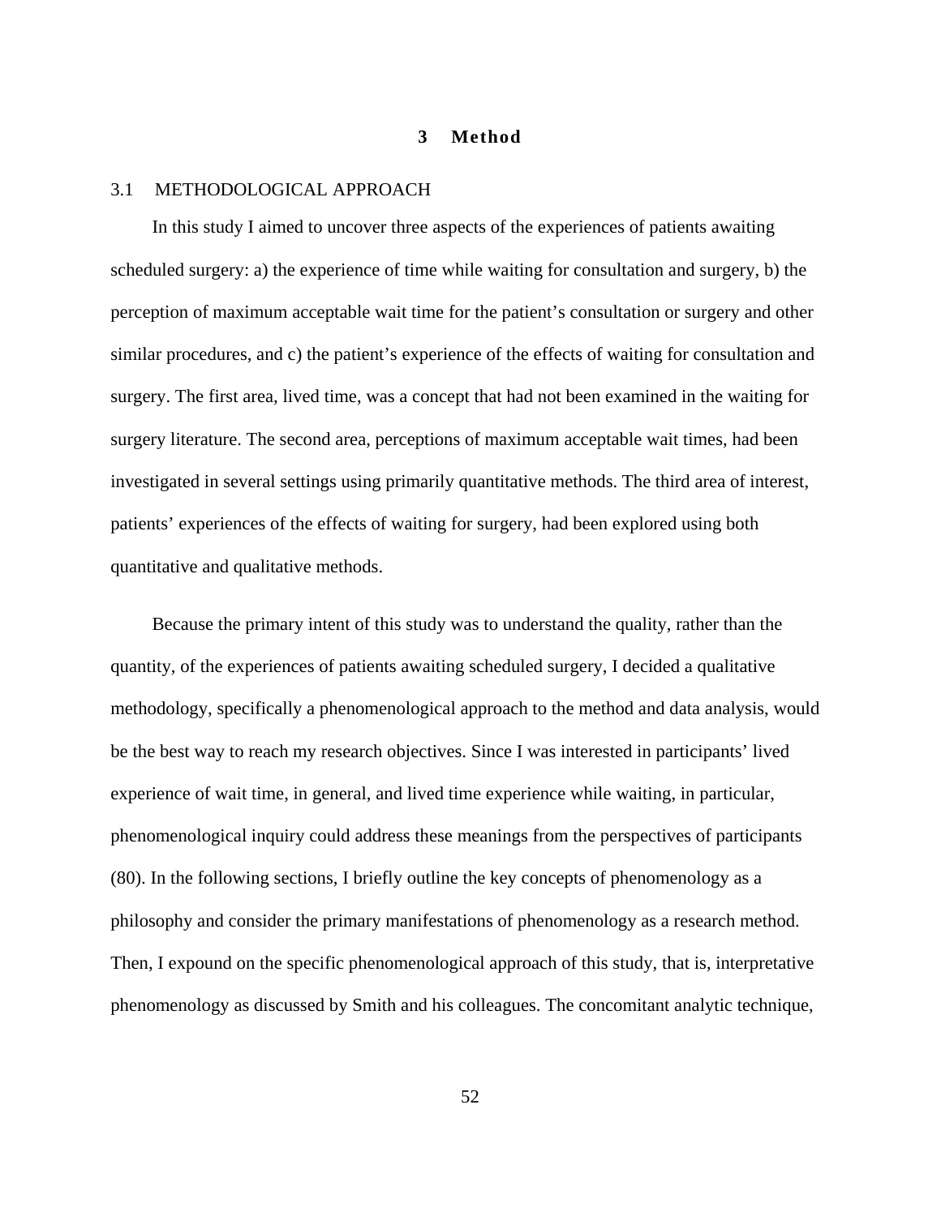# 3 Method

## 3.1 METHODOLOGICAL APPROACH

In this study I aimed to uncover three aspects of the experiences of patients awaiting scheduled surgery: a) the experience of time while waiting for consultation and surgery, b) the perception of maximum acceptable wait time for the patient's consultation or surgery and other similar procedures, and c) the patient's experience of the effects of waiting for consultation and surgery. The first area, lived time, was a concept that had not been examined in the waiting for surgery literature. The second area, perceptions of maximum acceptable wait times, had been investigated in several settings using primarily quantitative methods. The third area of interest, patients' experiences of the effects of waiting for surgery, had been explored using both quantitative and qualitative methods.

Because the primary intent of this study was to understand the quality, rather than the quantity, of the experiences of patients awaiting scheduled surgery, I decided a qualitative methodology, specifically a phenomenological approach to the method and data analysis, would be the best way to reach my research objectives. Since I was interested in participants' lived experience of wait time, in general, and lived time experience while waiting, in particular, phenomenological inquiry could address these meanings from the perspectives of participants (80). In the following sections, I briefly outline the key concepts of phenomenology as a philosophy and consider the primary manifestations of phenomenology as a research method. Then, I expound on the specific phenomenological approach of this study, that is, interpretative phenomenology as discussed by Smith and his colleagues. The concomitant analytic technique,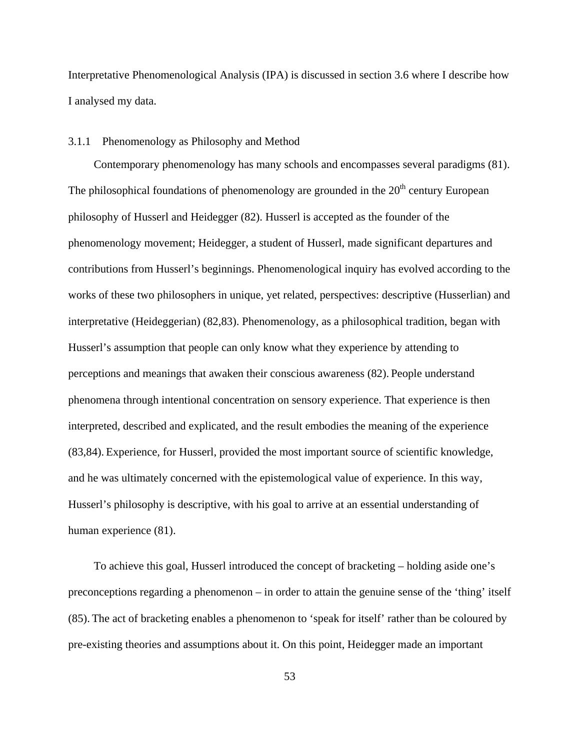Interpretative Phenomenological Analysis (IPA) is discussed in section 3.6 where I describe how I analysed my data.

### 3.1.1 Phenomenology as Philosophy and Method

Contemporary phenomenology has many schools and encompasses several paradigms (81). The philosophical foundations of phenomenology are grounded in the 20th century European philosophy of Husserl and Heidegger (82). Husserl is accepted as the founder of the phenomenology movement; Heidegger, a student of Husserl, made significant departures and contributions from Husserl's beginnings. Phenomenological inquiry has evolved according to the works of these two philosophers in unique, yet related, perspectives: descriptive (Husserlian) and interpretative (Heideggerian) (82,83). Phenomenology, as a philosophical tradition, began with Husserl's assumption that people can only know what they experience by attending to perceptions and meanings that awaken their conscious awareness (82). People understand phenomena through intentional concentration on sensory experience. That experience is then interpreted, described and explicated, and the result embodies the meaning of the experience (83,84). Experience, for Husserl, provided the most important source of scientific knowledge, and he was ultimately concerned with the epistemological value of experience. In this way, Husserl's philosophy is descriptive, with his goal to arrive at an essential understanding of human experience (81).

To achieve this goal, Husserl introduced the concept of bracketing – holding aside one's preconceptions regarding a phenomenon – in order to attain the genuine sense of the 'thing' itself (85). The act of bracketing enables a phenomenon to 'speak for itself' rather than be coloured by pre-existing theories and assumptions about it. On this point, Heidegger made an important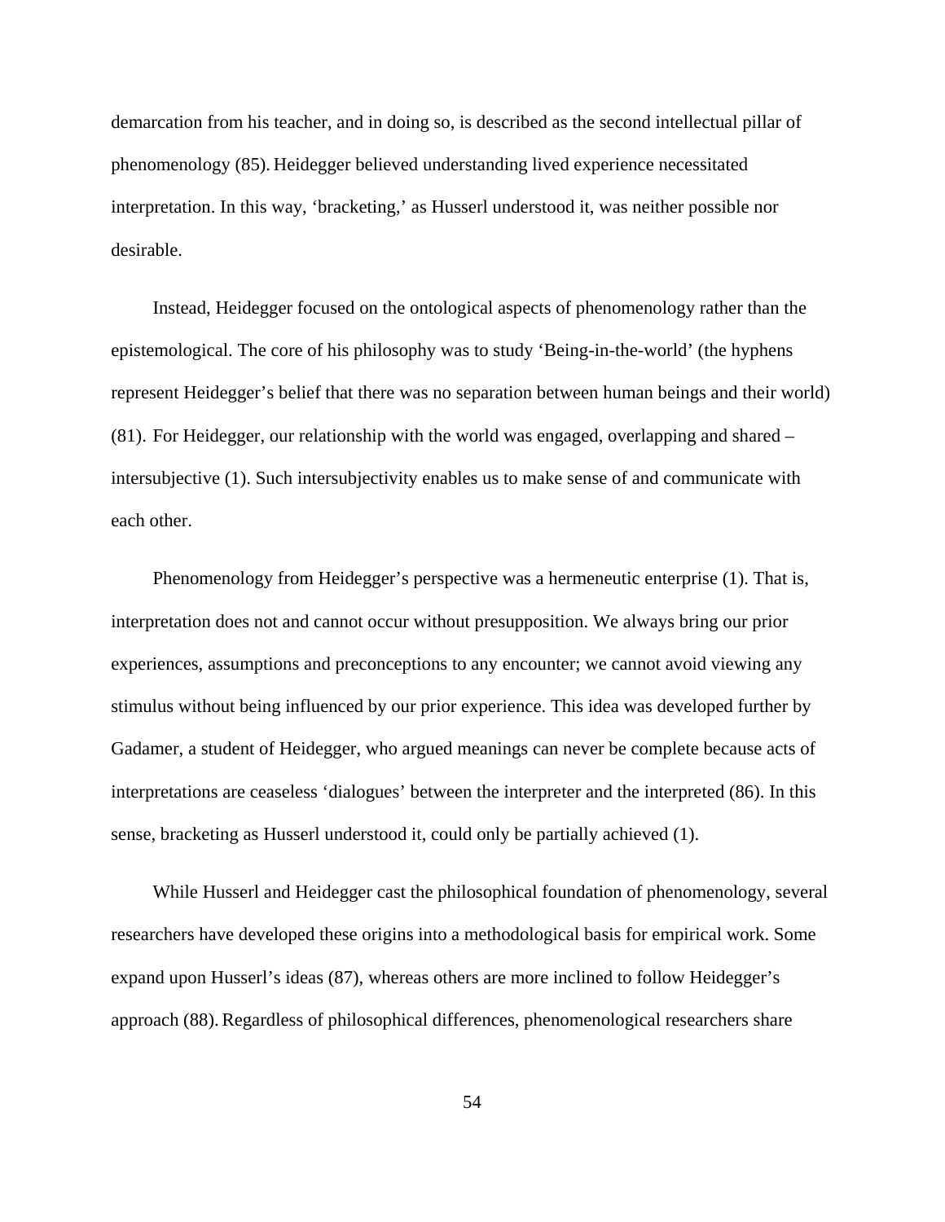demarcation from his teacher, and in doing so, is described as the second intellectual pillar of phenomenology (85). Heidegger believed understanding lived experience necessitated interpretation. In this way, 'bracketing,' as Husserl understood it, was neither possible nor desirable.

Instead, Heidegger focused on the ontological aspects of phenomenology rather than the epistemological. The core of his philosophy was to study 'Being-in-the-world' (the hyphens represent Heidegger's belief that there was no separation between human beings and their world) (81). For Heidegger, our relationship with the world was engaged, overlapping and shared – intersubjective (1). Such intersubjectivity enables us to make sense of and communicate with each other.

Phenomenology from Heidegger's perspective was a hermeneutic enterprise (1). That is, interpretation does not and cannot occur without presupposition. We always bring our prior experiences, assumptions and preconceptions to any encounter; we cannot avoid viewing any stimulus without being influenced by our prior experience. This idea was developed further by Gadamer, a student of Heidegger, who argued meanings can never be complete because acts of interpretations are ceaseless 'dialogues' between the interpreter and the interpreted (86). In this sense, bracketing as Husserl understood it, could only be partially achieved (1).

While Husserl and Heidegger cast the philosophical foundation of phenomenology, several researchers have developed these origins into a methodological basis for empirical work. Some expand upon Husserl's ideas (87), whereas others are more inclined to follow Heidegger's approach (88). Regardless of philosophical differences, phenomenological researchers share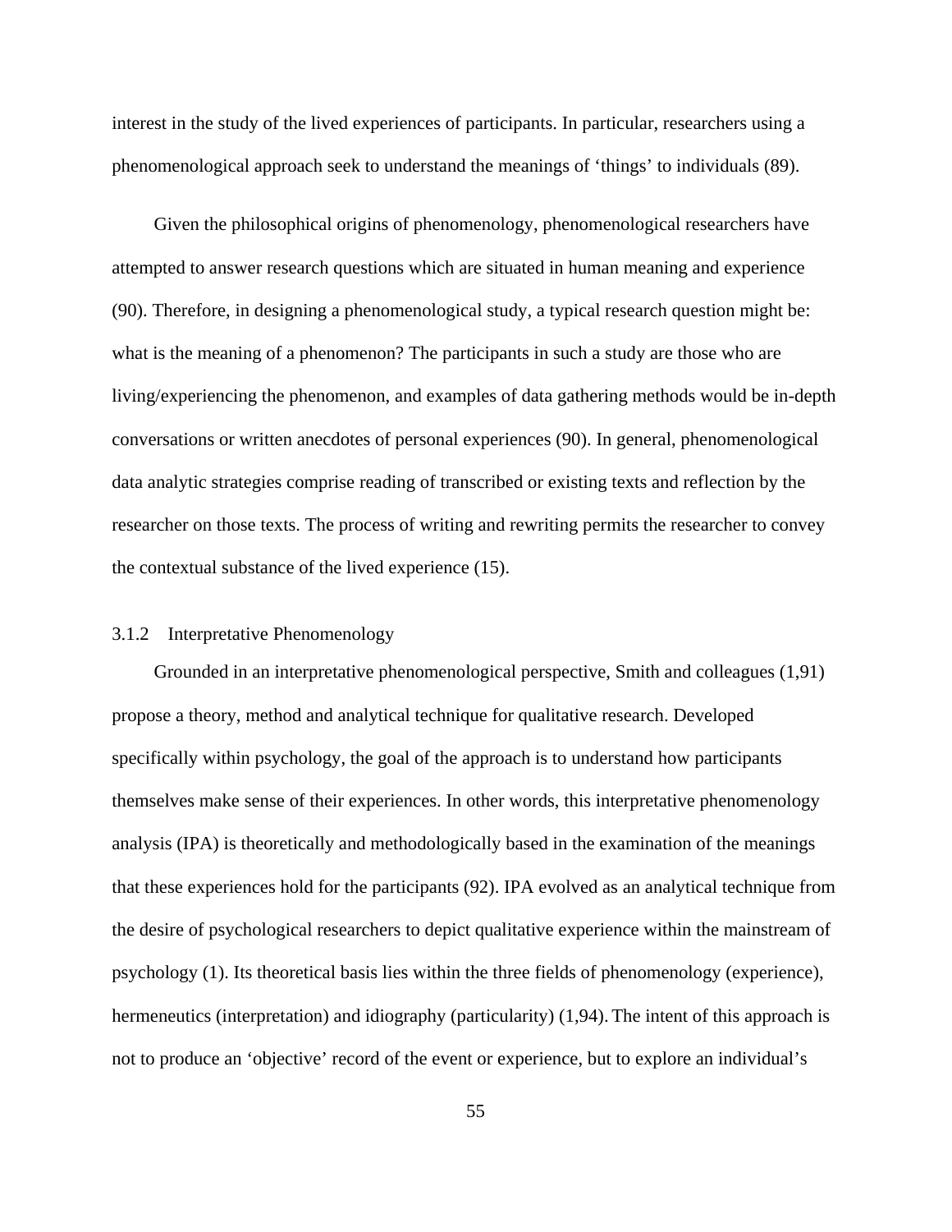interest in the study of the lived experiences of participants. In particular, researchers using a phenomenological approach seek to understand the meanings of 'things' to individuals (89).

Given the philosophical origins of phenomenology, phenomenological researchers have attempted to answer research questions which are situated in human meaning and experience (90). Therefore, in designing a phenomenological study, a typical research question might be: what is the meaning of a phenomenon? The participants in such a study are those who are living/experiencing the phenomenon, and examples of data gathering methods would be in-depth conversations or written anecdotes of personal experiences (90). In general, phenomenological data analytic strategies comprise reading of transcribed or existing texts and reflection by the researcher on those texts. The process of writing and rewriting permits the researcher to convey the contextual substance of the lived experience (15).

### 3.1.2 Interpretative Phenomenology

Grounded in an interpretative phenomenological perspective, Smith and colleagues (1,91) propose a theory, method and analytical technique for qualitative research. Developed specifically within psychology, the goal of the approach is to understand how participants themselves make sense of their experiences. In other words, this interpretative phenomenology analysis (IPA) is theoretically and methodologically based in the examination of the meanings that these experiences hold for the participants (92). IPA evolved as an analytical technique from the desire of psychological researchers to depict qualitative experience within the mainstream of psychology (1). Its theoretical basis lies within the three fields of phenomenology (experience), hermeneutics (interpretation) and idiography (particularity) (1,94). The intent of this approach is not to produce an 'objective' record of the event or experience, but to explore an individual's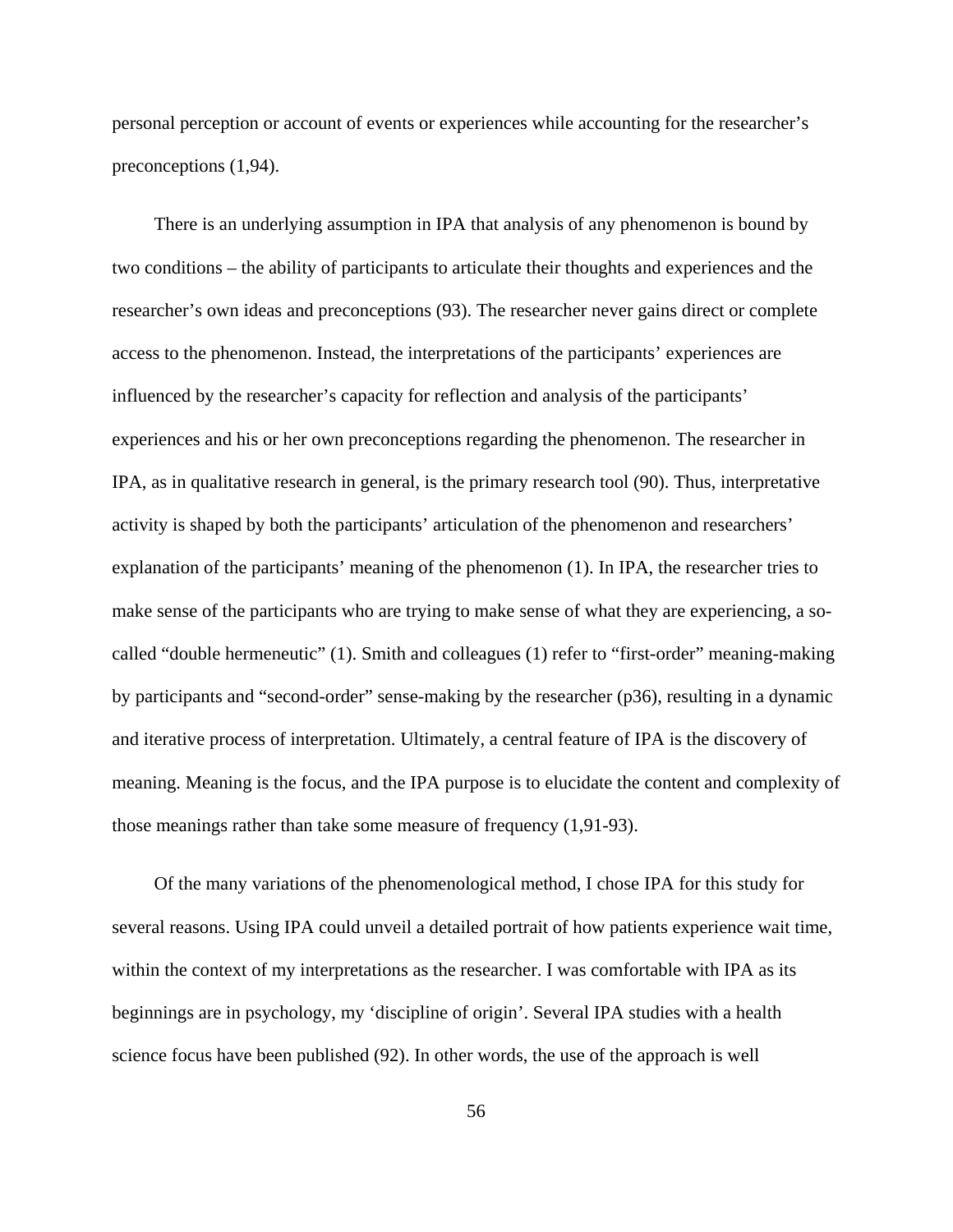personal perception or account of events or experiences while accounting for the researcher's preconceptions (1,94).

There is an underlying assumption in IPA that analysis of any phenomenon is bound by two conditions – the ability of participants to articulate their thoughts and experiences and the researcher's own ideas and preconceptions (93). The researcher never gains direct or complete access to the phenomenon. Instead, the interpretations of the participants' experiences are influenced by the researcher's capacity for reflection and analysis of the participants' experiences and his or her own preconceptions regarding the phenomenon. The researcher in IPA, as in qualitative research in general, is the primary research tool (90). Thus, interpretative activity is shaped by both the participants' articulation of the phenomenon and researchers' explanation of the participants' meaning of the phenomenon (1). In IPA, the researcher tries to make sense of the participants who are trying to make sense of what they are experiencing, a so-called "double hermeneutic" (1). Smith and colleagues (1) refer to "first-order" meaning-making by participants and "second-order" sense-making by the researcher (p36), resulting in a dynamic and iterative process of interpretation. Ultimately, a central feature of IPA is the discovery of meaning. Meaning is the focus, and the IPA purpose is to elucidate the content and complexity of those meanings rather than take some measure of frequency (1,91-93).

Of the many variations of the phenomenological method, I chose IPA for this study for several reasons. Using IPA could unveil a detailed portrait of how patients experience wait time, within the context of my interpretations as the researcher. I was comfortable with IPA as its beginnings are in psychology, my 'discipline of origin'. Several IPA studies with a health science focus have been published (92). In other words, the use of the approach is well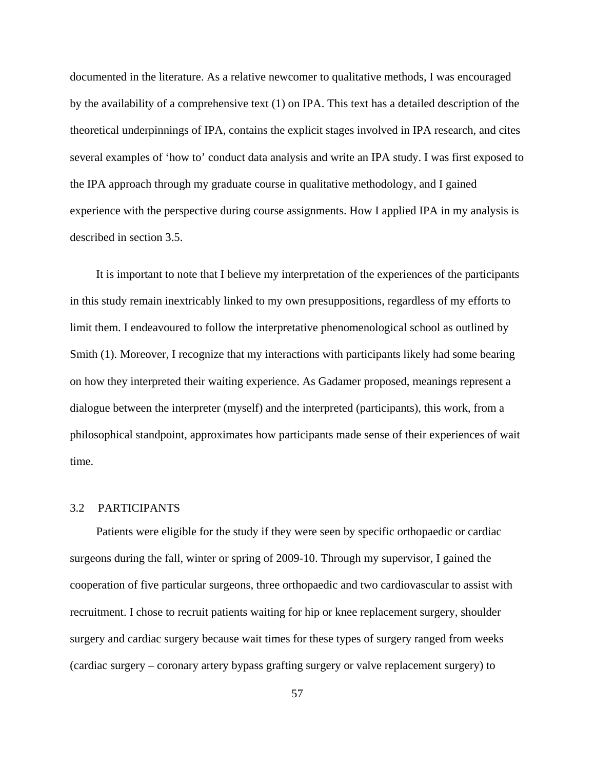documented in the literature. As a relative newcomer to qualitative methods, I was encouraged by the availability of a comprehensive text (1) on IPA. This text has a detailed description of the theoretical underpinnings of IPA, contains the explicit stages involved in IPA research, and cites several examples of 'how to' conduct data analysis and write an IPA study. I was first exposed to the IPA approach through my graduate course in qualitative methodology, and I gained experience with the perspective during course assignments. How I applied IPA in my analysis is described in section 3.5.

It is important to note that I believe my interpretation of the experiences of the participants in this study remain inextricably linked to my own presuppositions, regardless of my efforts to limit them. I endeavoured to follow the interpretative phenomenological school as outlined by Smith (1). Moreover, I recognize that my interactions with participants likely had some bearing on how they interpreted their waiting experience. As Gadamer proposed, meanings represent a dialogue between the interpreter (myself) and the interpreted (participants), this work, from a philosophical standpoint, approximates how participants made sense of their experiences of wait time.

## 3.2 PARTICIPANTS

Patients were eligible for the study if they were seen by specific orthopaedic or cardiac surgeons during the fall, winter or spring of 2009-10. Through my supervisor, I gained the cooperation of five particular surgeons, three orthopaedic and two cardiovascular to assist with recruitment. I chose to recruit patients waiting for hip or knee replacement surgery, shoulder surgery and cardiac surgery because wait times for these types of surgery ranged from weeks (cardiac surgery – coronary artery bypass grafting surgery or valve replacement surgery) to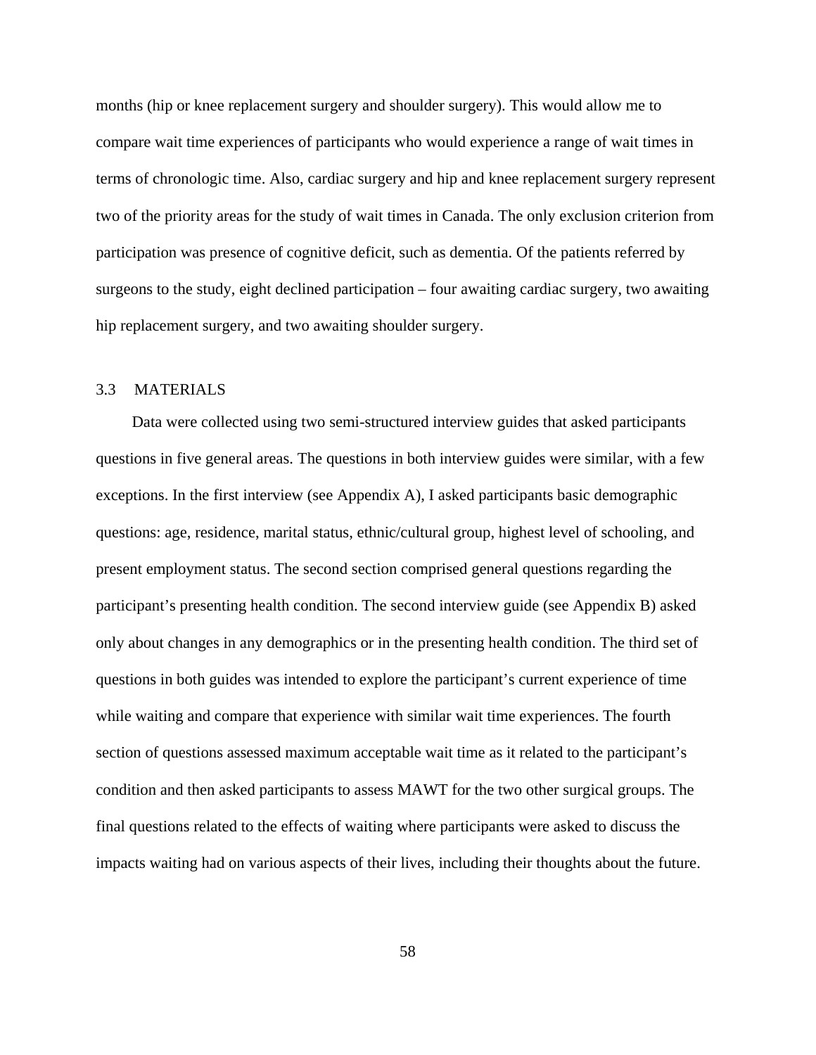months (hip or knee replacement surgery and shoulder surgery). This would allow me to compare wait time experiences of participants who would experience a range of wait times in terms of chronologic time. Also, cardiac surgery and hip and knee replacement surgery represent two of the priority areas for the study of wait times in Canada. The only exclusion criterion from participation was presence of cognitive deficit, such as dementia. Of the patients referred by surgeons to the study, eight declined participation – four awaiting cardiac surgery, two awaiting hip replacement surgery, and two awaiting shoulder surgery.

## 3.3 MATERIALS

Data were collected using two semi-structured interview guides that asked participants questions in five general areas. The questions in both interview guides were similar, with a few exceptions. In the first interview (see Appendix A), I asked participants basic demographic questions: age, residence, marital status, ethnic/cultural group, highest level of schooling, and present employment status. The second section comprised general questions regarding the participant's presenting health condition. The second interview guide (see Appendix B) asked only about changes in any demographics or in the presenting health condition. The third set of questions in both guides was intended to explore the participant's current experience of time while waiting and compare that experience with similar wait time experiences. The fourth section of questions assessed maximum acceptable wait time as it related to the participant's condition and then asked participants to assess MAWT for the two other surgical groups. The final questions related to the effects of waiting where participants were asked to discuss the impacts waiting had on various aspects of their lives, including their thoughts about the future.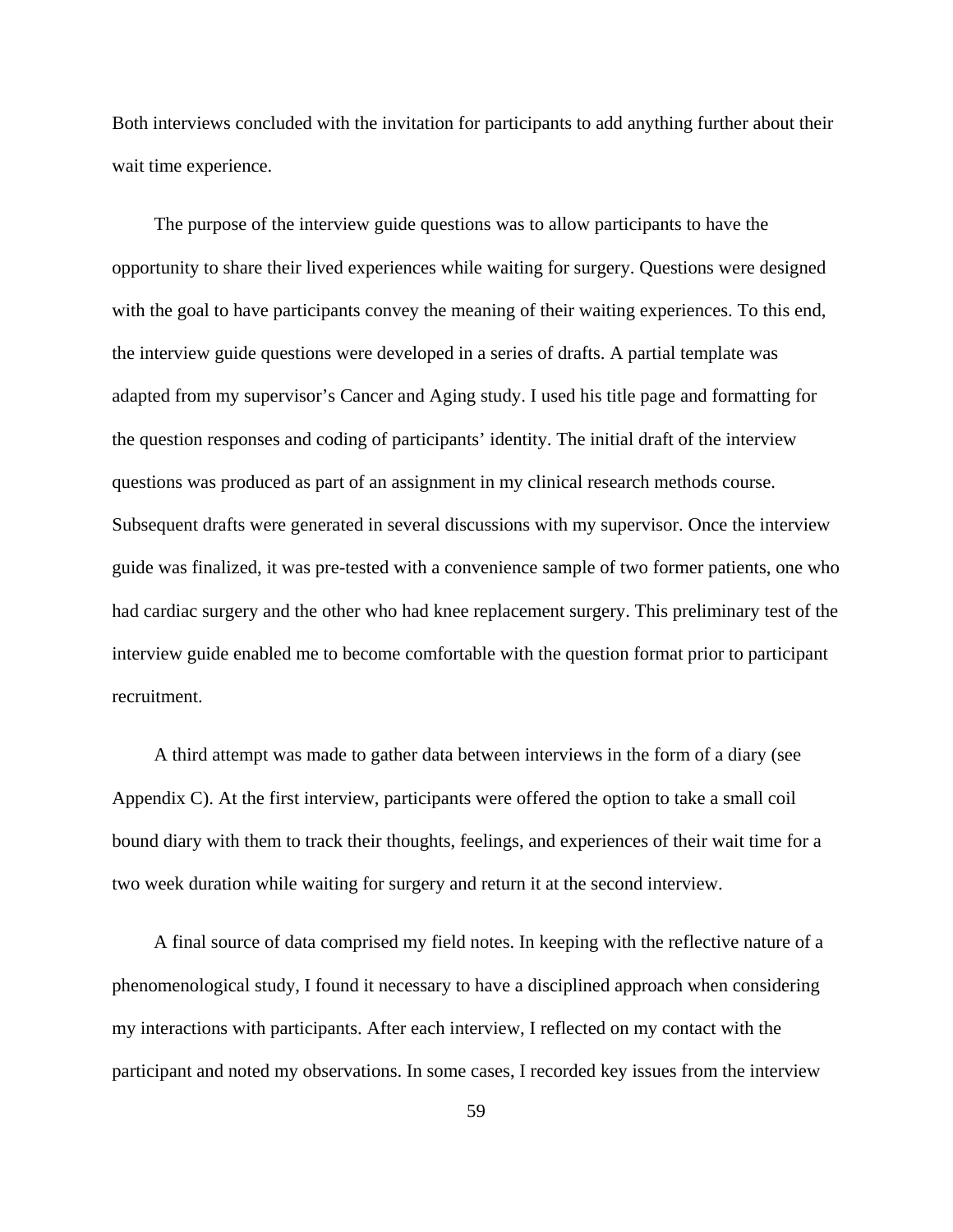Both interviews concluded with the invitation for participants to add anything further about their wait time experience.

The purpose of the interview guide questions was to allow participants to have the opportunity to share their lived experiences while waiting for surgery. Questions were designed with the goal to have participants convey the meaning of their waiting experiences. To this end, the interview guide questions were developed in a series of drafts. A partial template was adapted from my supervisor's Cancer and Aging study. I used his title page and formatting for the question responses and coding of participants' identity. The initial draft of the interview questions was produced as part of an assignment in my clinical research methods course. Subsequent drafts were generated in several discussions with my supervisor. Once the interview guide was finalized, it was pre-tested with a convenience sample of two former patients, one who had cardiac surgery and the other who had knee replacement surgery. This preliminary test of the interview guide enabled me to become comfortable with the question format prior to participant recruitment.

A third attempt was made to gather data between interviews in the form of a diary (see Appendix C). At the first interview, participants were offered the option to take a small coil bound diary with them to track their thoughts, feelings, and experiences of their wait time for a two week duration while waiting for surgery and return it at the second interview.

A final source of data comprised my field notes. In keeping with the reflective nature of a phenomenological study, I found it necessary to have a disciplined approach when considering my interactions with participants. After each interview, I reflected on my contact with the participant and noted my observations. In some cases, I recorded key issues from the interview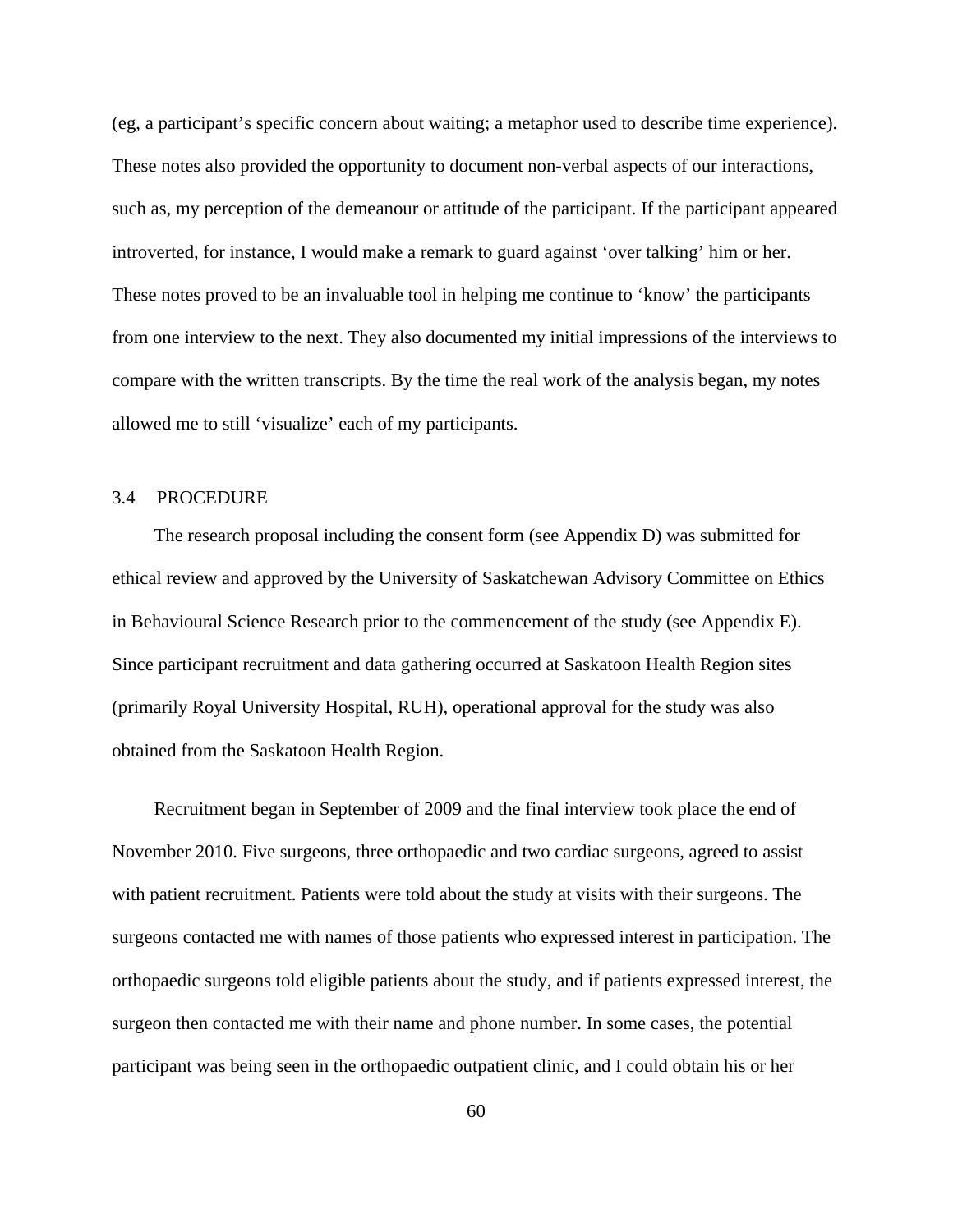(eg, a participant's specific concern about waiting; a metaphor used to describe time experience). These notes also provided the opportunity to document non-verbal aspects of our interactions, such as, my perception of the demeanour or attitude of the participant. If the participant appeared introverted, for instance, I would make a remark to guard against 'over talking' him or her. These notes proved to be an invaluable tool in helping me continue to 'know' the participants from one interview to the next. They also documented my initial impressions of the interviews to compare with the written transcripts. By the time the real work of the analysis began, my notes allowed me to still 'visualize' each of my participants.

### 3.4 PROCEDURE

The research proposal including the consent form (see Appendix D) was submitted for ethical review and approved by the University of Saskatchewan Advisory Committee on Ethics in Behavioural Science Research prior to the commencement of the study (see Appendix E). Since participant recruitment and data gathering occurred at Saskatoon Health Region sites (primarily Royal University Hospital, RUH), operational approval for the study was also obtained from the Saskatoon Health Region.

Recruitment began in September of 2009 and the final interview took place the end of November 2010. Five surgeons, three orthopaedic and two cardiac surgeons, agreed to assist with patient recruitment. Patients were told about the study at visits with their surgeons. The surgeons contacted me with names of those patients who expressed interest in participation. The orthopaedic surgeons told eligible patients about the study, and if patients expressed interest, the surgeon then contacted me with their name and phone number. In some cases, the potential participant was being seen in the orthopaedic outpatient clinic, and I could obtain his or her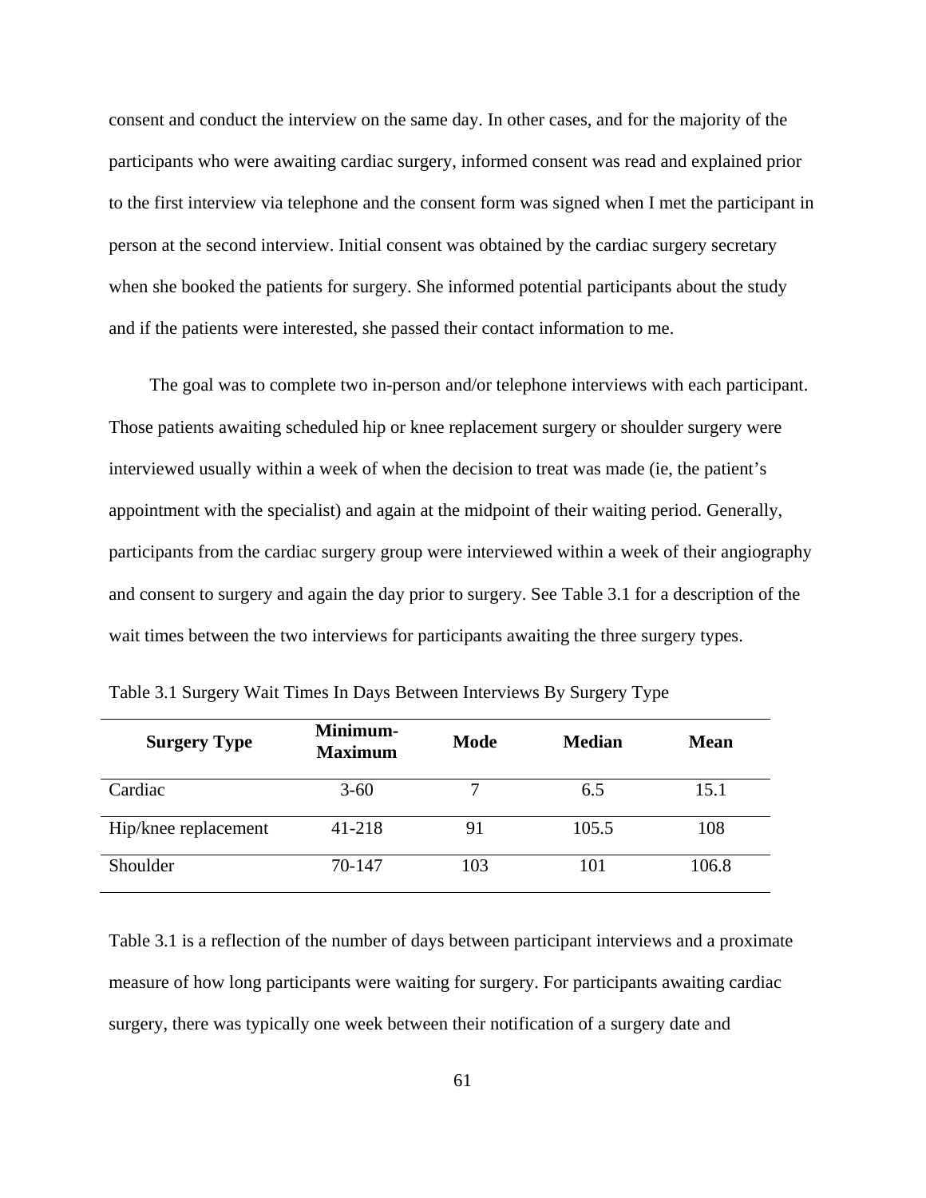consent and conduct the interview on the same day. In other cases, and for the majority of the participants who were awaiting cardiac surgery, informed consent was read and explained prior to the first interview via telephone and the consent form was signed when I met the participant in person at the second interview. Initial consent was obtained by the cardiac surgery secretary when she booked the patients for surgery. She informed potential participants about the study and if the patients were interested, she passed their contact information to me.

The goal was to complete two in-person and/or telephone interviews with each participant. Those patients awaiting scheduled hip or knee replacement surgery or shoulder surgery were interviewed usually within a week of when the decision to treat was made (ie, the patient's appointment with the specialist) and again at the midpoint of their waiting period. Generally, participants from the cardiac surgery group were interviewed within a week of their angiography and consent to surgery and again the day prior to surgery. See Table 3.1 for a description of the wait times between the two interviews for participants awaiting the three surgery types.

Table 3.1 Surgery Wait Times In Days Between Interviews By Surgery Type

| Surgery Type | Minimum-Maximum | Mode | Median | Mean |
|---|---|---|---|---|
| Cardiac | 3-60 | 7 | 6.5 | 15.1 |
| Hip/knee replacement | 41-218 | 91 | 105.5 | 108 |
| Shoulder | 70-147 | 103 | 101 | 106.8 |

Table 3.1 is a reflection of the number of days between participant interviews and a proximate measure of how long participants were waiting for surgery. For participants awaiting cardiac surgery, there was typically one week between their notification of a surgery date and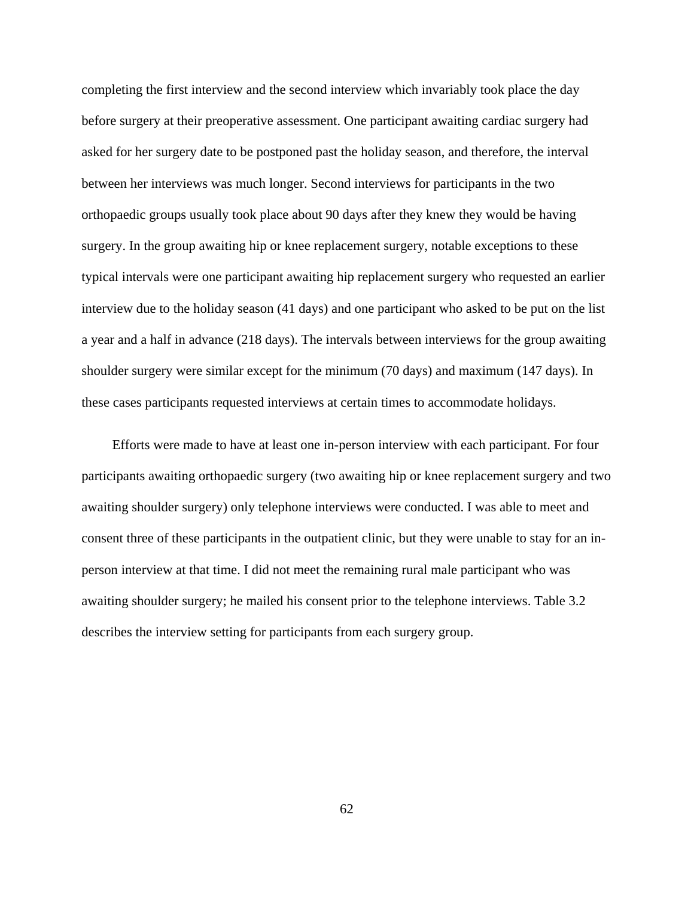completing the first interview and the second interview which invariably took place the day before surgery at their preoperative assessment. One participant awaiting cardiac surgery had asked for her surgery date to be postponed past the holiday season, and therefore, the interval between her interviews was much longer. Second interviews for participants in the two orthopaedic groups usually took place about 90 days after they knew they would be having surgery. In the group awaiting hip or knee replacement surgery, notable exceptions to these typical intervals were one participant awaiting hip replacement surgery who requested an earlier interview due to the holiday season (41 days) and one participant who asked to be put on the list a year and a half in advance (218 days). The intervals between interviews for the group awaiting shoulder surgery were similar except for the minimum (70 days) and maximum (147 days). In these cases participants requested interviews at certain times to accommodate holidays.

Efforts were made to have at least one in-person interview with each participant. For four participants awaiting orthopaedic surgery (two awaiting hip or knee replacement surgery and two awaiting shoulder surgery) only telephone interviews were conducted. I was able to meet and consent three of these participants in the outpatient clinic, but they were unable to stay for an in-person interview at that time. I did not meet the remaining rural male participant who was awaiting shoulder surgery; he mailed his consent prior to the telephone interviews. Table 3.2 describes the interview setting for participants from each surgery group.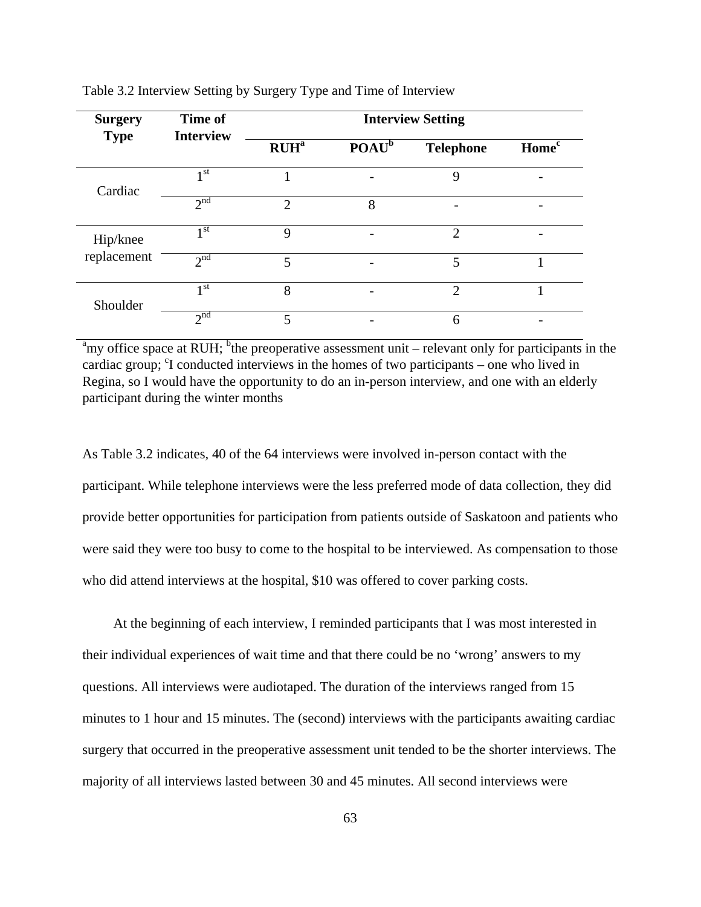Table 3.2 Interview Setting by Surgery Type and Time of Interview

| Surgery Type | Time of Interview | Interview Setting | | | |
|---|---|---|---|---|---|
| | | RUH[a] | POAU[b] | Telephone | Home[c] |
| Cardiac | 1st | 1 | - | 9 | - |
| | 2nd | 2 | 8 | - | - |
| Hip/knee replacement | 1st | 9 | - | 2 | - |
| | 2nd | 5 | - | 5 | 1 |
| Shoulder | 1st | 8 | - | 2 | 1 |
| | 2nd | 5 | - | 6 | - |

[a]my office space at RUH; [b]the preoperative assessment unit – relevant only for participants in the cardiac group; [c]I conducted interviews in the homes of two participants – one who lived in Regina, so I would have the opportunity to do an in-person interview, and one with an elderly participant during the winter months

As Table 3.2 indicates, 40 of the 64 interviews were involved in-person contact with the participant. While telephone interviews were the less preferred mode of data collection, they did provide better opportunities for participation from patients outside of Saskatoon and patients who were said they were too busy to come to the hospital to be interviewed. As compensation to those who did attend interviews at the hospital, $10 was offered to cover parking costs.

At the beginning of each interview, I reminded participants that I was most interested in their individual experiences of wait time and that there could be no 'wrong' answers to my questions. All interviews were audiotaped. The duration of the interviews ranged from 15 minutes to 1 hour and 15 minutes. The (second) interviews with the participants awaiting cardiac surgery that occurred in the preoperative assessment unit tended to be the shorter interviews. The majority of all interviews lasted between 30 and 45 minutes. All second interviews were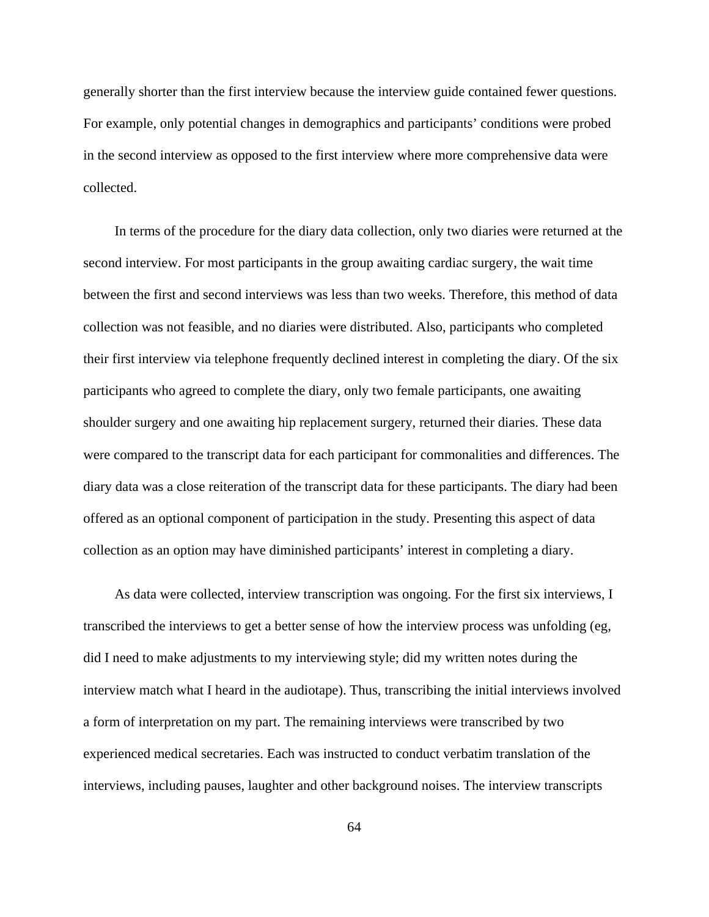generally shorter than the first interview because the interview guide contained fewer questions. For example, only potential changes in demographics and participants' conditions were probed in the second interview as opposed to the first interview where more comprehensive data were collected.

In terms of the procedure for the diary data collection, only two diaries were returned at the second interview. For most participants in the group awaiting cardiac surgery, the wait time between the first and second interviews was less than two weeks. Therefore, this method of data collection was not feasible, and no diaries were distributed. Also, participants who completed their first interview via telephone frequently declined interest in completing the diary. Of the six participants who agreed to complete the diary, only two female participants, one awaiting shoulder surgery and one awaiting hip replacement surgery, returned their diaries. These data were compared to the transcript data for each participant for commonalities and differences. The diary data was a close reiteration of the transcript data for these participants. The diary had been offered as an optional component of participation in the study. Presenting this aspect of data collection as an option may have diminished participants' interest in completing a diary.

As data were collected, interview transcription was ongoing. For the first six interviews, I transcribed the interviews to get a better sense of how the interview process was unfolding (eg, did I need to make adjustments to my interviewing style; did my written notes during the interview match what I heard in the audiotape). Thus, transcribing the initial interviews involved a form of interpretation on my part. The remaining interviews were transcribed by two experienced medical secretaries. Each was instructed to conduct verbatim translation of the interviews, including pauses, laughter and other background noises. The interview transcripts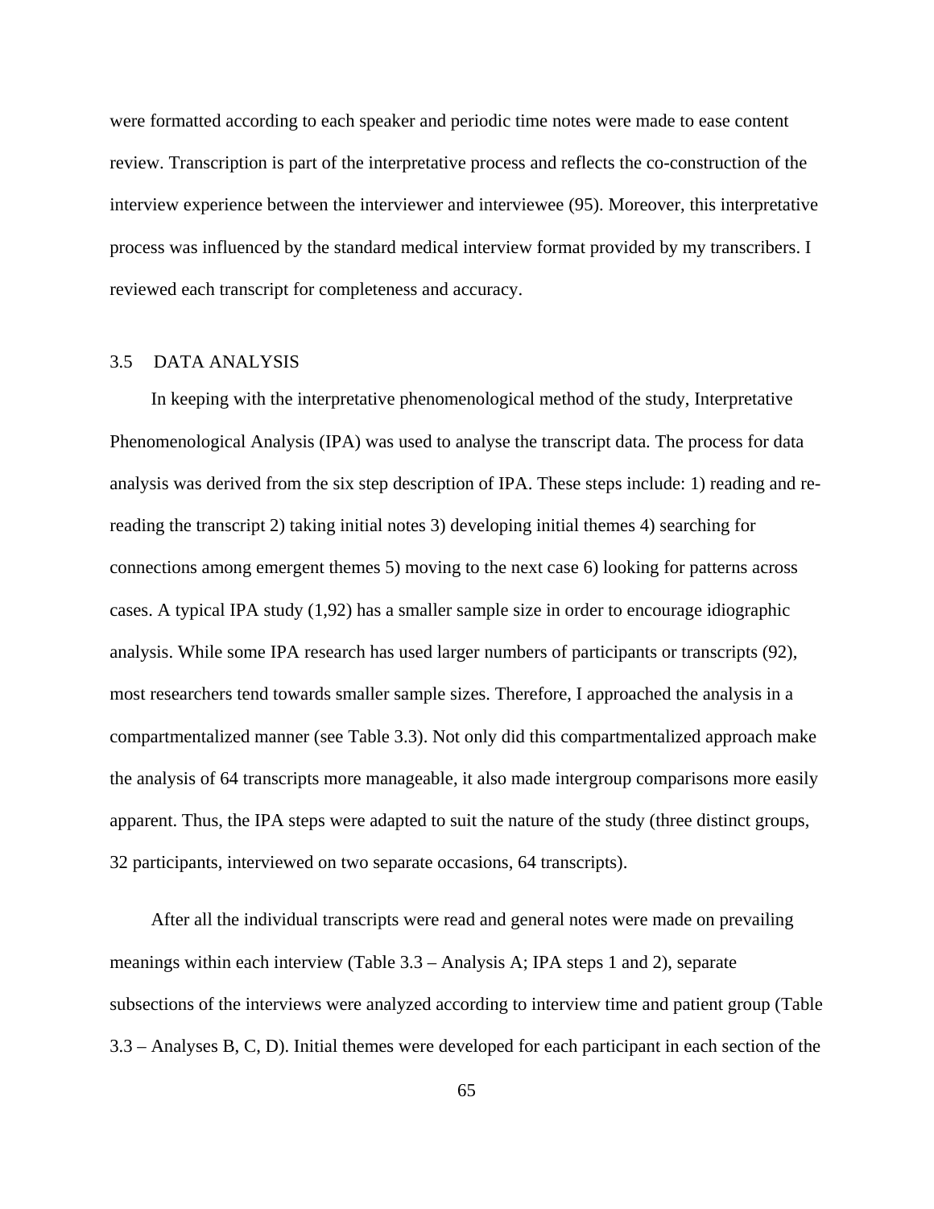were formatted according to each speaker and periodic time notes were made to ease content review. Transcription is part of the interpretative process and reflects the co-construction of the interview experience between the interviewer and interviewee (95). Moreover, this interpretative process was influenced by the standard medical interview format provided by my transcribers. I reviewed each transcript for completeness and accuracy.

## 3.5 DATA ANALYSIS

In keeping with the interpretative phenomenological method of the study, Interpretative Phenomenological Analysis (IPA) was used to analyse the transcript data. The process for data analysis was derived from the six step description of IPA. These steps include: 1) reading and re-reading the transcript 2) taking initial notes 3) developing initial themes 4) searching for connections among emergent themes 5) moving to the next case 6) looking for patterns across cases. A typical IPA study (1,92) has a smaller sample size in order to encourage idiographic analysis. While some IPA research has used larger numbers of participants or transcripts (92), most researchers tend towards smaller sample sizes. Therefore, I approached the analysis in a compartmentalized manner (see Table 3.3). Not only did this compartmentalized approach make the analysis of 64 transcripts more manageable, it also made intergroup comparisons more easily apparent. Thus, the IPA steps were adapted to suit the nature of the study (three distinct groups, 32 participants, interviewed on two separate occasions, 64 transcripts).

After all the individual transcripts were read and general notes were made on prevailing meanings within each interview (Table 3.3 – Analysis A; IPA steps 1 and 2), separate subsections of the interviews were analyzed according to interview time and patient group (Table 3.3 – Analyses B, C, D). Initial themes were developed for each participant in each section of the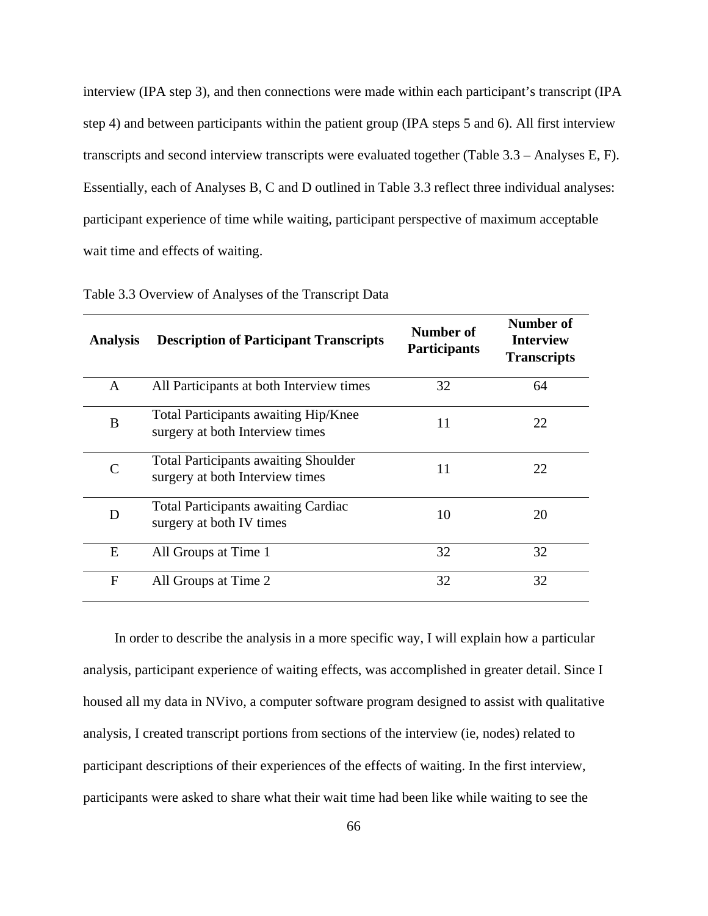interview (IPA step 3), and then connections were made within each participant's transcript (IPA step 4) and between participants within the patient group (IPA steps 5 and 6). All first interview transcripts and second interview transcripts were evaluated together (Table 3.3 – Analyses E, F). Essentially, each of Analyses B, C and D outlined in Table 3.3 reflect three individual analyses: participant experience of time while waiting, participant perspective of maximum acceptable wait time and effects of waiting.

Table 3.3 Overview of Analyses of the Transcript Data

| Analysis | Description of Participant Transcripts | Number of Participants | Number of Interview Transcripts |
|---|---|---|---|
| A | All Participants at both Interview times | 32 | 64 |
| B | Total Participants awaiting Hip/Knee surgery at both Interview times | 11 | 22 |
| C | Total Participants awaiting Shoulder surgery at both Interview times | 11 | 22 |
| D | Total Participants awaiting Cardiac surgery at both IV times | 10 | 20 |
| E | All Groups at Time 1 | 32 | 32 |
| F | All Groups at Time 2 | 32 | 32 |

In order to describe the analysis in a more specific way, I will explain how a particular analysis, participant experience of waiting effects, was accomplished in greater detail. Since I housed all my data in NVivo, a computer software program designed to assist with qualitative analysis, I created transcript portions from sections of the interview (ie, nodes) related to participant descriptions of their experiences of the effects of waiting. In the first interview, participants were asked to share what their wait time had been like while waiting to see the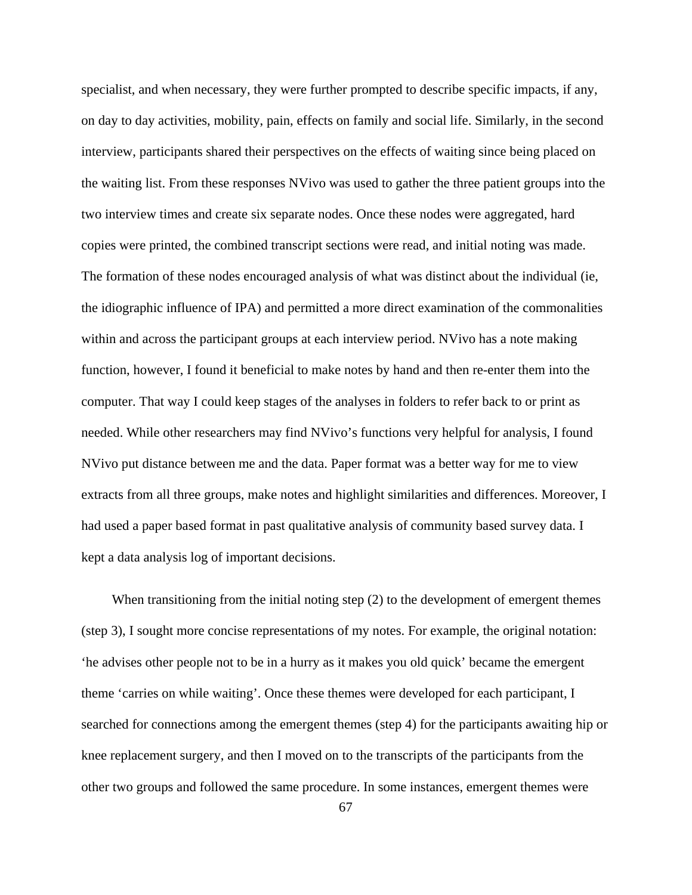specialist, and when necessary, they were further prompted to describe specific impacts, if any, on day to day activities, mobility, pain, effects on family and social life. Similarly, in the second interview, participants shared their perspectives on the effects of waiting since being placed on the waiting list. From these responses NVivo was used to gather the three patient groups into the two interview times and create six separate nodes. Once these nodes were aggregated, hard copies were printed, the combined transcript sections were read, and initial noting was made. The formation of these nodes encouraged analysis of what was distinct about the individual (ie, the idiographic influence of IPA) and permitted a more direct examination of the commonalities within and across the participant groups at each interview period. NVivo has a note making function, however, I found it beneficial to make notes by hand and then re-enter them into the computer. That way I could keep stages of the analyses in folders to refer back to or print as needed. While other researchers may find NVivo's functions very helpful for analysis, I found NVivo put distance between me and the data. Paper format was a better way for me to view extracts from all three groups, make notes and highlight similarities and differences. Moreover, I had used a paper based format in past qualitative analysis of community based survey data. I kept a data analysis log of important decisions.

When transitioning from the initial noting step (2) to the development of emergent themes (step 3), I sought more concise representations of my notes. For example, the original notation: 'he advises other people not to be in a hurry as it makes you old quick' became the emergent theme 'carries on while waiting'. Once these themes were developed for each participant, I searched for connections among the emergent themes (step 4) for the participants awaiting hip or knee replacement surgery, and then I moved on to the transcripts of the participants from the other two groups and followed the same procedure. In some instances, emergent themes were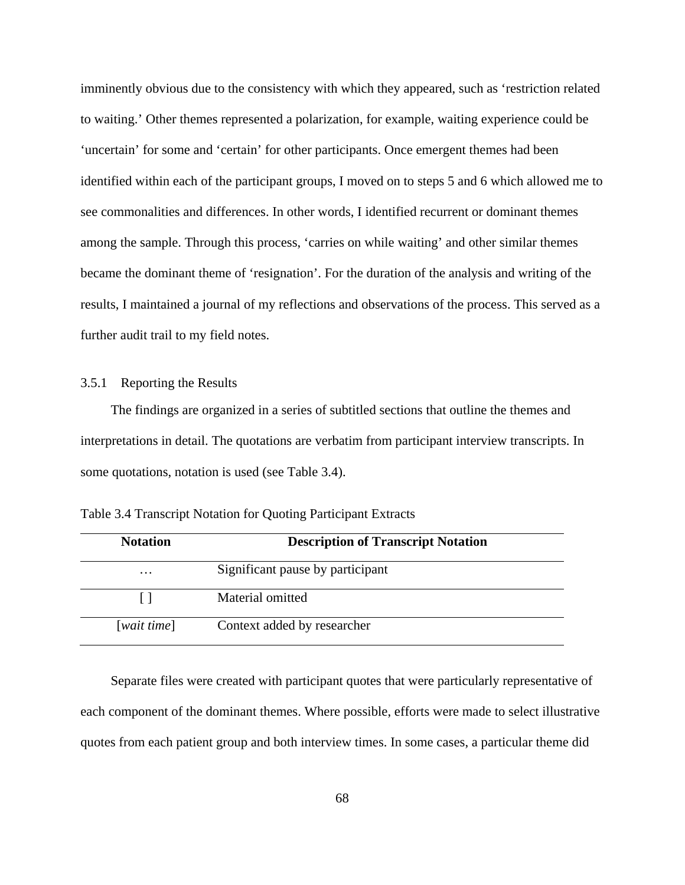imminently obvious due to the consistency with which they appeared, such as ‘restriction related to waiting.’ Other themes represented a polarization, for example, waiting experience could be ‘uncertain’ for some and ‘certain’ for other participants. Once emergent themes had been identified within each of the participant groups, I moved on to steps 5 and 6 which allowed me to see commonalities and differences. In other words, I identified recurrent or dominant themes among the sample. Through this process, ‘carries on while waiting’ and other similar themes became the dominant theme of ‘resignation’. For the duration of the analysis and writing of the results, I maintained a journal of my reflections and observations of the process. This served as a further audit trail to my field notes.

### 3.5.1 Reporting the Results

The findings are organized in a series of subtitled sections that outline the themes and interpretations in detail. The quotations are verbatim from participant interview transcripts. In some quotations, notation is used (see Table 3.4).

Table 3.4 Transcript Notation for Quoting Participant Extracts

| **Notation** | **Description of Transcript Notation** |
|---|---|
| … | Significant pause by participant |
| [ ] | Material omitted |
| [*wait time*] | Context added by researcher |

Separate files were created with participant quotes that were particularly representative of each component of the dominant themes. Where possible, efforts were made to select illustrative quotes from each patient group and both interview times. In some cases, a particular theme did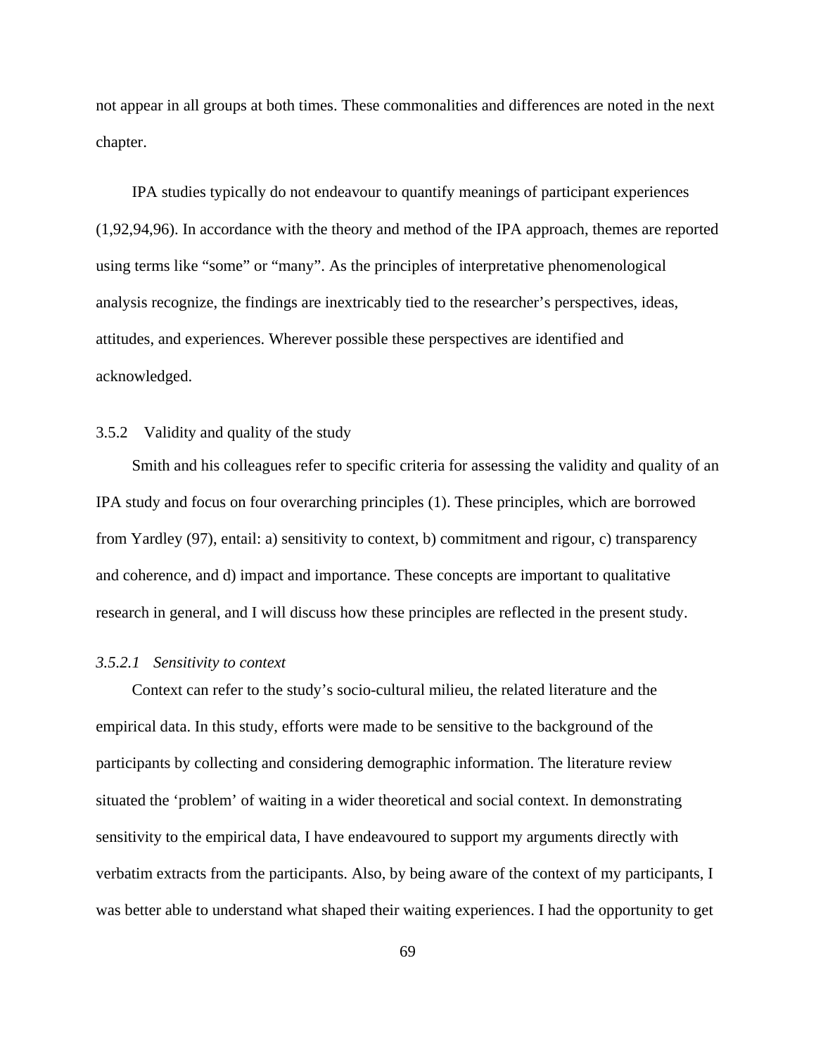not appear in all groups at both times. These commonalities and differences are noted in the next chapter.

IPA studies typically do not endeavour to quantify meanings of participant experiences (1,92,94,96). In accordance with the theory and method of the IPA approach, themes are reported using terms like “some” or “many”. As the principles of interpretative phenomenological analysis recognize, the findings are inextricably tied to the researcher’s perspectives, ideas, attitudes, and experiences. Wherever possible these perspectives are identified and acknowledged.

### 3.5.2 Validity and quality of the study

Smith and his colleagues refer to specific criteria for assessing the validity and quality of an IPA study and focus on four overarching principles (1). These principles, which are borrowed from Yardley (97), entail: a) sensitivity to context, b) commitment and rigour, c) transparency and coherence, and d) impact and importance. These concepts are important to qualitative research in general, and I will discuss how these principles are reflected in the present study.

#### *3.5.2.1 Sensitivity to context*

Context can refer to the study’s socio-cultural milieu, the related literature and the empirical data. In this study, efforts were made to be sensitive to the background of the participants by collecting and considering demographic information. The literature review situated the ‘problem’ of waiting in a wider theoretical and social context. In demonstrating sensitivity to the empirical data, I have endeavoured to support my arguments directly with verbatim extracts from the participants. Also, by being aware of the context of my participants, I was better able to understand what shaped their waiting experiences. I had the opportunity to get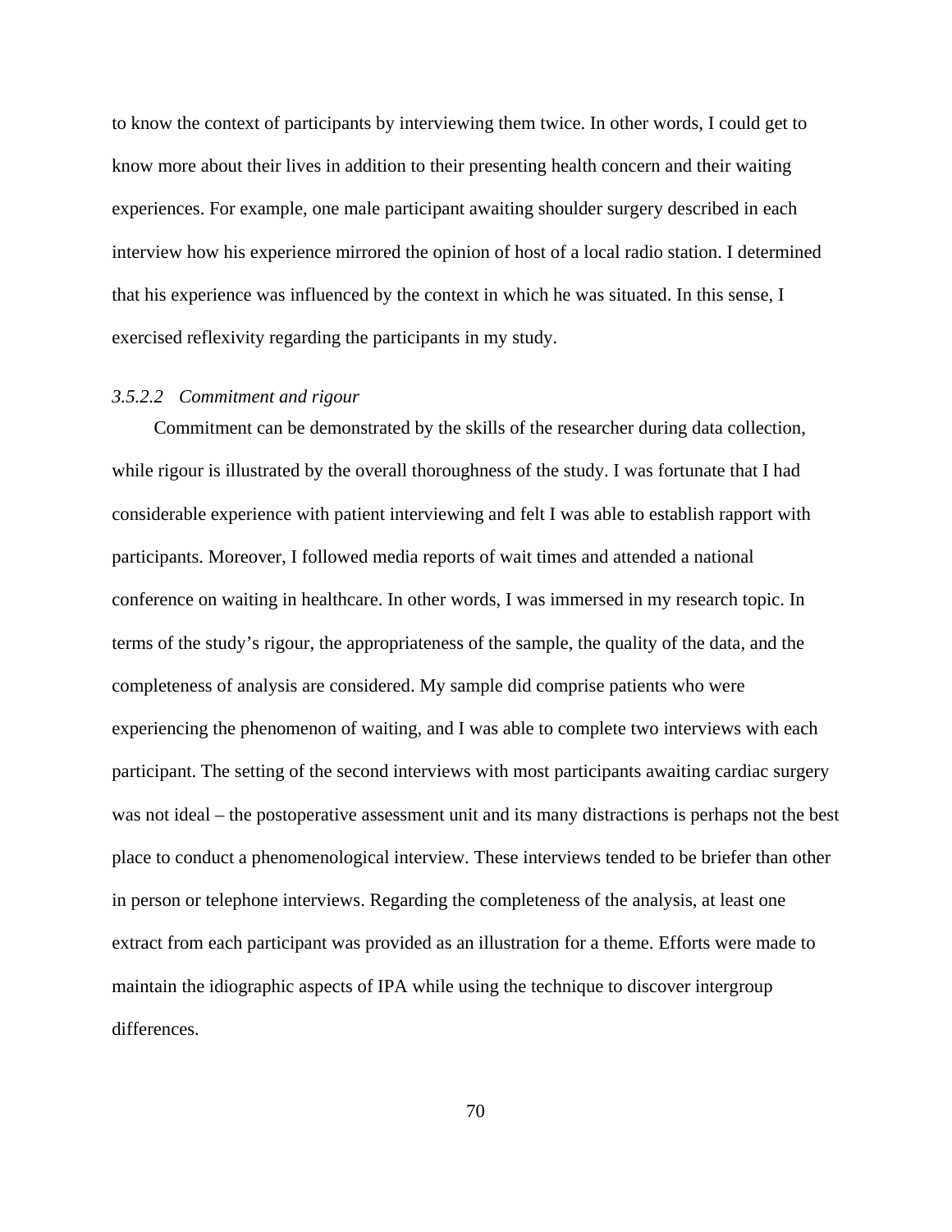to know the context of participants by interviewing them twice. In other words, I could get to know more about their lives in addition to their presenting health concern and their waiting experiences. For example, one male participant awaiting shoulder surgery described in each interview how his experience mirrored the opinion of host of a local radio station. I determined that his experience was influenced by the context in which he was situated. In this sense, I exercised reflexivity regarding the participants in my study.

#### *3.5.2.2 Commitment and rigour*

Commitment can be demonstrated by the skills of the researcher during data collection, while rigour is illustrated by the overall thoroughness of the study. I was fortunate that I had considerable experience with patient interviewing and felt I was able to establish rapport with participants. Moreover, I followed media reports of wait times and attended a national conference on waiting in healthcare. In other words, I was immersed in my research topic. In terms of the study's rigour, the appropriateness of the sample, the quality of the data, and the completeness of analysis are considered. My sample did comprise patients who were experiencing the phenomenon of waiting, and I was able to complete two interviews with each participant. The setting of the second interviews with most participants awaiting cardiac surgery was not ideal – the postoperative assessment unit and its many distractions is perhaps not the best place to conduct a phenomenological interview. These interviews tended to be briefer than other in person or telephone interviews. Regarding the completeness of the analysis, at least one extract from each participant was provided as an illustration for a theme. Efforts were made to maintain the idiographic aspects of IPA while using the technique to discover intergroup differences.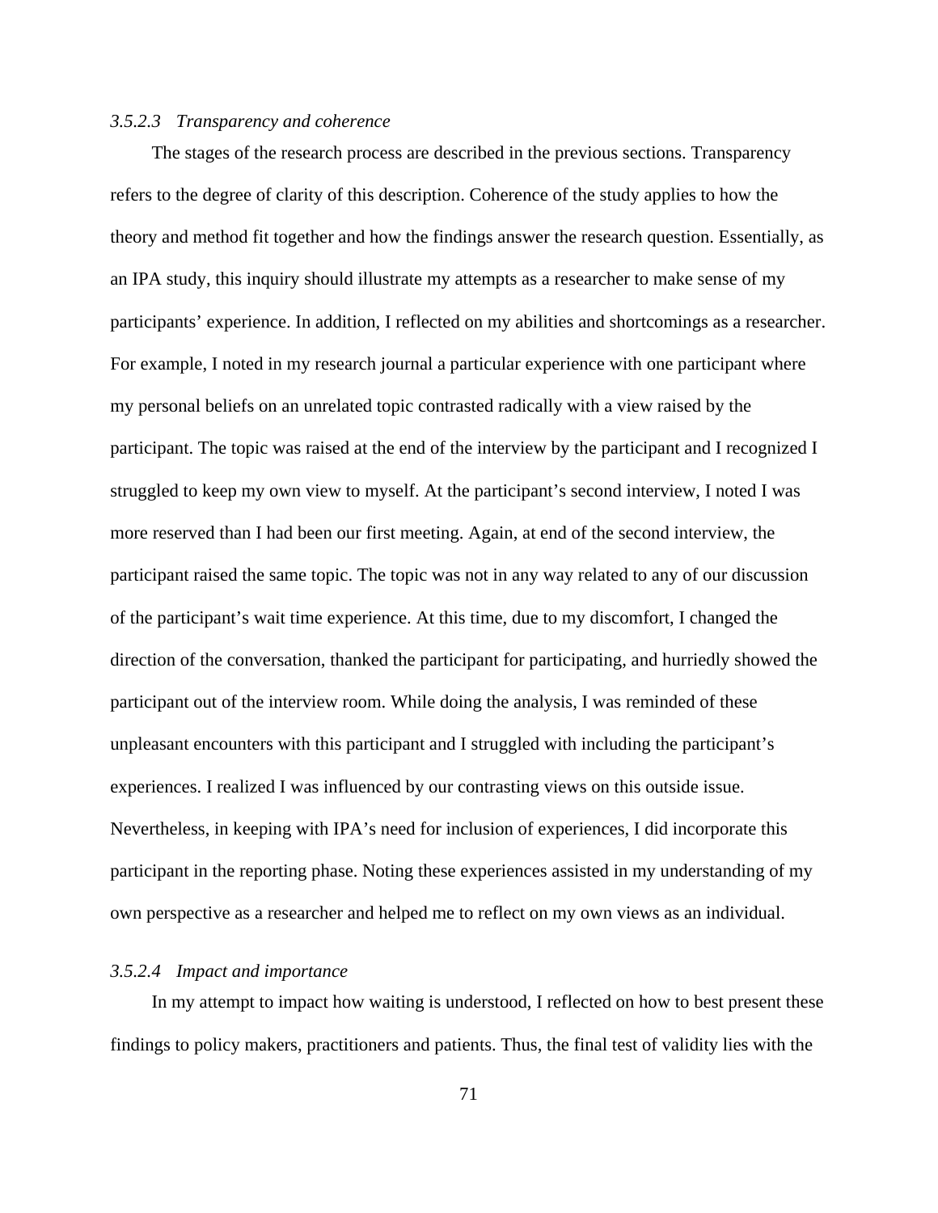### *3.5.2.3 Transparency and coherence*

The stages of the research process are described in the previous sections. Transparency refers to the degree of clarity of this description. Coherence of the study applies to how the theory and method fit together and how the findings answer the research question. Essentially, as an IPA study, this inquiry should illustrate my attempts as a researcher to make sense of my participants' experience. In addition, I reflected on my abilities and shortcomings as a researcher. For example, I noted in my research journal a particular experience with one participant where my personal beliefs on an unrelated topic contrasted radically with a view raised by the participant. The topic was raised at the end of the interview by the participant and I recognized I struggled to keep my own view to myself. At the participant's second interview, I noted I was more reserved than I had been our first meeting. Again, at end of the second interview, the participant raised the same topic. The topic was not in any way related to any of our discussion of the participant's wait time experience. At this time, due to my discomfort, I changed the direction of the conversation, thanked the participant for participating, and hurriedly showed the participant out of the interview room. While doing the analysis, I was reminded of these unpleasant encounters with this participant and I struggled with including the participant's experiences. I realized I was influenced by our contrasting views on this outside issue. Nevertheless, in keeping with IPA's need for inclusion of experiences, I did incorporate this participant in the reporting phase. Noting these experiences assisted in my understanding of my own perspective as a researcher and helped me to reflect on my own views as an individual.

### *3.5.2.4 Impact and importance*

In my attempt to impact how waiting is understood, I reflected on how to best present these findings to policy makers, practitioners and patients. Thus, the final test of validity lies with the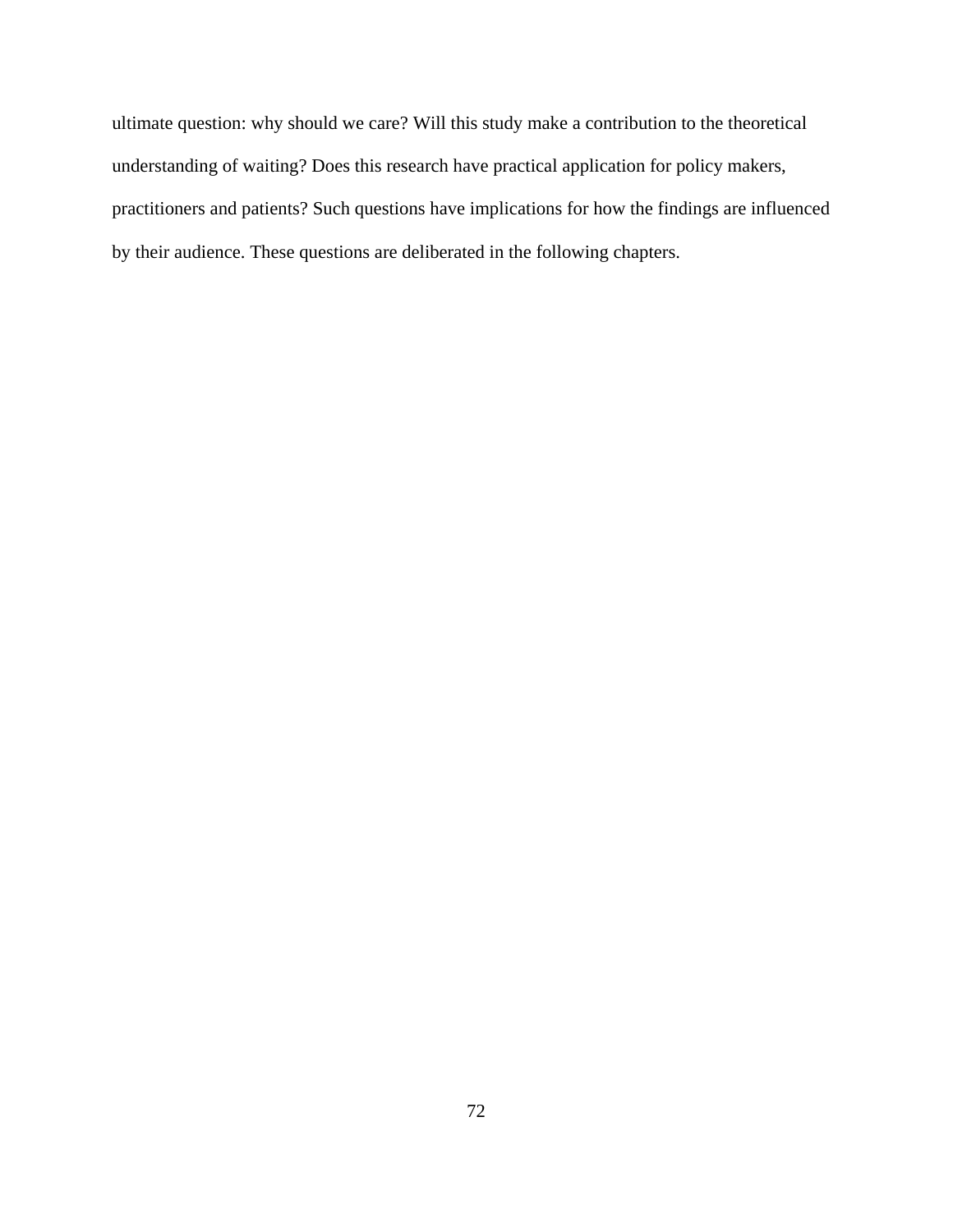ultimate question: why should we care? Will this study make a contribution to the theoretical understanding of waiting? Does this research have practical application for policy makers, practitioners and patients? Such questions have implications for how the findings are influenced by their audience. These questions are deliberated in the following chapters.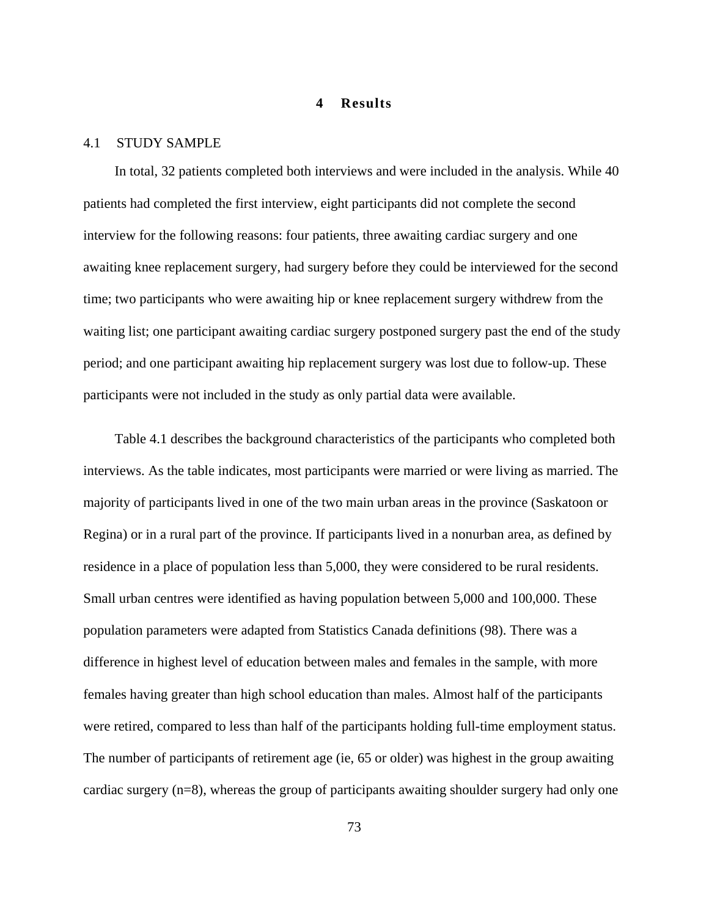# 4 Results

## 4.1 STUDY SAMPLE

In total, 32 patients completed both interviews and were included in the analysis. While 40 patients had completed the first interview, eight participants did not complete the second interview for the following reasons: four patients, three awaiting cardiac surgery and one awaiting knee replacement surgery, had surgery before they could be interviewed for the second time; two participants who were awaiting hip or knee replacement surgery withdrew from the waiting list; one participant awaiting cardiac surgery postponed surgery past the end of the study period; and one participant awaiting hip replacement surgery was lost due to follow-up. These participants were not included in the study as only partial data were available.

Table 4.1 describes the background characteristics of the participants who completed both interviews. As the table indicates, most participants were married or were living as married. The majority of participants lived in one of the two main urban areas in the province (Saskatoon or Regina) or in a rural part of the province. If participants lived in a nonurban area, as defined by residence in a place of population less than 5,000, they were considered to be rural residents. Small urban centres were identified as having population between 5,000 and 100,000. These population parameters were adapted from Statistics Canada definitions (98). There was a difference in highest level of education between males and females in the sample, with more females having greater than high school education than males. Almost half of the participants were retired, compared to less than half of the participants holding full-time employment status. The number of participants of retirement age (ie, 65 or older) was highest in the group awaiting cardiac surgery (n=8), whereas the group of participants awaiting shoulder surgery had only one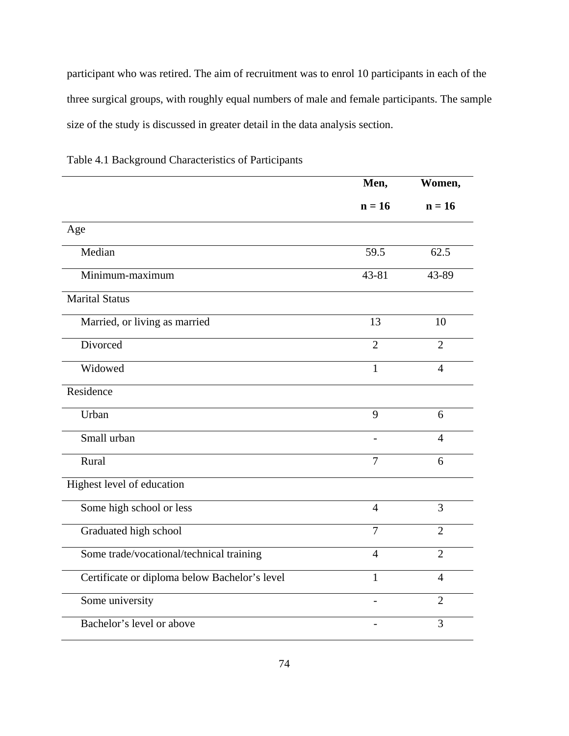participant who was retired. The aim of recruitment was to enrol 10 participants in each of the three surgical groups, with roughly equal numbers of male and female participants. The sample size of the study is discussed in greater detail in the data analysis section.

Table 4.1 Background Characteristics of Participants

| | **Men, n = 16** | **Women, n = 16** |
|---|---|---|
| Age | | |
| Median | 59.5 | 62.5 |
| Minimum-maximum | 43-81 | 43-89 |
| Marital Status | | |
| Married, or living as married | 13 | 10 |
| Divorced | 2 | 2 |
| Widowed | 1 | 4 |
| Residence | | |
| Urban | 9 | 6 |
| Small urban | - | 4 |
| Rural | 7 | 6 |
| Highest level of education | | |
| Some high school or less | 4 | 3 |
| Graduated high school | 7 | 2 |
| Some trade/vocational/technical training | 4 | 2 |
| Certificate or diploma below Bachelor's level | 1 | 4 |
| Some university | - | 2 |
| Bachelor's level or above | - | 3 |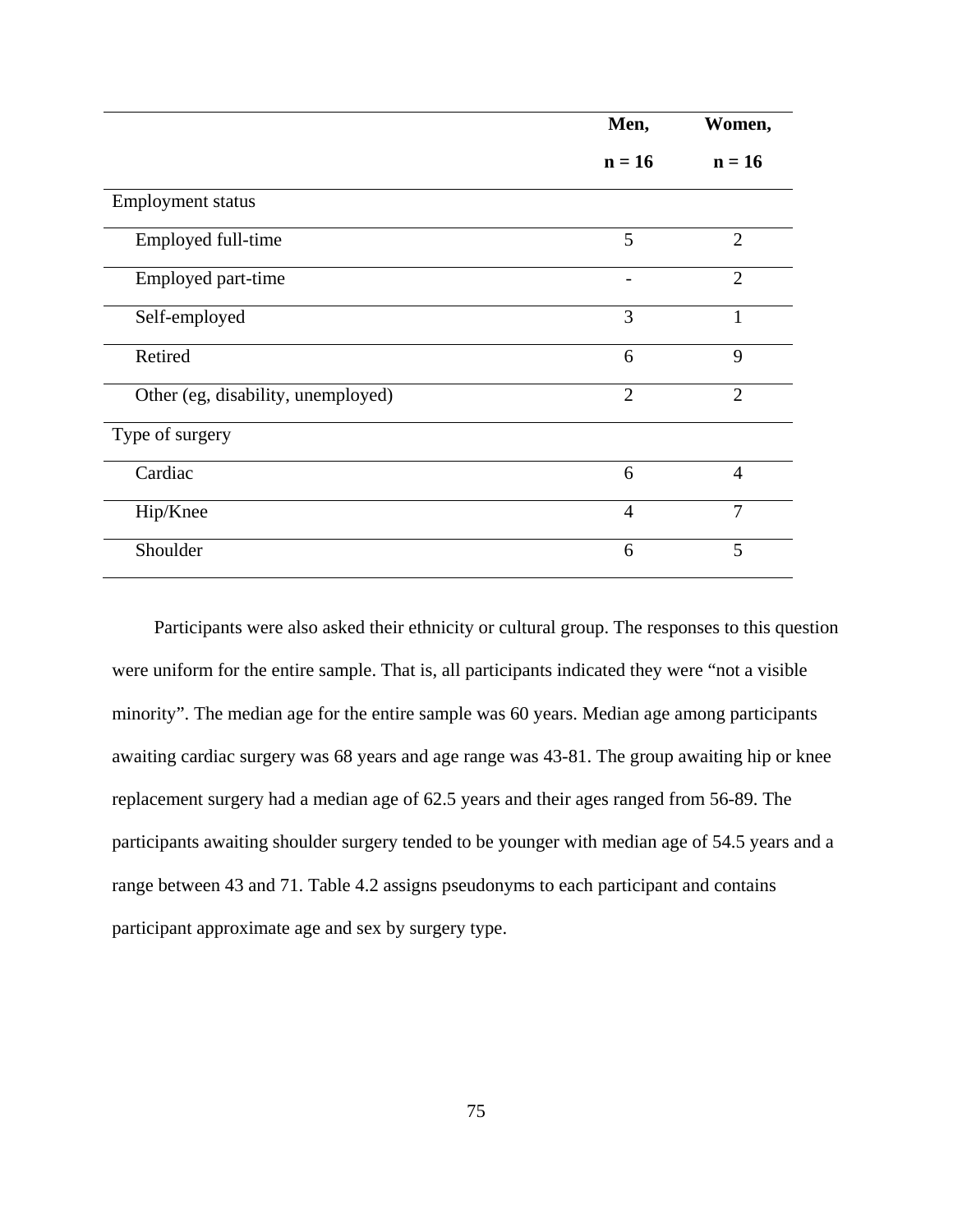| | Men, n = 16 | Women, n = 16 |
|---|---|---|
| Employment status | | |
| Employed full-time | 5 | 2 |
| Employed part-time | - | 2 |
| Self-employed | 3 | 1 |
| Retired | 6 | 9 |
| Other (eg, disability, unemployed) | 2 | 2 |
| Type of surgery | | |
| Cardiac | 6 | 4 |
| Hip/Knee | 4 | 7 |
| Shoulder | 6 | 5 |

Participants were also asked their ethnicity or cultural group. The responses to this question were uniform for the entire sample. That is, all participants indicated they were “not a visible minority”. The median age for the entire sample was 60 years. Median age among participants awaiting cardiac surgery was 68 years and age range was 43-81. The group awaiting hip or knee replacement surgery had a median age of 62.5 years and their ages ranged from 56-89. The participants awaiting shoulder surgery tended to be younger with median age of 54.5 years and a range between 43 and 71. Table 4.2 assigns pseudonyms to each participant and contains participant approximate age and sex by surgery type.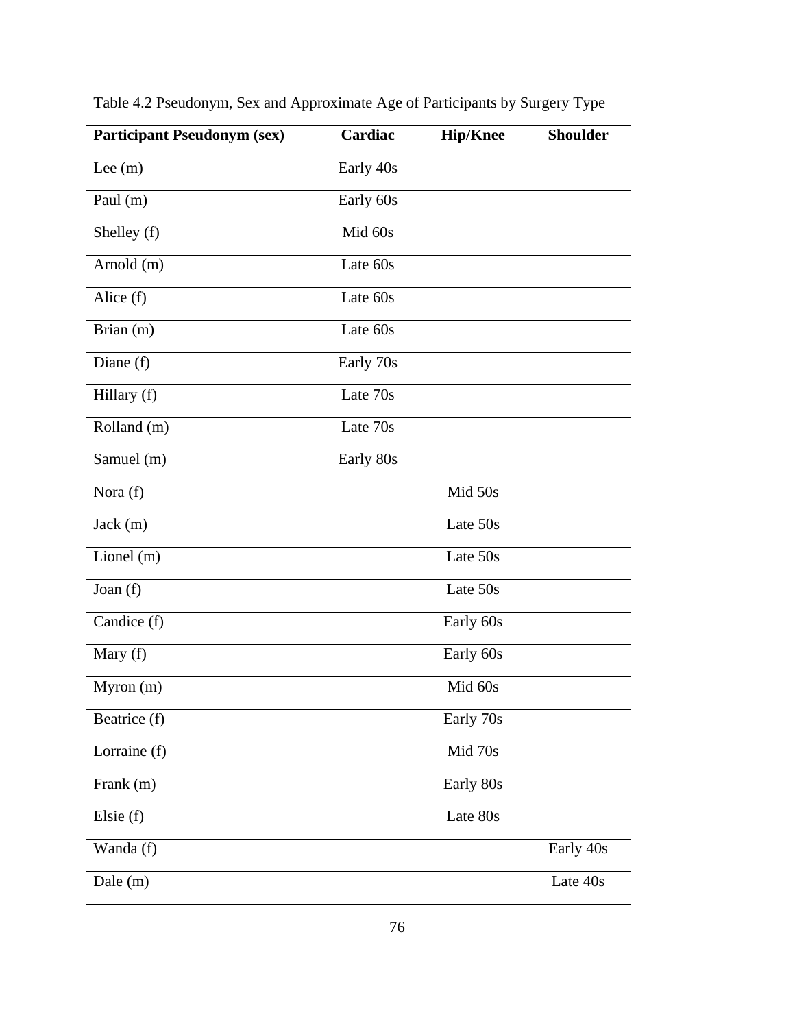Table 4.2 Pseudonym, Sex and Approximate Age of Participants by Surgery Type

| Participant Pseudonym (sex) | Cardiac | Hip/Knee | Shoulder |
| --- | --- | --- | --- |
| Lee (m) | Early 40s | | |
| Paul (m) | Early 60s | | |
| Shelley (f) | Mid 60s | | |
| Arnold (m) | Late 60s | | |
| Alice (f) | Late 60s | | |
| Brian (m) | Late 60s | | |
| Diane (f) | Early 70s | | |
| Hillary (f) | Late 70s | | |
| Rolland (m) | Late 70s | | |
| Samuel (m) | Early 80s | | |
| Nora (f) | | Mid 50s | |
| Jack (m) | | Late 50s | |
| Lionel (m) | | Late 50s | |
| Joan (f) | | Late 50s | |
| Candice (f) | | Early 60s | |
| Mary (f) | | Early 60s | |
| Myron (m) | | Mid 60s | |
| Beatrice (f) | | Early 70s | |
| Lorraine (f) | | Mid 70s | |
| Frank (m) | | Early 80s | |
| Elsie (f) | | Late 80s | |
| Wanda (f) | | | Early 40s |
| Dale (m) | | | Late 40s |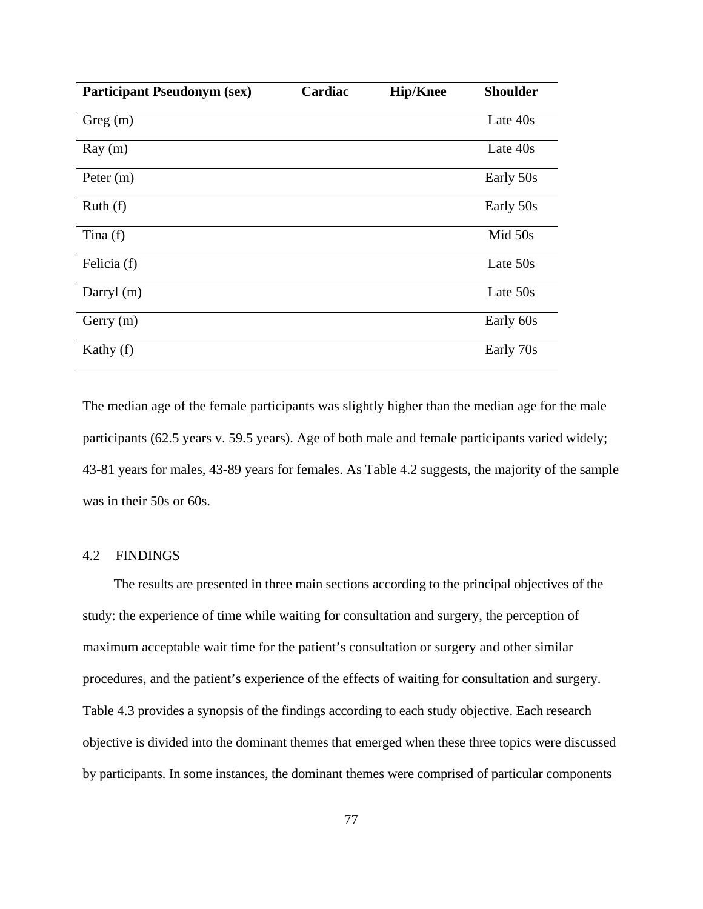| Participant Pseudonym (sex) | Cardiac | Hip/Knee | Shoulder |
|---|---|---|---|
| Greg (m) | | | Late 40s |
| Ray (m) | | | Late 40s |
| Peter (m) | | | Early 50s |
| Ruth (f) | | | Early 50s |
| Tina (f) | | | Mid 50s |
| Felicia (f) | | | Late 50s |
| Darryl (m) | | | Late 50s |
| Gerry (m) | | | Early 60s |
| Kathy (f) | | | Early 70s |

The median age of the female participants was slightly higher than the median age for the male participants (62.5 years v. 59.5 years). Age of both male and female participants varied widely; 43-81 years for males, 43-89 years for females. As Table 4.2 suggests, the majority of the sample was in their 50s or 60s.

## 4.2 FINDINGS

The results are presented in three main sections according to the principal objectives of the study: the experience of time while waiting for consultation and surgery, the perception of maximum acceptable wait time for the patient's consultation or surgery and other similar procedures, and the patient's experience of the effects of waiting for consultation and surgery. Table 4.3 provides a synopsis of the findings according to each study objective. Each research objective is divided into the dominant themes that emerged when these three topics were discussed by participants. In some instances, the dominant themes were comprised of particular components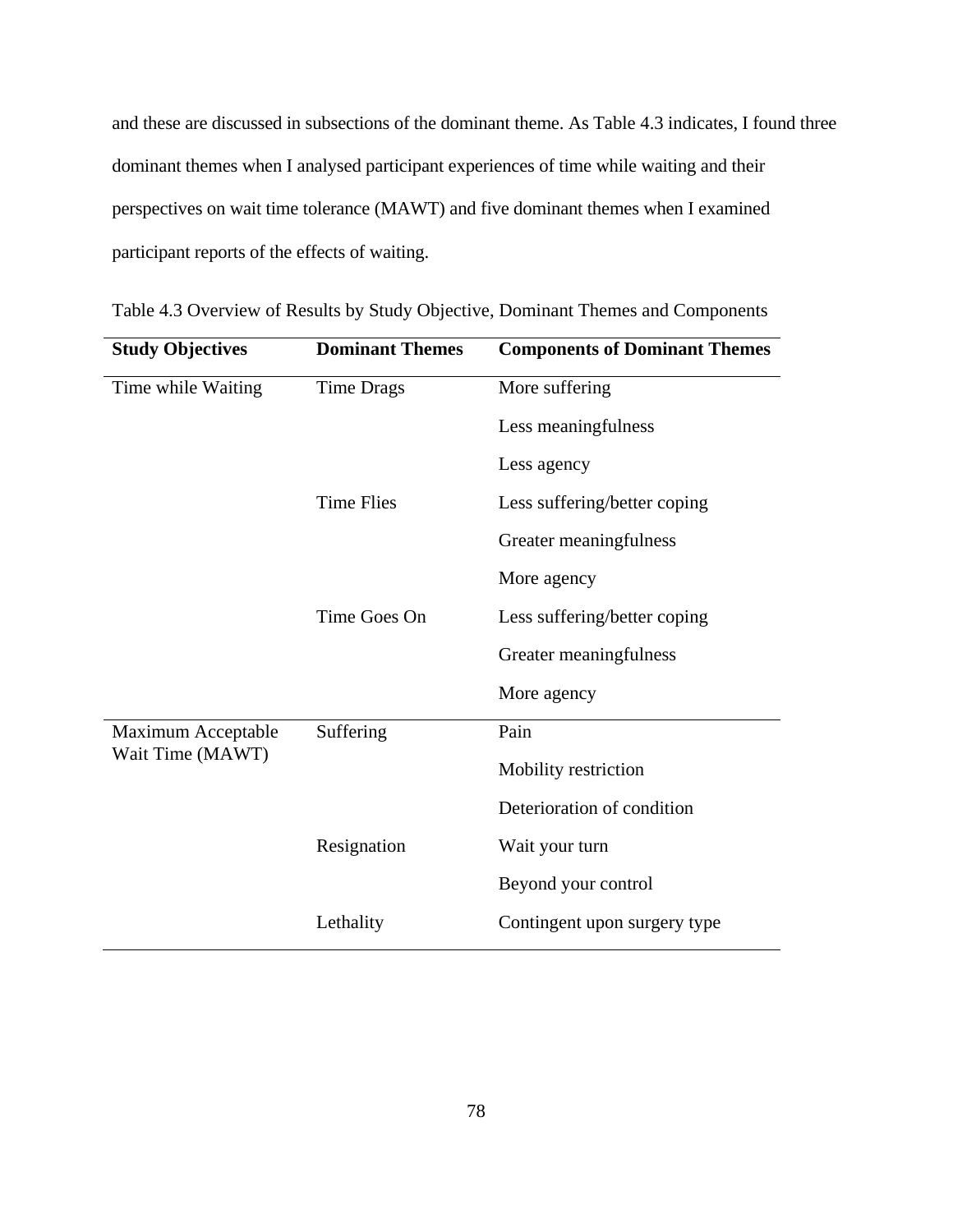and these are discussed in subsections of the dominant theme. As Table 4.3 indicates, I found three dominant themes when I analysed participant experiences of time while waiting and their perspectives on wait time tolerance (MAWT) and five dominant themes when I examined participant reports of the effects of waiting.

Table 4.3 Overview of Results by Study Objective, Dominant Themes and Components

| **Study Objectives** | **Dominant Themes** | **Components of Dominant Themes** |
|---|---|---|
| Time while Waiting | Time Drags | More suffering |
| | | Less meaningfulness |
| | | Less agency |
| | Time Flies | Less suffering/better coping |
| | | Greater meaningfulness |
| | | More agency |
| | Time Goes On | Less suffering/better coping |
| | | Greater meaningfulness |
| | | More agency |
| Maximum Acceptable Wait Time (MAWT) | Suffering | Pain |
| | | Mobility restriction |
| | | Deterioration of condition |
| | Resignation | Wait your turn |
| | | Beyond your control |
| | Lethality | Contingent upon surgery type |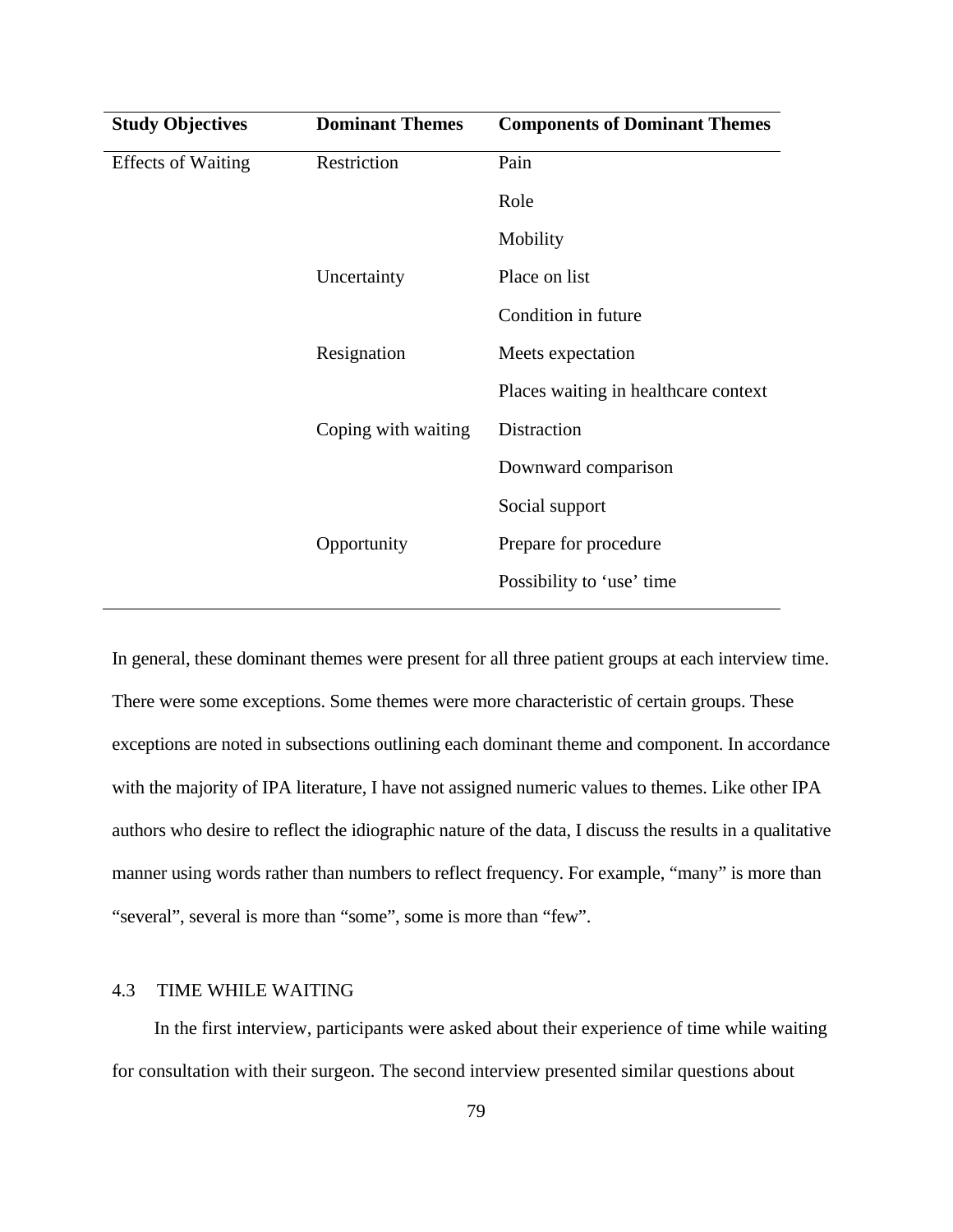| Study Objectives | Dominant Themes | Components of Dominant Themes |
|---|---|---|
| Effects of Waiting | Restriction | Pain |
| | | Role |
| | | Mobility |
| | Uncertainty | Place on list |
| | | Condition in future |
| | Resignation | Meets expectation |
| | | Places waiting in healthcare context |
| | Coping with waiting | Distraction |
| | | Downward comparison |
| | | Social support |
| | Opportunity | Prepare for procedure |
| | | Possibility to 'use' time |

In general, these dominant themes were present for all three patient groups at each interview time. There were some exceptions. Some themes were more characteristic of certain groups. These exceptions are noted in subsections outlining each dominant theme and component. In accordance with the majority of IPA literature, I have not assigned numeric values to themes. Like other IPA authors who desire to reflect the idiographic nature of the data, I discuss the results in a qualitative manner using words rather than numbers to reflect frequency. For example, "many" is more than "several", several is more than "some", some is more than "few".

## 4.3 TIME WHILE WAITING

In the first interview, participants were asked about their experience of time while waiting for consultation with their surgeon. The second interview presented similar questions about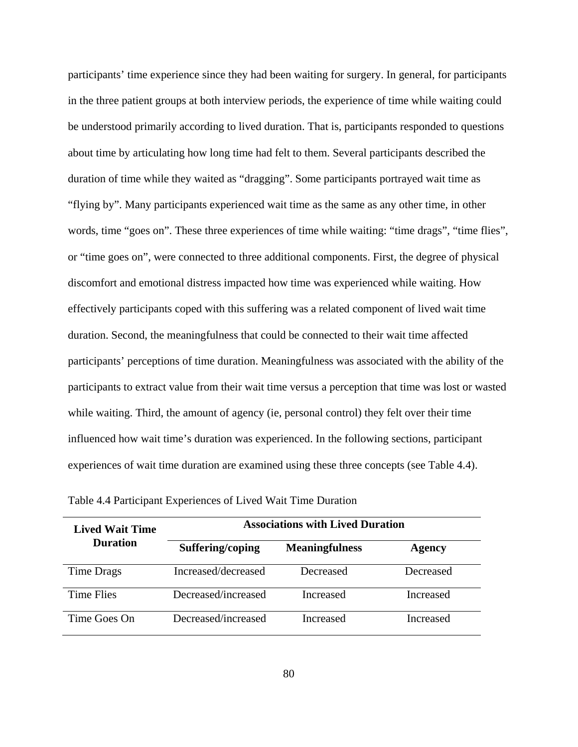participants' time experience since they had been waiting for surgery. In general, for participants in the three patient groups at both interview periods, the experience of time while waiting could be understood primarily according to lived duration. That is, participants responded to questions about time by articulating how long time had felt to them. Several participants described the duration of time while they waited as "dragging". Some participants portrayed wait time as "flying by". Many participants experienced wait time as the same as any other time, in other words, time "goes on". These three experiences of time while waiting: "time drags", "time flies", or "time goes on", were connected to three additional components. First, the degree of physical discomfort and emotional distress impacted how time was experienced while waiting. How effectively participants coped with this suffering was a related component of lived wait time duration. Second, the meaningfulness that could be connected to their wait time affected participants' perceptions of time duration. Meaningfulness was associated with the ability of the participants to extract value from their wait time versus a perception that time was lost or wasted while waiting. Third, the amount of agency (ie, personal control) they felt over their time influenced how wait time's duration was experienced. In the following sections, participant experiences of wait time duration are examined using these three concepts (see Table 4.4).

Table 4.4 Participant Experiences of Lived Wait Time Duration

| **Lived Wait Time Duration** | **Associations with Lived Duration** | | |
|---|---|---|---|
| | **Suffering/coping** | **Meaningfulness** | **Agency** |
| Time Drags | Increased/decreased | Decreased | Decreased |
| Time Flies | Decreased/increased | Increased | Increased |
| Time Goes On | Decreased/increased | Increased | Increased |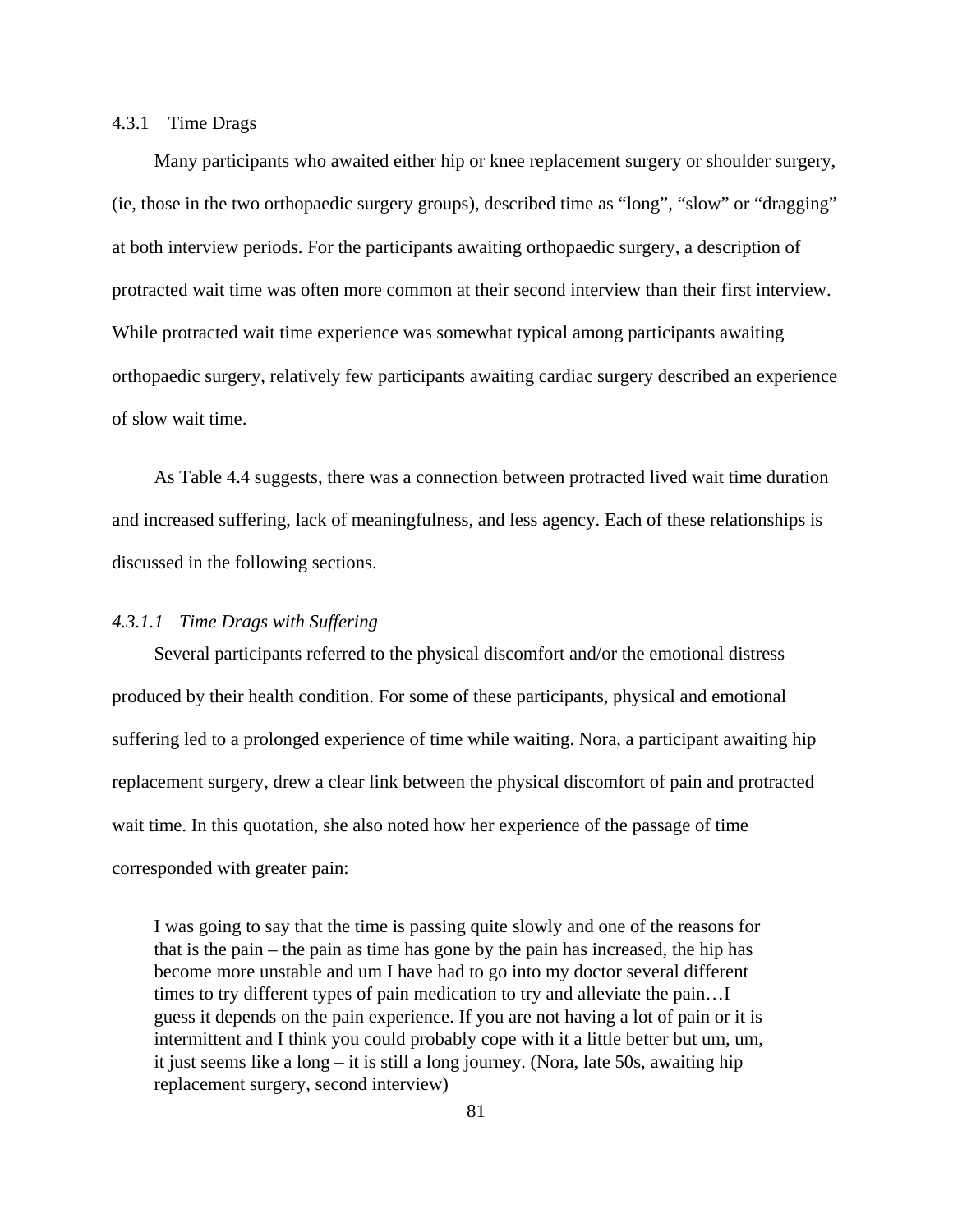### 4.3.1 Time Drags

Many participants who awaited either hip or knee replacement surgery or shoulder surgery, (ie, those in the two orthopaedic surgery groups), described time as "long", "slow" or "dragging" at both interview periods. For the participants awaiting orthopaedic surgery, a description of protracted wait time was often more common at their second interview than their first interview. While protracted wait time experience was somewhat typical among participants awaiting orthopaedic surgery, relatively few participants awaiting cardiac surgery described an experience of slow wait time.

As Table 4.4 suggests, there was a connection between protracted lived wait time duration and increased suffering, lack of meaningfulness, and less agency. Each of these relationships is discussed in the following sections.

#### *4.3.1.1 Time Drags with Suffering*

Several participants referred to the physical discomfort and/or the emotional distress produced by their health condition. For some of these participants, physical and emotional suffering led to a prolonged experience of time while waiting. Nora, a participant awaiting hip replacement surgery, drew a clear link between the physical discomfort of pain and protracted wait time. In this quotation, she also noted how her experience of the passage of time corresponded with greater pain:

> I was going to say that the time is passing quite slowly and one of the reasons for that is the pain – the pain as time has gone by the pain has increased, the hip has become more unstable and um I have had to go into my doctor several different times to try different types of pain medication to try and alleviate the pain…I guess it depends on the pain experience. If you are not having a lot of pain or it is intermittent and I think you could probably cope with it a little better but um, um, it just seems like a long – it is still a long journey. (Nora, late 50s, awaiting hip replacement surgery, second interview)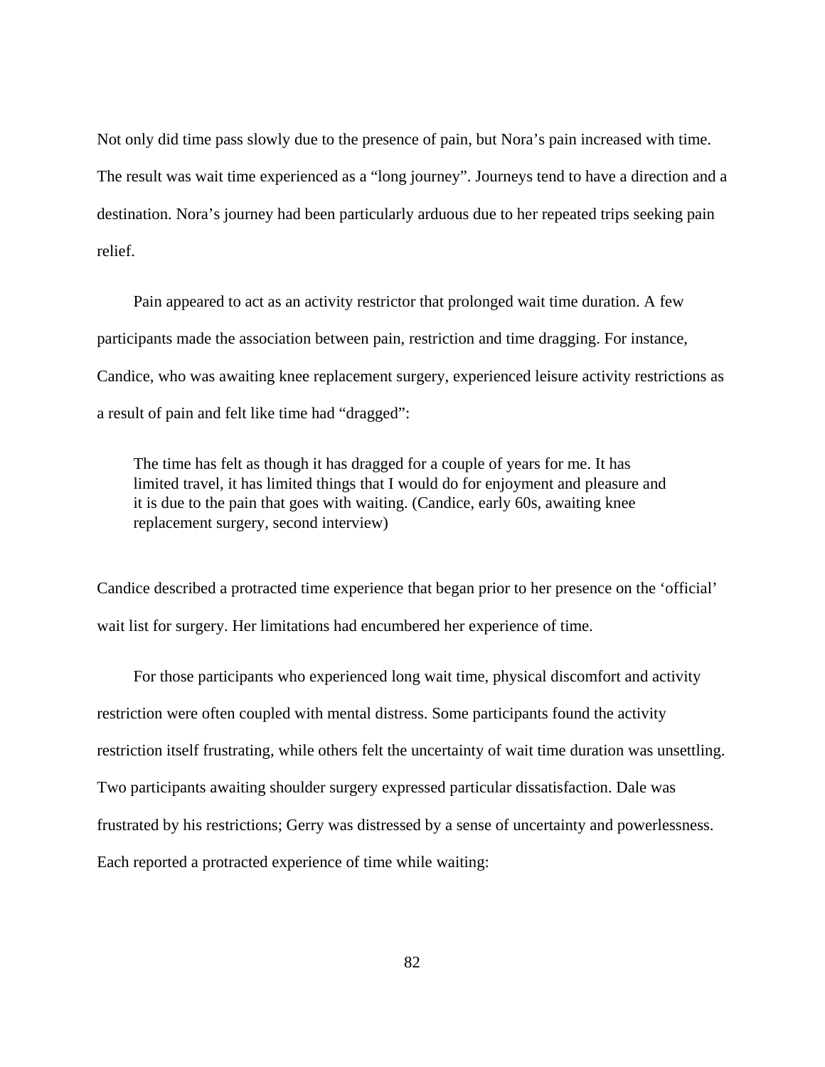Not only did time pass slowly due to the presence of pain, but Nora's pain increased with time. The result was wait time experienced as a "long journey". Journeys tend to have a direction and a destination. Nora's journey had been particularly arduous due to her repeated trips seeking pain relief.

Pain appeared to act as an activity restrictor that prolonged wait time duration. A few participants made the association between pain, restriction and time dragging. For instance, Candice, who was awaiting knee replacement surgery, experienced leisure activity restrictions as a result of pain and felt like time had "dragged":

> The time has felt as though it has dragged for a couple of years for me. It has limited travel, it has limited things that I would do for enjoyment and pleasure and it is due to the pain that goes with waiting. (Candice, early 60s, awaiting knee replacement surgery, second interview)

Candice described a protracted time experience that began prior to her presence on the 'official' wait list for surgery. Her limitations had encumbered her experience of time.

For those participants who experienced long wait time, physical discomfort and activity restriction were often coupled with mental distress. Some participants found the activity restriction itself frustrating, while others felt the uncertainty of wait time duration was unsettling. Two participants awaiting shoulder surgery expressed particular dissatisfaction. Dale was frustrated by his restrictions; Gerry was distressed by a sense of uncertainty and powerlessness. Each reported a protracted experience of time while waiting: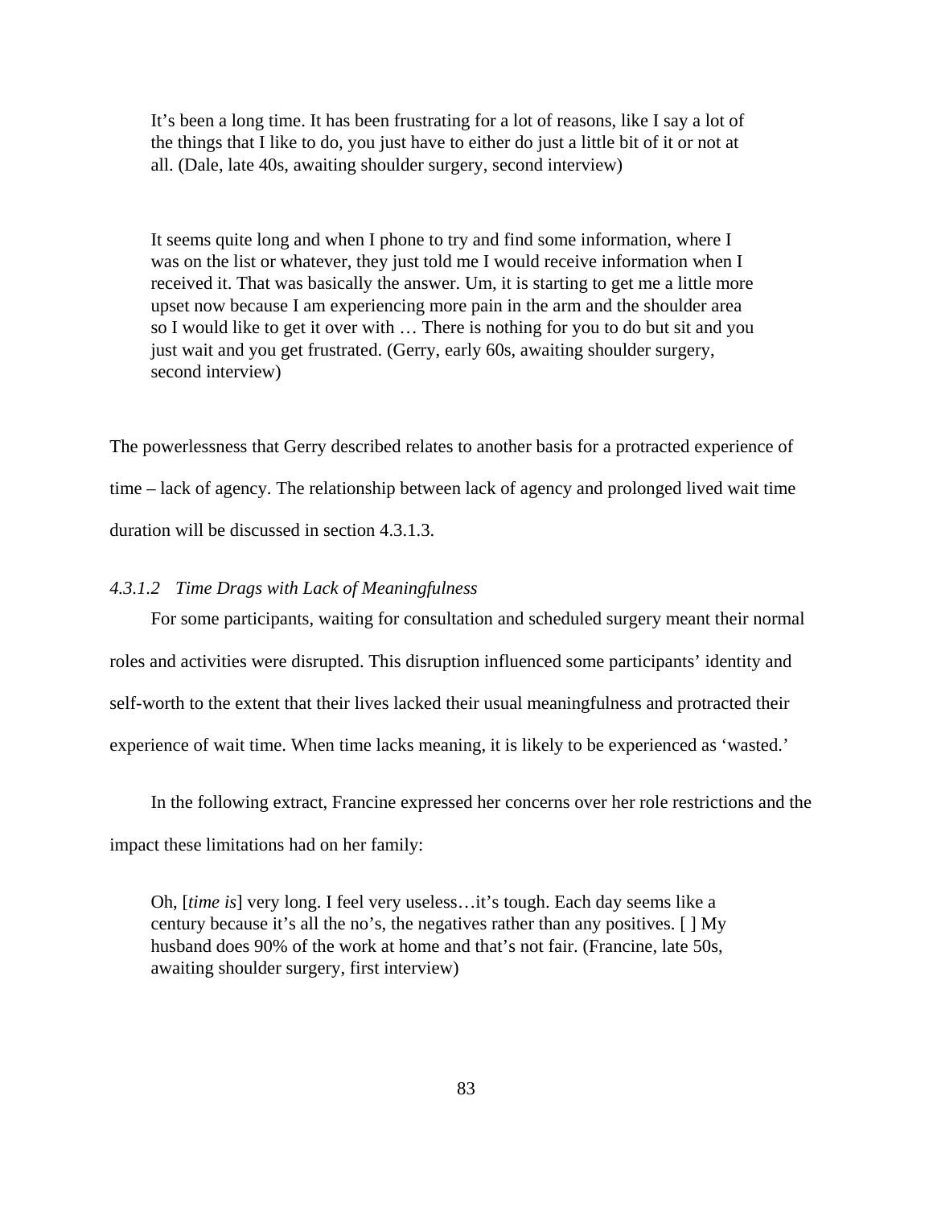> It's been a long time. It has been frustrating for a lot of reasons, like I say a lot of the things that I like to do, you just have to either do just a little bit of it or not at all. (Dale, late 40s, awaiting shoulder surgery, second interview)

> It seems quite long and when I phone to try and find some information, where I was on the list or whatever, they just told me I would receive information when I received it. That was basically the answer. Um, it is starting to get me a little more upset now because I am experiencing more pain in the arm and the shoulder area so I would like to get it over with … There is nothing for you to do but sit and you just wait and you get frustrated. (Gerry, early 60s, awaiting shoulder surgery, second interview)

The powerlessness that Gerry described relates to another basis for a protracted experience of time – lack of agency. The relationship between lack of agency and prolonged lived wait time duration will be discussed in section 4.3.1.3.

#### *4.3.1.2 Time Drags with Lack of Meaningfulness*

For some participants, waiting for consultation and scheduled surgery meant their normal roles and activities were disrupted. This disruption influenced some participants' identity and self-worth to the extent that their lives lacked their usual meaningfulness and protracted their experience of wait time. When time lacks meaning, it is likely to be experienced as 'wasted.'

In the following extract, Francine expressed her concerns over her role restrictions and the impact these limitations had on her family:

> Oh, [*time is*] very long. I feel very useless…it's tough. Each day seems like a century because it's all the no's, the negatives rather than any positives. [ ] My husband does 90% of the work at home and that's not fair. (Francine, late 50s, awaiting shoulder surgery, first interview)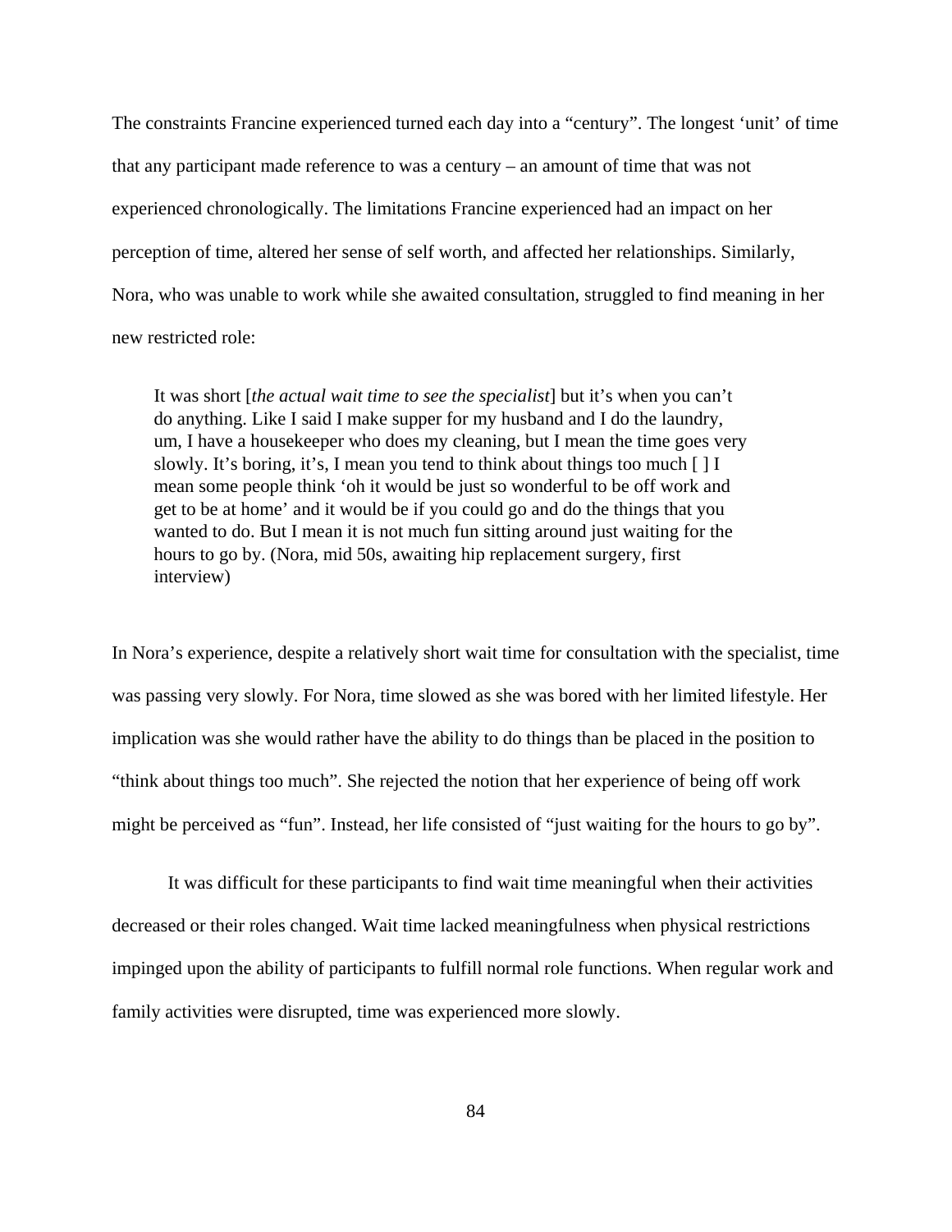The constraints Francine experienced turned each day into a "century". The longest 'unit' of time that any participant made reference to was a century – an amount of time that was not experienced chronologically. The limitations Francine experienced had an impact on her perception of time, altered her sense of self worth, and affected her relationships. Similarly, Nora, who was unable to work while she awaited consultation, struggled to find meaning in her new restricted role:

> It was short [*the actual wait time to see the specialist*] but it's when you can't do anything. Like I said I make supper for my husband and I do the laundry, um, I have a housekeeper who does my cleaning, but I mean the time goes very slowly. It's boring, it's, I mean you tend to think about things too much [ ] I mean some people think 'oh it would be just so wonderful to be off work and get to be at home' and it would be if you could go and do the things that you wanted to do. But I mean it is not much fun sitting around just waiting for the hours to go by. (Nora, mid 50s, awaiting hip replacement surgery, first interview)

In Nora's experience, despite a relatively short wait time for consultation with the specialist, time was passing very slowly. For Nora, time slowed as she was bored with her limited lifestyle. Her implication was she would rather have the ability to do things than be placed in the position to "think about things too much". She rejected the notion that her experience of being off work might be perceived as "fun". Instead, her life consisted of "just waiting for the hours to go by".

It was difficult for these participants to find wait time meaningful when their activities decreased or their roles changed. Wait time lacked meaningfulness when physical restrictions impinged upon the ability of participants to fulfill normal role functions. When regular work and family activities were disrupted, time was experienced more slowly.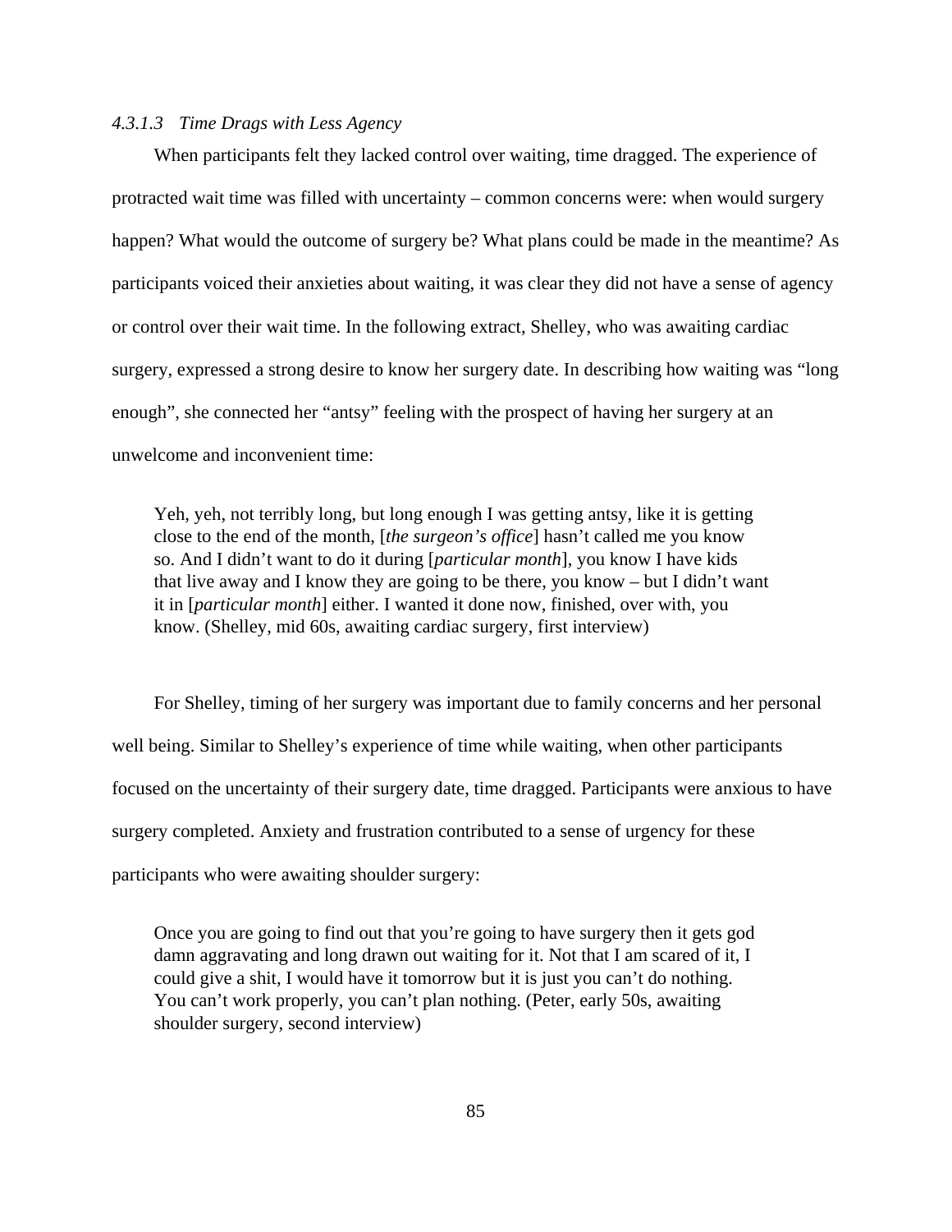#### *4.3.1.3 Time Drags with Less Agency*

When participants felt they lacked control over waiting, time dragged. The experience of protracted wait time was filled with uncertainty – common concerns were: when would surgery happen? What would the outcome of surgery be? What plans could be made in the meantime? As participants voiced their anxieties about waiting, it was clear they did not have a sense of agency or control over their wait time. In the following extract, Shelley, who was awaiting cardiac surgery, expressed a strong desire to know her surgery date. In describing how waiting was "long enough", she connected her "antsy" feeling with the prospect of having her surgery at an unwelcome and inconvenient time:

> Yeh, yeh, not terribly long, but long enough I was getting antsy, like it is getting close to the end of the month, [*the surgeon's office*] hasn't called me you know so. And I didn't want to do it during [*particular month*], you know I have kids that live away and I know they are going to be there, you know – but I didn't want it in [*particular month*] either. I wanted it done now, finished, over with, you know. (Shelley, mid 60s, awaiting cardiac surgery, first interview)

For Shelley, timing of her surgery was important due to family concerns and her personal well being. Similar to Shelley's experience of time while waiting, when other participants focused on the uncertainty of their surgery date, time dragged. Participants were anxious to have surgery completed. Anxiety and frustration contributed to a sense of urgency for these participants who were awaiting shoulder surgery:

> Once you are going to find out that you're going to have surgery then it gets god damn aggravating and long drawn out waiting for it. Not that I am scared of it, I could give a shit, I would have it tomorrow but it is just you can't do nothing. You can't work properly, you can't plan nothing. (Peter, early 50s, awaiting shoulder surgery, second interview)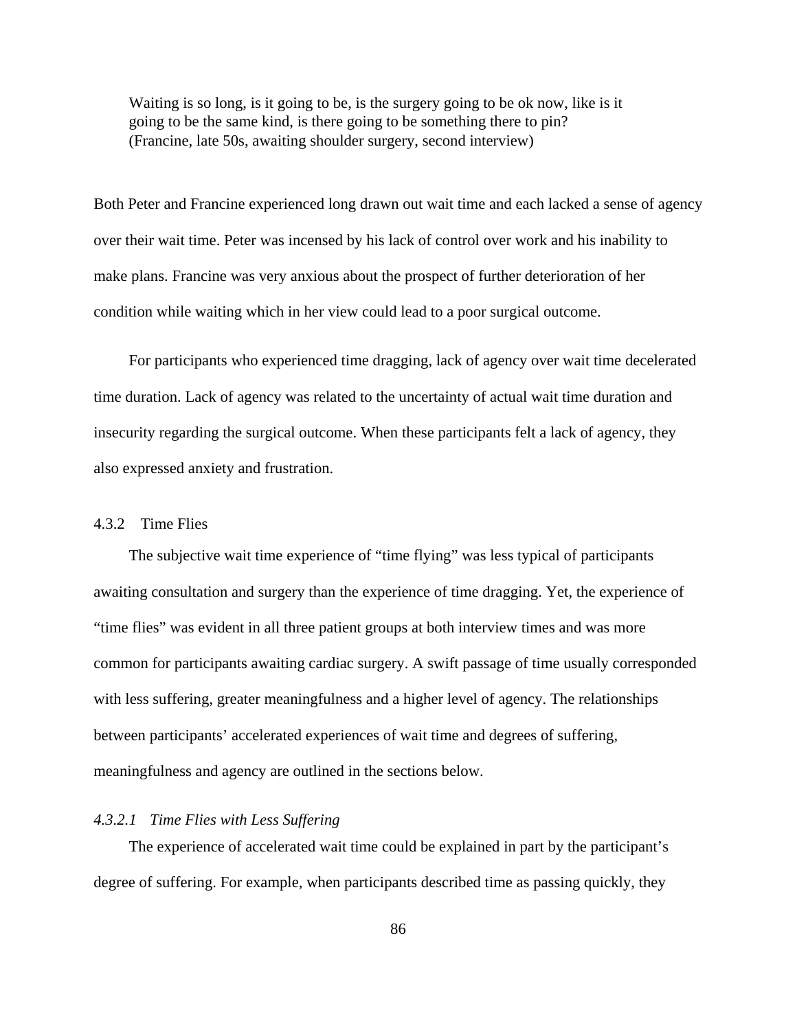> Waiting is so long, is it going to be, is the surgery going to be ok now, like is it going to be the same kind, is there going to be something there to pin? (Francine, late 50s, awaiting shoulder surgery, second interview)

Both Peter and Francine experienced long drawn out wait time and each lacked a sense of agency over their wait time. Peter was incensed by his lack of control over work and his inability to make plans. Francine was very anxious about the prospect of further deterioration of her condition while waiting which in her view could lead to a poor surgical outcome.

For participants who experienced time dragging, lack of agency over wait time decelerated time duration. Lack of agency was related to the uncertainty of actual wait time duration and insecurity regarding the surgical outcome. When these participants felt a lack of agency, they also expressed anxiety and frustration.

### 4.3.2 Time Flies

The subjective wait time experience of "time flying" was less typical of participants awaiting consultation and surgery than the experience of time dragging. Yet, the experience of "time flies" was evident in all three patient groups at both interview times and was more common for participants awaiting cardiac surgery. A swift passage of time usually corresponded with less suffering, greater meaningfulness and a higher level of agency. The relationships between participants' accelerated experiences of wait time and degrees of suffering, meaningfulness and agency are outlined in the sections below.

#### *4.3.2.1 Time Flies with Less Suffering*

The experience of accelerated wait time could be explained in part by the participant's degree of suffering. For example, when participants described time as passing quickly, they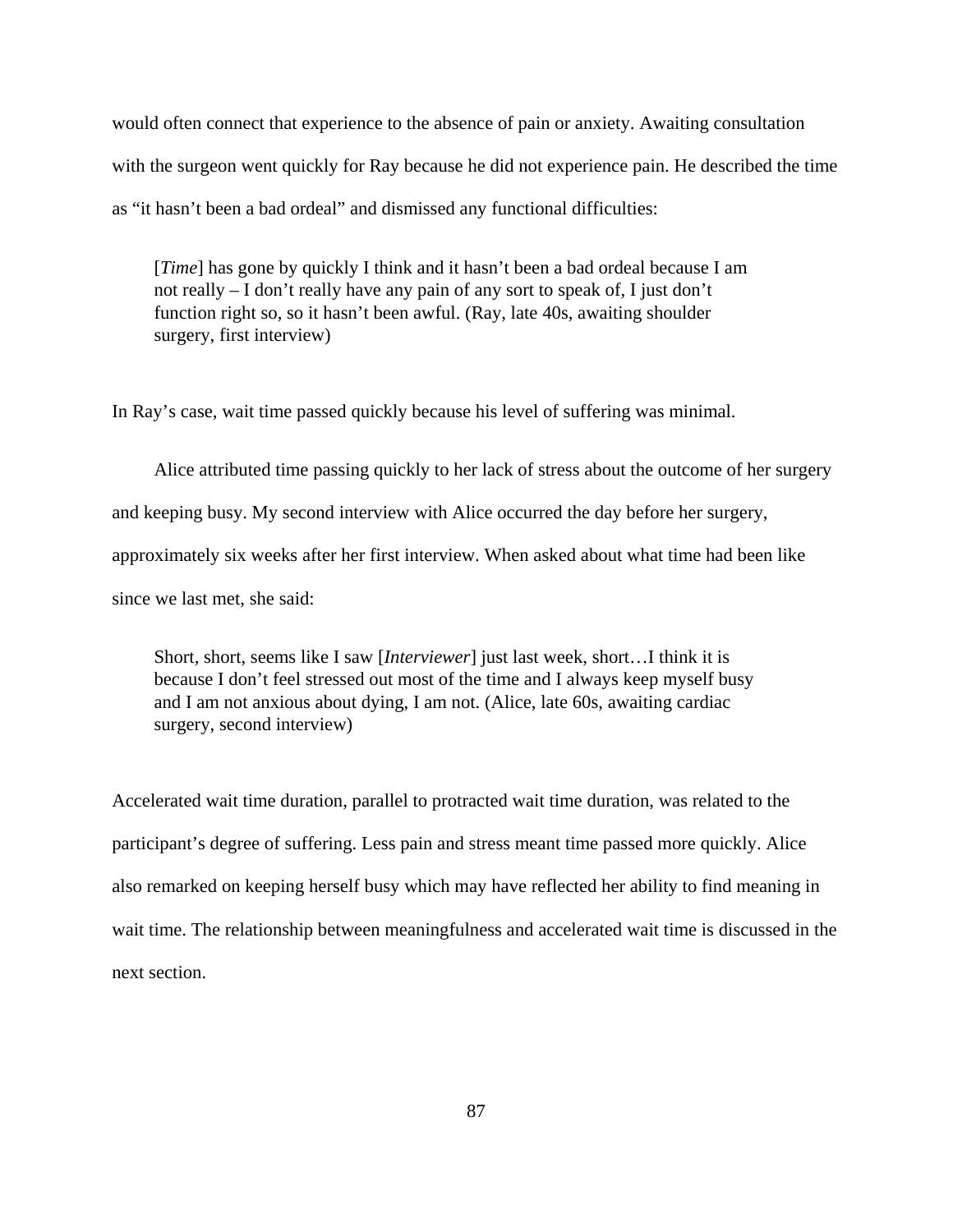would often connect that experience to the absence of pain or anxiety. Awaiting consultation with the surgeon went quickly for Ray because he did not experience pain. He described the time as "it hasn't been a bad ordeal" and dismissed any functional difficulties:

> [*Time*] has gone by quickly I think and it hasn't been a bad ordeal because I am not really – I don't really have any pain of any sort to speak of, I just don't function right so, so it hasn't been awful. (Ray, late 40s, awaiting shoulder surgery, first interview)

In Ray's case, wait time passed quickly because his level of suffering was minimal.

Alice attributed time passing quickly to her lack of stress about the outcome of her surgery and keeping busy. My second interview with Alice occurred the day before her surgery, approximately six weeks after her first interview. When asked about what time had been like since we last met, she said:

> Short, short, seems like I saw [*Interviewer*] just last week, short…I think it is because I don't feel stressed out most of the time and I always keep myself busy and I am not anxious about dying, I am not. (Alice, late 60s, awaiting cardiac surgery, second interview)

Accelerated wait time duration, parallel to protracted wait time duration, was related to the participant's degree of suffering. Less pain and stress meant time passed more quickly. Alice also remarked on keeping herself busy which may have reflected her ability to find meaning in wait time. The relationship between meaningfulness and accelerated wait time is discussed in the next section.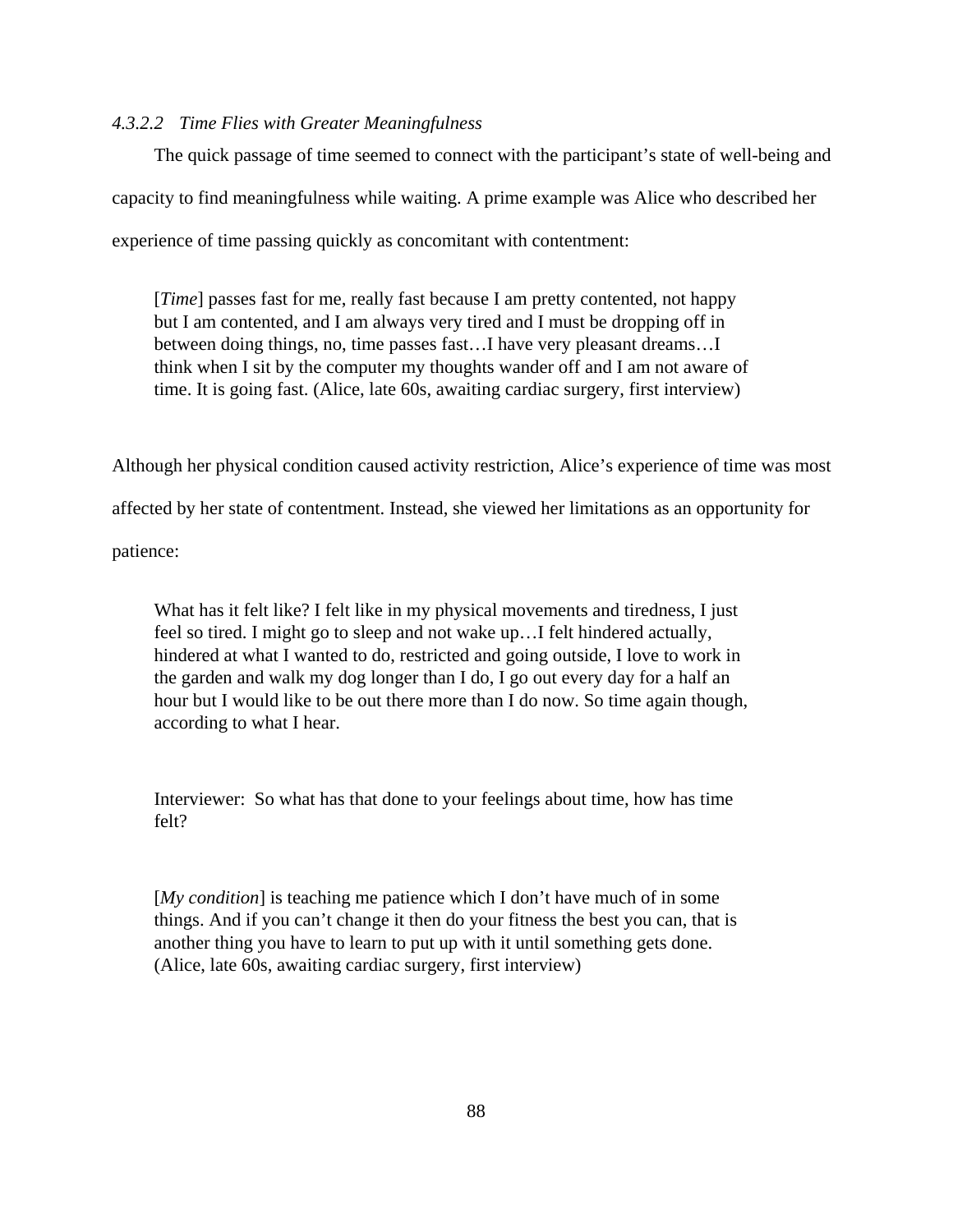#### *4.3.2.2 Time Flies with Greater Meaningfulness*

The quick passage of time seemed to connect with the participant's state of well-being and capacity to find meaningfulness while waiting. A prime example was Alice who described her experience of time passing quickly as concomitant with contentment:

> [*Time*] passes fast for me, really fast because I am pretty contented, not happy but I am contented, and I am always very tired and I must be dropping off in between doing things, no, time passes fast…I have very pleasant dreams…I think when I sit by the computer my thoughts wander off and I am not aware of time. It is going fast. (Alice, late 60s, awaiting cardiac surgery, first interview)

Although her physical condition caused activity restriction, Alice's experience of time was most affected by her state of contentment. Instead, she viewed her limitations as an opportunity for patience:

> What has it felt like? I felt like in my physical movements and tiredness, I just feel so tired. I might go to sleep and not wake up…I felt hindered actually, hindered at what I wanted to do, restricted and going outside, I love to work in the garden and walk my dog longer than I do, I go out every day for a half an hour but I would like to be out there more than I do now. So time again though, according to what I hear.
>
> Interviewer: So what has that done to your feelings about time, how has time felt?
>
> [*My condition*] is teaching me patience which I don't have much of in some things. And if you can't change it then do your fitness the best you can, that is another thing you have to learn to put up with it until something gets done. (Alice, late 60s, awaiting cardiac surgery, first interview)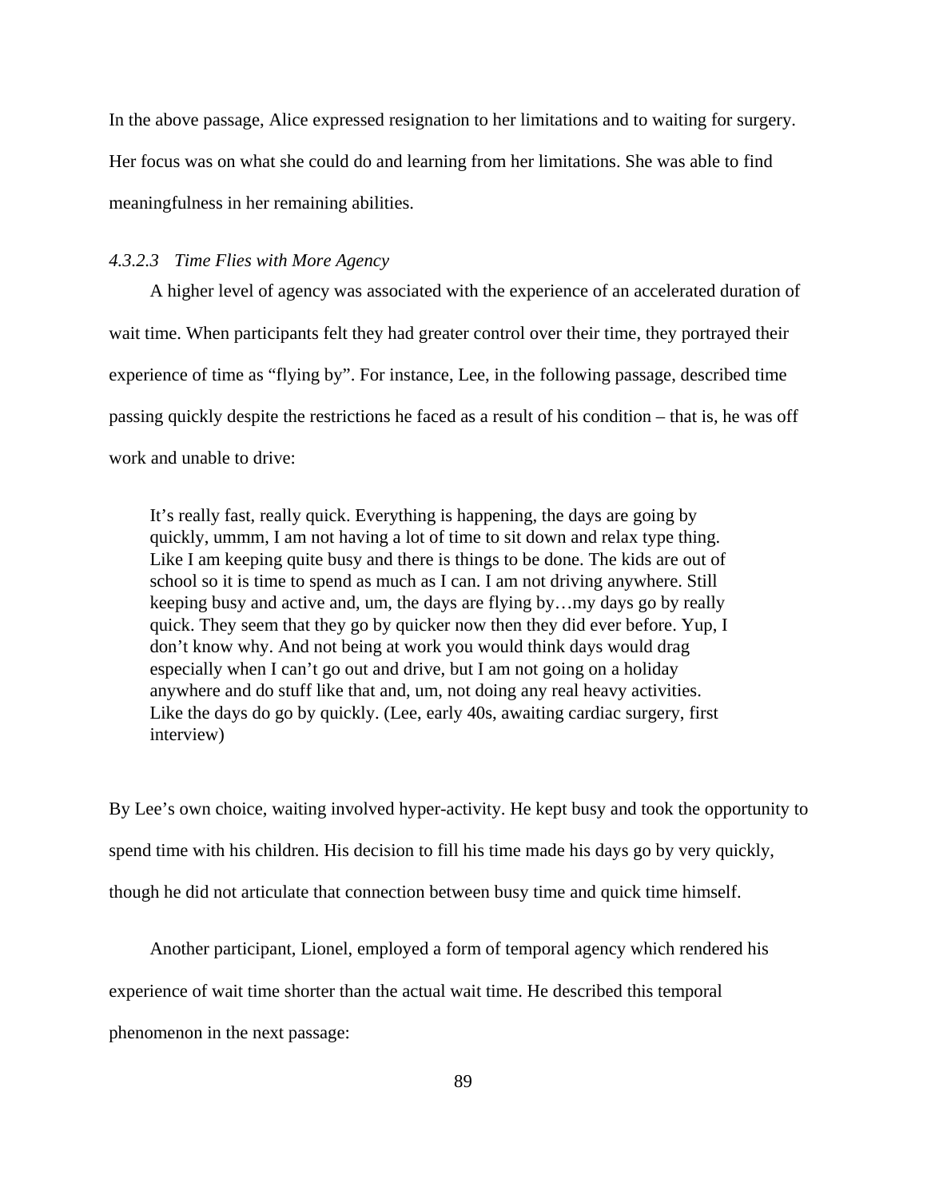In the above passage, Alice expressed resignation to her limitations and to waiting for surgery. Her focus was on what she could do and learning from her limitations. She was able to find meaningfulness in her remaining abilities.

#### *4.3.2.3 Time Flies with More Agency*

A higher level of agency was associated with the experience of an accelerated duration of wait time. When participants felt they had greater control over their time, they portrayed their experience of time as "flying by". For instance, Lee, in the following passage, described time passing quickly despite the restrictions he faced as a result of his condition – that is, he was off work and unable to drive:

> It's really fast, really quick. Everything is happening, the days are going by quickly, ummm, I am not having a lot of time to sit down and relax type thing. Like I am keeping quite busy and there is things to be done. The kids are out of school so it is time to spend as much as I can. I am not driving anywhere. Still keeping busy and active and, um, the days are flying by…my days go by really quick. They seem that they go by quicker now then they did ever before. Yup, I don't know why. And not being at work you would think days would drag especially when I can't go out and drive, but I am not going on a holiday anywhere and do stuff like that and, um, not doing any real heavy activities. Like the days do go by quickly. (Lee, early 40s, awaiting cardiac surgery, first interview)

By Lee's own choice, waiting involved hyper-activity. He kept busy and took the opportunity to spend time with his children. His decision to fill his time made his days go by very quickly, though he did not articulate that connection between busy time and quick time himself.

Another participant, Lionel, employed a form of temporal agency which rendered his experience of wait time shorter than the actual wait time. He described this temporal phenomenon in the next passage: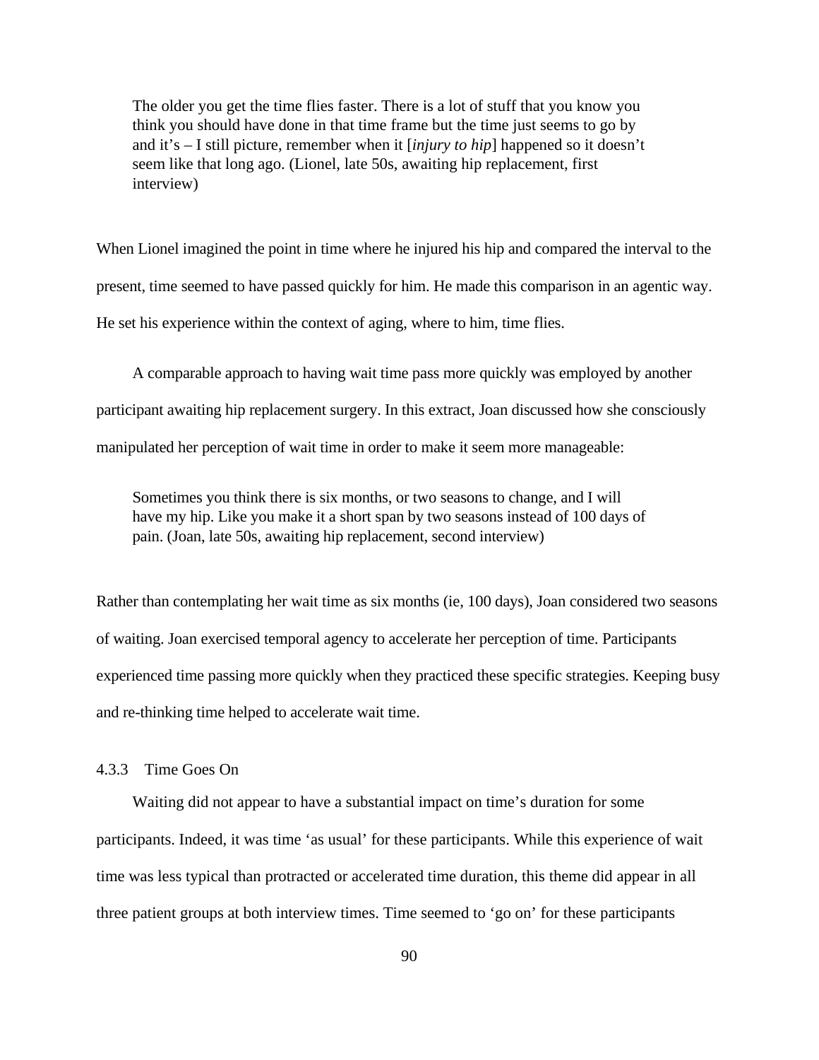> The older you get the time flies faster. There is a lot of stuff that you know you think you should have done in that time frame but the time just seems to go by and it's – I still picture, remember when it [*injury to hip*] happened so it doesn't seem like that long ago. (Lionel, late 50s, awaiting hip replacement, first interview)

When Lionel imagined the point in time where he injured his hip and compared the interval to the present, time seemed to have passed quickly for him. He made this comparison in an agentic way. He set his experience within the context of aging, where to him, time flies.

A comparable approach to having wait time pass more quickly was employed by another participant awaiting hip replacement surgery. In this extract, Joan discussed how she consciously manipulated her perception of wait time in order to make it seem more manageable:

> Sometimes you think there is six months, or two seasons to change, and I will have my hip. Like you make it a short span by two seasons instead of 100 days of pain. (Joan, late 50s, awaiting hip replacement, second interview)

Rather than contemplating her wait time as six months (ie, 100 days), Joan considered two seasons of waiting. Joan exercised temporal agency to accelerate her perception of time. Participants experienced time passing more quickly when they practiced these specific strategies. Keeping busy and re-thinking time helped to accelerate wait time.

#### 4.3.3 Time Goes On

Waiting did not appear to have a substantial impact on time's duration for some participants. Indeed, it was time 'as usual' for these participants. While this experience of wait time was less typical than protracted or accelerated time duration, this theme did appear in all three patient groups at both interview times. Time seemed to 'go on' for these participants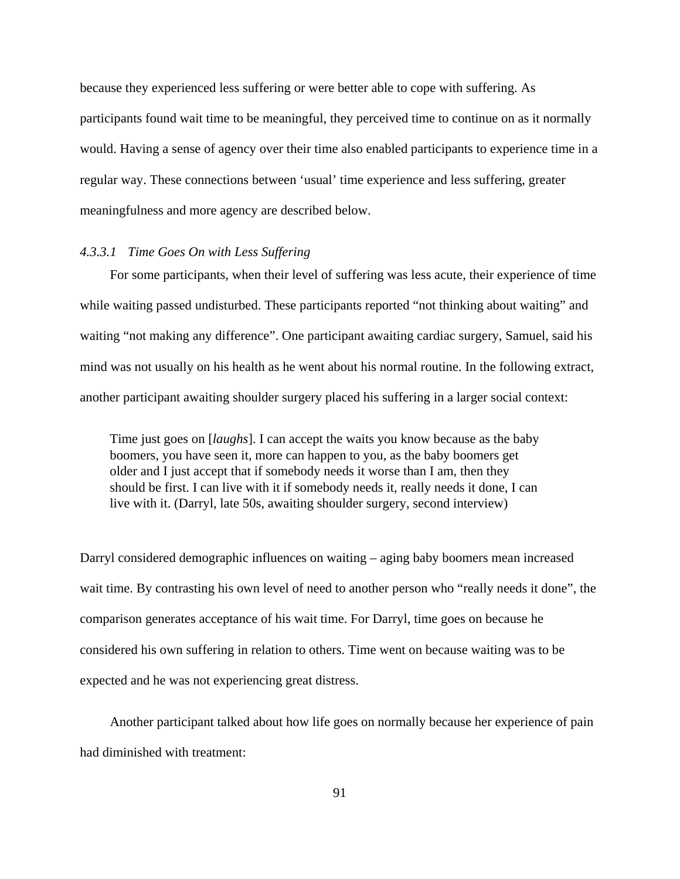because they experienced less suffering or were better able to cope with suffering. As participants found wait time to be meaningful, they perceived time to continue on as it normally would. Having a sense of agency over their time also enabled participants to experience time in a regular way. These connections between 'usual' time experience and less suffering, greater meaningfulness and more agency are described below.

#### *4.3.3.1 Time Goes On with Less Suffering*

For some participants, when their level of suffering was less acute, their experience of time while waiting passed undisturbed. These participants reported "not thinking about waiting" and waiting "not making any difference". One participant awaiting cardiac surgery, Samuel, said his mind was not usually on his health as he went about his normal routine. In the following extract, another participant awaiting shoulder surgery placed his suffering in a larger social context:

> Time just goes on [*laughs*]. I can accept the waits you know because as the baby boomers, you have seen it, more can happen to you, as the baby boomers get older and I just accept that if somebody needs it worse than I am, then they should be first. I can live with it if somebody needs it, really needs it done, I can live with it. (Darryl, late 50s, awaiting shoulder surgery, second interview)

Darryl considered demographic influences on waiting – aging baby boomers mean increased wait time. By contrasting his own level of need to another person who "really needs it done", the comparison generates acceptance of his wait time. For Darryl, time goes on because he considered his own suffering in relation to others. Time went on because waiting was to be expected and he was not experiencing great distress.

Another participant talked about how life goes on normally because her experience of pain had diminished with treatment: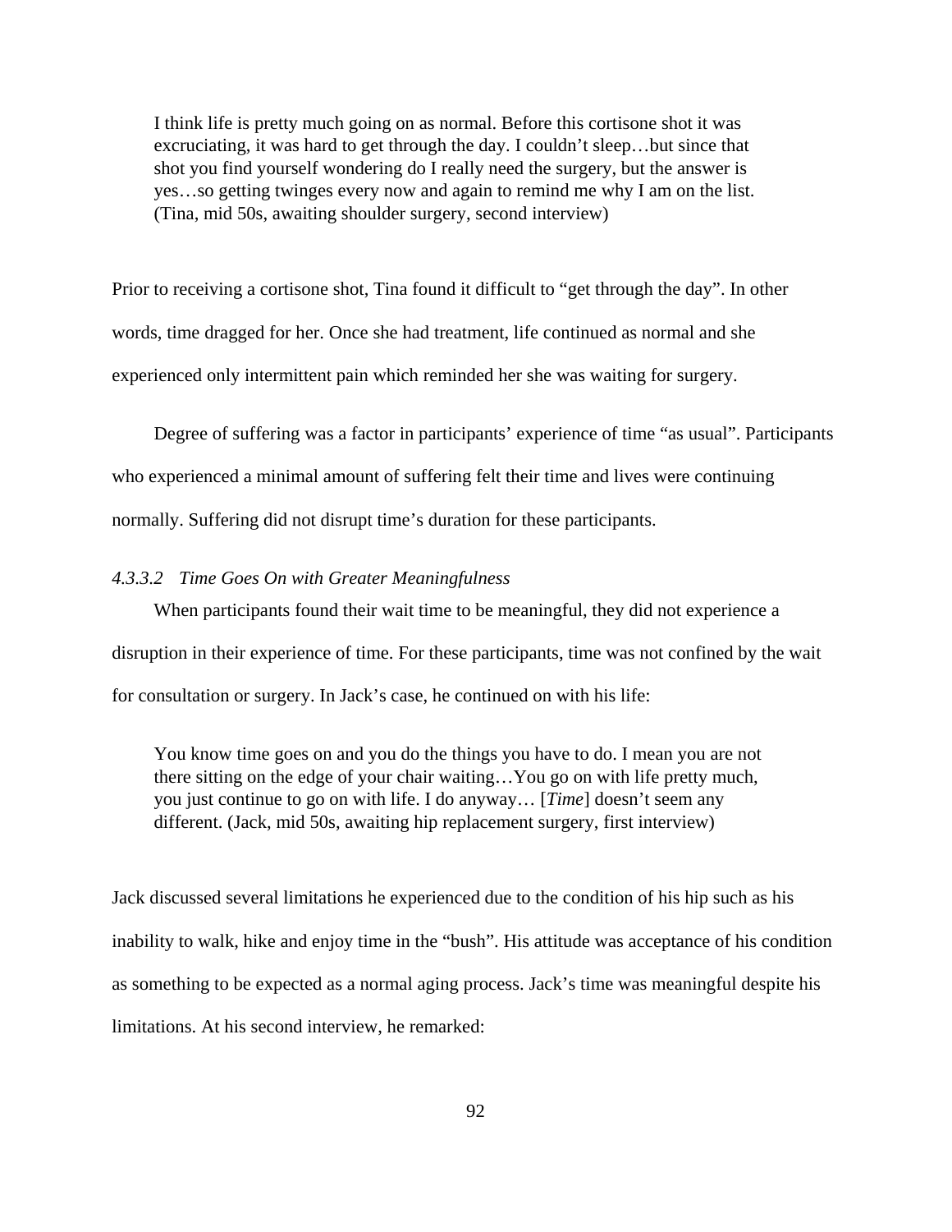> I think life is pretty much going on as normal. Before this cortisone shot it was excruciating, it was hard to get through the day. I couldn't sleep…but since that shot you find yourself wondering do I really need the surgery, but the answer is yes…so getting twinges every now and again to remind me why I am on the list. (Tina, mid 50s, awaiting shoulder surgery, second interview)

Prior to receiving a cortisone shot, Tina found it difficult to "get through the day". In other words, time dragged for her. Once she had treatment, life continued as normal and she experienced only intermittent pain which reminded her she was waiting for surgery.

Degree of suffering was a factor in participants' experience of time "as usual". Participants who experienced a minimal amount of suffering felt their time and lives were continuing normally. Suffering did not disrupt time's duration for these participants.

#### *4.3.3.2 Time Goes On with Greater Meaningfulness*

When participants found their wait time to be meaningful, they did not experience a disruption in their experience of time. For these participants, time was not confined by the wait for consultation or surgery. In Jack's case, he continued on with his life:

> You know time goes on and you do the things you have to do. I mean you are not there sitting on the edge of your chair waiting…You go on with life pretty much, you just continue to go on with life. I do anyway… [*Time*] doesn't seem any different. (Jack, mid 50s, awaiting hip replacement surgery, first interview)

Jack discussed several limitations he experienced due to the condition of his hip such as his inability to walk, hike and enjoy time in the "bush". His attitude was acceptance of his condition as something to be expected as a normal aging process. Jack's time was meaningful despite his limitations. At his second interview, he remarked: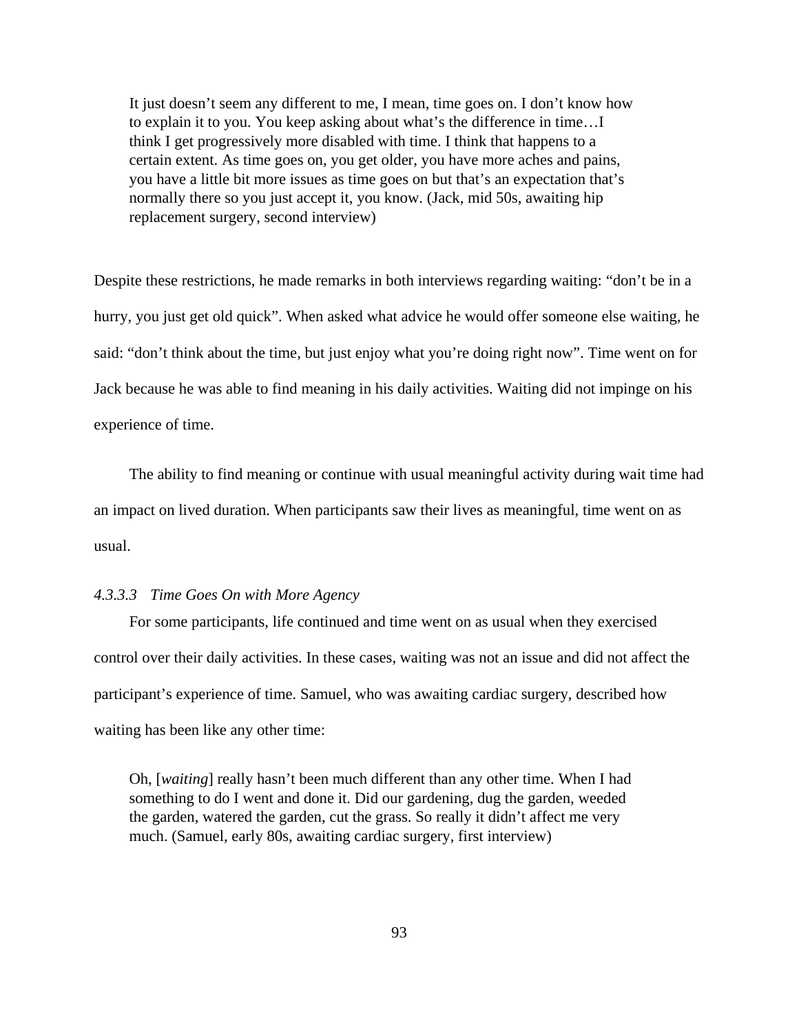> It just doesn't seem any different to me, I mean, time goes on. I don't know how to explain it to you. You keep asking about what's the difference in time…I think I get progressively more disabled with time. I think that happens to a certain extent. As time goes on, you get older, you have more aches and pains, you have a little bit more issues as time goes on but that's an expectation that's normally there so you just accept it, you know. (Jack, mid 50s, awaiting hip replacement surgery, second interview)

Despite these restrictions, he made remarks in both interviews regarding waiting: "don't be in a hurry, you just get old quick". When asked what advice he would offer someone else waiting, he said: "don't think about the time, but just enjoy what you're doing right now". Time went on for Jack because he was able to find meaning in his daily activities. Waiting did not impinge on his experience of time.

The ability to find meaning or continue with usual meaningful activity during wait time had an impact on lived duration. When participants saw their lives as meaningful, time went on as usual.

#### *4.3.3.3 Time Goes On with More Agency*

For some participants, life continued and time went on as usual when they exercised control over their daily activities. In these cases, waiting was not an issue and did not affect the participant's experience of time. Samuel, who was awaiting cardiac surgery, described how waiting has been like any other time:

> Oh, [*waiting*] really hasn't been much different than any other time. When I had something to do I went and done it. Did our gardening, dug the garden, weeded the garden, watered the garden, cut the grass. So really it didn't affect me very much. (Samuel, early 80s, awaiting cardiac surgery, first interview)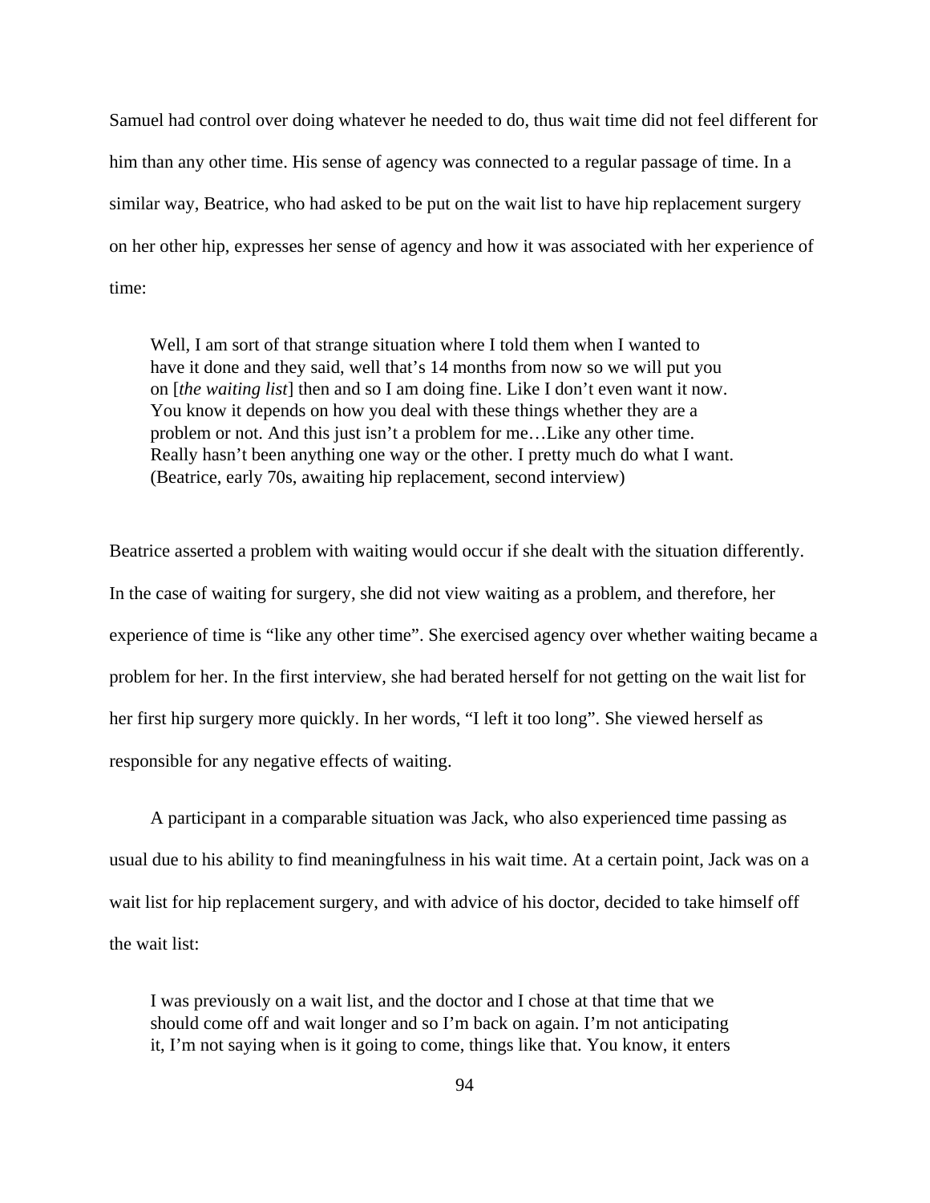Samuel had control over doing whatever he needed to do, thus wait time did not feel different for him than any other time. His sense of agency was connected to a regular passage of time. In a similar way, Beatrice, who had asked to be put on the wait list to have hip replacement surgery on her other hip, expresses her sense of agency and how it was associated with her experience of time:

> Well, I am sort of that strange situation where I told them when I wanted to have it done and they said, well that's 14 months from now so we will put you on [*the waiting list*] then and so I am doing fine. Like I don't even want it now. You know it depends on how you deal with these things whether they are a problem or not. And this just isn't a problem for me…Like any other time. Really hasn't been anything one way or the other. I pretty much do what I want. (Beatrice, early 70s, awaiting hip replacement, second interview)

Beatrice asserted a problem with waiting would occur if she dealt with the situation differently. In the case of waiting for surgery, she did not view waiting as a problem, and therefore, her experience of time is "like any other time". She exercised agency over whether waiting became a problem for her. In the first interview, she had berated herself for not getting on the wait list for her first hip surgery more quickly. In her words, "I left it too long". She viewed herself as responsible for any negative effects of waiting.

A participant in a comparable situation was Jack, who also experienced time passing as usual due to his ability to find meaningfulness in his wait time. At a certain point, Jack was on a wait list for hip replacement surgery, and with advice of his doctor, decided to take himself off the wait list:

> I was previously on a wait list, and the doctor and I chose at that time that we should come off and wait longer and so I'm back on again. I'm not anticipating it, I'm not saying when is it going to come, things like that. You know, it enters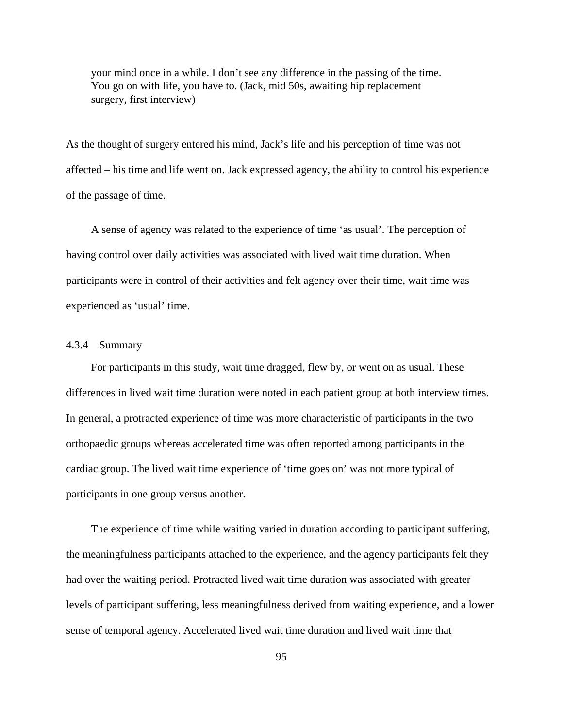> your mind once in a while. I don’t see any difference in the passing of the time. You go on with life, you have to. (Jack, mid 50s, awaiting hip replacement surgery, first interview)

As the thought of surgery entered his mind, Jack’s life and his perception of time was not affected – his time and life went on. Jack expressed agency, the ability to control his experience of the passage of time.

A sense of agency was related to the experience of time ‘as usual’. The perception of having control over daily activities was associated with lived wait time duration. When participants were in control of their activities and felt agency over their time, wait time was experienced as ‘usual’ time.

#### 4.3.4 Summary

For participants in this study, wait time dragged, flew by, or went on as usual. These differences in lived wait time duration were noted in each patient group at both interview times. In general, a protracted experience of time was more characteristic of participants in the two orthopaedic groups whereas accelerated time was often reported among participants in the cardiac group. The lived wait time experience of ‘time goes on’ was not more typical of participants in one group versus another.

The experience of time while waiting varied in duration according to participant suffering, the meaningfulness participants attached to the experience, and the agency participants felt they had over the waiting period. Protracted lived wait time duration was associated with greater levels of participant suffering, less meaningfulness derived from waiting experience, and a lower sense of temporal agency. Accelerated lived wait time duration and lived wait time that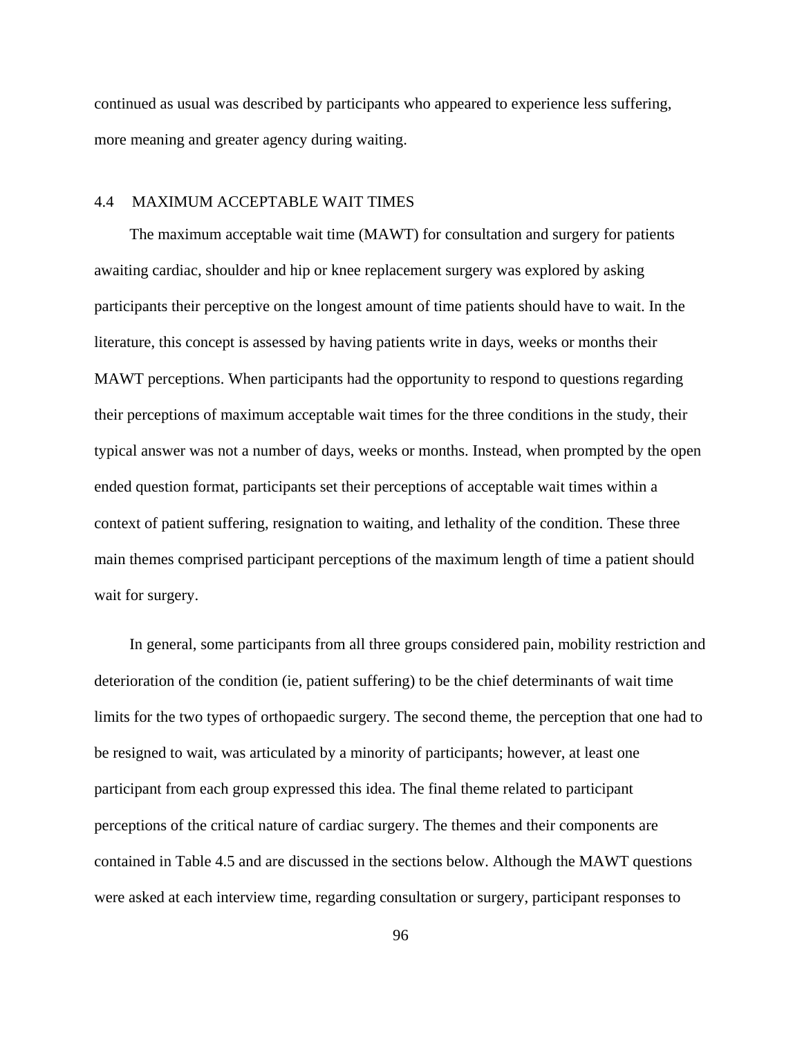continued as usual was described by participants who appeared to experience less suffering, more meaning and greater agency during waiting.

## 4.4 MAXIMUM ACCEPTABLE WAIT TIMES

The maximum acceptable wait time (MAWT) for consultation and surgery for patients awaiting cardiac, shoulder and hip or knee replacement surgery was explored by asking participants their perceptive on the longest amount of time patients should have to wait. In the literature, this concept is assessed by having patients write in days, weeks or months their MAWT perceptions. When participants had the opportunity to respond to questions regarding their perceptions of maximum acceptable wait times for the three conditions in the study, their typical answer was not a number of days, weeks or months. Instead, when prompted by the open ended question format, participants set their perceptions of acceptable wait times within a context of patient suffering, resignation to waiting, and lethality of the condition. These three main themes comprised participant perceptions of the maximum length of time a patient should wait for surgery.

In general, some participants from all three groups considered pain, mobility restriction and deterioration of the condition (ie, patient suffering) to be the chief determinants of wait time limits for the two types of orthopaedic surgery. The second theme, the perception that one had to be resigned to wait, was articulated by a minority of participants; however, at least one participant from each group expressed this idea. The final theme related to participant perceptions of the critical nature of cardiac surgery. The themes and their components are contained in Table 4.5 and are discussed in the sections below. Although the MAWT questions were asked at each interview time, regarding consultation or surgery, participant responses to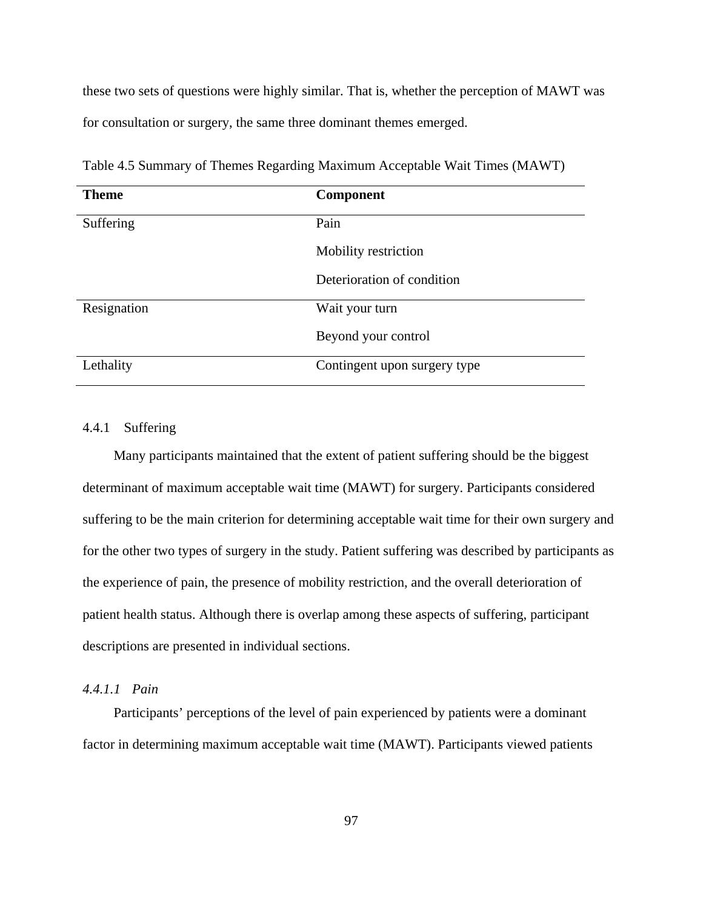these two sets of questions were highly similar. That is, whether the perception of MAWT was for consultation or surgery, the same three dominant themes emerged.

Table 4.5 Summary of Themes Regarding Maximum Acceptable Wait Times (MAWT)

| **Theme** | **Component** |
|---|---|
| Suffering | Pain |
| | Mobility restriction |
| | Deterioration of condition |
| Resignation | Wait your turn |
| | Beyond your control |
| Lethality | Contingent upon surgery type |

### 4.4.1 Suffering

Many participants maintained that the extent of patient suffering should be the biggest determinant of maximum acceptable wait time (MAWT) for surgery. Participants considered suffering to be the main criterion for determining acceptable wait time for their own surgery and for the other two types of surgery in the study. Patient suffering was described by participants as the experience of pain, the presence of mobility restriction, and the overall deterioration of patient health status. Although there is overlap among these aspects of suffering, participant descriptions are presented in individual sections.

#### *4.4.1.1 Pain*

Participants' perceptions of the level of pain experienced by patients were a dominant factor in determining maximum acceptable wait time (MAWT). Participants viewed patients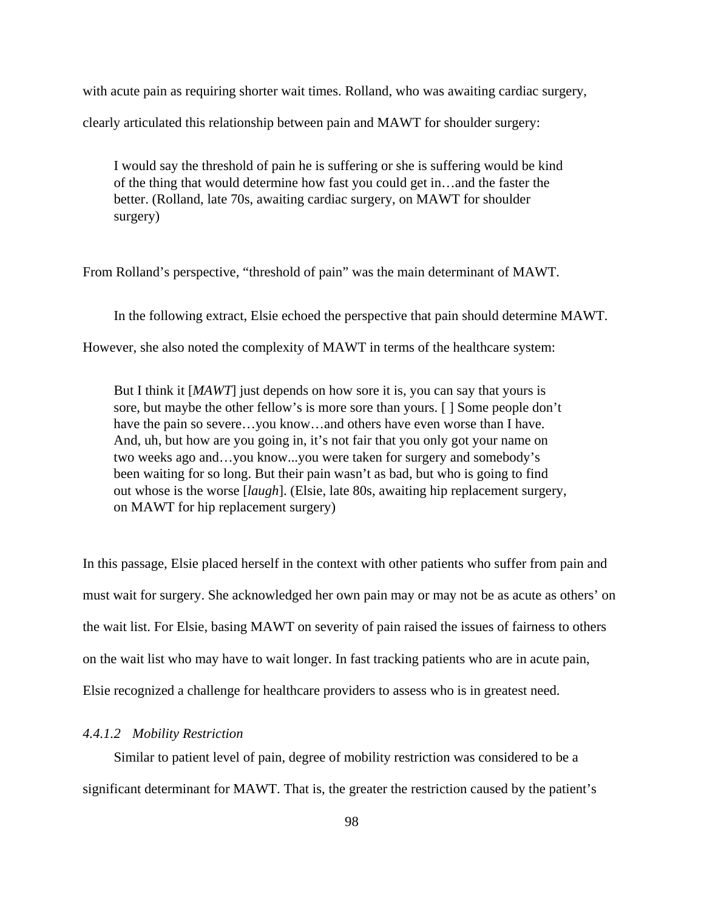with acute pain as requiring shorter wait times. Rolland, who was awaiting cardiac surgery, clearly articulated this relationship between pain and MAWT for shoulder surgery:

> I would say the threshold of pain he is suffering or she is suffering would be kind of the thing that would determine how fast you could get in…and the faster the better. (Rolland, late 70s, awaiting cardiac surgery, on MAWT for shoulder surgery)

From Rolland's perspective, "threshold of pain" was the main determinant of MAWT.

In the following extract, Elsie echoed the perspective that pain should determine MAWT. However, she also noted the complexity of MAWT in terms of the healthcare system:

> But I think it [*MAWT*] just depends on how sore it is, you can say that yours is sore, but maybe the other fellow's is more sore than yours. [ ] Some people don't have the pain so severe…you know…and others have even worse than I have. And, uh, but how are you going in, it's not fair that you only got your name on two weeks ago and…you know...you were taken for surgery and somebody's been waiting for so long. But their pain wasn't as bad, but who is going to find out whose is the worse [*laugh*]. (Elsie, late 80s, awaiting hip replacement surgery, on MAWT for hip replacement surgery)

In this passage, Elsie placed herself in the context with other patients who suffer from pain and must wait for surgery. She acknowledged her own pain may or may not be as acute as others' on the wait list. For Elsie, basing MAWT on severity of pain raised the issues of fairness to others on the wait list who may have to wait longer. In fast tracking patients who are in acute pain, Elsie recognized a challenge for healthcare providers to assess who is in greatest need.

#### *4.4.1.2 Mobility Restriction*

Similar to patient level of pain, degree of mobility restriction was considered to be a significant determinant for MAWT. That is, the greater the restriction caused by the patient's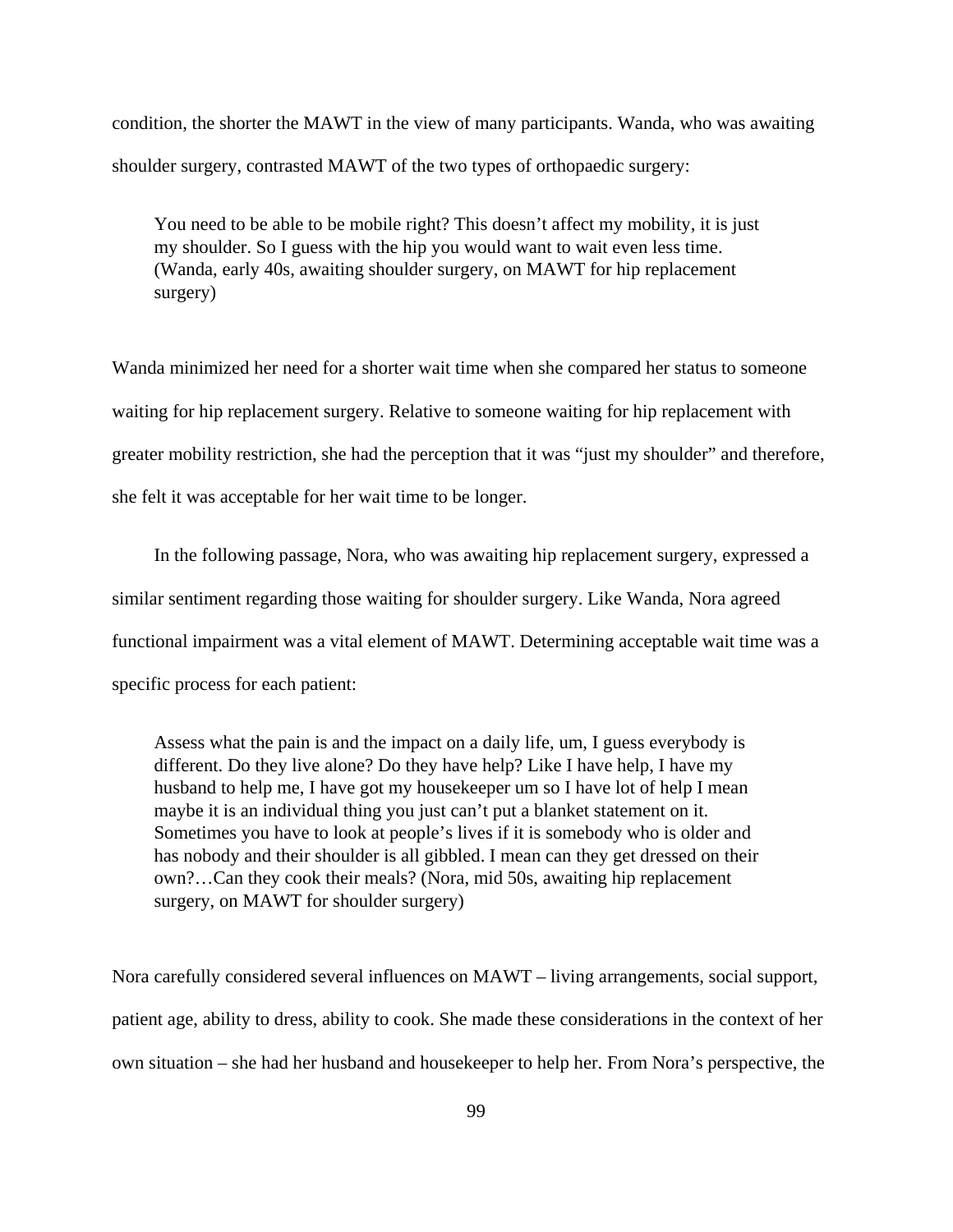condition, the shorter the MAWT in the view of many participants. Wanda, who was awaiting shoulder surgery, contrasted MAWT of the two types of orthopaedic surgery:

> You need to be able to be mobile right? This doesn't affect my mobility, it is just my shoulder. So I guess with the hip you would want to wait even less time. (Wanda, early 40s, awaiting shoulder surgery, on MAWT for hip replacement surgery)

Wanda minimized her need for a shorter wait time when she compared her status to someone waiting for hip replacement surgery. Relative to someone waiting for hip replacement with greater mobility restriction, she had the perception that it was "just my shoulder" and therefore, she felt it was acceptable for her wait time to be longer.

In the following passage, Nora, who was awaiting hip replacement surgery, expressed a similar sentiment regarding those waiting for shoulder surgery. Like Wanda, Nora agreed functional impairment was a vital element of MAWT. Determining acceptable wait time was a specific process for each patient:

> Assess what the pain is and the impact on a daily life, um, I guess everybody is different. Do they live alone? Do they have help? Like I have help, I have my husband to help me, I have got my housekeeper um so I have lot of help I mean maybe it is an individual thing you just can't put a blanket statement on it. Sometimes you have to look at people's lives if it is somebody who is older and has nobody and their shoulder is all gibbled. I mean can they get dressed on their own?…Can they cook their meals? (Nora, mid 50s, awaiting hip replacement surgery, on MAWT for shoulder surgery)

Nora carefully considered several influences on MAWT – living arrangements, social support, patient age, ability to dress, ability to cook. She made these considerations in the context of her own situation – she had her husband and housekeeper to help her. From Nora's perspective, the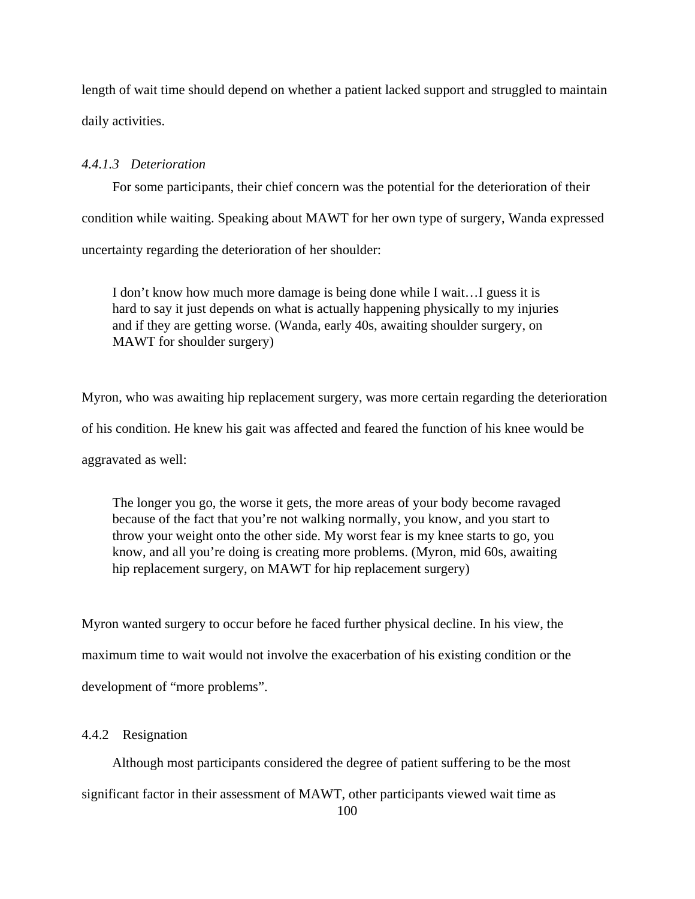length of wait time should depend on whether a patient lacked support and struggled to maintain daily activities.

#### *4.4.1.3 Deterioration*

For some participants, their chief concern was the potential for the deterioration of their condition while waiting. Speaking about MAWT for her own type of surgery, Wanda expressed uncertainty regarding the deterioration of her shoulder:

> I don't know how much more damage is being done while I wait…I guess it is hard to say it just depends on what is actually happening physically to my injuries and if they are getting worse. (Wanda, early 40s, awaiting shoulder surgery, on MAWT for shoulder surgery)

Myron, who was awaiting hip replacement surgery, was more certain regarding the deterioration of his condition. He knew his gait was affected and feared the function of his knee would be aggravated as well:

> The longer you go, the worse it gets, the more areas of your body become ravaged because of the fact that you're not walking normally, you know, and you start to throw your weight onto the other side. My worst fear is my knee starts to go, you know, and all you're doing is creating more problems. (Myron, mid 60s, awaiting hip replacement surgery, on MAWT for hip replacement surgery)

Myron wanted surgery to occur before he faced further physical decline. In his view, the maximum time to wait would not involve the exacerbation of his existing condition or the development of "more problems".

### 4.4.2 Resignation

Although most participants considered the degree of patient suffering to be the most significant factor in their assessment of MAWT, other participants viewed wait time as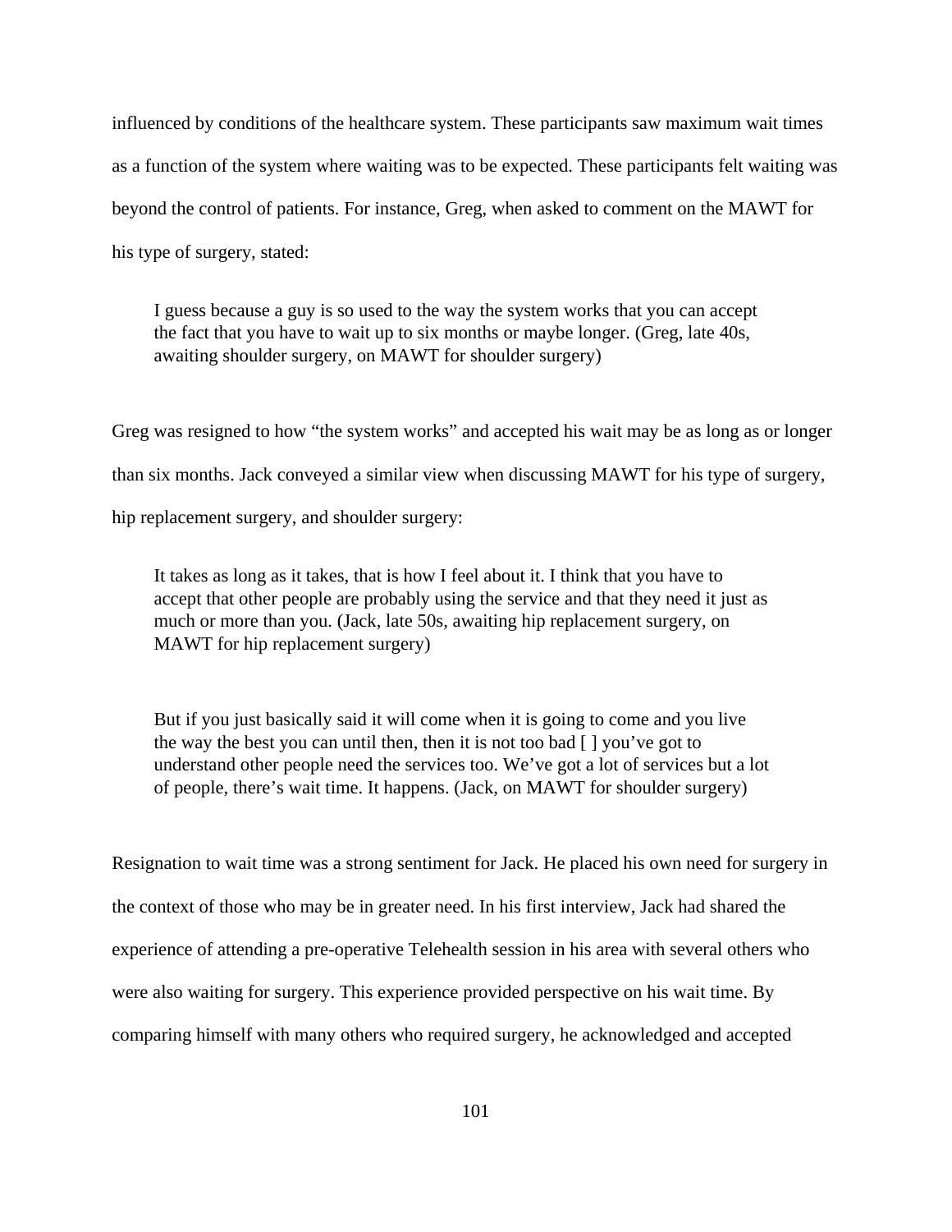influenced by conditions of the healthcare system. These participants saw maximum wait times as a function of the system where waiting was to be expected. These participants felt waiting was beyond the control of patients. For instance, Greg, when asked to comment on the MAWT for his type of surgery, stated:

> I guess because a guy is so used to the way the system works that you can accept the fact that you have to wait up to six months or maybe longer. (Greg, late 40s, awaiting shoulder surgery, on MAWT for shoulder surgery)

Greg was resigned to how “the system works” and accepted his wait may be as long as or longer than six months. Jack conveyed a similar view when discussing MAWT for his type of surgery, hip replacement surgery, and shoulder surgery:

> It takes as long as it takes, that is how I feel about it. I think that you have to accept that other people are probably using the service and that they need it just as much or more than you. (Jack, late 50s, awaiting hip replacement surgery, on MAWT for hip replacement surgery)

> But if you just basically said it will come when it is going to come and you live the way the best you can until then, then it is not too bad [ ] you’ve got to understand other people need the services too. We’ve got a lot of services but a lot of people, there’s wait time. It happens. (Jack, on MAWT for shoulder surgery)

Resignation to wait time was a strong sentiment for Jack. He placed his own need for surgery in the context of those who may be in greater need. In his first interview, Jack had shared the experience of attending a pre-operative Telehealth session in his area with several others who were also waiting for surgery. This experience provided perspective on his wait time. By comparing himself with many others who required surgery, he acknowledged and accepted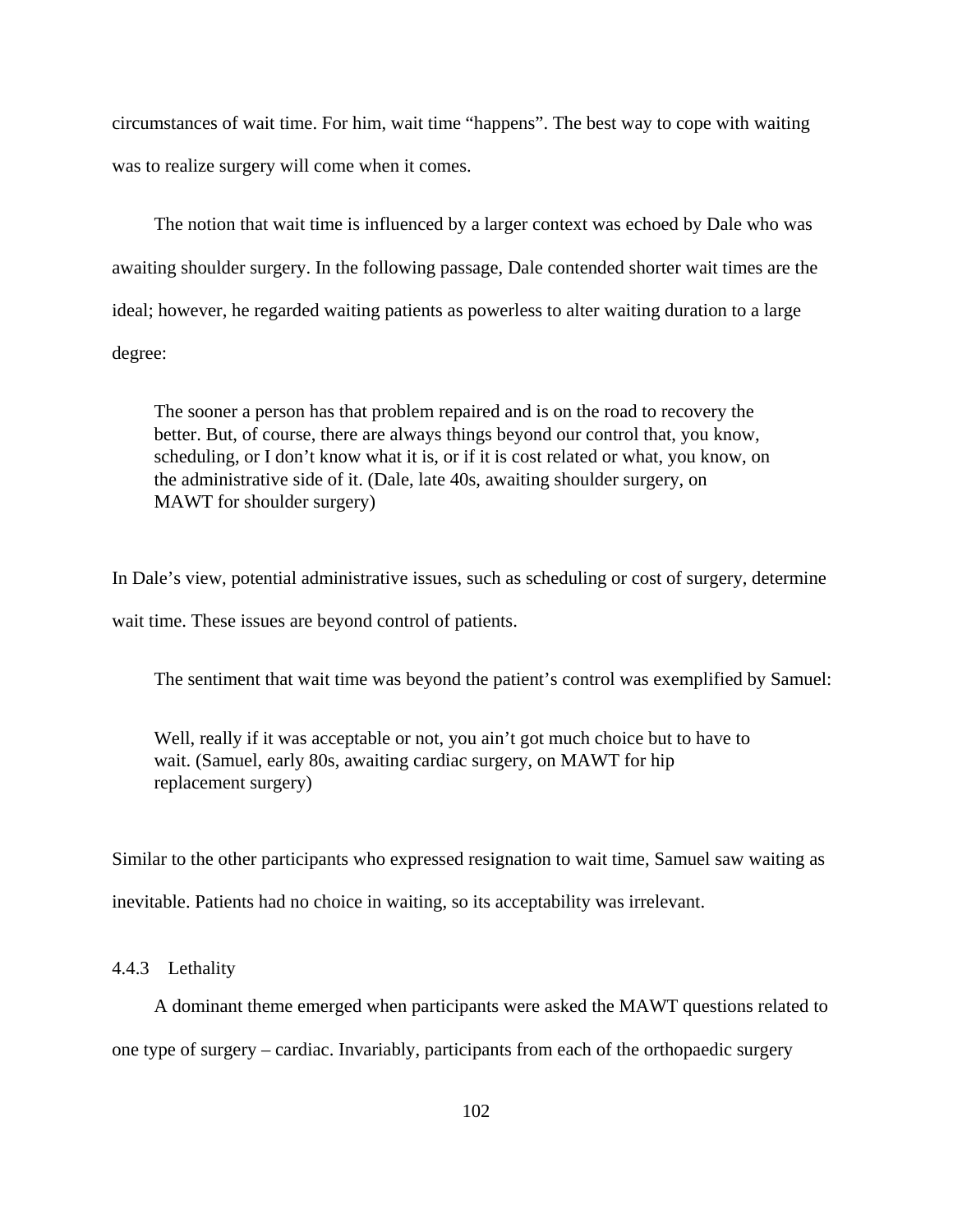circumstances of wait time. For him, wait time “happens”. The best way to cope with waiting was to realize surgery will come when it comes.

The notion that wait time is influenced by a larger context was echoed by Dale who was awaiting shoulder surgery. In the following passage, Dale contended shorter wait times are the ideal; however, he regarded waiting patients as powerless to alter waiting duration to a large degree:

> The sooner a person has that problem repaired and is on the road to recovery the better. But, of course, there are always things beyond our control that, you know, scheduling, or I don’t know what it is, or if it is cost related or what, you know, on the administrative side of it. (Dale, late 40s, awaiting shoulder surgery, on MAWT for shoulder surgery)

In Dale’s view, potential administrative issues, such as scheduling or cost of surgery, determine wait time. These issues are beyond control of patients.

The sentiment that wait time was beyond the patient’s control was exemplified by Samuel:

> Well, really if it was acceptable or not, you ain’t got much choice but to have to wait. (Samuel, early 80s, awaiting cardiac surgery, on MAWT for hip replacement surgery)

Similar to the other participants who expressed resignation to wait time, Samuel saw waiting as inevitable. Patients had no choice in waiting, so its acceptability was irrelevant.

### 4.4.3 Lethality

A dominant theme emerged when participants were asked the MAWT questions related to one type of surgery – cardiac. Invariably, participants from each of the orthopaedic surgery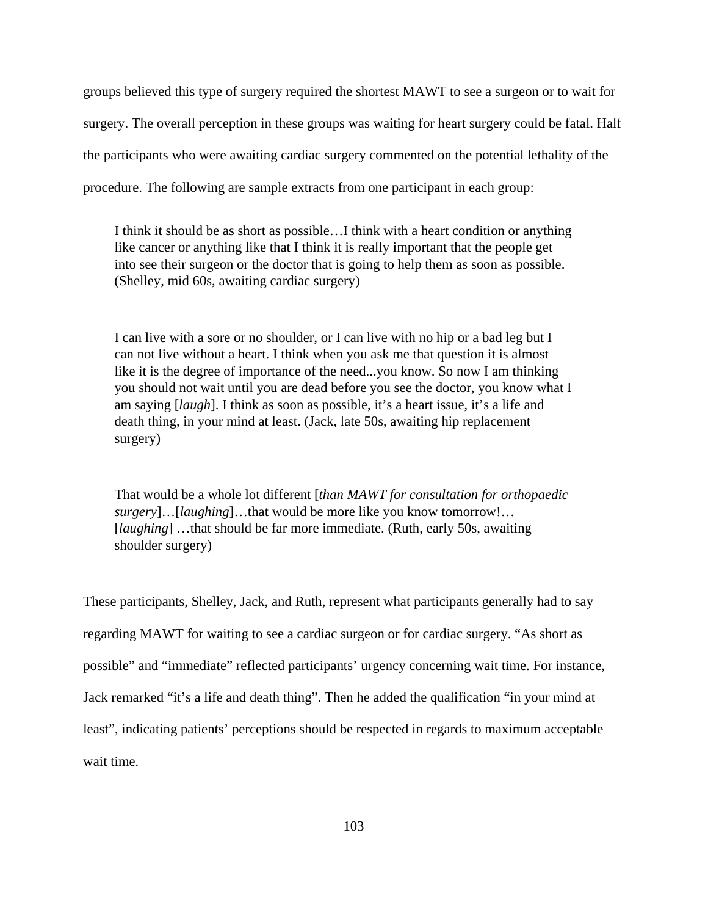groups believed this type of surgery required the shortest MAWT to see a surgeon or to wait for surgery. The overall perception in these groups was waiting for heart surgery could be fatal. Half the participants who were awaiting cardiac surgery commented on the potential lethality of the procedure. The following are sample extracts from one participant in each group:

> I think it should be as short as possible…I think with a heart condition or anything like cancer or anything like that I think it is really important that the people get into see their surgeon or the doctor that is going to help them as soon as possible. (Shelley, mid 60s, awaiting cardiac surgery)

> I can live with a sore or no shoulder, or I can live with no hip or a bad leg but I can not live without a heart. I think when you ask me that question it is almost like it is the degree of importance of the need...you know. So now I am thinking you should not wait until you are dead before you see the doctor, you know what I am saying [*laugh*]. I think as soon as possible, it's a heart issue, it's a life and death thing, in your mind at least. (Jack, late 50s, awaiting hip replacement surgery)

> That would be a whole lot different [*than MAWT for consultation for orthopaedic surgery*]…[*laughing*]…that would be more like you know tomorrow!…[*laughing*] …that should be far more immediate. (Ruth, early 50s, awaiting shoulder surgery)

These participants, Shelley, Jack, and Ruth, represent what participants generally had to say regarding MAWT for waiting to see a cardiac surgeon or for cardiac surgery. "As short as possible" and "immediate" reflected participants' urgency concerning wait time. For instance, Jack remarked "it's a life and death thing". Then he added the qualification "in your mind at least", indicating patients' perceptions should be respected in regards to maximum acceptable wait time.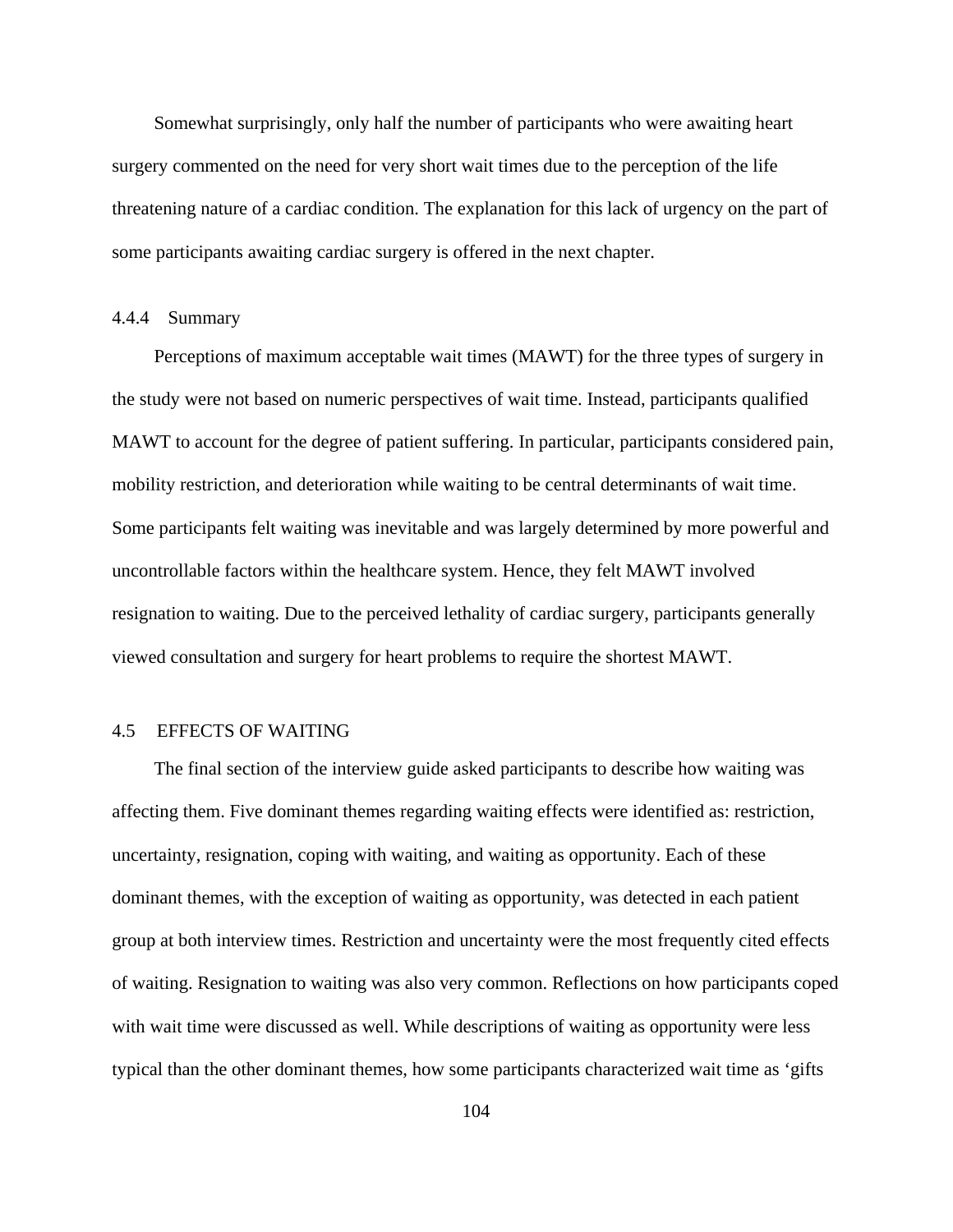Somewhat surprisingly, only half the number of participants who were awaiting heart surgery commented on the need for very short wait times due to the perception of the life threatening nature of a cardiac condition. The explanation for this lack of urgency on the part of some participants awaiting cardiac surgery is offered in the next chapter.

### 4.4.4 Summary

Perceptions of maximum acceptable wait times (MAWT) for the three types of surgery in the study were not based on numeric perspectives of wait time. Instead, participants qualified MAWT to account for the degree of patient suffering. In particular, participants considered pain, mobility restriction, and deterioration while waiting to be central determinants of wait time. Some participants felt waiting was inevitable and was largely determined by more powerful and uncontrollable factors within the healthcare system. Hence, they felt MAWT involved resignation to waiting. Due to the perceived lethality of cardiac surgery, participants generally viewed consultation and surgery for heart problems to require the shortest MAWT.

## 4.5 EFFECTS OF WAITING

The final section of the interview guide asked participants to describe how waiting was affecting them. Five dominant themes regarding waiting effects were identified as: restriction, uncertainty, resignation, coping with waiting, and waiting as opportunity. Each of these dominant themes, with the exception of waiting as opportunity, was detected in each patient group at both interview times. Restriction and uncertainty were the most frequently cited effects of waiting. Resignation to waiting was also very common. Reflections on how participants coped with wait time were discussed as well. While descriptions of waiting as opportunity were less typical than the other dominant themes, how some participants characterized wait time as 'gifts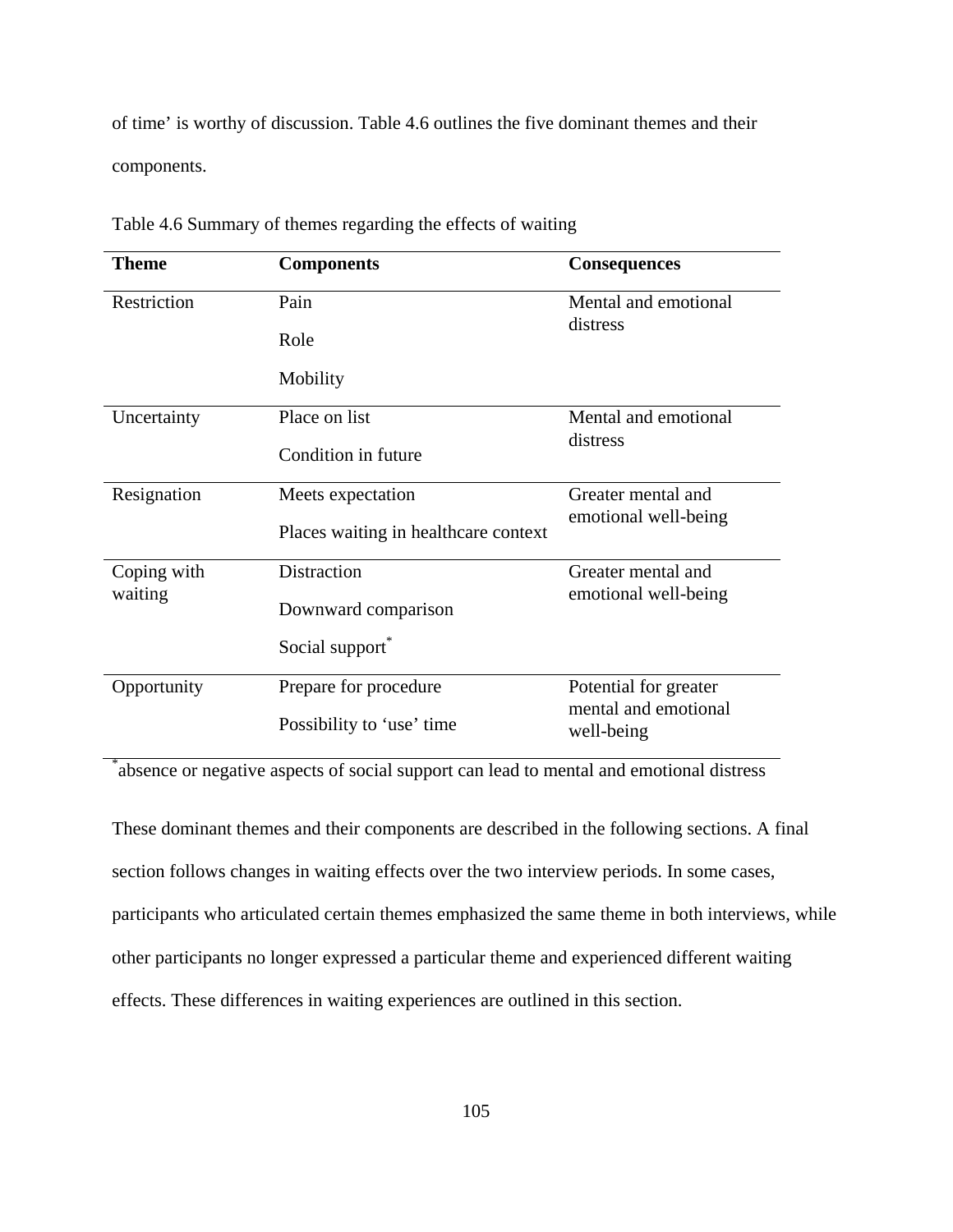of time' is worthy of discussion. Table 4.6 outlines the five dominant themes and their components.

Table 4.6 Summary of themes regarding the effects of waiting

| **Theme** | **Components** | **Consequences** |
|---|---|---|
| Restriction | Pain<br>Role<br>Mobility | Mental and emotional distress |
| Uncertainty | Place on list<br>Condition in future | Mental and emotional distress |
| Resignation | Meets expectation<br>Places waiting in healthcare context | Greater mental and emotional well-being |
| Coping with waiting | Distraction<br>Downward comparison<br>Social support* | Greater mental and emotional well-being |
| Opportunity | Prepare for procedure<br>Possibility to 'use' time | Potential for greater mental and emotional well-being |

*absence or negative aspects of social support can lead to mental and emotional distress

These dominant themes and their components are described in the following sections. A final section follows changes in waiting effects over the two interview periods. In some cases, participants who articulated certain themes emphasized the same theme in both interviews, while other participants no longer expressed a particular theme and experienced different waiting effects. These differences in waiting experiences are outlined in this section.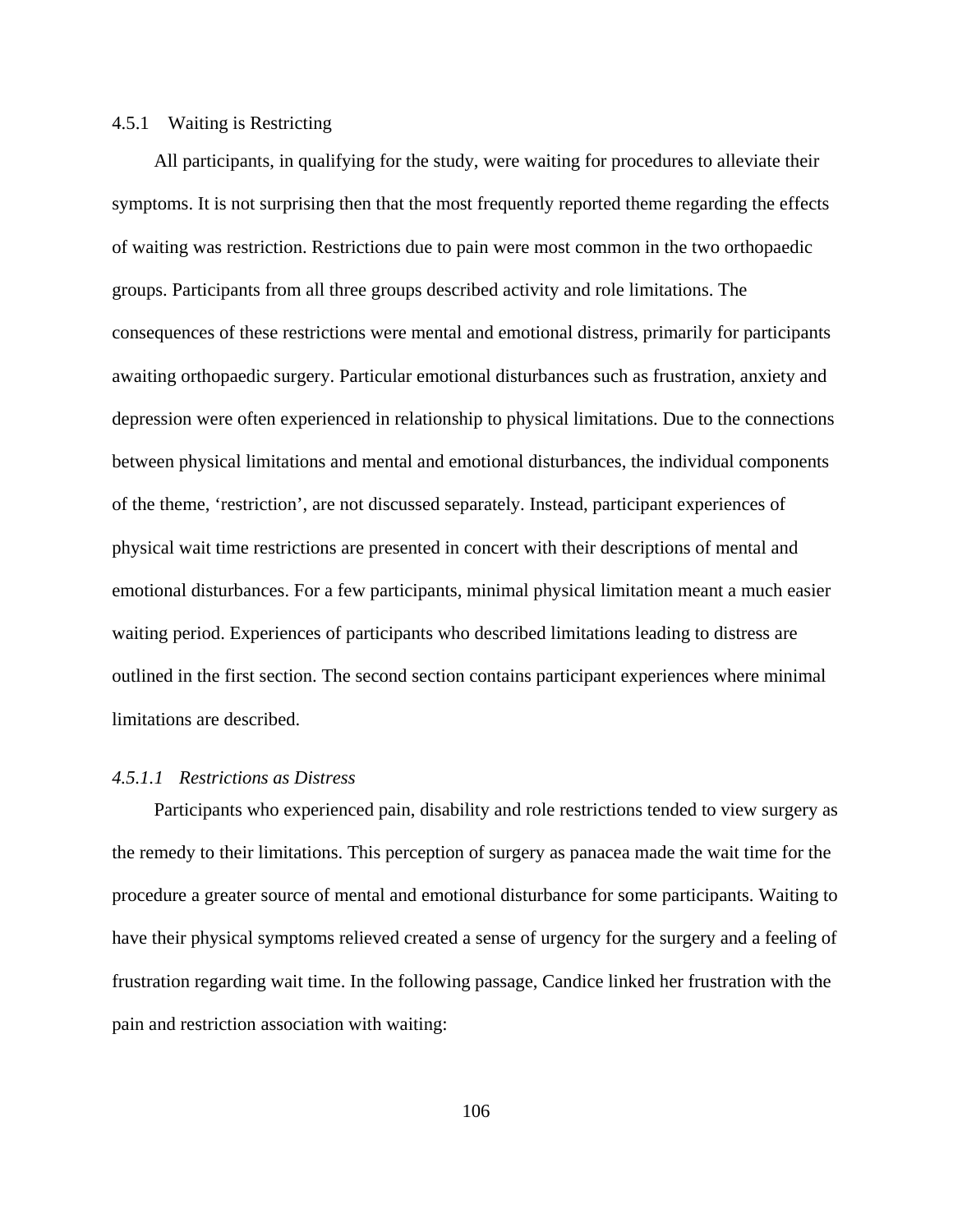### 4.5.1 Waiting is Restricting

All participants, in qualifying for the study, were waiting for procedures to alleviate their symptoms. It is not surprising then that the most frequently reported theme regarding the effects of waiting was restriction. Restrictions due to pain were most common in the two orthopaedic groups. Participants from all three groups described activity and role limitations. The consequences of these restrictions were mental and emotional distress, primarily for participants awaiting orthopaedic surgery. Particular emotional disturbances such as frustration, anxiety and depression were often experienced in relationship to physical limitations. Due to the connections between physical limitations and mental and emotional disturbances, the individual components of the theme, 'restriction', are not discussed separately. Instead, participant experiences of physical wait time restrictions are presented in concert with their descriptions of mental and emotional disturbances. For a few participants, minimal physical limitation meant a much easier waiting period. Experiences of participants who described limitations leading to distress are outlined in the first section. The second section contains participant experiences where minimal limitations are described.

#### *4.5.1.1 Restrictions as Distress*

Participants who experienced pain, disability and role restrictions tended to view surgery as the remedy to their limitations. This perception of surgery as panacea made the wait time for the procedure a greater source of mental and emotional disturbance for some participants. Waiting to have their physical symptoms relieved created a sense of urgency for the surgery and a feeling of frustration regarding wait time. In the following passage, Candice linked her frustration with the pain and restriction association with waiting: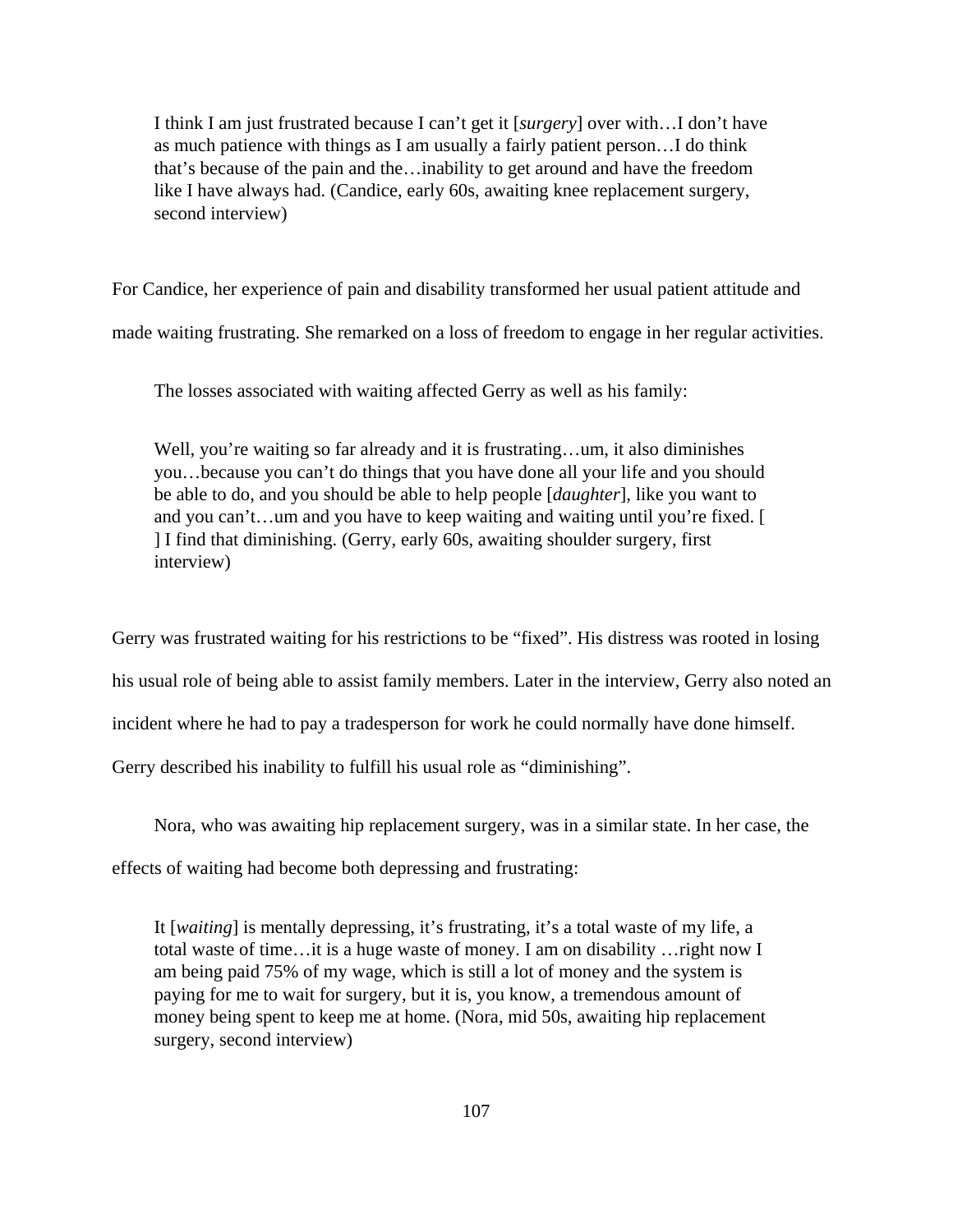> I think I am just frustrated because I can't get it [*surgery*] over with…I don't have as much patience with things as I am usually a fairly patient person…I do think that's because of the pain and the…inability to get around and have the freedom like I have always had. (Candice, early 60s, awaiting knee replacement surgery, second interview)

For Candice, her experience of pain and disability transformed her usual patient attitude and made waiting frustrating. She remarked on a loss of freedom to engage in her regular activities.

The losses associated with waiting affected Gerry as well as his family:

> Well, you're waiting so far already and it is frustrating…um, it also diminishes you…because you can't do things that you have done all your life and you should be able to do, and you should be able to help people [*daughter*], like you want to and you can't…um and you have to keep waiting and waiting until you're fixed. [ ] I find that diminishing. (Gerry, early 60s, awaiting shoulder surgery, first interview)

Gerry was frustrated waiting for his restrictions to be "fixed". His distress was rooted in losing his usual role of being able to assist family members. Later in the interview, Gerry also noted an incident where he had to pay a tradesperson for work he could normally have done himself. Gerry described his inability to fulfill his usual role as "diminishing".

Nora, who was awaiting hip replacement surgery, was in a similar state. In her case, the effects of waiting had become both depressing and frustrating:

> It [*waiting*] is mentally depressing, it's frustrating, it's a total waste of my life, a total waste of time…it is a huge waste of money. I am on disability …right now I am being paid 75% of my wage, which is still a lot of money and the system is paying for me to wait for surgery, but it is, you know, a tremendous amount of money being spent to keep me at home. (Nora, mid 50s, awaiting hip replacement surgery, second interview)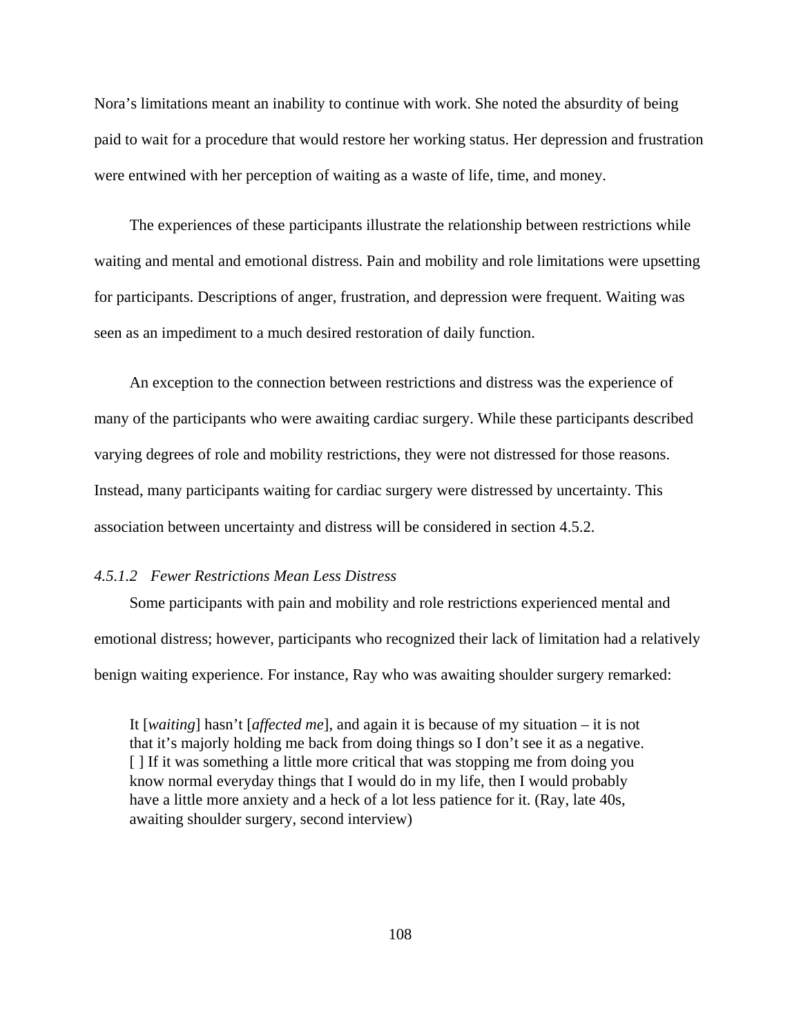Nora's limitations meant an inability to continue with work. She noted the absurdity of being paid to wait for a procedure that would restore her working status. Her depression and frustration were entwined with her perception of waiting as a waste of life, time, and money.

The experiences of these participants illustrate the relationship between restrictions while waiting and mental and emotional distress. Pain and mobility and role limitations were upsetting for participants. Descriptions of anger, frustration, and depression were frequent. Waiting was seen as an impediment to a much desired restoration of daily function.

An exception to the connection between restrictions and distress was the experience of many of the participants who were awaiting cardiac surgery. While these participants described varying degrees of role and mobility restrictions, they were not distressed for those reasons. Instead, many participants waiting for cardiac surgery were distressed by uncertainty. This association between uncertainty and distress will be considered in section 4.5.2.

#### *4.5.1.2 Fewer Restrictions Mean Less Distress*

Some participants with pain and mobility and role restrictions experienced mental and emotional distress; however, participants who recognized their lack of limitation had a relatively benign waiting experience. For instance, Ray who was awaiting shoulder surgery remarked:

> It [*waiting*] hasn't [*affected me*], and again it is because of my situation – it is not that it's majorly holding me back from doing things so I don't see it as a negative. [ ] If it was something a little more critical that was stopping me from doing you know normal everyday things that I would do in my life, then I would probably have a little more anxiety and a heck of a lot less patience for it. (Ray, late 40s, awaiting shoulder surgery, second interview)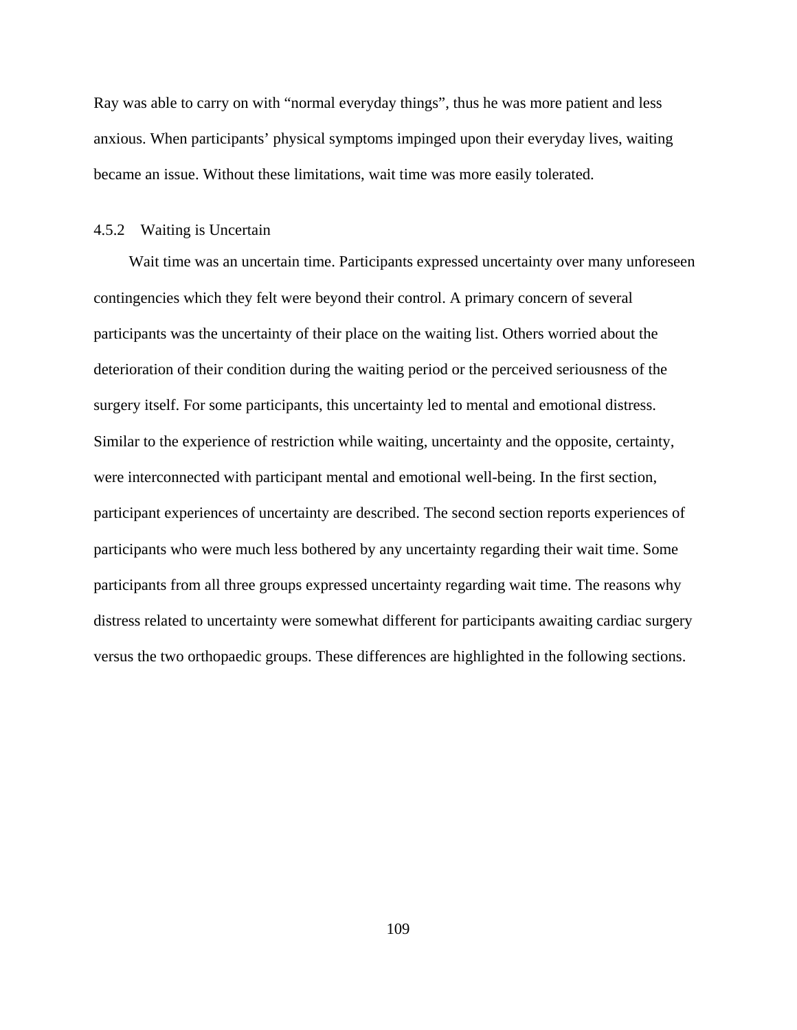Ray was able to carry on with “normal everyday things”, thus he was more patient and less anxious. When participants’ physical symptoms impinged upon their everyday lives, waiting became an issue. Without these limitations, wait time was more easily tolerated.

### 4.5.2 Waiting is Uncertain

Wait time was an uncertain time. Participants expressed uncertainty over many unforeseen contingencies which they felt were beyond their control. A primary concern of several participants was the uncertainty of their place on the waiting list. Others worried about the deterioration of their condition during the waiting period or the perceived seriousness of the surgery itself. For some participants, this uncertainty led to mental and emotional distress. Similar to the experience of restriction while waiting, uncertainty and the opposite, certainty, were interconnected with participant mental and emotional well-being. In the first section, participant experiences of uncertainty are described. The second section reports experiences of participants who were much less bothered by any uncertainty regarding their wait time. Some participants from all three groups expressed uncertainty regarding wait time. The reasons why distress related to uncertainty were somewhat different for participants awaiting cardiac surgery versus the two orthopaedic groups. These differences are highlighted in the following sections.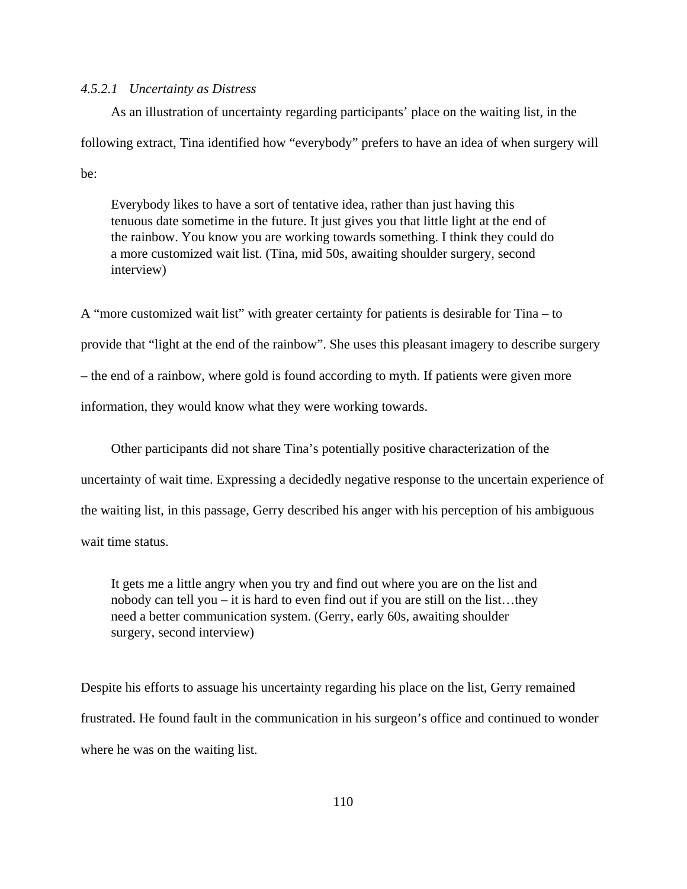#### *4.5.2.1 Uncertainty as Distress*

As an illustration of uncertainty regarding participants' place on the waiting list, in the following extract, Tina identified how "everybody" prefers to have an idea of when surgery will be:

> Everybody likes to have a sort of tentative idea, rather than just having this tenuous date sometime in the future. It just gives you that little light at the end of the rainbow. You know you are working towards something. I think they could do a more customized wait list. (Tina, mid 50s, awaiting shoulder surgery, second interview)

A "more customized wait list" with greater certainty for patients is desirable for Tina – to provide that "light at the end of the rainbow". She uses this pleasant imagery to describe surgery – the end of a rainbow, where gold is found according to myth. If patients were given more information, they would know what they were working towards.

Other participants did not share Tina's potentially positive characterization of the uncertainty of wait time. Expressing a decidedly negative response to the uncertain experience of the waiting list, in this passage, Gerry described his anger with his perception of his ambiguous wait time status.

> It gets me a little angry when you try and find out where you are on the list and nobody can tell you – it is hard to even find out if you are still on the list…they need a better communication system. (Gerry, early 60s, awaiting shoulder surgery, second interview)

Despite his efforts to assuage his uncertainty regarding his place on the list, Gerry remained frustrated. He found fault in the communication in his surgeon's office and continued to wonder where he was on the waiting list.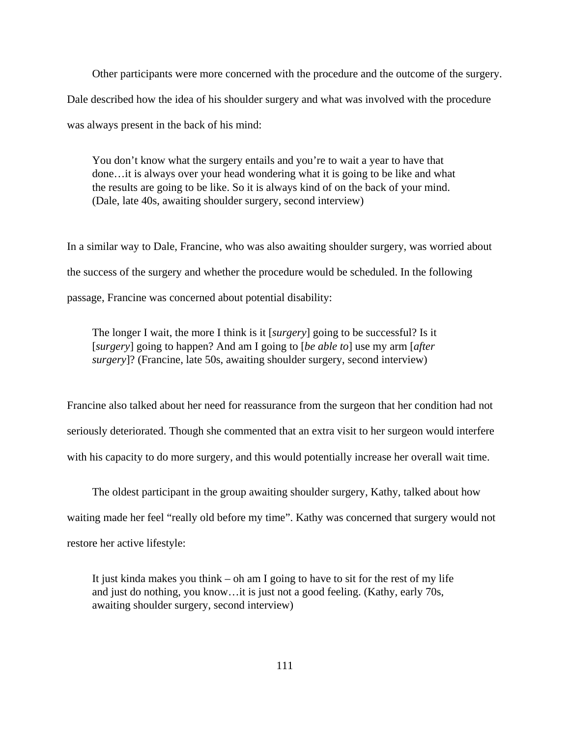Other participants were more concerned with the procedure and the outcome of the surgery. Dale described how the idea of his shoulder surgery and what was involved with the procedure was always present in the back of his mind:

> You don't know what the surgery entails and you're to wait a year to have that done…it is always over your head wondering what it is going to be like and what the results are going to be like. So it is always kind of on the back of your mind. (Dale, late 40s, awaiting shoulder surgery, second interview)

In a similar way to Dale, Francine, who was also awaiting shoulder surgery, was worried about the success of the surgery and whether the procedure would be scheduled. In the following passage, Francine was concerned about potential disability:

> The longer I wait, the more I think is it [*surgery*] going to be successful? Is it [*surgery*] going to happen? And am I going to [*be able to*] use my arm [*after surgery*]? (Francine, late 50s, awaiting shoulder surgery, second interview)

Francine also talked about her need for reassurance from the surgeon that her condition had not seriously deteriorated. Though she commented that an extra visit to her surgeon would interfere with his capacity to do more surgery, and this would potentially increase her overall wait time.

The oldest participant in the group awaiting shoulder surgery, Kathy, talked about how waiting made her feel "really old before my time". Kathy was concerned that surgery would not restore her active lifestyle:

> It just kinda makes you think – oh am I going to have to sit for the rest of my life and just do nothing, you know…it is just not a good feeling. (Kathy, early 70s, awaiting shoulder surgery, second interview)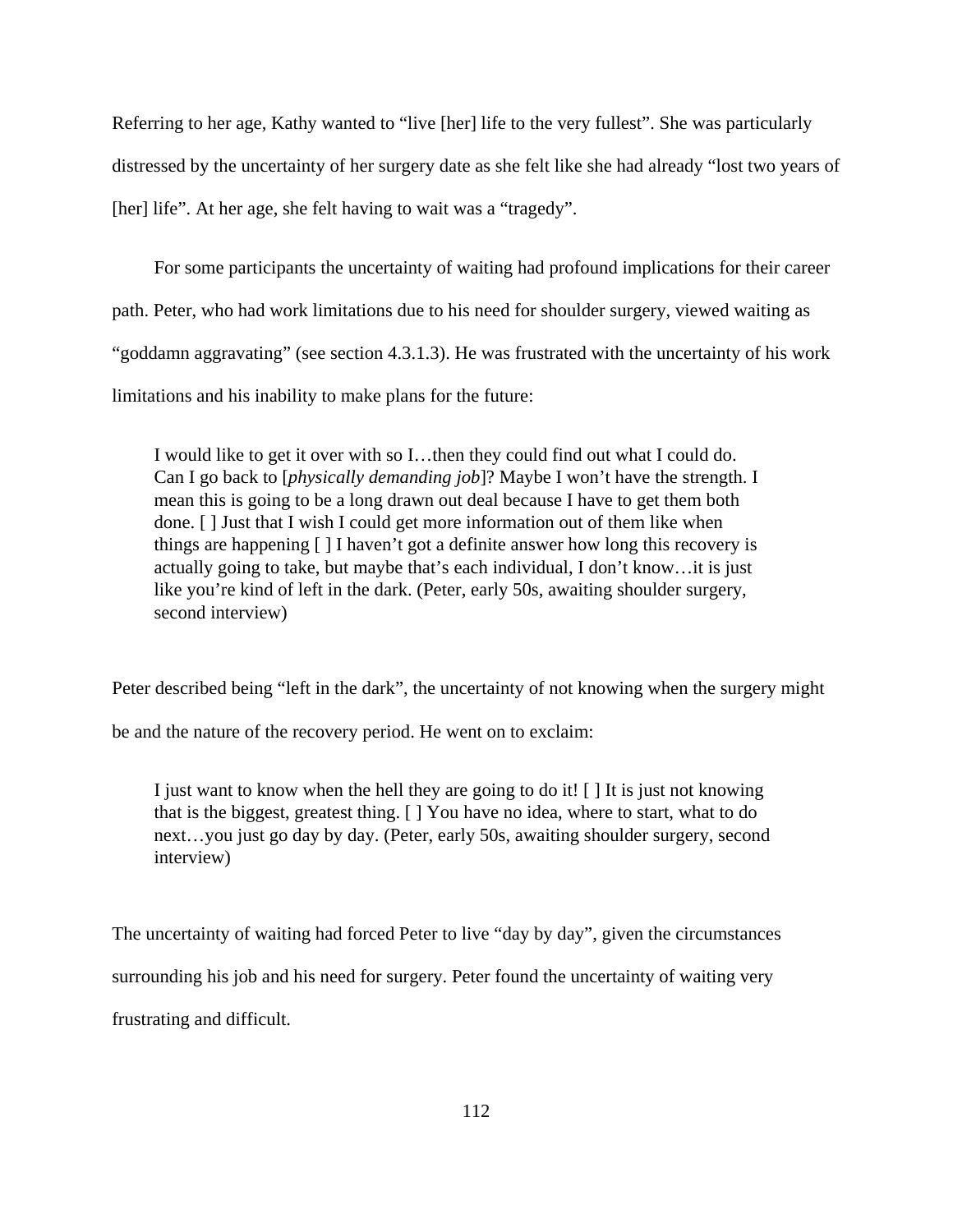Referring to her age, Kathy wanted to "live [her] life to the very fullest". She was particularly distressed by the uncertainty of her surgery date as she felt like she had already "lost two years of [her] life". At her age, she felt having to wait was a "tragedy".

For some participants the uncertainty of waiting had profound implications for their career path. Peter, who had work limitations due to his need for shoulder surgery, viewed waiting as "goddamn aggravating" (see section 4.3.1.3). He was frustrated with the uncertainty of his work limitations and his inability to make plans for the future:

> I would like to get it over with so I…then they could find out what I could do. Can I go back to [*physically demanding job*]? Maybe I won't have the strength. I mean this is going to be a long drawn out deal because I have to get them both done. [ ] Just that I wish I could get more information out of them like when things are happening [ ] I haven't got a definite answer how long this recovery is actually going to take, but maybe that's each individual, I don't know…it is just like you're kind of left in the dark. (Peter, early 50s, awaiting shoulder surgery, second interview)

Peter described being "left in the dark", the uncertainty of not knowing when the surgery might be and the nature of the recovery period. He went on to exclaim:

> I just want to know when the hell they are going to do it! [ ] It is just not knowing that is the biggest, greatest thing. [ ] You have no idea, where to start, what to do next…you just go day by day. (Peter, early 50s, awaiting shoulder surgery, second interview)

The uncertainty of waiting had forced Peter to live "day by day", given the circumstances surrounding his job and his need for surgery. Peter found the uncertainty of waiting very frustrating and difficult.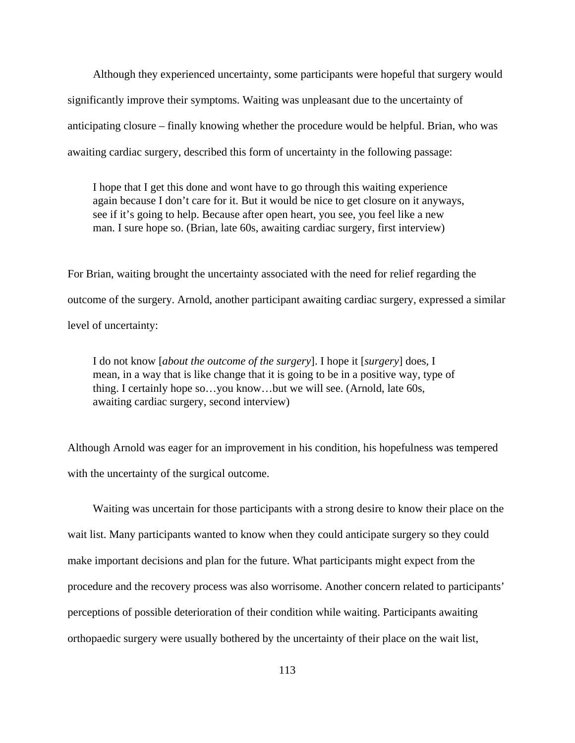Although they experienced uncertainty, some participants were hopeful that surgery would significantly improve their symptoms. Waiting was unpleasant due to the uncertainty of anticipating closure – finally knowing whether the procedure would be helpful. Brian, who was awaiting cardiac surgery, described this form of uncertainty in the following passage:

> I hope that I get this done and wont have to go through this waiting experience again because I don't care for it. But it would be nice to get closure on it anyways, see if it's going to help. Because after open heart, you see, you feel like a new man. I sure hope so. (Brian, late 60s, awaiting cardiac surgery, first interview)

For Brian, waiting brought the uncertainty associated with the need for relief regarding the outcome of the surgery. Arnold, another participant awaiting cardiac surgery, expressed a similar level of uncertainty:

> I do not know [*about the outcome of the surgery*]. I hope it [*surgery*] does, I mean, in a way that is like change that it is going to be in a positive way, type of thing. I certainly hope so…you know…but we will see. (Arnold, late 60s, awaiting cardiac surgery, second interview)

Although Arnold was eager for an improvement in his condition, his hopefulness was tempered with the uncertainty of the surgical outcome.

Waiting was uncertain for those participants with a strong desire to know their place on the wait list. Many participants wanted to know when they could anticipate surgery so they could make important decisions and plan for the future. What participants might expect from the procedure and the recovery process was also worrisome. Another concern related to participants' perceptions of possible deterioration of their condition while waiting. Participants awaiting orthopaedic surgery were usually bothered by the uncertainty of their place on the wait list,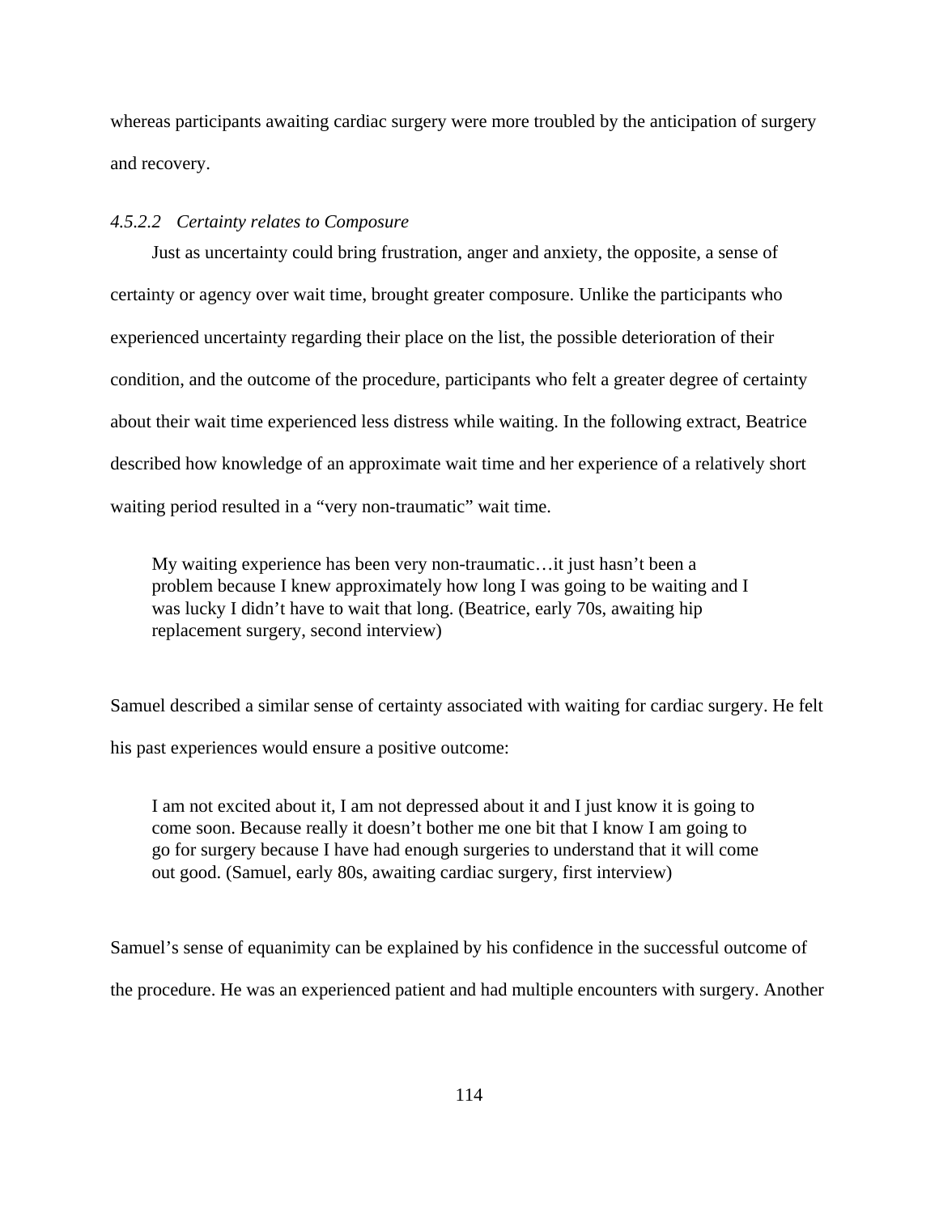whereas participants awaiting cardiac surgery were more troubled by the anticipation of surgery and recovery.

#### *4.5.2.2 Certainty relates to Composure*

Just as uncertainty could bring frustration, anger and anxiety, the opposite, a sense of certainty or agency over wait time, brought greater composure. Unlike the participants who experienced uncertainty regarding their place on the list, the possible deterioration of their condition, and the outcome of the procedure, participants who felt a greater degree of certainty about their wait time experienced less distress while waiting. In the following extract, Beatrice described how knowledge of an approximate wait time and her experience of a relatively short waiting period resulted in a "very non-traumatic" wait time.

> My waiting experience has been very non-traumatic…it just hasn't been a problem because I knew approximately how long I was going to be waiting and I was lucky I didn't have to wait that long. (Beatrice, early 70s, awaiting hip replacement surgery, second interview)

Samuel described a similar sense of certainty associated with waiting for cardiac surgery. He felt his past experiences would ensure a positive outcome:

> I am not excited about it, I am not depressed about it and I just know it is going to come soon. Because really it doesn't bother me one bit that I know I am going to go for surgery because I have had enough surgeries to understand that it will come out good. (Samuel, early 80s, awaiting cardiac surgery, first interview)

Samuel's sense of equanimity can be explained by his confidence in the successful outcome of the procedure. He was an experienced patient and had multiple encounters with surgery. Another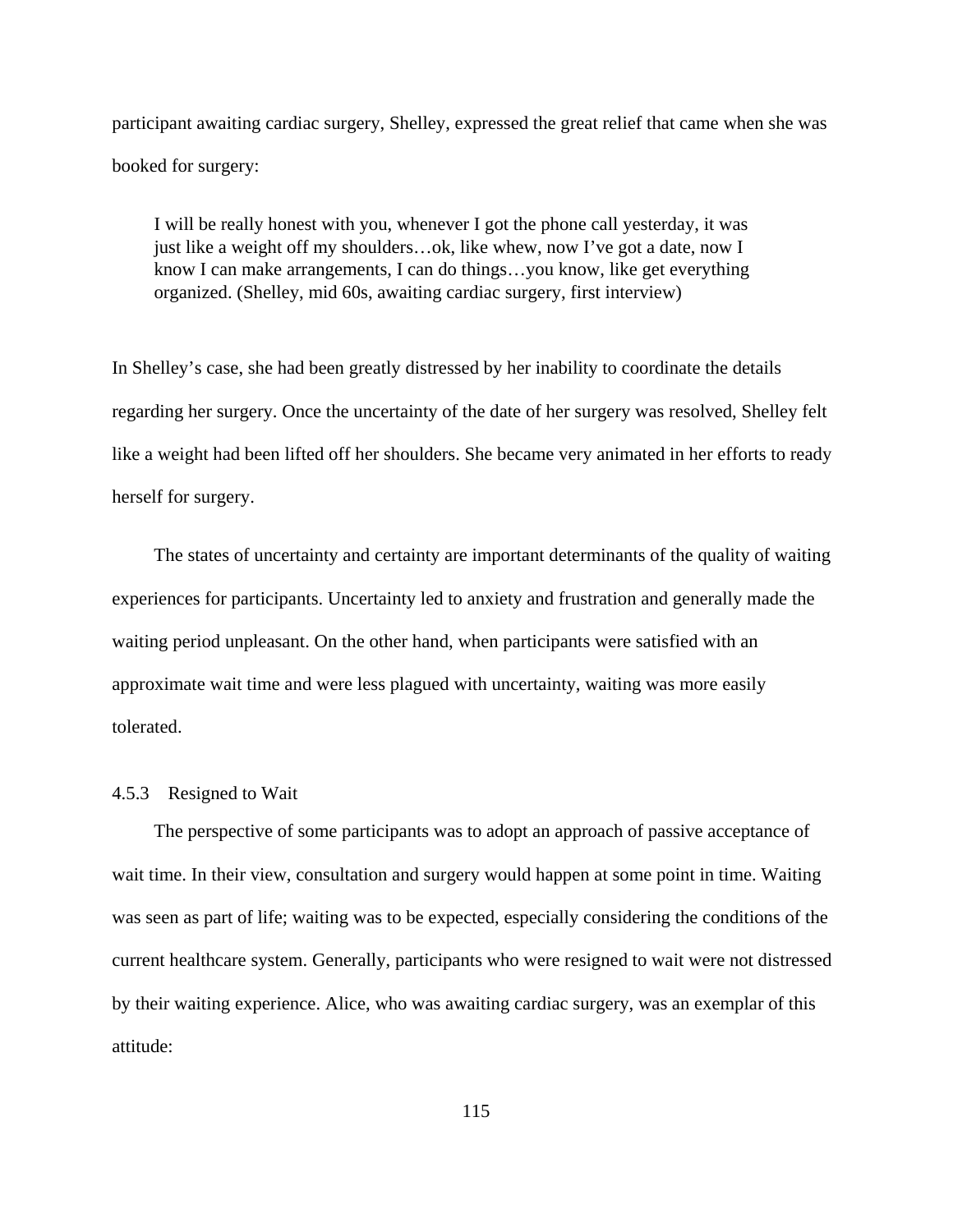participant awaiting cardiac surgery, Shelley, expressed the great relief that came when she was booked for surgery:

> I will be really honest with you, whenever I got the phone call yesterday, it was just like a weight off my shoulders…ok, like whew, now I've got a date, now I know I can make arrangements, I can do things…you know, like get everything organized. (Shelley, mid 60s, awaiting cardiac surgery, first interview)

In Shelley's case, she had been greatly distressed by her inability to coordinate the details regarding her surgery. Once the uncertainty of the date of her surgery was resolved, Shelley felt like a weight had been lifted off her shoulders. She became very animated in her efforts to ready herself for surgery.

The states of uncertainty and certainty are important determinants of the quality of waiting experiences for participants. Uncertainty led to anxiety and frustration and generally made the waiting period unpleasant. On the other hand, when participants were satisfied with an approximate wait time and were less plagued with uncertainty, waiting was more easily tolerated.

### 4.5.3 Resigned to Wait

The perspective of some participants was to adopt an approach of passive acceptance of wait time. In their view, consultation and surgery would happen at some point in time. Waiting was seen as part of life; waiting was to be expected, especially considering the conditions of the current healthcare system. Generally, participants who were resigned to wait were not distressed by their waiting experience. Alice, who was awaiting cardiac surgery, was an exemplar of this attitude: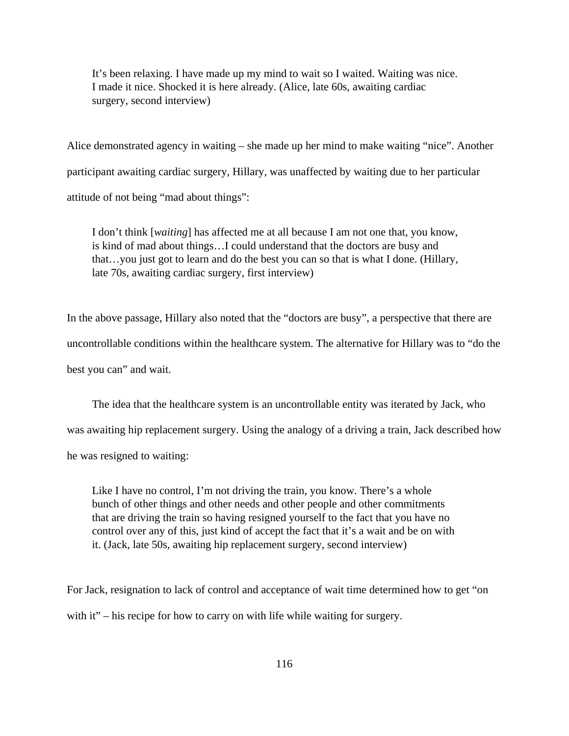> It's been relaxing. I have made up my mind to wait so I waited. Waiting was nice. I made it nice. Shocked it is here already. (Alice, late 60s, awaiting cardiac surgery, second interview)

Alice demonstrated agency in waiting – she made up her mind to make waiting "nice". Another participant awaiting cardiac surgery, Hillary, was unaffected by waiting due to her particular attitude of not being "mad about things":

> I don't think [*waiting*] has affected me at all because I am not one that, you know, is kind of mad about things…I could understand that the doctors are busy and that…you just got to learn and do the best you can so that is what I done. (Hillary, late 70s, awaiting cardiac surgery, first interview)

In the above passage, Hillary also noted that the "doctors are busy", a perspective that there are uncontrollable conditions within the healthcare system. The alternative for Hillary was to "do the best you can" and wait.

The idea that the healthcare system is an uncontrollable entity was iterated by Jack, who was awaiting hip replacement surgery. Using the analogy of a driving a train, Jack described how he was resigned to waiting:

> Like I have no control, I'm not driving the train, you know. There's a whole bunch of other things and other needs and other people and other commitments that are driving the train so having resigned yourself to the fact that you have no control over any of this, just kind of accept the fact that it's a wait and be on with it. (Jack, late 50s, awaiting hip replacement surgery, second interview)

For Jack, resignation to lack of control and acceptance of wait time determined how to get "on with it" – his recipe for how to carry on with life while waiting for surgery.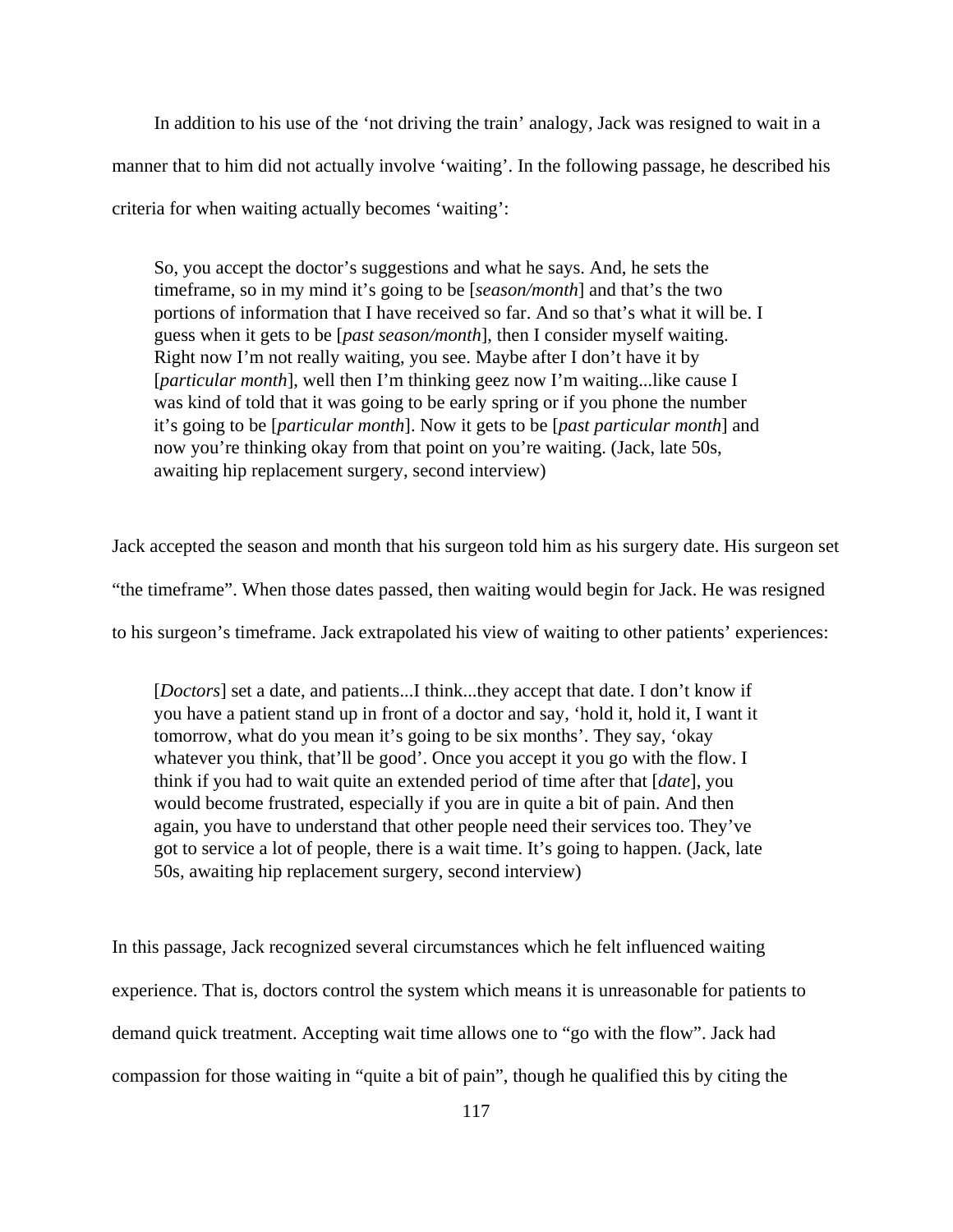In addition to his use of the 'not driving the train' analogy, Jack was resigned to wait in a manner that to him did not actually involve 'waiting'. In the following passage, he described his criteria for when waiting actually becomes 'waiting':

> So, you accept the doctor's suggestions and what he says. And, he sets the timeframe, so in my mind it's going to be [*season/month*] and that's the two portions of information that I have received so far. And so that's what it will be. I guess when it gets to be [*past season/month*], then I consider myself waiting. Right now I'm not really waiting, you see. Maybe after I don't have it by [*particular month*], well then I'm thinking geez now I'm waiting...like cause I was kind of told that it was going to be early spring or if you phone the number it's going to be [*particular month*]. Now it gets to be [*past particular month*] and now you're thinking okay from that point on you're waiting. (Jack, late 50s, awaiting hip replacement surgery, second interview)

Jack accepted the season and month that his surgeon told him as his surgery date. His surgeon set "the timeframe". When those dates passed, then waiting would begin for Jack. He was resigned to his surgeon's timeframe. Jack extrapolated his view of waiting to other patients' experiences:

> [*Doctors*] set a date, and patients...I think...they accept that date. I don't know if you have a patient stand up in front of a doctor and say, 'hold it, hold it, I want it tomorrow, what do you mean it's going to be six months'. They say, 'okay whatever you think, that'll be good'. Once you accept it you go with the flow. I think if you had to wait quite an extended period of time after that [*date*], you would become frustrated, especially if you are in quite a bit of pain. And then again, you have to understand that other people need their services too. They've got to service a lot of people, there is a wait time. It's going to happen. (Jack, late 50s, awaiting hip replacement surgery, second interview)

In this passage, Jack recognized several circumstances which he felt influenced waiting experience. That is, doctors control the system which means it is unreasonable for patients to demand quick treatment. Accepting wait time allows one to "go with the flow". Jack had compassion for those waiting in "quite a bit of pain", though he qualified this by citing the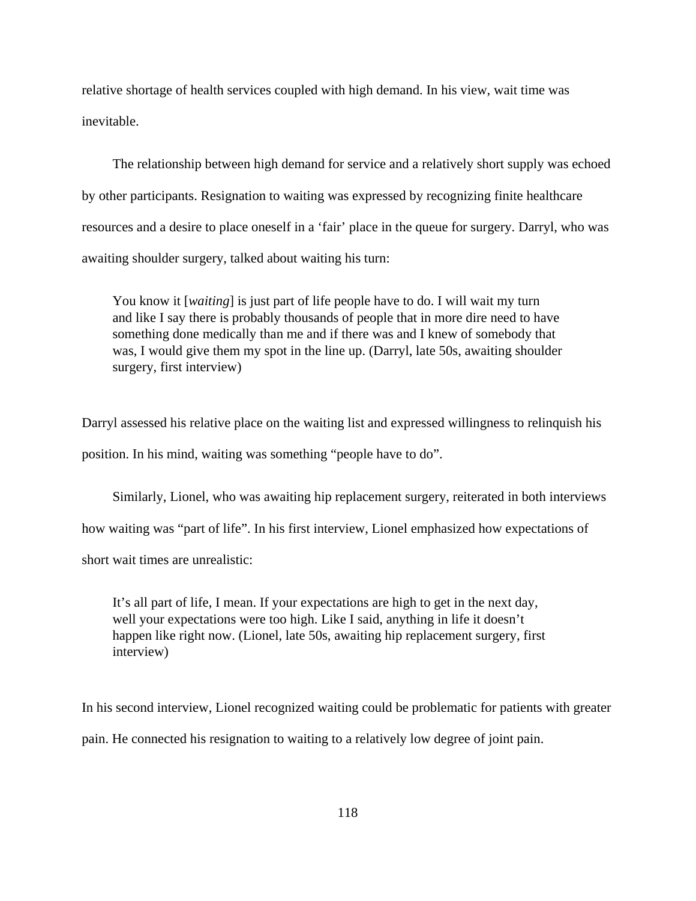relative shortage of health services coupled with high demand. In his view, wait time was inevitable.

The relationship between high demand for service and a relatively short supply was echoed by other participants. Resignation to waiting was expressed by recognizing finite healthcare resources and a desire to place oneself in a 'fair' place in the queue for surgery. Darryl, who was awaiting shoulder surgery, talked about waiting his turn:

> You know it [*waiting*] is just part of life people have to do. I will wait my turn and like I say there is probably thousands of people that in more dire need to have something done medically than me and if there was and I knew of somebody that was, I would give them my spot in the line up. (Darryl, late 50s, awaiting shoulder surgery, first interview)

Darryl assessed his relative place on the waiting list and expressed willingness to relinquish his position. In his mind, waiting was something "people have to do".

Similarly, Lionel, who was awaiting hip replacement surgery, reiterated in both interviews how waiting was "part of life". In his first interview, Lionel emphasized how expectations of short wait times are unrealistic:

> It's all part of life, I mean. If your expectations are high to get in the next day, well your expectations were too high. Like I said, anything in life it doesn't happen like right now. (Lionel, late 50s, awaiting hip replacement surgery, first interview)

In his second interview, Lionel recognized waiting could be problematic for patients with greater pain. He connected his resignation to waiting to a relatively low degree of joint pain.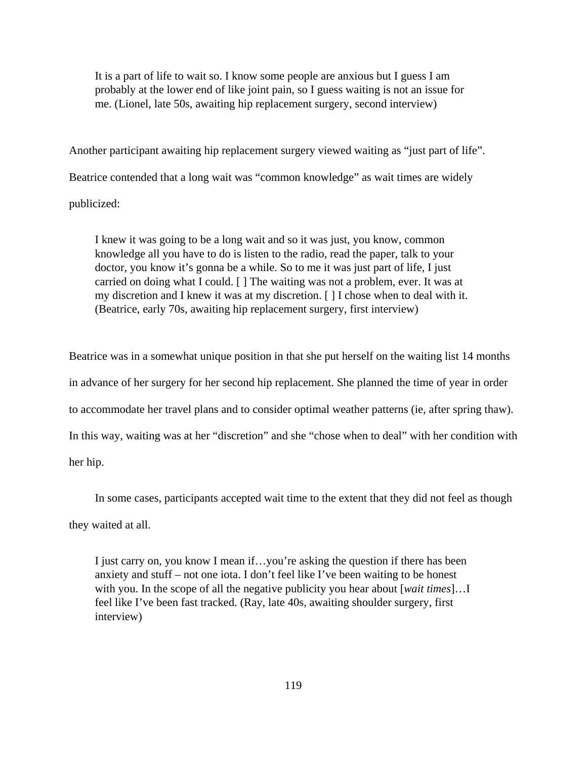> It is a part of life to wait so. I know some people are anxious but I guess I am probably at the lower end of like joint pain, so I guess waiting is not an issue for me. (Lionel, late 50s, awaiting hip replacement surgery, second interview)

Another participant awaiting hip replacement surgery viewed waiting as "just part of life". Beatrice contended that a long wait was "common knowledge" as wait times are widely publicized:

> I knew it was going to be a long wait and so it was just, you know, common knowledge all you have to do is listen to the radio, read the paper, talk to your doctor, you know it's gonna be a while. So to me it was just part of life, I just carried on doing what I could. [ ] The waiting was not a problem, ever. It was at my discretion and I knew it was at my discretion. [ ] I chose when to deal with it. (Beatrice, early 70s, awaiting hip replacement surgery, first interview)

Beatrice was in a somewhat unique position in that she put herself on the waiting list 14 months in advance of her surgery for her second hip replacement. She planned the time of year in order to accommodate her travel plans and to consider optimal weather patterns (ie, after spring thaw). In this way, waiting was at her "discretion" and she "chose when to deal" with her condition with her hip.

In some cases, participants accepted wait time to the extent that they did not feel as though they waited at all.

> I just carry on, you know I mean if…you're asking the question if there has been anxiety and stuff – not one iota. I don't feel like I've been waiting to be honest with you. In the scope of all the negative publicity you hear about [*wait times*]…I feel like I've been fast tracked. (Ray, late 40s, awaiting shoulder surgery, first interview)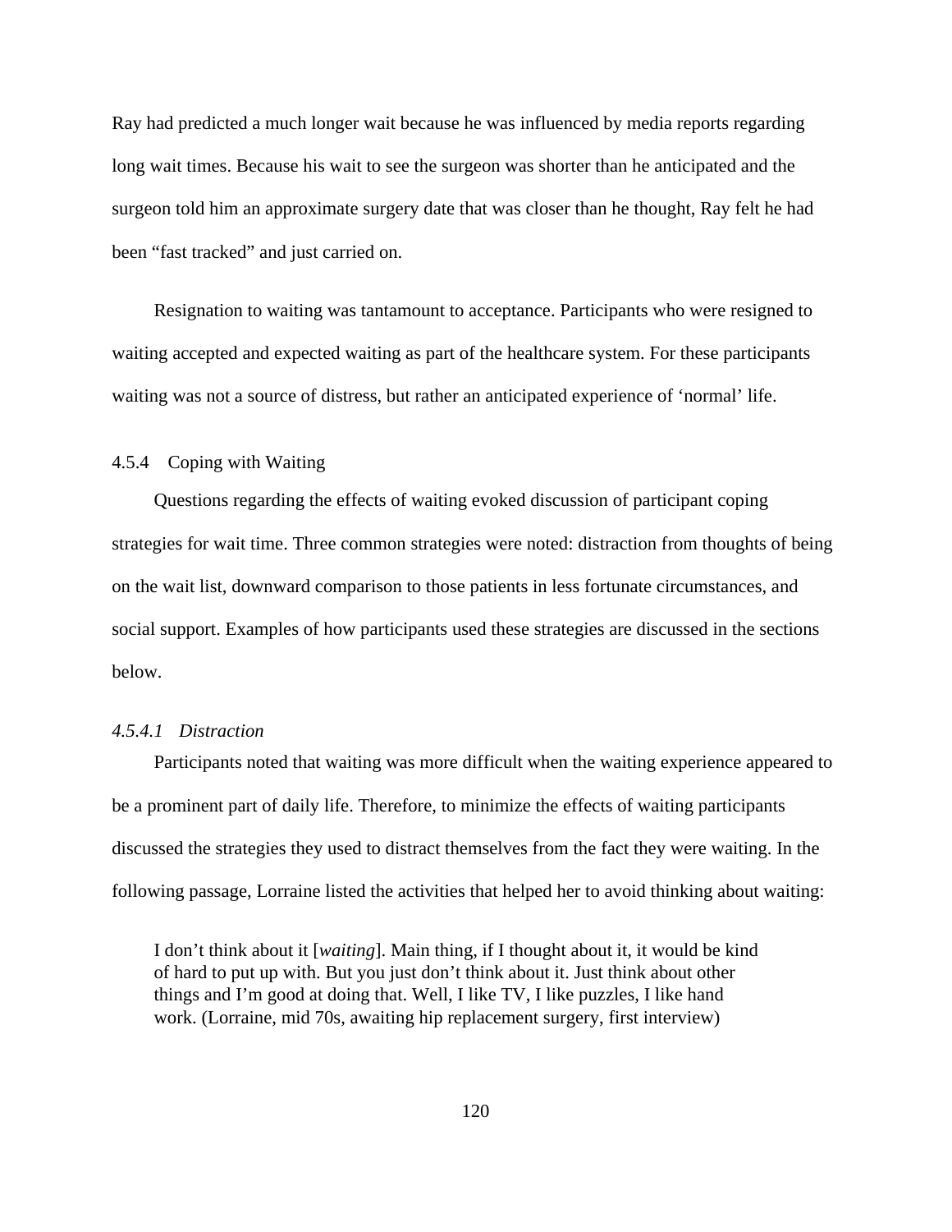Ray had predicted a much longer wait because he was influenced by media reports regarding long wait times. Because his wait to see the surgeon was shorter than he anticipated and the surgeon told him an approximate surgery date that was closer than he thought, Ray felt he had been “fast tracked” and just carried on.

Resignation to waiting was tantamount to acceptance. Participants who were resigned to waiting accepted and expected waiting as part of the healthcare system. For these participants waiting was not a source of distress, but rather an anticipated experience of ‘normal’ life.

### 4.5.4 Coping with Waiting

Questions regarding the effects of waiting evoked discussion of participant coping strategies for wait time. Three common strategies were noted: distraction from thoughts of being on the wait list, downward comparison to those patients in less fortunate circumstances, and social support. Examples of how participants used these strategies are discussed in the sections below.

#### *4.5.4.1 Distraction*

Participants noted that waiting was more difficult when the waiting experience appeared to be a prominent part of daily life. Therefore, to minimize the effects of waiting participants discussed the strategies they used to distract themselves from the fact they were waiting. In the following passage, Lorraine listed the activities that helped her to avoid thinking about waiting:

> I don’t think about it [*waiting*]. Main thing, if I thought about it, it would be kind of hard to put up with. But you just don’t think about it. Just think about other things and I’m good at doing that. Well, I like TV, I like puzzles, I like hand work. (Lorraine, mid 70s, awaiting hip replacement surgery, first interview)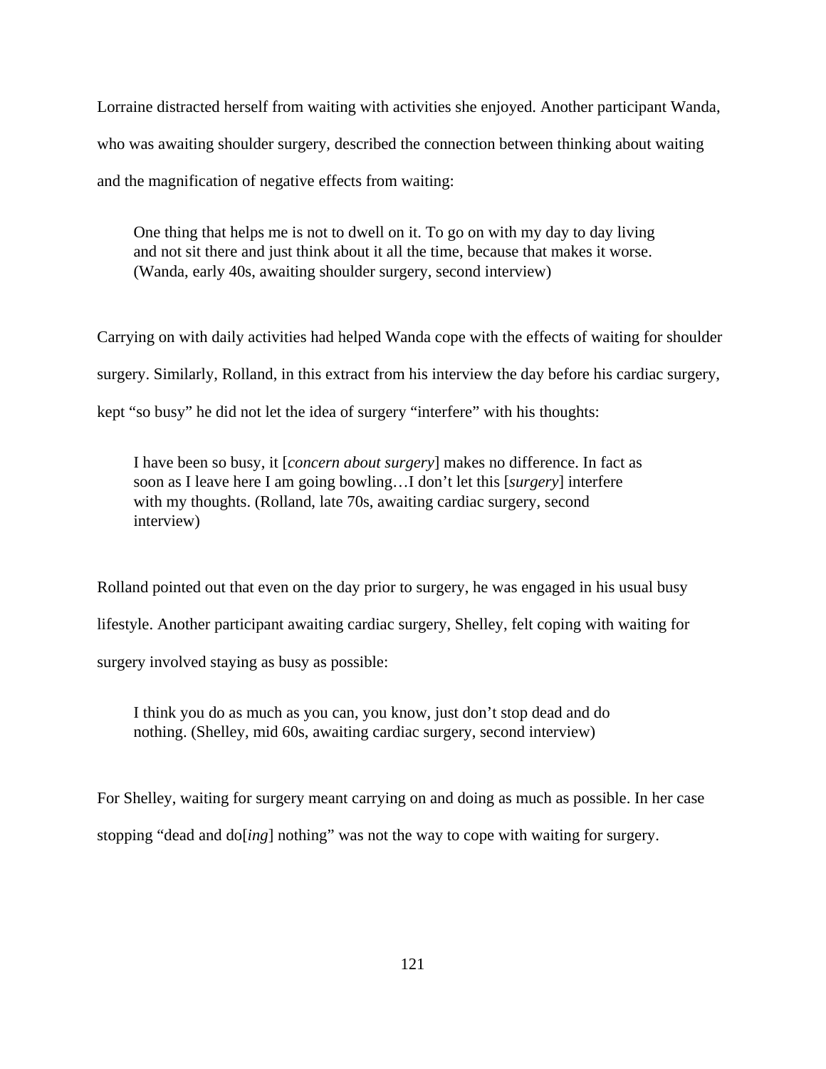Lorraine distracted herself from waiting with activities she enjoyed. Another participant Wanda, who was awaiting shoulder surgery, described the connection between thinking about waiting and the magnification of negative effects from waiting:

> One thing that helps me is not to dwell on it. To go on with my day to day living and not sit there and just think about it all the time, because that makes it worse. (Wanda, early 40s, awaiting shoulder surgery, second interview)

Carrying on with daily activities had helped Wanda cope with the effects of waiting for shoulder surgery. Similarly, Rolland, in this extract from his interview the day before his cardiac surgery, kept "so busy" he did not let the idea of surgery "interfere" with his thoughts:

> I have been so busy, it [*concern about surgery*] makes no difference. In fact as soon as I leave here I am going bowling…I don't let this [*surgery*] interfere with my thoughts. (Rolland, late 70s, awaiting cardiac surgery, second interview)

Rolland pointed out that even on the day prior to surgery, he was engaged in his usual busy lifestyle. Another participant awaiting cardiac surgery, Shelley, felt coping with waiting for surgery involved staying as busy as possible:

> I think you do as much as you can, you know, just don't stop dead and do nothing. (Shelley, mid 60s, awaiting cardiac surgery, second interview)

For Shelley, waiting for surgery meant carrying on and doing as much as possible. In her case stopping "dead and do[*ing*] nothing" was not the way to cope with waiting for surgery.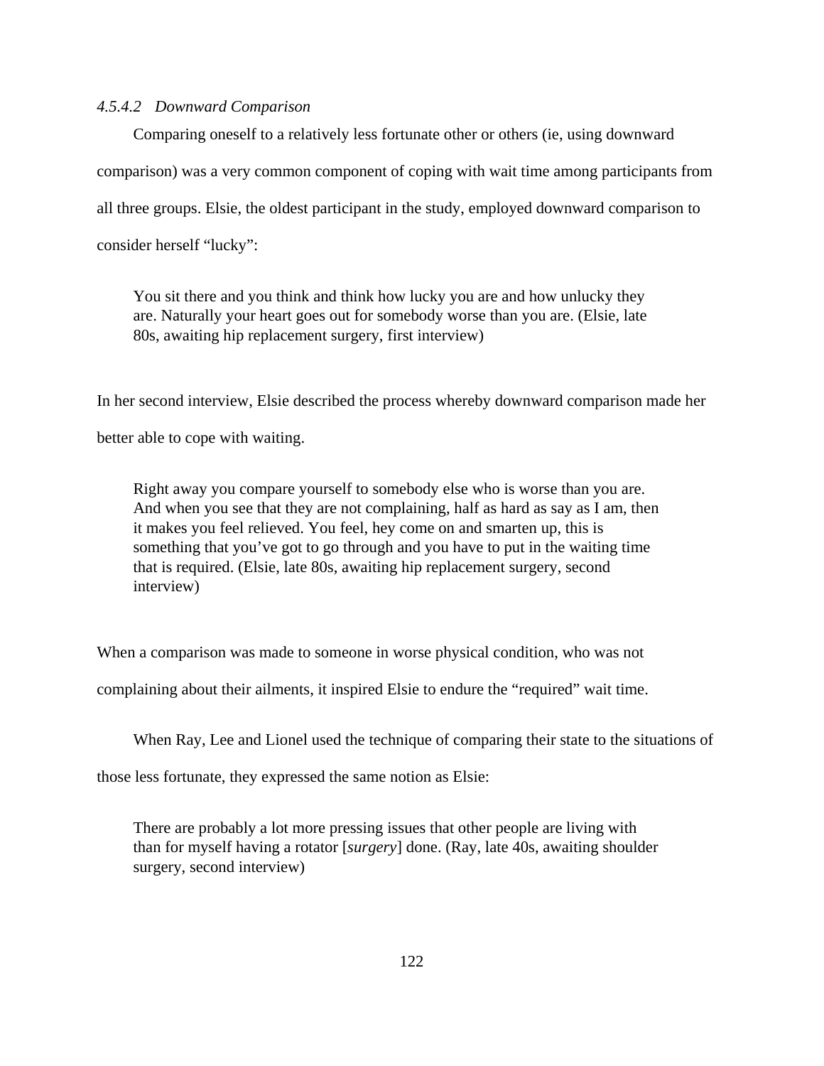#### *4.5.4.2 Downward Comparison*

Comparing oneself to a relatively less fortunate other or others (ie, using downward comparison) was a very common component of coping with wait time among participants from all three groups. Elsie, the oldest participant in the study, employed downward comparison to consider herself “lucky”:

> You sit there and you think and think how lucky you are and how unlucky they are. Naturally your heart goes out for somebody worse than you are. (Elsie, late 80s, awaiting hip replacement surgery, first interview)

In her second interview, Elsie described the process whereby downward comparison made her better able to cope with waiting.

> Right away you compare yourself to somebody else who is worse than you are. And when you see that they are not complaining, half as hard as say as I am, then it makes you feel relieved. You feel, hey come on and smarten up, this is something that you’ve got to go through and you have to put in the waiting time that is required. (Elsie, late 80s, awaiting hip replacement surgery, second interview)

When a comparison was made to someone in worse physical condition, who was not complaining about their ailments, it inspired Elsie to endure the “required” wait time.

When Ray, Lee and Lionel used the technique of comparing their state to the situations of those less fortunate, they expressed the same notion as Elsie:

> There are probably a lot more pressing issues that other people are living with than for myself having a rotator [*surgery*] done. (Ray, late 40s, awaiting shoulder surgery, second interview)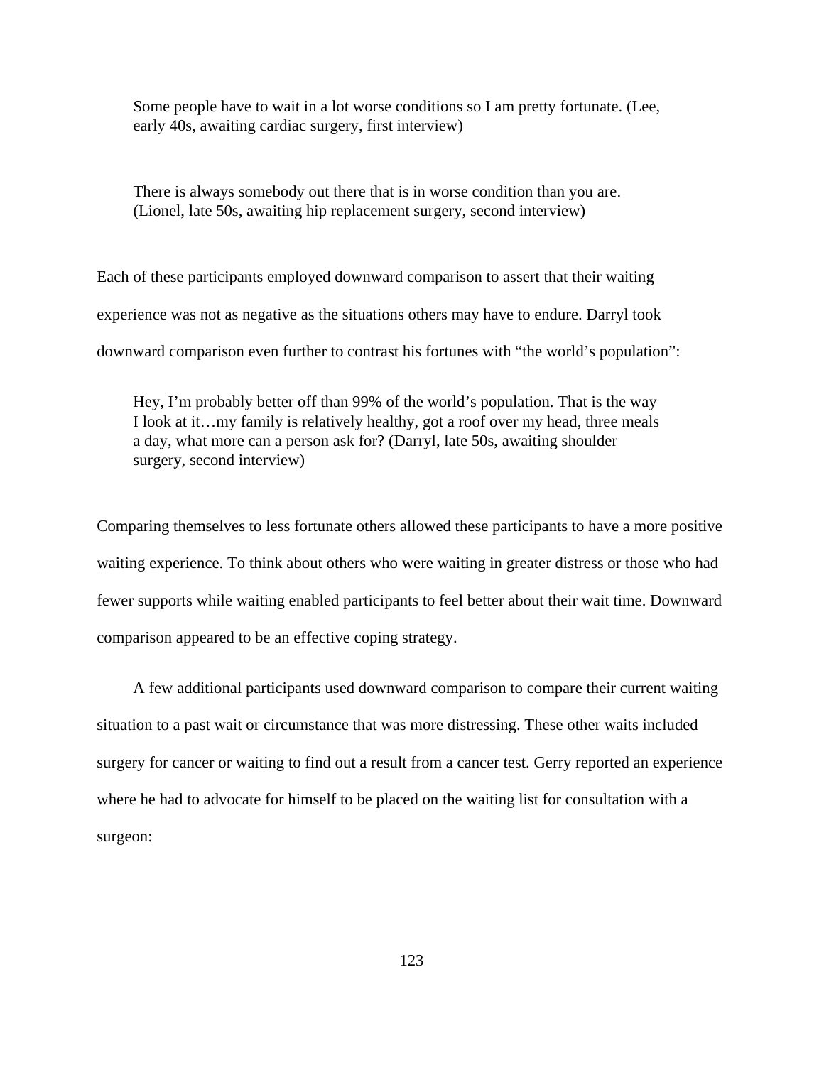> Some people have to wait in a lot worse conditions so I am pretty fortunate. (Lee, early 40s, awaiting cardiac surgery, first interview)

> There is always somebody out there that is in worse condition than you are. (Lionel, late 50s, awaiting hip replacement surgery, second interview)

Each of these participants employed downward comparison to assert that their waiting experience was not as negative as the situations others may have to endure. Darryl took downward comparison even further to contrast his fortunes with "the world's population":

> Hey, I'm probably better off than 99% of the world's population. That is the way I look at it…my family is relatively healthy, got a roof over my head, three meals a day, what more can a person ask for? (Darryl, late 50s, awaiting shoulder surgery, second interview)

Comparing themselves to less fortunate others allowed these participants to have a more positive waiting experience. To think about others who were waiting in greater distress or those who had fewer supports while waiting enabled participants to feel better about their wait time. Downward comparison appeared to be an effective coping strategy.

A few additional participants used downward comparison to compare their current waiting situation to a past wait or circumstance that was more distressing. These other waits included surgery for cancer or waiting to find out a result from a cancer test. Gerry reported an experience where he had to advocate for himself to be placed on the waiting list for consultation with a surgeon: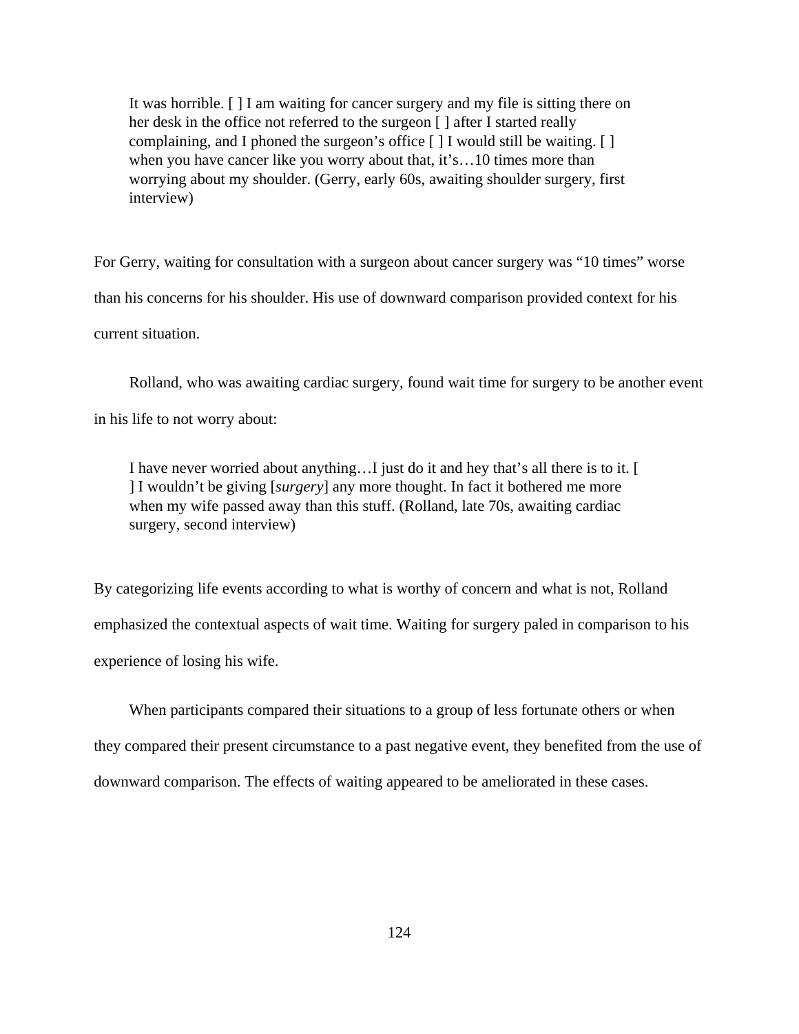> It was horrible. [ ] I am waiting for cancer surgery and my file is sitting there on her desk in the office not referred to the surgeon [ ] after I started really complaining, and I phoned the surgeon's office [ ] I would still be waiting. [ ] when you have cancer like you worry about that, it's…10 times more than worrying about my shoulder. (Gerry, early 60s, awaiting shoulder surgery, first interview)

For Gerry, waiting for consultation with a surgeon about cancer surgery was "10 times" worse than his concerns for his shoulder. His use of downward comparison provided context for his current situation.

Rolland, who was awaiting cardiac surgery, found wait time for surgery to be another event in his life to not worry about:

> I have never worried about anything…I just do it and hey that's all there is to it. [ ] I wouldn't be giving [*surgery*] any more thought. In fact it bothered me more when my wife passed away than this stuff. (Rolland, late 70s, awaiting cardiac surgery, second interview)

By categorizing life events according to what is worthy of concern and what is not, Rolland emphasized the contextual aspects of wait time. Waiting for surgery paled in comparison to his experience of losing his wife.

When participants compared their situations to a group of less fortunate others or when they compared their present circumstance to a past negative event, they benefited from the use of downward comparison. The effects of waiting appeared to be ameliorated in these cases.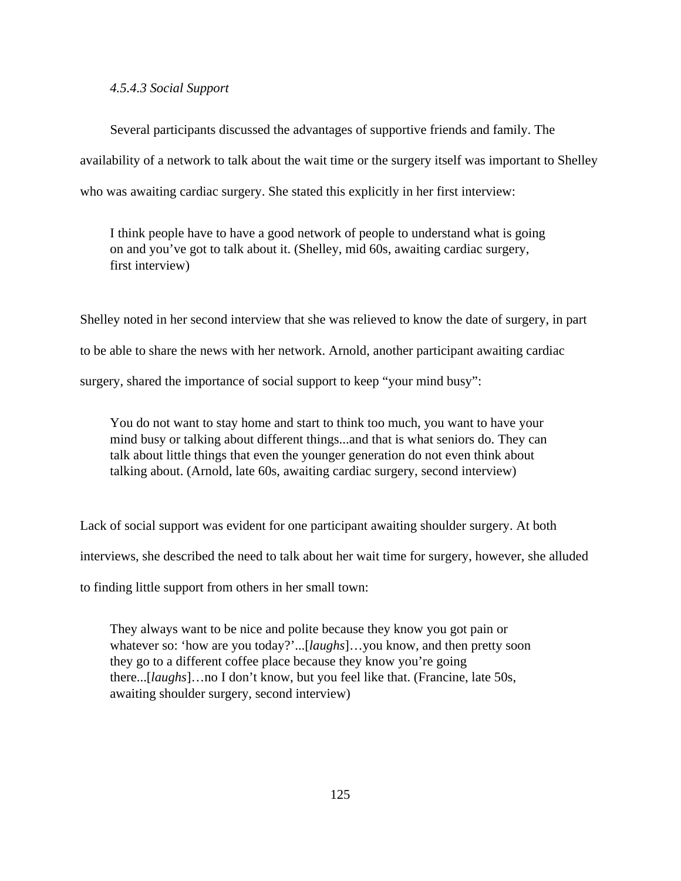#### *4.5.4.3 Social Support*

Several participants discussed the advantages of supportive friends and family. The availability of a network to talk about the wait time or the surgery itself was important to Shelley who was awaiting cardiac surgery. She stated this explicitly in her first interview:

> I think people have to have a good network of people to understand what is going on and you've got to talk about it. (Shelley, mid 60s, awaiting cardiac surgery, first interview)

Shelley noted in her second interview that she was relieved to know the date of surgery, in part to be able to share the news with her network. Arnold, another participant awaiting cardiac surgery, shared the importance of social support to keep "your mind busy":

> You do not want to stay home and start to think too much, you want to have your mind busy or talking about different things...and that is what seniors do. They can talk about little things that even the younger generation do not even think about talking about. (Arnold, late 60s, awaiting cardiac surgery, second interview)

Lack of social support was evident for one participant awaiting shoulder surgery. At both interviews, she described the need to talk about her wait time for surgery, however, she alluded to finding little support from others in her small town:

> They always want to be nice and polite because they know you got pain or whatever so: 'how are you today?'...[*laughs*]…you know, and then pretty soon they go to a different coffee place because they know you're going there...[*laughs*]…no I don't know, but you feel like that. (Francine, late 50s, awaiting shoulder surgery, second interview)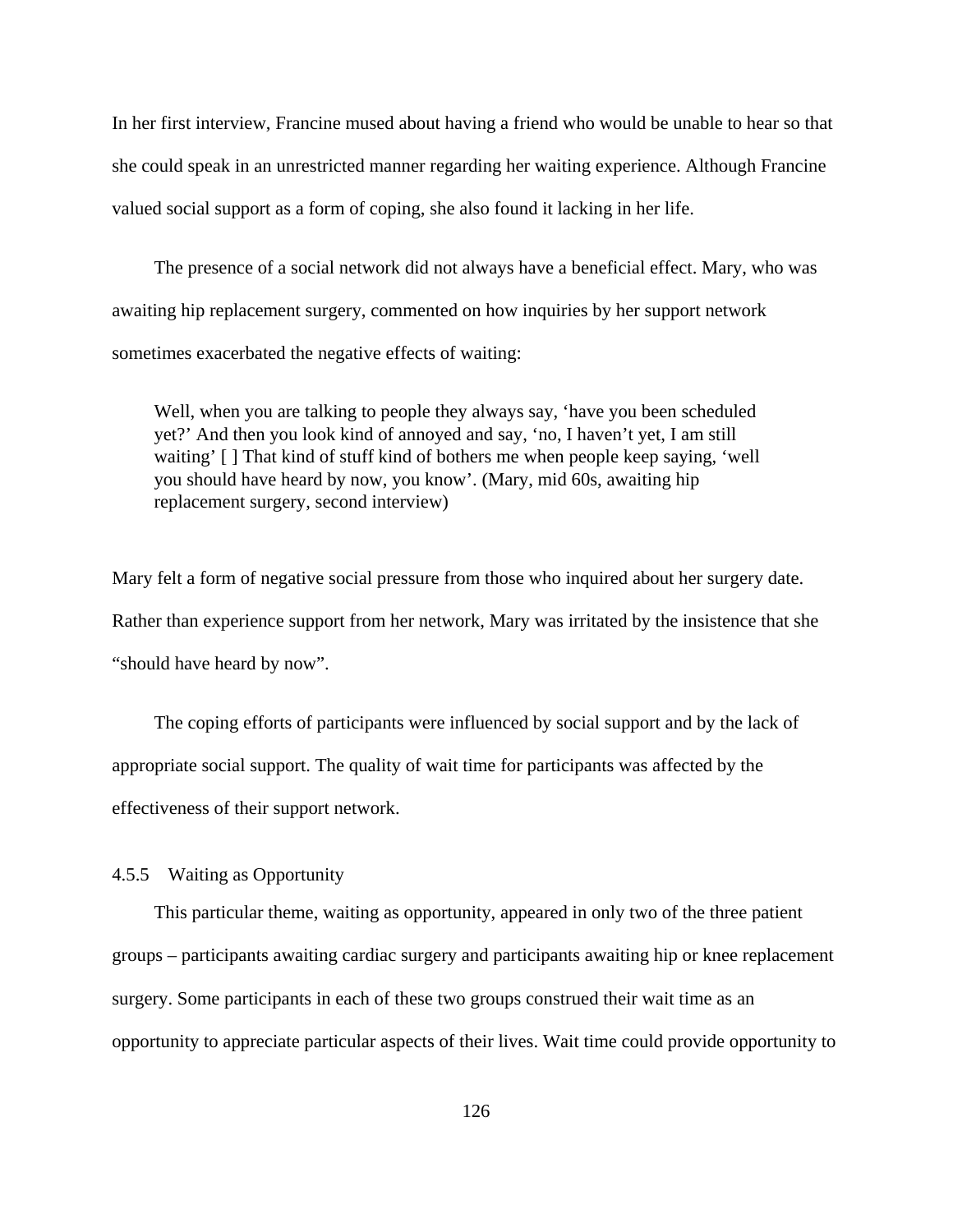In her first interview, Francine mused about having a friend who would be unable to hear so that she could speak in an unrestricted manner regarding her waiting experience. Although Francine valued social support as a form of coping, she also found it lacking in her life.

The presence of a social network did not always have a beneficial effect. Mary, who was awaiting hip replacement surgery, commented on how inquiries by her support network sometimes exacerbated the negative effects of waiting:

> Well, when you are talking to people they always say, 'have you been scheduled yet?' And then you look kind of annoyed and say, 'no, I haven't yet, I am still waiting' [ ] That kind of stuff kind of bothers me when people keep saying, 'well you should have heard by now, you know'. (Mary, mid 60s, awaiting hip replacement surgery, second interview)

Mary felt a form of negative social pressure from those who inquired about her surgery date. Rather than experience support from her network, Mary was irritated by the insistence that she "should have heard by now".

The coping efforts of participants were influenced by social support and by the lack of appropriate social support. The quality of wait time for participants was affected by the effectiveness of their support network.

#### 4.5.5 Waiting as Opportunity

This particular theme, waiting as opportunity, appeared in only two of the three patient groups – participants awaiting cardiac surgery and participants awaiting hip or knee replacement surgery. Some participants in each of these two groups construed their wait time as an opportunity to appreciate particular aspects of their lives. Wait time could provide opportunity to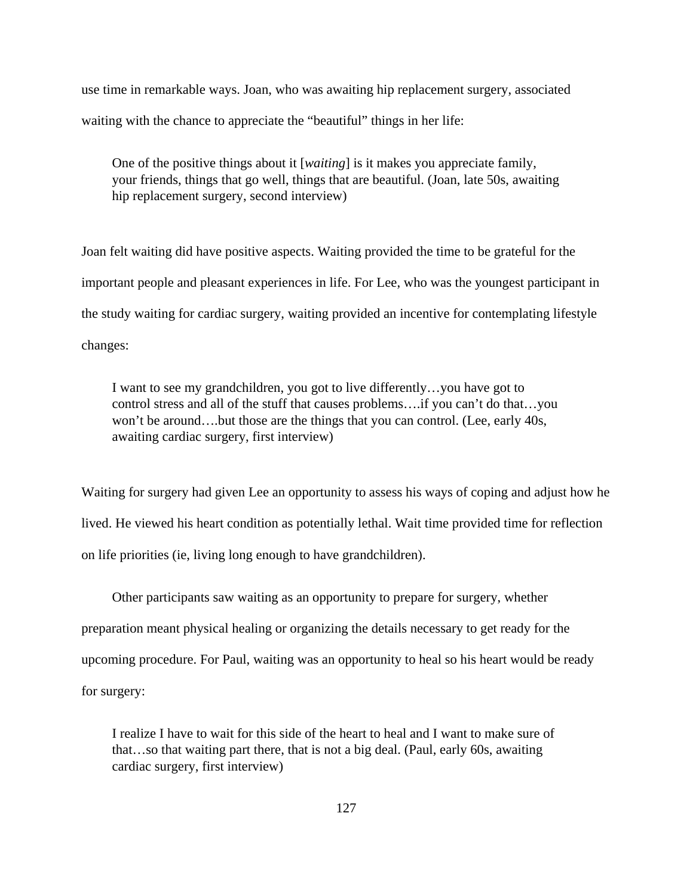use time in remarkable ways. Joan, who was awaiting hip replacement surgery, associated waiting with the chance to appreciate the "beautiful" things in her life:

> One of the positive things about it [*waiting*] is it makes you appreciate family, your friends, things that go well, things that are beautiful. (Joan, late 50s, awaiting hip replacement surgery, second interview)

Joan felt waiting did have positive aspects. Waiting provided the time to be grateful for the important people and pleasant experiences in life. For Lee, who was the youngest participant in the study waiting for cardiac surgery, waiting provided an incentive for contemplating lifestyle changes:

> I want to see my grandchildren, you got to live differently…you have got to control stress and all of the stuff that causes problems….if you can't do that…you won't be around….but those are the things that you can control. (Lee, early 40s, awaiting cardiac surgery, first interview)

Waiting for surgery had given Lee an opportunity to assess his ways of coping and adjust how he lived. He viewed his heart condition as potentially lethal. Wait time provided time for reflection on life priorities (ie, living long enough to have grandchildren).

Other participants saw waiting as an opportunity to prepare for surgery, whether preparation meant physical healing or organizing the details necessary to get ready for the upcoming procedure. For Paul, waiting was an opportunity to heal so his heart would be ready for surgery:

> I realize I have to wait for this side of the heart to heal and I want to make sure of that…so that waiting part there, that is not a big deal. (Paul, early 60s, awaiting cardiac surgery, first interview)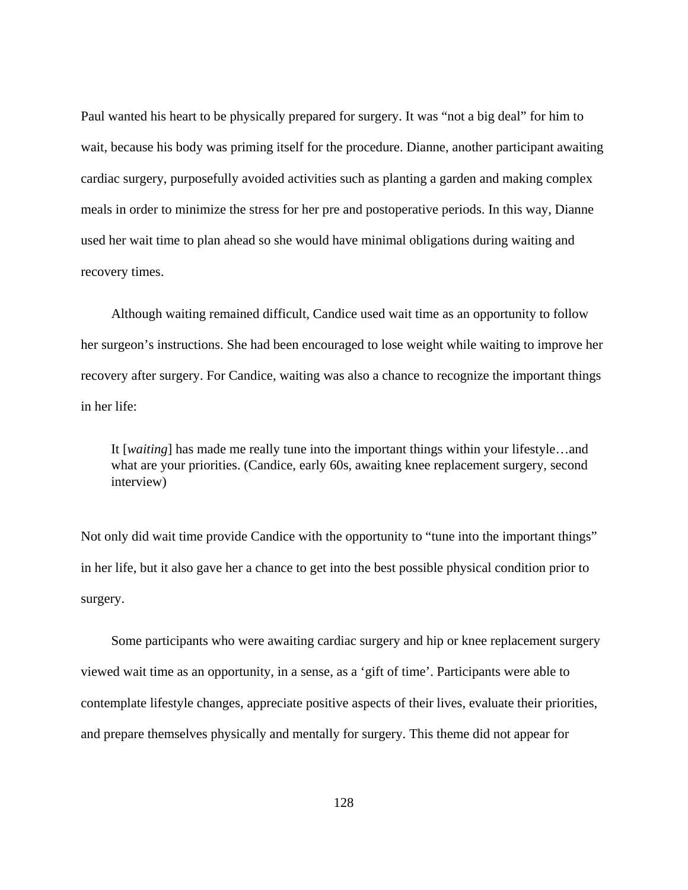Paul wanted his heart to be physically prepared for surgery. It was “not a big deal” for him to wait, because his body was priming itself for the procedure. Dianne, another participant awaiting cardiac surgery, purposefully avoided activities such as planting a garden and making complex meals in order to minimize the stress for her pre and postoperative periods. In this way, Dianne used her wait time to plan ahead so she would have minimal obligations during waiting and recovery times.

Although waiting remained difficult, Candice used wait time as an opportunity to follow her surgeon’s instructions. She had been encouraged to lose weight while waiting to improve her recovery after surgery. For Candice, waiting was also a chance to recognize the important things in her life:

> It [*waiting*] has made me really tune into the important things within your lifestyle…and what are your priorities. (Candice, early 60s, awaiting knee replacement surgery, second interview)

Not only did wait time provide Candice with the opportunity to “tune into the important things” in her life, but it also gave her a chance to get into the best possible physical condition prior to surgery.

Some participants who were awaiting cardiac surgery and hip or knee replacement surgery viewed wait time as an opportunity, in a sense, as a ‘gift of time’. Participants were able to contemplate lifestyle changes, appreciate positive aspects of their lives, evaluate their priorities, and prepare themselves physically and mentally for surgery. This theme did not appear for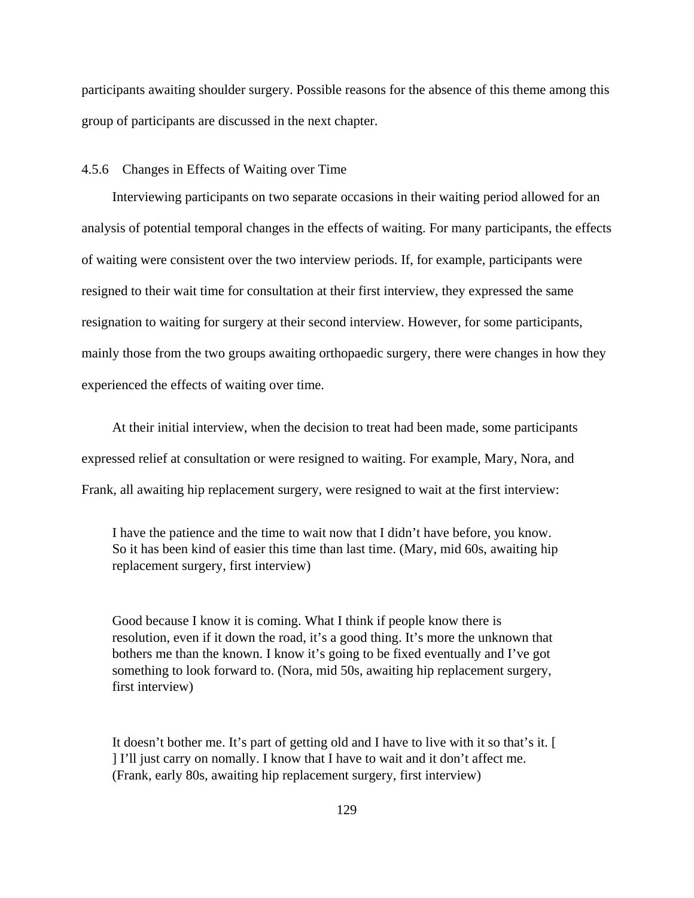participants awaiting shoulder surgery. Possible reasons for the absence of this theme among this group of participants are discussed in the next chapter.

### 4.5.6 Changes in Effects of Waiting over Time

Interviewing participants on two separate occasions in their waiting period allowed for an analysis of potential temporal changes in the effects of waiting. For many participants, the effects of waiting were consistent over the two interview periods. If, for example, participants were resigned to their wait time for consultation at their first interview, they expressed the same resignation to waiting for surgery at their second interview. However, for some participants, mainly those from the two groups awaiting orthopaedic surgery, there were changes in how they experienced the effects of waiting over time.

At their initial interview, when the decision to treat had been made, some participants expressed relief at consultation or were resigned to waiting. For example, Mary, Nora, and Frank, all awaiting hip replacement surgery, were resigned to wait at the first interview:

> I have the patience and the time to wait now that I didn't have before, you know. So it has been kind of easier this time than last time. (Mary, mid 60s, awaiting hip replacement surgery, first interview)

> Good because I know it is coming. What I think if people know there is resolution, even if it down the road, it's a good thing. It's more the unknown that bothers me than the known. I know it's going to be fixed eventually and I've got something to look forward to. (Nora, mid 50s, awaiting hip replacement surgery, first interview)

> It doesn't bother me. It's part of getting old and I have to live with it so that's it. [ ] I'll just carry on nomally. I know that I have to wait and it don't affect me. (Frank, early 80s, awaiting hip replacement surgery, first interview)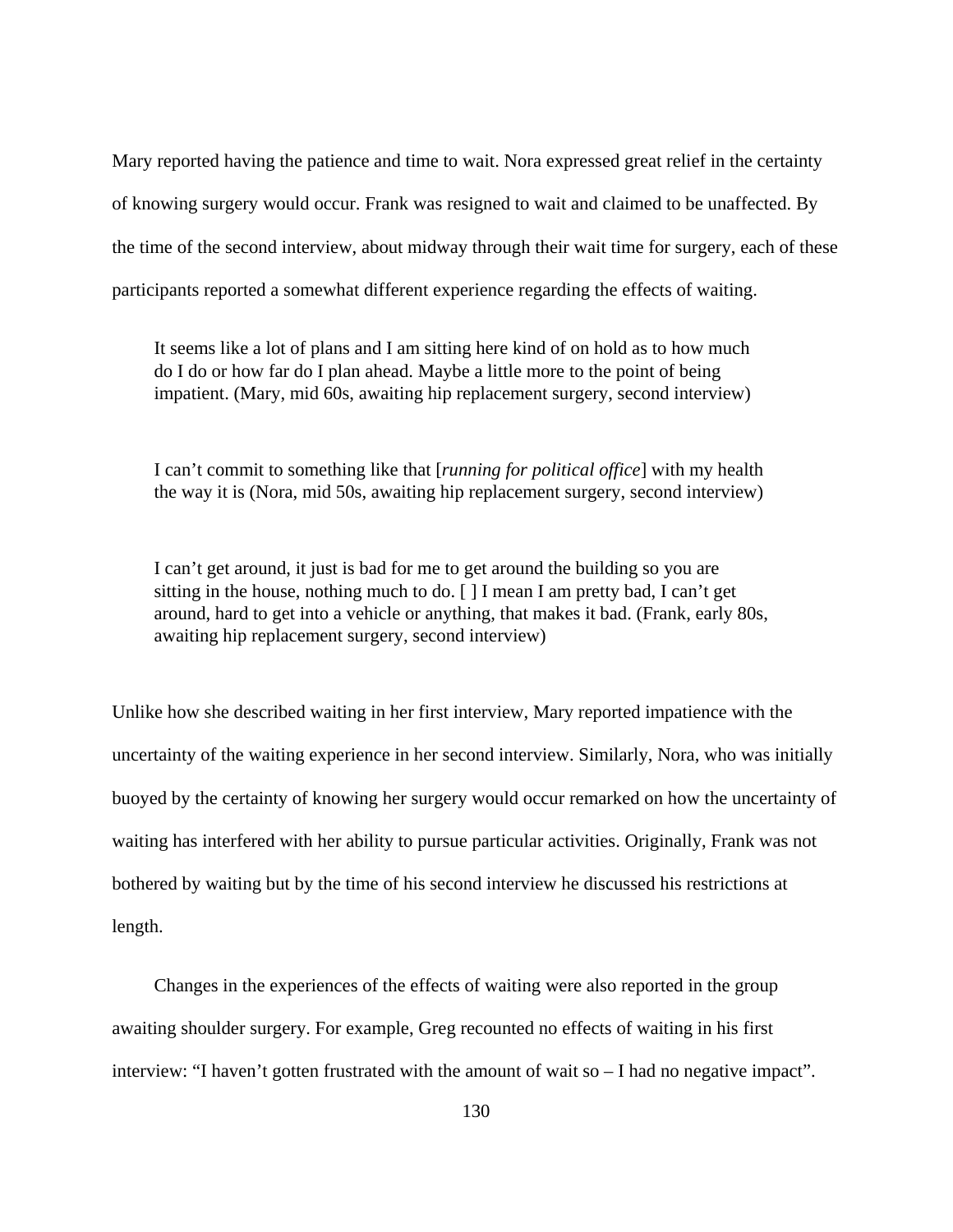Mary reported having the patience and time to wait. Nora expressed great relief in the certainty of knowing surgery would occur. Frank was resigned to wait and claimed to be unaffected. By the time of the second interview, about midway through their wait time for surgery, each of these participants reported a somewhat different experience regarding the effects of waiting.

> It seems like a lot of plans and I am sitting here kind of on hold as to how much do I do or how far do I plan ahead. Maybe a little more to the point of being impatient. (Mary, mid 60s, awaiting hip replacement surgery, second interview)

> I can't commit to something like that [*running for political office*] with my health the way it is (Nora, mid 50s, awaiting hip replacement surgery, second interview)

> I can't get around, it just is bad for me to get around the building so you are sitting in the house, nothing much to do. [ ] I mean I am pretty bad, I can't get around, hard to get into a vehicle or anything, that makes it bad. (Frank, early 80s, awaiting hip replacement surgery, second interview)

Unlike how she described waiting in her first interview, Mary reported impatience with the uncertainty of the waiting experience in her second interview. Similarly, Nora, who was initially buoyed by the certainty of knowing her surgery would occur remarked on how the uncertainty of waiting has interfered with her ability to pursue particular activities. Originally, Frank was not bothered by waiting but by the time of his second interview he discussed his restrictions at length.

Changes in the experiences of the effects of waiting were also reported in the group awaiting shoulder surgery. For example, Greg recounted no effects of waiting in his first interview: "I haven't gotten frustrated with the amount of wait so – I had no negative impact".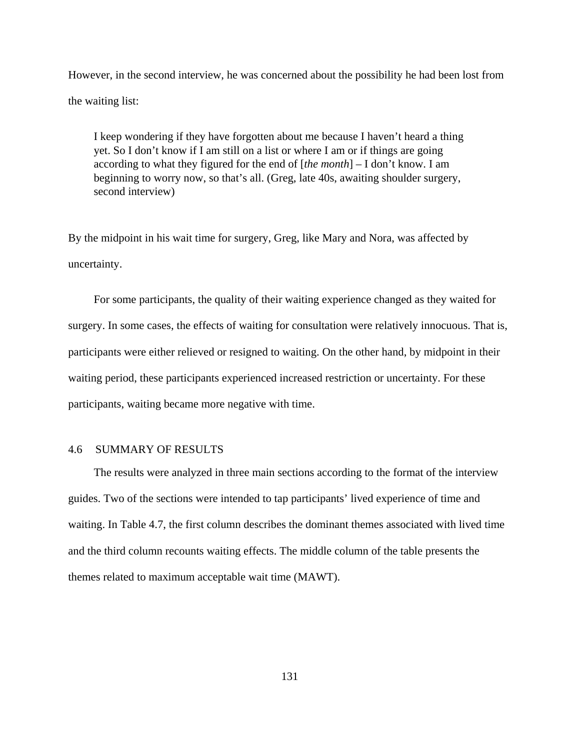However, in the second interview, he was concerned about the possibility he had been lost from the waiting list:

> I keep wondering if they have forgotten about me because I haven't heard a thing yet. So I don't know if I am still on a list or where I am or if things are going according to what they figured for the end of [*the month*] – I don't know. I am beginning to worry now, so that's all. (Greg, late 40s, awaiting shoulder surgery, second interview)

By the midpoint in his wait time for surgery, Greg, like Mary and Nora, was affected by uncertainty.

For some participants, the quality of their waiting experience changed as they waited for surgery. In some cases, the effects of waiting for consultation were relatively innocuous. That is, participants were either relieved or resigned to waiting. On the other hand, by midpoint in their waiting period, these participants experienced increased restriction or uncertainty. For these participants, waiting became more negative with time.

## 4.6 SUMMARY OF RESULTS

The results were analyzed in three main sections according to the format of the interview guides. Two of the sections were intended to tap participants' lived experience of time and waiting. In Table 4.7, the first column describes the dominant themes associated with lived time and the third column recounts waiting effects. The middle column of the table presents the themes related to maximum acceptable wait time (MAWT).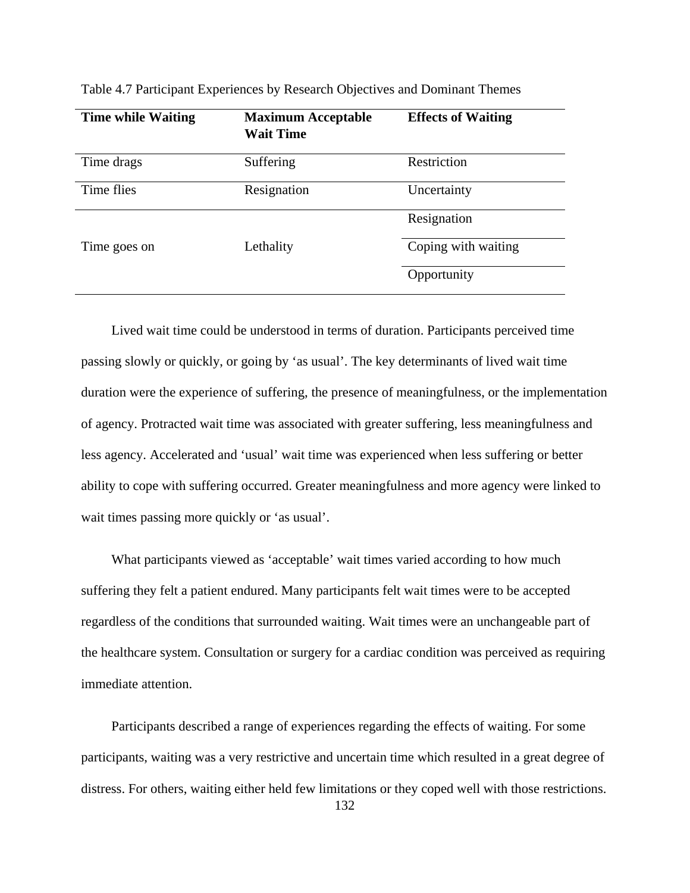Table 4.7 Participant Experiences by Research Objectives and Dominant Themes

| Time while Waiting | Maximum Acceptable Wait Time | Effects of Waiting |
|---|---|---|
| Time drags | Suffering | Restriction |
| Time flies | Resignation | Uncertainty |
| Time goes on | Lethality | Resignation |
| | | Coping with waiting |
| | | Opportunity |

Lived wait time could be understood in terms of duration. Participants perceived time passing slowly or quickly, or going by 'as usual'. The key determinants of lived wait time duration were the experience of suffering, the presence of meaningfulness, or the implementation of agency. Protracted wait time was associated with greater suffering, less meaningfulness and less agency. Accelerated and 'usual' wait time was experienced when less suffering or better ability to cope with suffering occurred. Greater meaningfulness and more agency were linked to wait times passing more quickly or 'as usual'.

What participants viewed as 'acceptable' wait times varied according to how much suffering they felt a patient endured. Many participants felt wait times were to be accepted regardless of the conditions that surrounded waiting. Wait times were an unchangeable part of the healthcare system. Consultation or surgery for a cardiac condition was perceived as requiring immediate attention.

Participants described a range of experiences regarding the effects of waiting. For some participants, waiting was a very restrictive and uncertain time which resulted in a great degree of distress. For others, waiting either held few limitations or they coped well with those restrictions.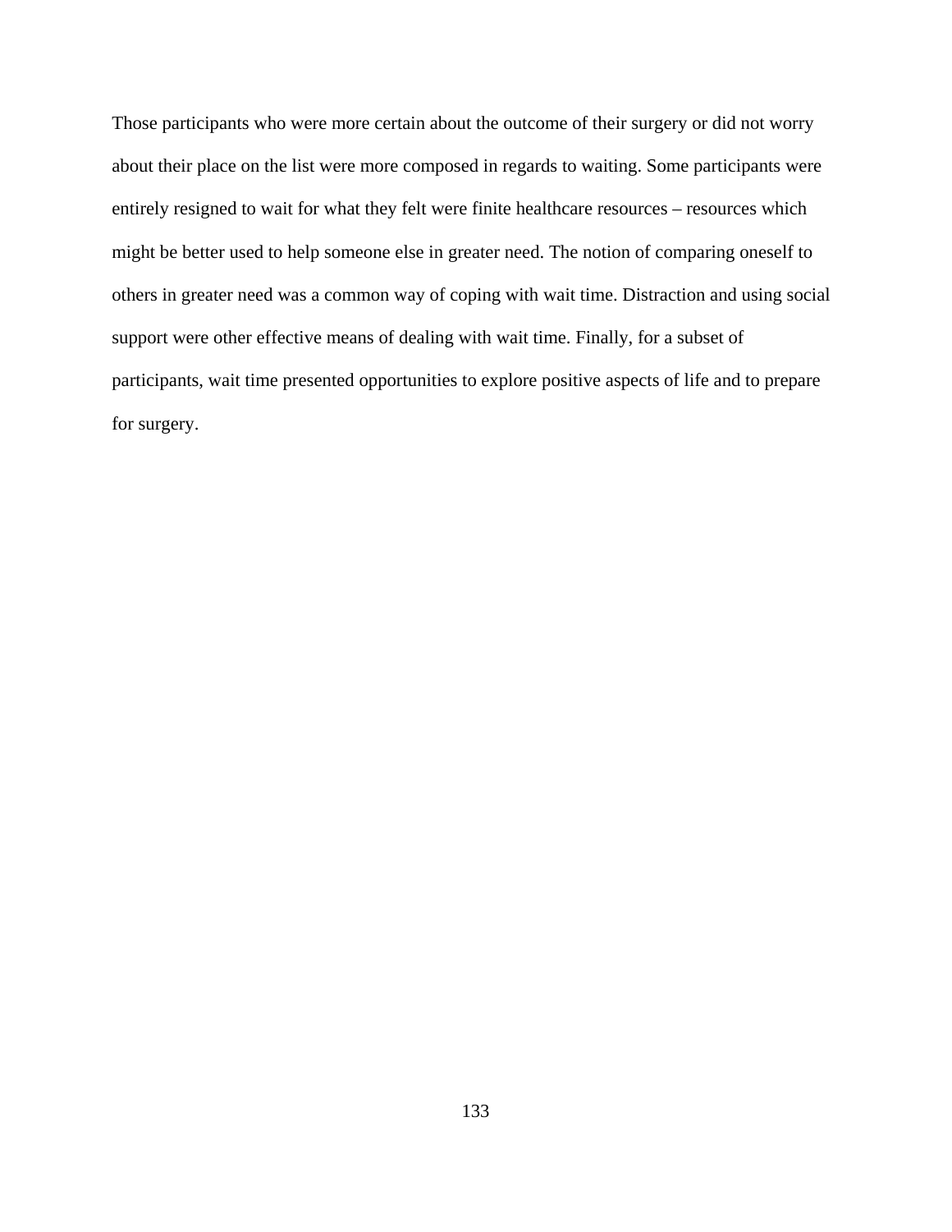Those participants who were more certain about the outcome of their surgery or did not worry about their place on the list were more composed in regards to waiting. Some participants were entirely resigned to wait for what they felt were finite healthcare resources – resources which might be better used to help someone else in greater need. The notion of comparing oneself to others in greater need was a common way of coping with wait time. Distraction and using social support were other effective means of dealing with wait time. Finally, for a subset of participants, wait time presented opportunities to explore positive aspects of life and to prepare for surgery.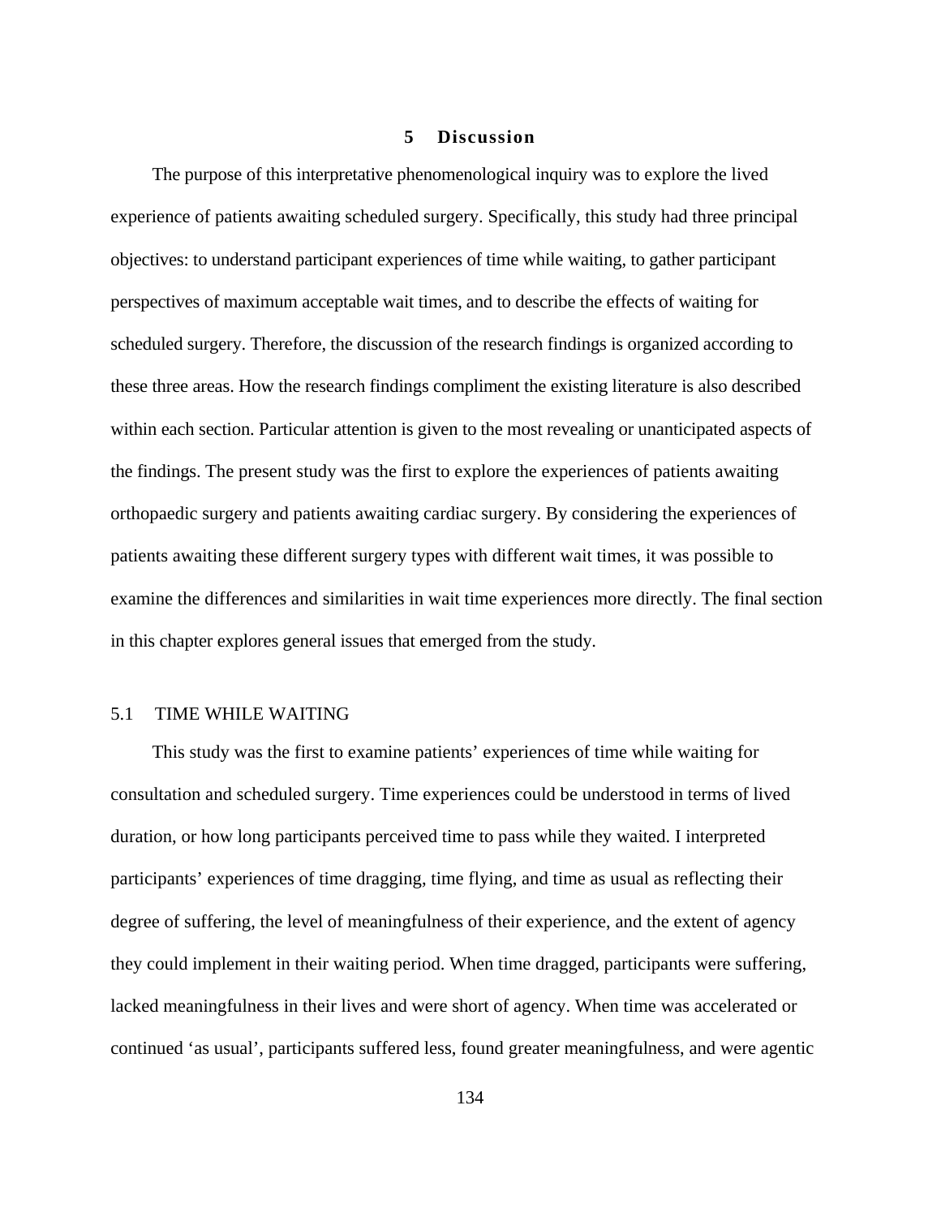# 5 Discussion

The purpose of this interpretative phenomenological inquiry was to explore the lived experience of patients awaiting scheduled surgery. Specifically, this study had three principal objectives: to understand participant experiences of time while waiting, to gather participant perspectives of maximum acceptable wait times, and to describe the effects of waiting for scheduled surgery. Therefore, the discussion of the research findings is organized according to these three areas. How the research findings compliment the existing literature is also described within each section. Particular attention is given to the most revealing or unanticipated aspects of the findings. The present study was the first to explore the experiences of patients awaiting orthopaedic surgery and patients awaiting cardiac surgery. By considering the experiences of patients awaiting these different surgery types with different wait times, it was possible to examine the differences and similarities in wait time experiences more directly. The final section in this chapter explores general issues that emerged from the study.

## 5.1 TIME WHILE WAITING

This study was the first to examine patients' experiences of time while waiting for consultation and scheduled surgery. Time experiences could be understood in terms of lived duration, or how long participants perceived time to pass while they waited. I interpreted participants' experiences of time dragging, time flying, and time as usual as reflecting their degree of suffering, the level of meaningfulness of their experience, and the extent of agency they could implement in their waiting period. When time dragged, participants were suffering, lacked meaningfulness in their lives and were short of agency. When time was accelerated or continued 'as usual', participants suffered less, found greater meaningfulness, and were agentic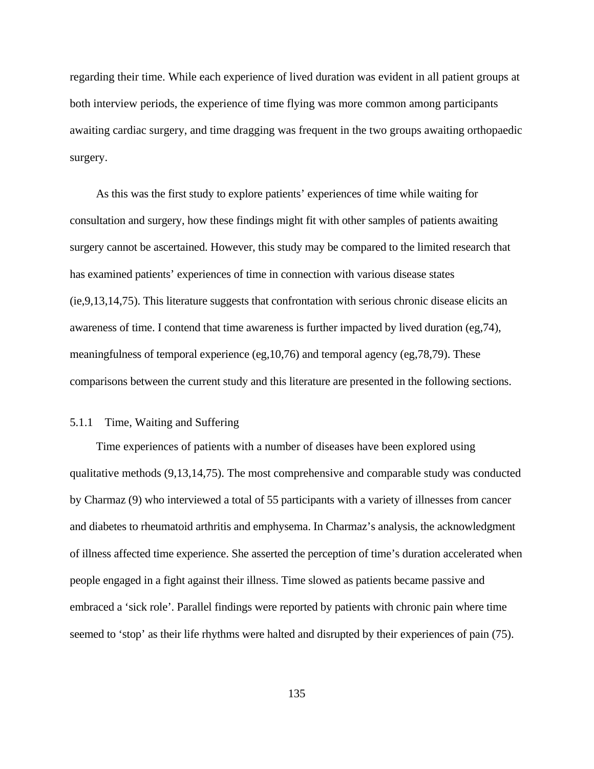regarding their time. While each experience of lived duration was evident in all patient groups at both interview periods, the experience of time flying was more common among participants awaiting cardiac surgery, and time dragging was frequent in the two groups awaiting orthopaedic surgery.

As this was the first study to explore patients' experiences of time while waiting for consultation and surgery, how these findings might fit with other samples of patients awaiting surgery cannot be ascertained. However, this study may be compared to the limited research that has examined patients' experiences of time in connection with various disease states (ie,9,13,14,75). This literature suggests that confrontation with serious chronic disease elicits an awareness of time. I contend that time awareness is further impacted by lived duration (eg,74), meaningfulness of temporal experience (eg,10,76) and temporal agency (eg,78,79). These comparisons between the current study and this literature are presented in the following sections.

### 5.1.1 Time, Waiting and Suffering

Time experiences of patients with a number of diseases have been explored using qualitative methods (9,13,14,75). The most comprehensive and comparable study was conducted by Charmaz (9) who interviewed a total of 55 participants with a variety of illnesses from cancer and diabetes to rheumatoid arthritis and emphysema. In Charmaz's analysis, the acknowledgment of illness affected time experience. She asserted the perception of time's duration accelerated when people engaged in a fight against their illness. Time slowed as patients became passive and embraced a 'sick role'. Parallel findings were reported by patients with chronic pain where time seemed to 'stop' as their life rhythms were halted and disrupted by their experiences of pain (75).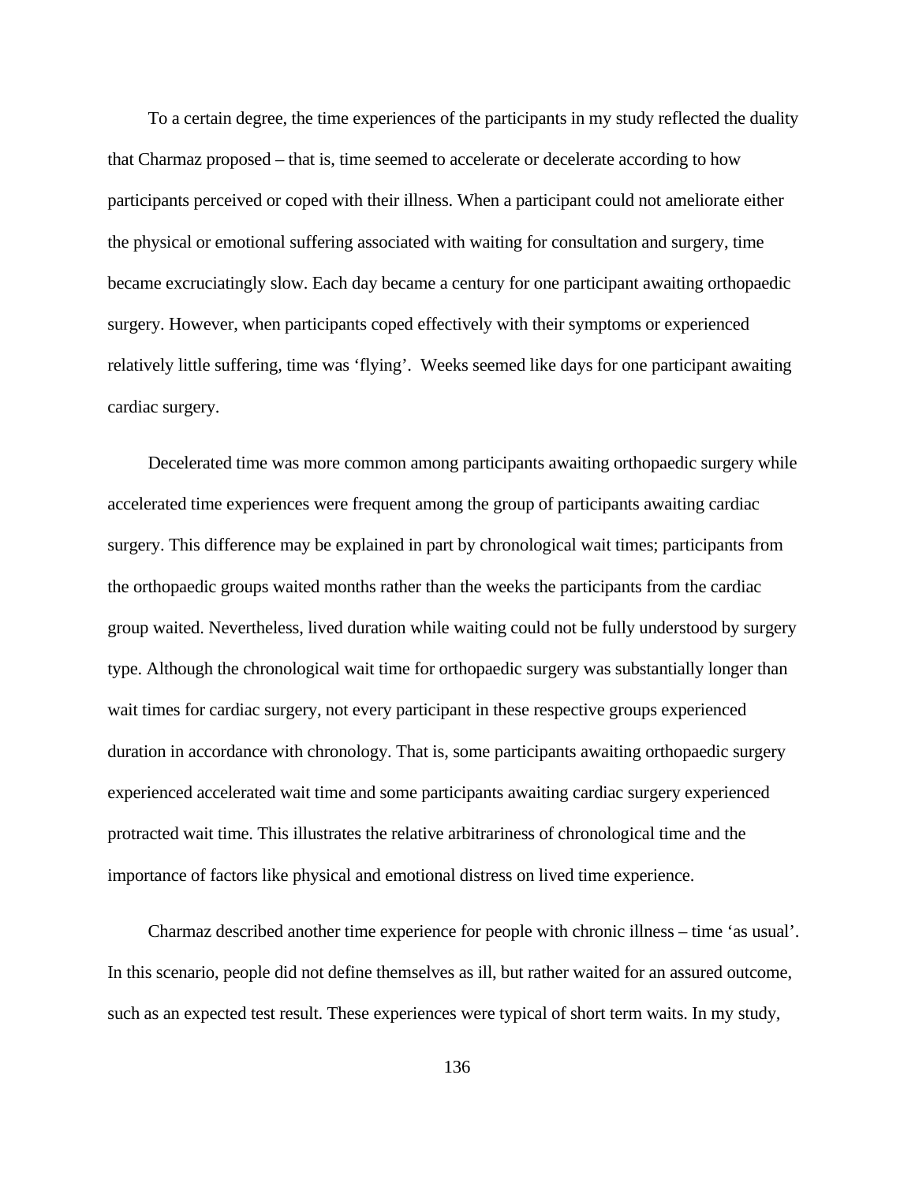To a certain degree, the time experiences of the participants in my study reflected the duality that Charmaz proposed – that is, time seemed to accelerate or decelerate according to how participants perceived or coped with their illness. When a participant could not ameliorate either the physical or emotional suffering associated with waiting for consultation and surgery, time became excruciatingly slow. Each day became a century for one participant awaiting orthopaedic surgery. However, when participants coped effectively with their symptoms or experienced relatively little suffering, time was 'flying'. Weeks seemed like days for one participant awaiting cardiac surgery.

Decelerated time was more common among participants awaiting orthopaedic surgery while accelerated time experiences were frequent among the group of participants awaiting cardiac surgery. This difference may be explained in part by chronological wait times; participants from the orthopaedic groups waited months rather than the weeks the participants from the cardiac group waited. Nevertheless, lived duration while waiting could not be fully understood by surgery type. Although the chronological wait time for orthopaedic surgery was substantially longer than wait times for cardiac surgery, not every participant in these respective groups experienced duration in accordance with chronology. That is, some participants awaiting orthopaedic surgery experienced accelerated wait time and some participants awaiting cardiac surgery experienced protracted wait time. This illustrates the relative arbitrariness of chronological time and the importance of factors like physical and emotional distress on lived time experience.

Charmaz described another time experience for people with chronic illness – time 'as usual'. In this scenario, people did not define themselves as ill, but rather waited for an assured outcome, such as an expected test result. These experiences were typical of short term waits. In my study,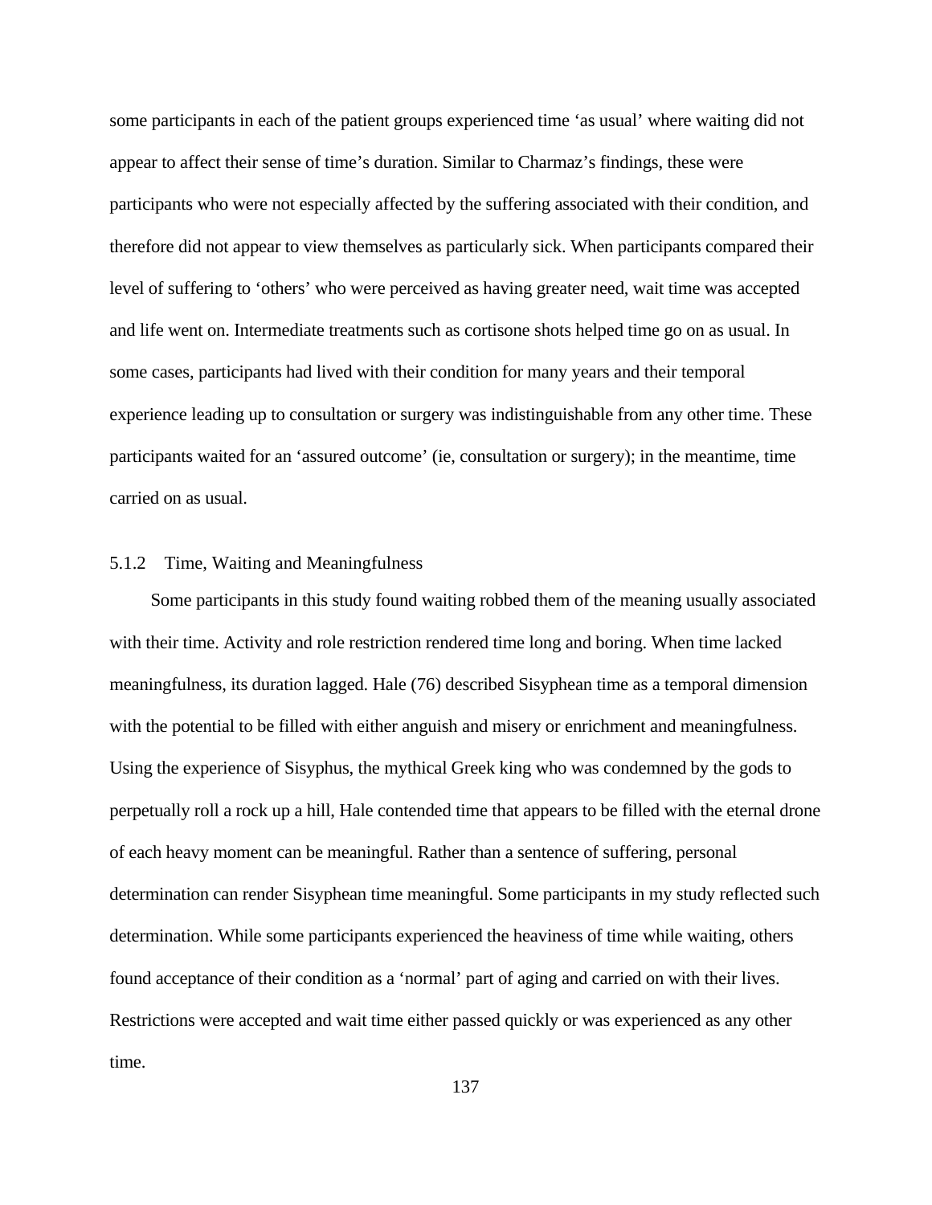some participants in each of the patient groups experienced time ‘as usual’ where waiting did not appear to affect their sense of time’s duration. Similar to Charmaz’s findings, these were participants who were not especially affected by the suffering associated with their condition, and therefore did not appear to view themselves as particularly sick. When participants compared their level of suffering to ‘others’ who were perceived as having greater need, wait time was accepted and life went on. Intermediate treatments such as cortisone shots helped time go on as usual. In some cases, participants had lived with their condition for many years and their temporal experience leading up to consultation or surgery was indistinguishable from any other time. These participants waited for an ‘assured outcome’ (ie, consultation or surgery); in the meantime, time carried on as usual.

### 5.1.2 Time, Waiting and Meaningfulness

Some participants in this study found waiting robbed them of the meaning usually associated with their time. Activity and role restriction rendered time long and boring. When time lacked meaningfulness, its duration lagged. Hale (76) described Sisyphean time as a temporal dimension with the potential to be filled with either anguish and misery or enrichment and meaningfulness. Using the experience of Sisyphus, the mythical Greek king who was condemned by the gods to perpetually roll a rock up a hill, Hale contended time that appears to be filled with the eternal drone of each heavy moment can be meaningful. Rather than a sentence of suffering, personal determination can render Sisyphean time meaningful. Some participants in my study reflected such determination. While some participants experienced the heaviness of time while waiting, others found acceptance of their condition as a ‘normal’ part of aging and carried on with their lives. Restrictions were accepted and wait time either passed quickly or was experienced as any other time.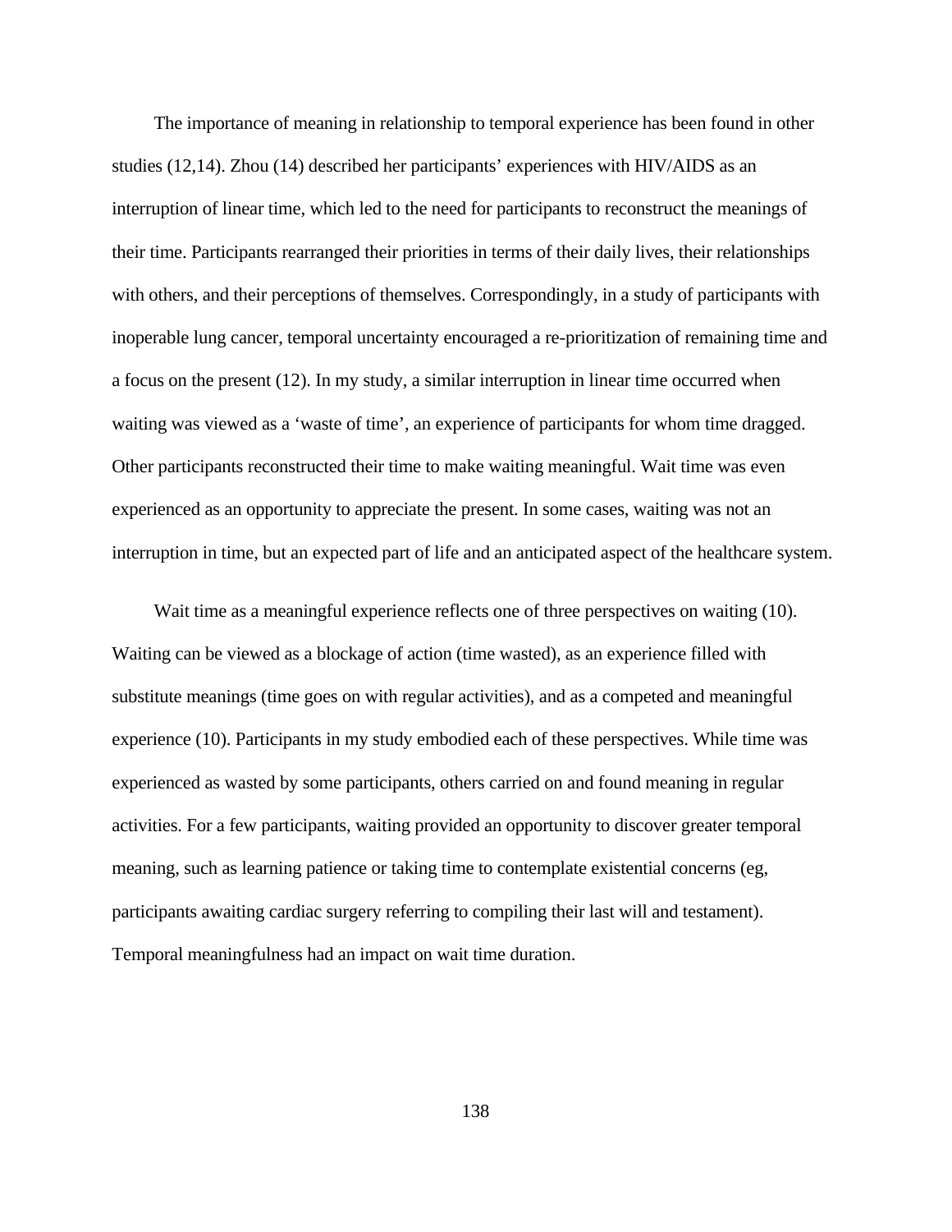The importance of meaning in relationship to temporal experience has been found in other studies (12,14). Zhou (14) described her participants' experiences with HIV/AIDS as an interruption of linear time, which led to the need for participants to reconstruct the meanings of their time. Participants rearranged their priorities in terms of their daily lives, their relationships with others, and their perceptions of themselves. Correspondingly, in a study of participants with inoperable lung cancer, temporal uncertainty encouraged a re-prioritization of remaining time and a focus on the present (12). In my study, a similar interruption in linear time occurred when waiting was viewed as a 'waste of time', an experience of participants for whom time dragged. Other participants reconstructed their time to make waiting meaningful. Wait time was even experienced as an opportunity to appreciate the present. In some cases, waiting was not an interruption in time, but an expected part of life and an anticipated aspect of the healthcare system.

Wait time as a meaningful experience reflects one of three perspectives on waiting (10). Waiting can be viewed as a blockage of action (time wasted), as an experience filled with substitute meanings (time goes on with regular activities), and as a competed and meaningful experience (10). Participants in my study embodied each of these perspectives. While time was experienced as wasted by some participants, others carried on and found meaning in regular activities. For a few participants, waiting provided an opportunity to discover greater temporal meaning, such as learning patience or taking time to contemplate existential concerns (eg, participants awaiting cardiac surgery referring to compiling their last will and testament). Temporal meaningfulness had an impact on wait time duration.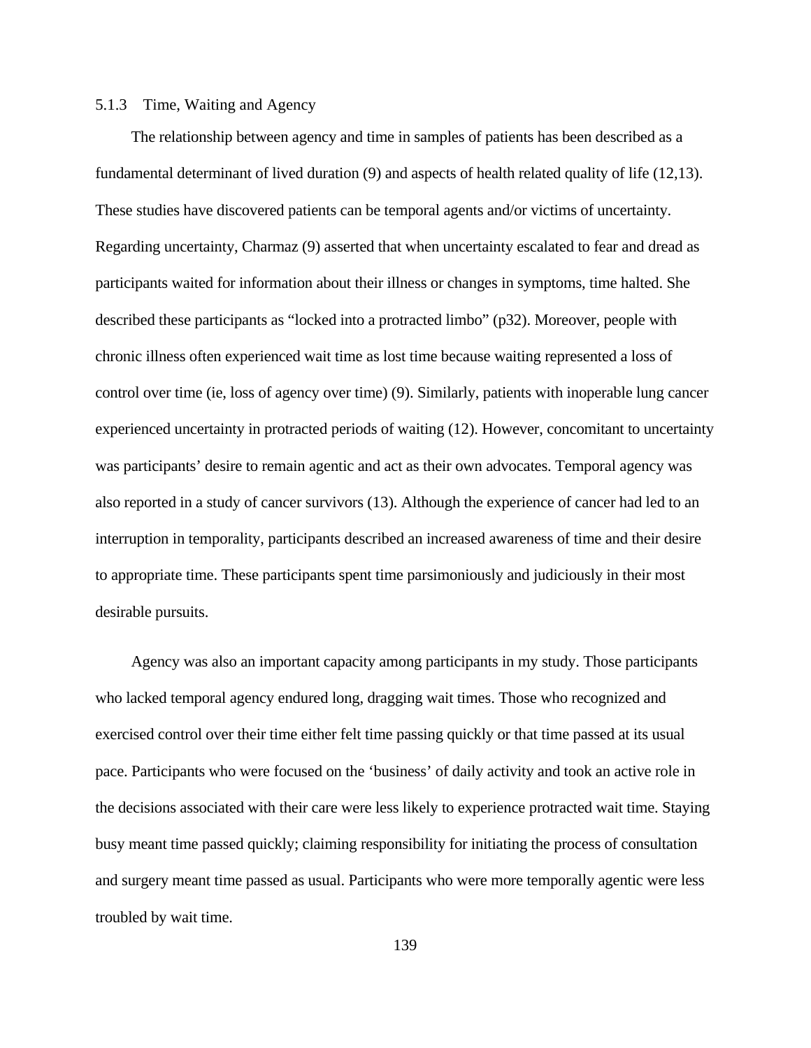### 5.1.3 Time, Waiting and Agency

The relationship between agency and time in samples of patients has been described as a fundamental determinant of lived duration (9) and aspects of health related quality of life (12,13). These studies have discovered patients can be temporal agents and/or victims of uncertainty. Regarding uncertainty, Charmaz (9) asserted that when uncertainty escalated to fear and dread as participants waited for information about their illness or changes in symptoms, time halted. She described these participants as "locked into a protracted limbo" (p32). Moreover, people with chronic illness often experienced wait time as lost time because waiting represented a loss of control over time (ie, loss of agency over time) (9). Similarly, patients with inoperable lung cancer experienced uncertainty in protracted periods of waiting (12). However, concomitant to uncertainty was participants' desire to remain agentic and act as their own advocates. Temporal agency was also reported in a study of cancer survivors (13). Although the experience of cancer had led to an interruption in temporality, participants described an increased awareness of time and their desire to appropriate time. These participants spent time parsimoniously and judiciously in their most desirable pursuits.

Agency was also an important capacity among participants in my study. Those participants who lacked temporal agency endured long, dragging wait times. Those who recognized and exercised control over their time either felt time passing quickly or that time passed at its usual pace. Participants who were focused on the 'business' of daily activity and took an active role in the decisions associated with their care were less likely to experience protracted wait time. Staying busy meant time passed quickly; claiming responsibility for initiating the process of consultation and surgery meant time passed as usual. Participants who were more temporally agentic were less troubled by wait time.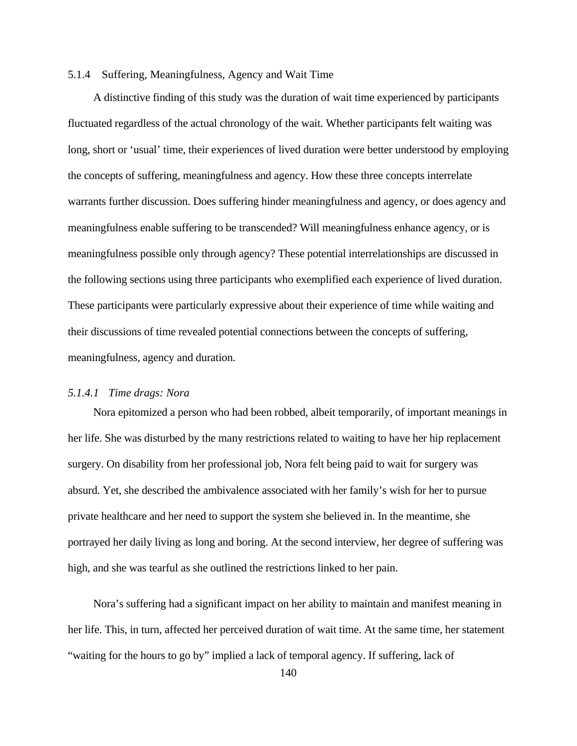### 5.1.4 Suffering, Meaningfulness, Agency and Wait Time

A distinctive finding of this study was the duration of wait time experienced by participants fluctuated regardless of the actual chronology of the wait. Whether participants felt waiting was long, short or 'usual' time, their experiences of lived duration were better understood by employing the concepts of suffering, meaningfulness and agency. How these three concepts interrelate warrants further discussion. Does suffering hinder meaningfulness and agency, or does agency and meaningfulness enable suffering to be transcended? Will meaningfulness enhance agency, or is meaningfulness possible only through agency? These potential interrelationships are discussed in the following sections using three participants who exemplified each experience of lived duration. These participants were particularly expressive about their experience of time while waiting and their discussions of time revealed potential connections between the concepts of suffering, meaningfulness, agency and duration.

#### *5.1.4.1 Time drags: Nora*

Nora epitomized a person who had been robbed, albeit temporarily, of important meanings in her life. She was disturbed by the many restrictions related to waiting to have her hip replacement surgery. On disability from her professional job, Nora felt being paid to wait for surgery was absurd. Yet, she described the ambivalence associated with her family's wish for her to pursue private healthcare and her need to support the system she believed in. In the meantime, she portrayed her daily living as long and boring. At the second interview, her degree of suffering was high, and she was tearful as she outlined the restrictions linked to her pain.

Nora's suffering had a significant impact on her ability to maintain and manifest meaning in her life. This, in turn, affected her perceived duration of wait time. At the same time, her statement "waiting for the hours to go by" implied a lack of temporal agency. If suffering, lack of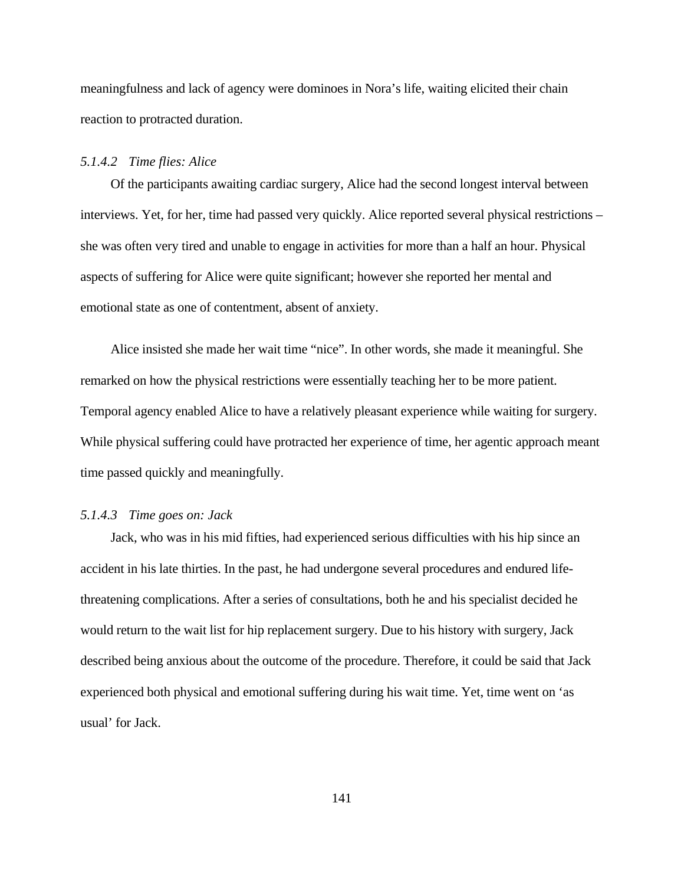meaningfulness and lack of agency were dominoes in Nora's life, waiting elicited their chain reaction to protracted duration.

#### *5.1.4.2 Time flies: Alice*

Of the participants awaiting cardiac surgery, Alice had the second longest interval between interviews. Yet, for her, time had passed very quickly. Alice reported several physical restrictions – she was often very tired and unable to engage in activities for more than a half an hour. Physical aspects of suffering for Alice were quite significant; however she reported her mental and emotional state as one of contentment, absent of anxiety.

Alice insisted she made her wait time "nice". In other words, she made it meaningful. She remarked on how the physical restrictions were essentially teaching her to be more patient. Temporal agency enabled Alice to have a relatively pleasant experience while waiting for surgery. While physical suffering could have protracted her experience of time, her agentic approach meant time passed quickly and meaningfully.

#### *5.1.4.3 Time goes on: Jack*

Jack, who was in his mid fifties, had experienced serious difficulties with his hip since an accident in his late thirties. In the past, he had undergone several procedures and endured life-threatening complications. After a series of consultations, both he and his specialist decided he would return to the wait list for hip replacement surgery. Due to his history with surgery, Jack described being anxious about the outcome of the procedure. Therefore, it could be said that Jack experienced both physical and emotional suffering during his wait time. Yet, time went on 'as usual' for Jack.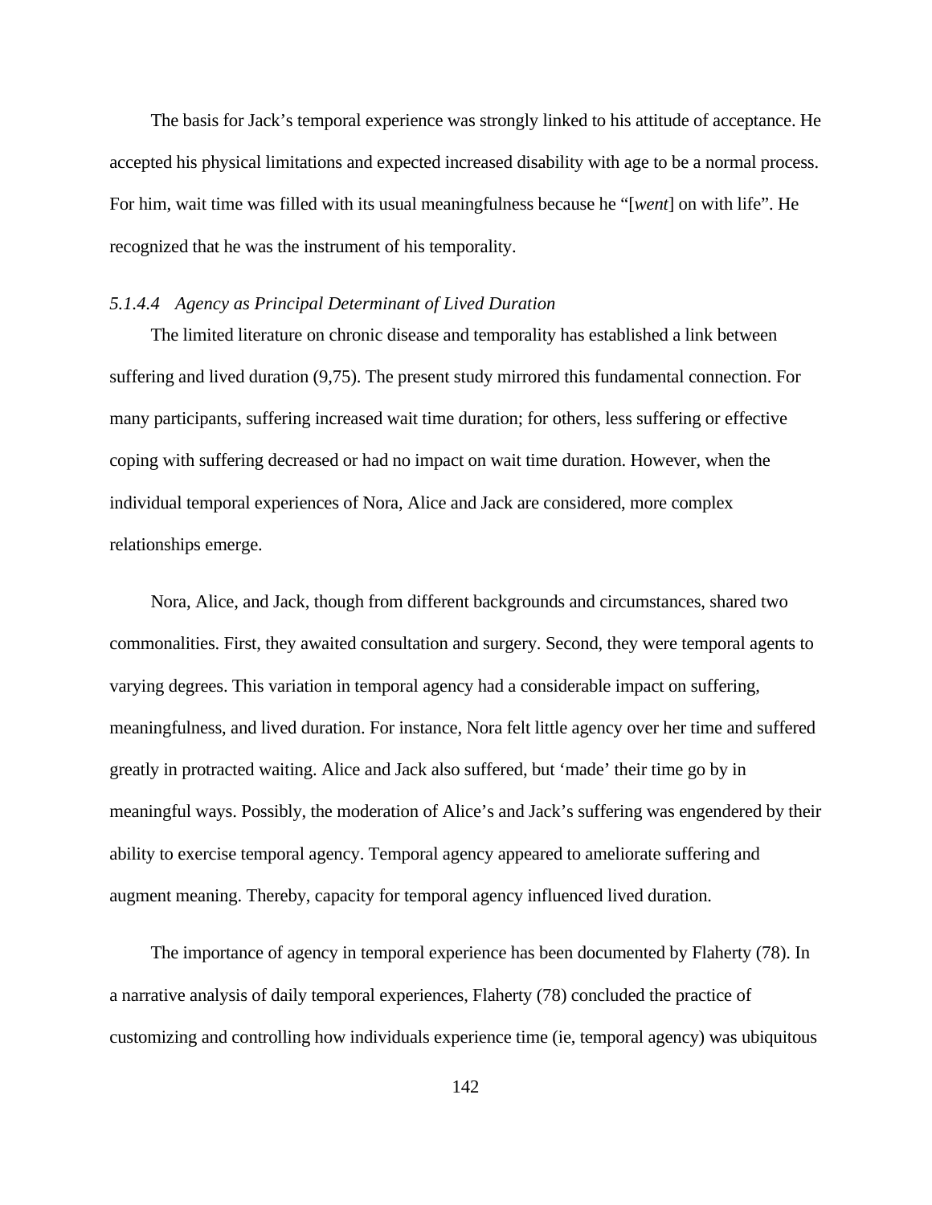The basis for Jack's temporal experience was strongly linked to his attitude of acceptance. He accepted his physical limitations and expected increased disability with age to be a normal process. For him, wait time was filled with its usual meaningfulness because he "[*went*] on with life". He recognized that he was the instrument of his temporality.

#### *5.1.4.4 Agency as Principal Determinant of Lived Duration*

The limited literature on chronic disease and temporality has established a link between suffering and lived duration (9,75). The present study mirrored this fundamental connection. For many participants, suffering increased wait time duration; for others, less suffering or effective coping with suffering decreased or had no impact on wait time duration. However, when the individual temporal experiences of Nora, Alice and Jack are considered, more complex relationships emerge.

Nora, Alice, and Jack, though from different backgrounds and circumstances, shared two commonalities. First, they awaited consultation and surgery. Second, they were temporal agents to varying degrees. This variation in temporal agency had a considerable impact on suffering, meaningfulness, and lived duration. For instance, Nora felt little agency over her time and suffered greatly in protracted waiting. Alice and Jack also suffered, but 'made' their time go by in meaningful ways. Possibly, the moderation of Alice's and Jack's suffering was engendered by their ability to exercise temporal agency. Temporal agency appeared to ameliorate suffering and augment meaning. Thereby, capacity for temporal agency influenced lived duration.

The importance of agency in temporal experience has been documented by Flaherty (78). In a narrative analysis of daily temporal experiences, Flaherty (78) concluded the practice of customizing and controlling how individuals experience time (ie, temporal agency) was ubiquitous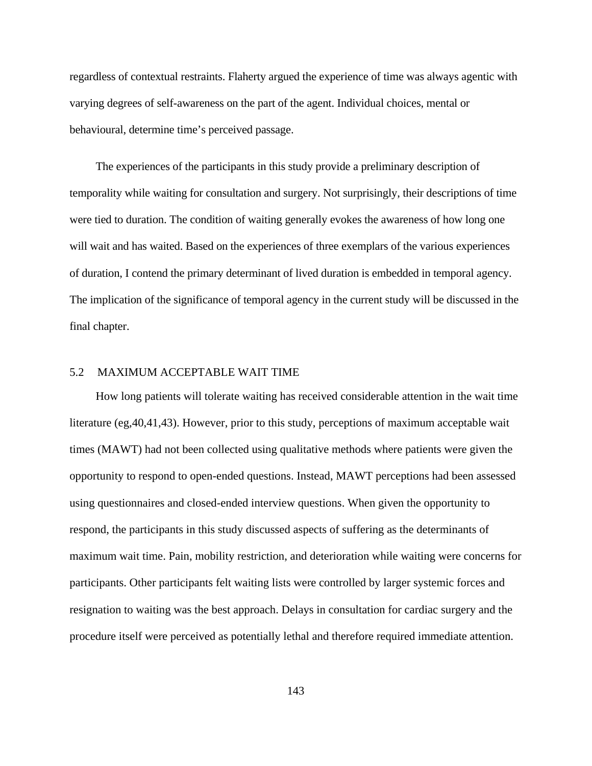regardless of contextual restraints. Flaherty argued the experience of time was always agentic with varying degrees of self-awareness on the part of the agent. Individual choices, mental or behavioural, determine time's perceived passage.

The experiences of the participants in this study provide a preliminary description of temporality while waiting for consultation and surgery. Not surprisingly, their descriptions of time were tied to duration. The condition of waiting generally evokes the awareness of how long one will wait and has waited. Based on the experiences of three exemplars of the various experiences of duration, I contend the primary determinant of lived duration is embedded in temporal agency. The implication of the significance of temporal agency in the current study will be discussed in the final chapter.

## 5.2 MAXIMUM ACCEPTABLE WAIT TIME

How long patients will tolerate waiting has received considerable attention in the wait time literature (eg,40,41,43). However, prior to this study, perceptions of maximum acceptable wait times (MAWT) had not been collected using qualitative methods where patients were given the opportunity to respond to open-ended questions. Instead, MAWT perceptions had been assessed using questionnaires and closed-ended interview questions. When given the opportunity to respond, the participants in this study discussed aspects of suffering as the determinants of maximum wait time. Pain, mobility restriction, and deterioration while waiting were concerns for participants. Other participants felt waiting lists were controlled by larger systemic forces and resignation to waiting was the best approach. Delays in consultation for cardiac surgery and the procedure itself were perceived as potentially lethal and therefore required immediate attention.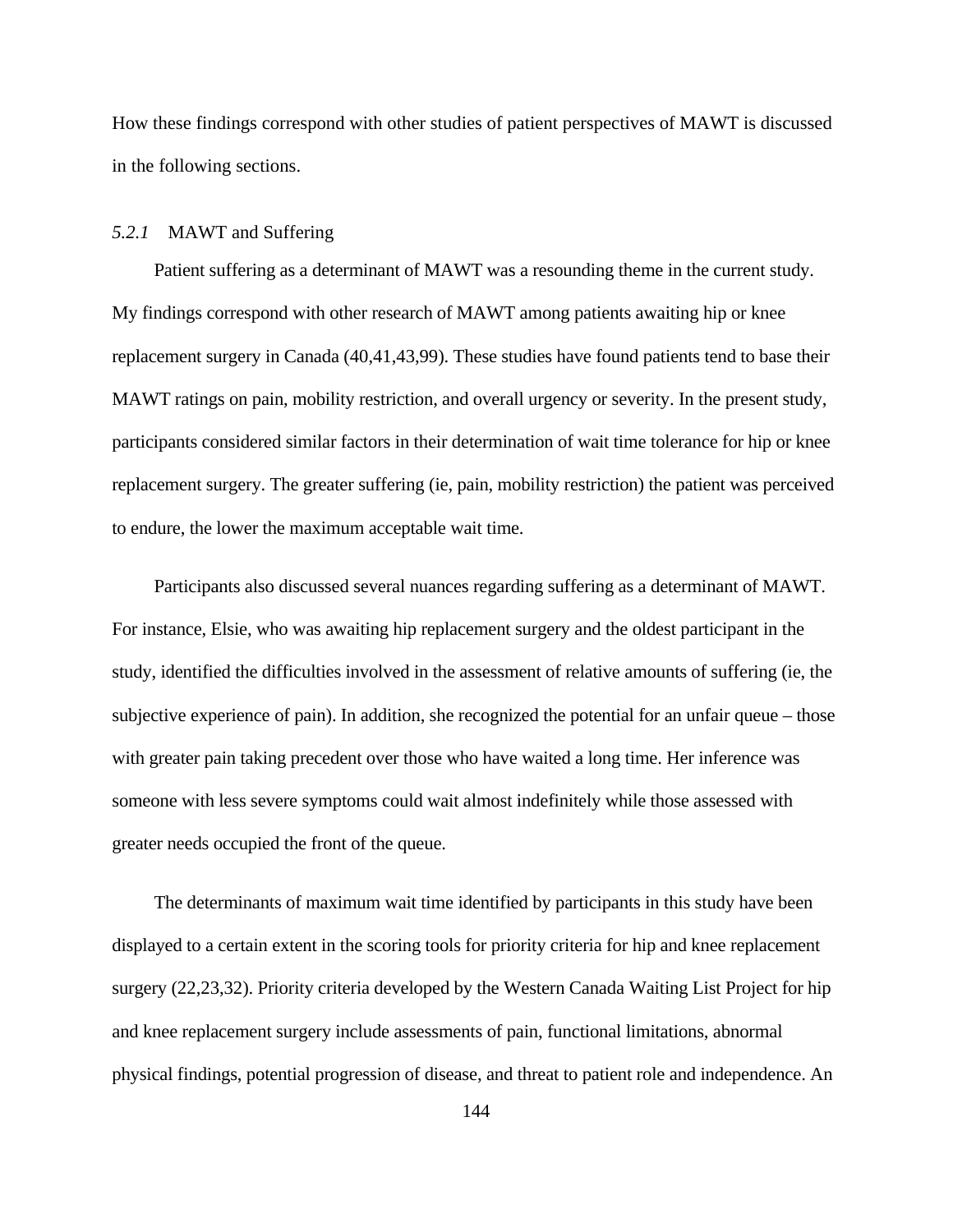How these findings correspond with other studies of patient perspectives of MAWT is discussed in the following sections.

### *5.2.1* MAWT and Suffering

Patient suffering as a determinant of MAWT was a resounding theme in the current study. My findings correspond with other research of MAWT among patients awaiting hip or knee replacement surgery in Canada (40,41,43,99). These studies have found patients tend to base their MAWT ratings on pain, mobility restriction, and overall urgency or severity. In the present study, participants considered similar factors in their determination of wait time tolerance for hip or knee replacement surgery. The greater suffering (ie, pain, mobility restriction) the patient was perceived to endure, the lower the maximum acceptable wait time.

Participants also discussed several nuances regarding suffering as a determinant of MAWT. For instance, Elsie, who was awaiting hip replacement surgery and the oldest participant in the study, identified the difficulties involved in the assessment of relative amounts of suffering (ie, the subjective experience of pain). In addition, she recognized the potential for an unfair queue – those with greater pain taking precedent over those who have waited a long time. Her inference was someone with less severe symptoms could wait almost indefinitely while those assessed with greater needs occupied the front of the queue.

The determinants of maximum wait time identified by participants in this study have been displayed to a certain extent in the scoring tools for priority criteria for hip and knee replacement surgery (22,23,32). Priority criteria developed by the Western Canada Waiting List Project for hip and knee replacement surgery include assessments of pain, functional limitations, abnormal physical findings, potential progression of disease, and threat to patient role and independence. An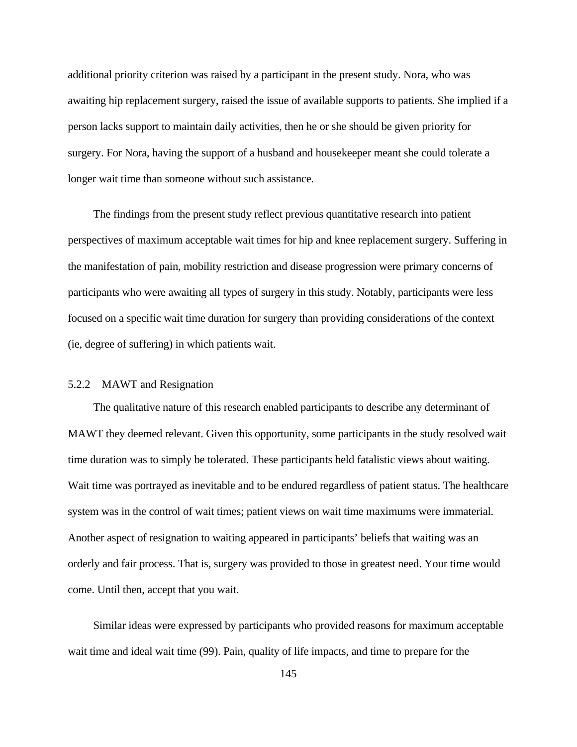additional priority criterion was raised by a participant in the present study. Nora, who was awaiting hip replacement surgery, raised the issue of available supports to patients. She implied if a person lacks support to maintain daily activities, then he or she should be given priority for surgery. For Nora, having the support of a husband and housekeeper meant she could tolerate a longer wait time than someone without such assistance.

The findings from the present study reflect previous quantitative research into patient perspectives of maximum acceptable wait times for hip and knee replacement surgery. Suffering in the manifestation of pain, mobility restriction and disease progression were primary concerns of participants who were awaiting all types of surgery in this study. Notably, participants were less focused on a specific wait time duration for surgery than providing considerations of the context (ie, degree of suffering) in which patients wait.

### 5.2.2 MAWT and Resignation

The qualitative nature of this research enabled participants to describe any determinant of MAWT they deemed relevant. Given this opportunity, some participants in the study resolved wait time duration was to simply be tolerated. These participants held fatalistic views about waiting. Wait time was portrayed as inevitable and to be endured regardless of patient status. The healthcare system was in the control of wait times; patient views on wait time maximums were immaterial. Another aspect of resignation to waiting appeared in participants' beliefs that waiting was an orderly and fair process. That is, surgery was provided to those in greatest need. Your time would come. Until then, accept that you wait.

Similar ideas were expressed by participants who provided reasons for maximum acceptable wait time and ideal wait time (99). Pain, quality of life impacts, and time to prepare for the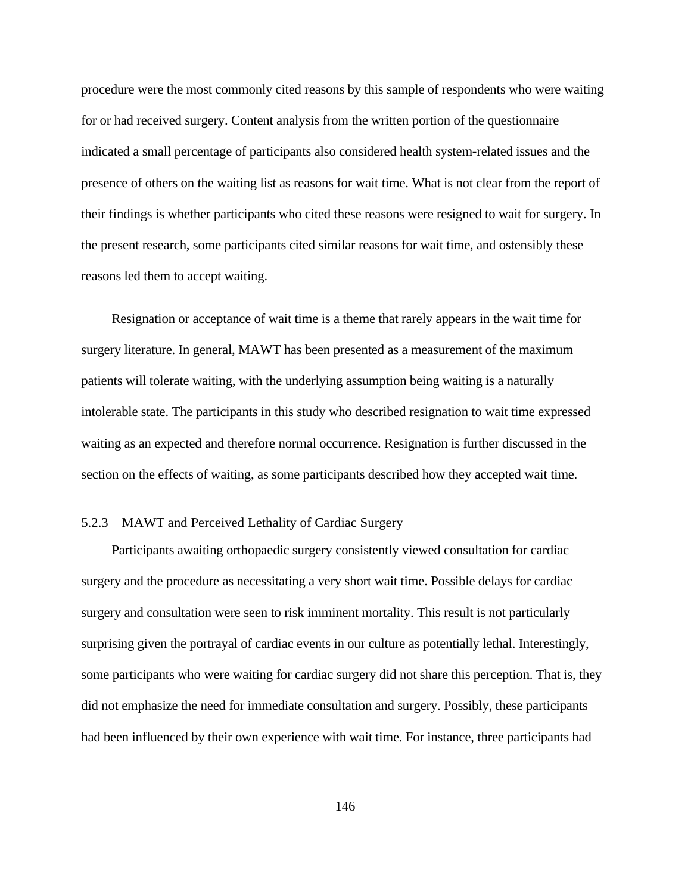procedure were the most commonly cited reasons by this sample of respondents who were waiting for or had received surgery. Content analysis from the written portion of the questionnaire indicated a small percentage of participants also considered health system-related issues and the presence of others on the waiting list as reasons for wait time. What is not clear from the report of their findings is whether participants who cited these reasons were resigned to wait for surgery. In the present research, some participants cited similar reasons for wait time, and ostensibly these reasons led them to accept waiting.

Resignation or acceptance of wait time is a theme that rarely appears in the wait time for surgery literature. In general, MAWT has been presented as a measurement of the maximum patients will tolerate waiting, with the underlying assumption being waiting is a naturally intolerable state. The participants in this study who described resignation to wait time expressed waiting as an expected and therefore normal occurrence. Resignation is further discussed in the section on the effects of waiting, as some participants described how they accepted wait time.

### 5.2.3 MAWT and Perceived Lethality of Cardiac Surgery

Participants awaiting orthopaedic surgery consistently viewed consultation for cardiac surgery and the procedure as necessitating a very short wait time. Possible delays for cardiac surgery and consultation were seen to risk imminent mortality. This result is not particularly surprising given the portrayal of cardiac events in our culture as potentially lethal. Interestingly, some participants who were waiting for cardiac surgery did not share this perception. That is, they did not emphasize the need for immediate consultation and surgery. Possibly, these participants had been influenced by their own experience with wait time. For instance, three participants had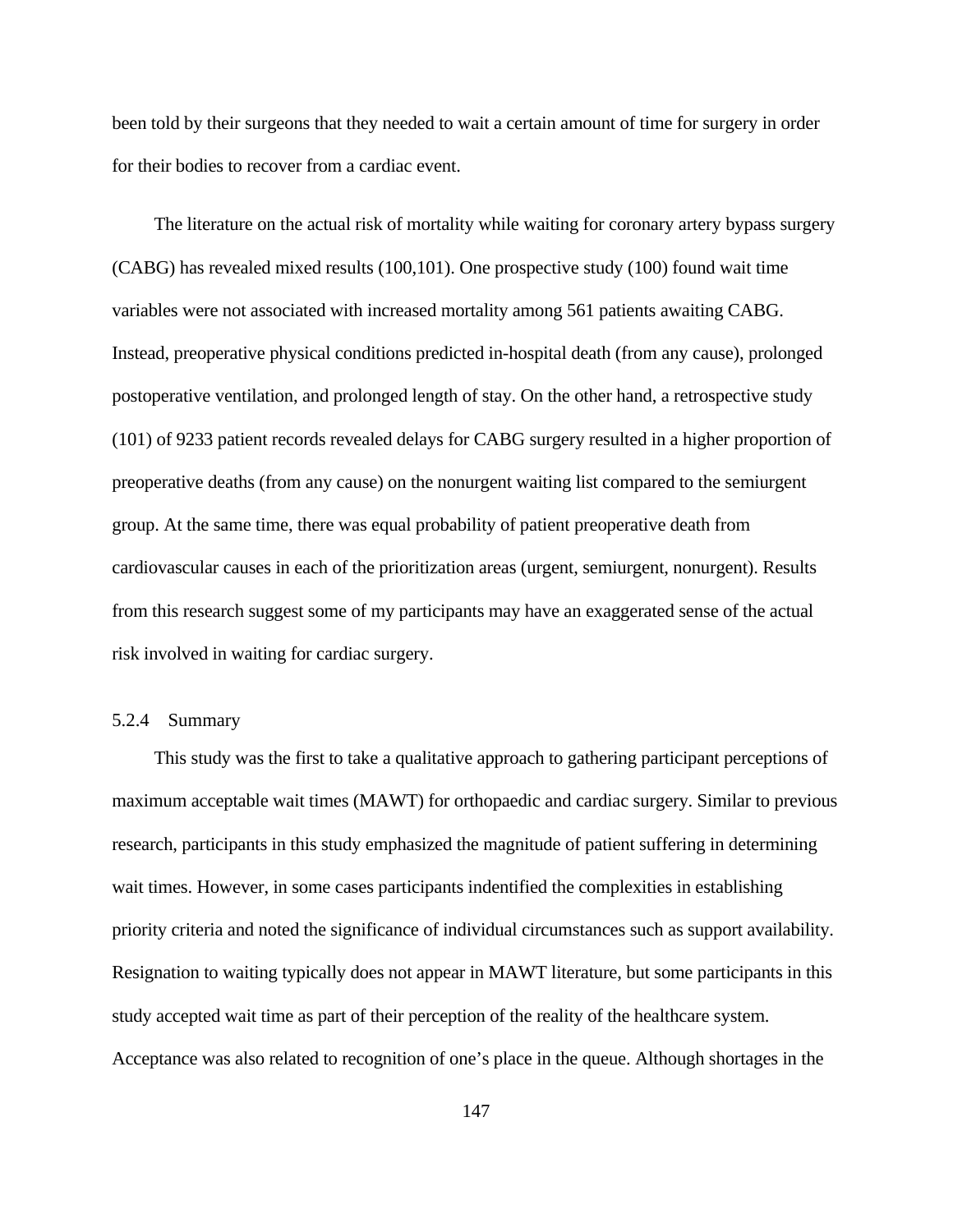been told by their surgeons that they needed to wait a certain amount of time for surgery in order for their bodies to recover from a cardiac event.

The literature on the actual risk of mortality while waiting for coronary artery bypass surgery (CABG) has revealed mixed results (100,101). One prospective study (100) found wait time variables were not associated with increased mortality among 561 patients awaiting CABG. Instead, preoperative physical conditions predicted in-hospital death (from any cause), prolonged postoperative ventilation, and prolonged length of stay. On the other hand, a retrospective study (101) of 9233 patient records revealed delays for CABG surgery resulted in a higher proportion of preoperative deaths (from any cause) on the nonurgent waiting list compared to the semiurgent group. At the same time, there was equal probability of patient preoperative death from cardiovascular causes in each of the prioritization areas (urgent, semiurgent, nonurgent). Results from this research suggest some of my participants may have an exaggerated sense of the actual risk involved in waiting for cardiac surgery.

### 5.2.4 Summary

This study was the first to take a qualitative approach to gathering participant perceptions of maximum acceptable wait times (MAWT) for orthopaedic and cardiac surgery. Similar to previous research, participants in this study emphasized the magnitude of patient suffering in determining wait times. However, in some cases participants indentified the complexities in establishing priority criteria and noted the significance of individual circumstances such as support availability. Resignation to waiting typically does not appear in MAWT literature, but some participants in this study accepted wait time as part of their perception of the reality of the healthcare system. Acceptance was also related to recognition of one's place in the queue. Although shortages in the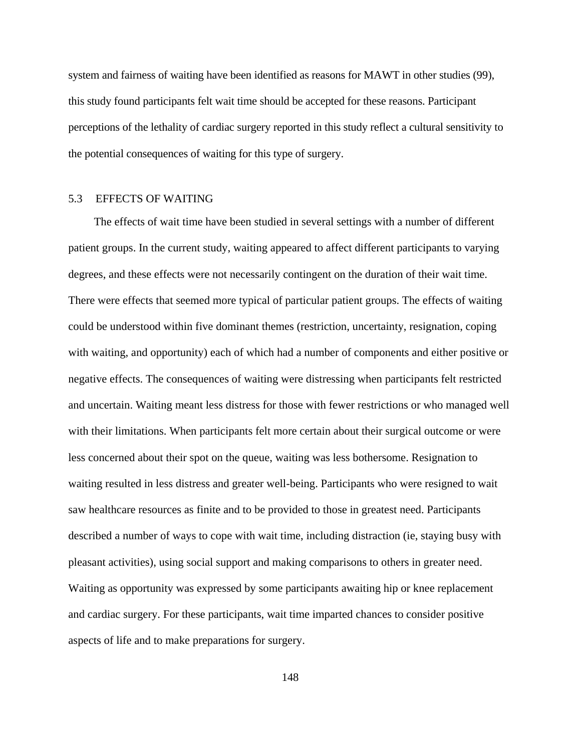system and fairness of waiting have been identified as reasons for MAWT in other studies (99), this study found participants felt wait time should be accepted for these reasons. Participant perceptions of the lethality of cardiac surgery reported in this study reflect a cultural sensitivity to the potential consequences of waiting for this type of surgery.

## 5.3 EFFECTS OF WAITING

The effects of wait time have been studied in several settings with a number of different patient groups. In the current study, waiting appeared to affect different participants to varying degrees, and these effects were not necessarily contingent on the duration of their wait time. There were effects that seemed more typical of particular patient groups. The effects of waiting could be understood within five dominant themes (restriction, uncertainty, resignation, coping with waiting, and opportunity) each of which had a number of components and either positive or negative effects. The consequences of waiting were distressing when participants felt restricted and uncertain. Waiting meant less distress for those with fewer restrictions or who managed well with their limitations. When participants felt more certain about their surgical outcome or were less concerned about their spot on the queue, waiting was less bothersome. Resignation to waiting resulted in less distress and greater well-being. Participants who were resigned to wait saw healthcare resources as finite and to be provided to those in greatest need. Participants described a number of ways to cope with wait time, including distraction (ie, staying busy with pleasant activities), using social support and making comparisons to others in greater need. Waiting as opportunity was expressed by some participants awaiting hip or knee replacement and cardiac surgery. For these participants, wait time imparted chances to consider positive aspects of life and to make preparations for surgery.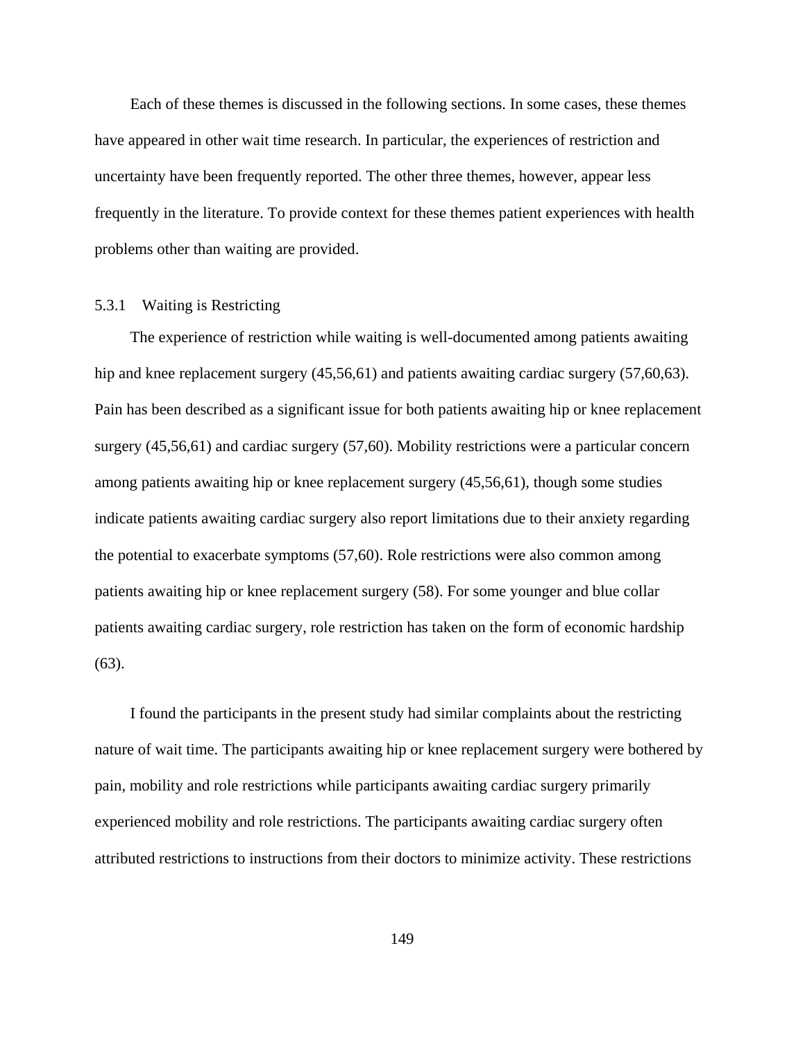Each of these themes is discussed in the following sections. In some cases, these themes have appeared in other wait time research. In particular, the experiences of restriction and uncertainty have been frequently reported. The other three themes, however, appear less frequently in the literature. To provide context for these themes patient experiences with health problems other than waiting are provided.

### 5.3.1 Waiting is Restricting

The experience of restriction while waiting is well-documented among patients awaiting hip and knee replacement surgery (45,56,61) and patients awaiting cardiac surgery (57,60,63). Pain has been described as a significant issue for both patients awaiting hip or knee replacement surgery (45,56,61) and cardiac surgery (57,60). Mobility restrictions were a particular concern among patients awaiting hip or knee replacement surgery (45,56,61), though some studies indicate patients awaiting cardiac surgery also report limitations due to their anxiety regarding the potential to exacerbate symptoms (57,60). Role restrictions were also common among patients awaiting hip or knee replacement surgery (58). For some younger and blue collar patients awaiting cardiac surgery, role restriction has taken on the form of economic hardship (63).

I found the participants in the present study had similar complaints about the restricting nature of wait time. The participants awaiting hip or knee replacement surgery were bothered by pain, mobility and role restrictions while participants awaiting cardiac surgery primarily experienced mobility and role restrictions. The participants awaiting cardiac surgery often attributed restrictions to instructions from their doctors to minimize activity. These restrictions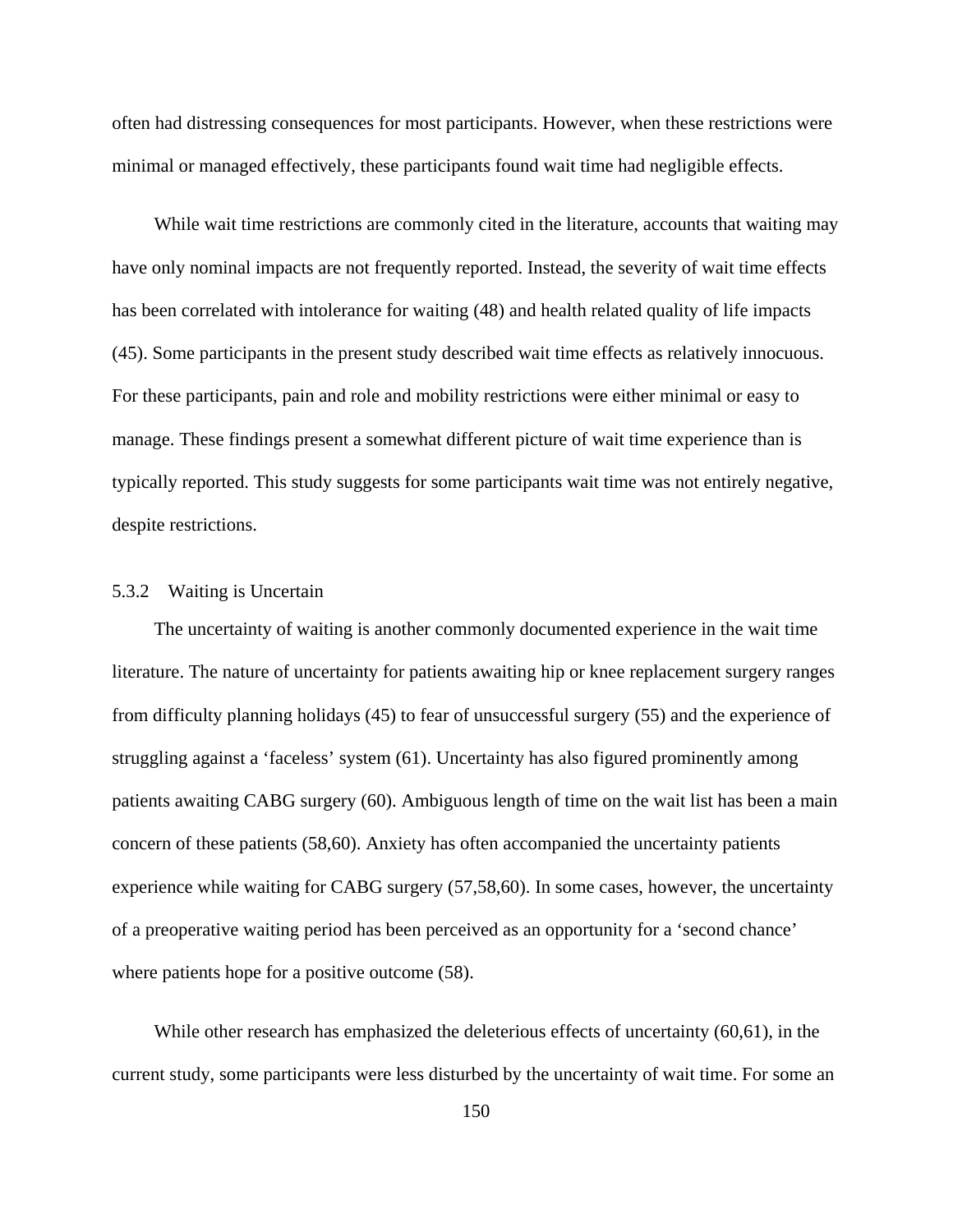often had distressing consequences for most participants. However, when these restrictions were minimal or managed effectively, these participants found wait time had negligible effects.

While wait time restrictions are commonly cited in the literature, accounts that waiting may have only nominal impacts are not frequently reported. Instead, the severity of wait time effects has been correlated with intolerance for waiting (48) and health related quality of life impacts (45). Some participants in the present study described wait time effects as relatively innocuous. For these participants, pain and role and mobility restrictions were either minimal or easy to manage. These findings present a somewhat different picture of wait time experience than is typically reported. This study suggests for some participants wait time was not entirely negative, despite restrictions.

### 5.3.2 Waiting is Uncertain

The uncertainty of waiting is another commonly documented experience in the wait time literature. The nature of uncertainty for patients awaiting hip or knee replacement surgery ranges from difficulty planning holidays (45) to fear of unsuccessful surgery (55) and the experience of struggling against a 'faceless' system (61). Uncertainty has also figured prominently among patients awaiting CABG surgery (60). Ambiguous length of time on the wait list has been a main concern of these patients (58,60). Anxiety has often accompanied the uncertainty patients experience while waiting for CABG surgery (57,58,60). In some cases, however, the uncertainty of a preoperative waiting period has been perceived as an opportunity for a 'second chance' where patients hope for a positive outcome (58).

While other research has emphasized the deleterious effects of uncertainty (60,61), in the current study, some participants were less disturbed by the uncertainty of wait time. For some an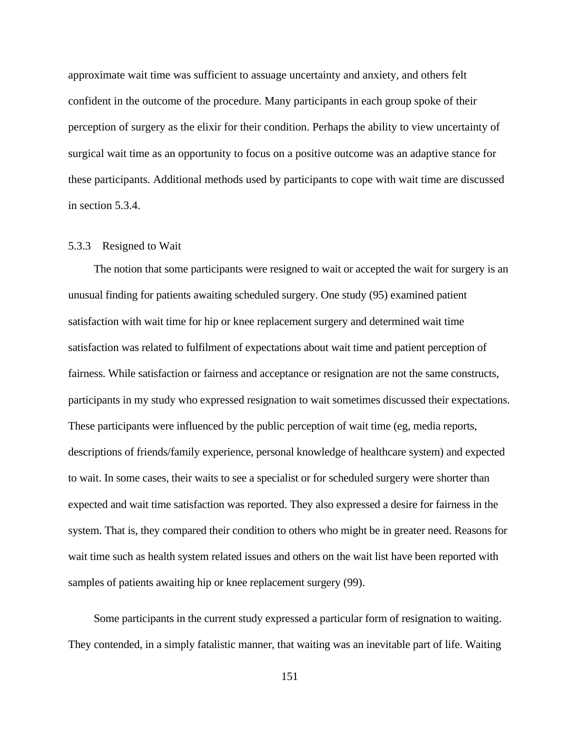approximate wait time was sufficient to assuage uncertainty and anxiety, and others felt confident in the outcome of the procedure. Many participants in each group spoke of their perception of surgery as the elixir for their condition. Perhaps the ability to view uncertainty of surgical wait time as an opportunity to focus on a positive outcome was an adaptive stance for these participants. Additional methods used by participants to cope with wait time are discussed in section 5.3.4.

### 5.3.3 Resigned to Wait

The notion that some participants were resigned to wait or accepted the wait for surgery is an unusual finding for patients awaiting scheduled surgery. One study (95) examined patient satisfaction with wait time for hip or knee replacement surgery and determined wait time satisfaction was related to fulfilment of expectations about wait time and patient perception of fairness. While satisfaction or fairness and acceptance or resignation are not the same constructs, participants in my study who expressed resignation to wait sometimes discussed their expectations. These participants were influenced by the public perception of wait time (eg, media reports, descriptions of friends/family experience, personal knowledge of healthcare system) and expected to wait. In some cases, their waits to see a specialist or for scheduled surgery were shorter than expected and wait time satisfaction was reported. They also expressed a desire for fairness in the system. That is, they compared their condition to others who might be in greater need. Reasons for wait time such as health system related issues and others on the wait list have been reported with samples of patients awaiting hip or knee replacement surgery (99).

Some participants in the current study expressed a particular form of resignation to waiting. They contended, in a simply fatalistic manner, that waiting was an inevitable part of life. Waiting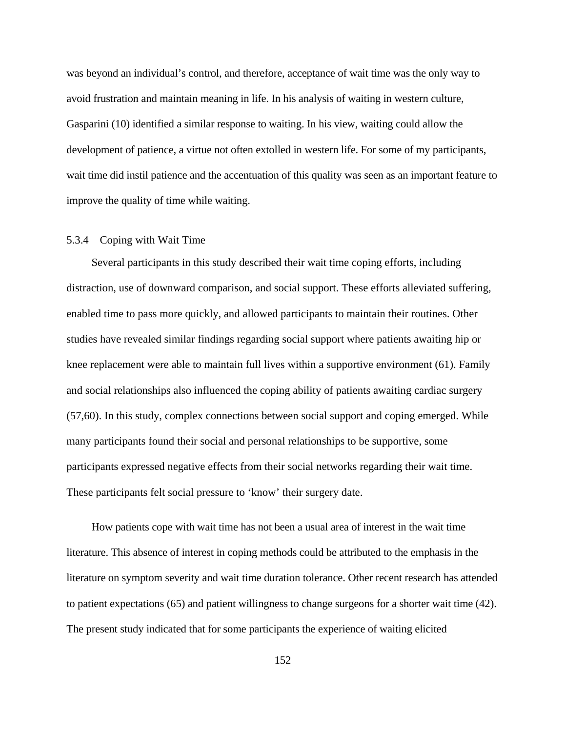was beyond an individual's control, and therefore, acceptance of wait time was the only way to avoid frustration and maintain meaning in life. In his analysis of waiting in western culture, Gasparini (10) identified a similar response to waiting. In his view, waiting could allow the development of patience, a virtue not often extolled in western life. For some of my participants, wait time did instil patience and the accentuation of this quality was seen as an important feature to improve the quality of time while waiting.

### 5.3.4 Coping with Wait Time

Several participants in this study described their wait time coping efforts, including distraction, use of downward comparison, and social support. These efforts alleviated suffering, enabled time to pass more quickly, and allowed participants to maintain their routines. Other studies have revealed similar findings regarding social support where patients awaiting hip or knee replacement were able to maintain full lives within a supportive environment (61). Family and social relationships also influenced the coping ability of patients awaiting cardiac surgery (57,60). In this study, complex connections between social support and coping emerged. While many participants found their social and personal relationships to be supportive, some participants expressed negative effects from their social networks regarding their wait time. These participants felt social pressure to 'know' their surgery date.

How patients cope with wait time has not been a usual area of interest in the wait time literature. This absence of interest in coping methods could be attributed to the emphasis in the literature on symptom severity and wait time duration tolerance. Other recent research has attended to patient expectations (65) and patient willingness to change surgeons for a shorter wait time (42). The present study indicated that for some participants the experience of waiting elicited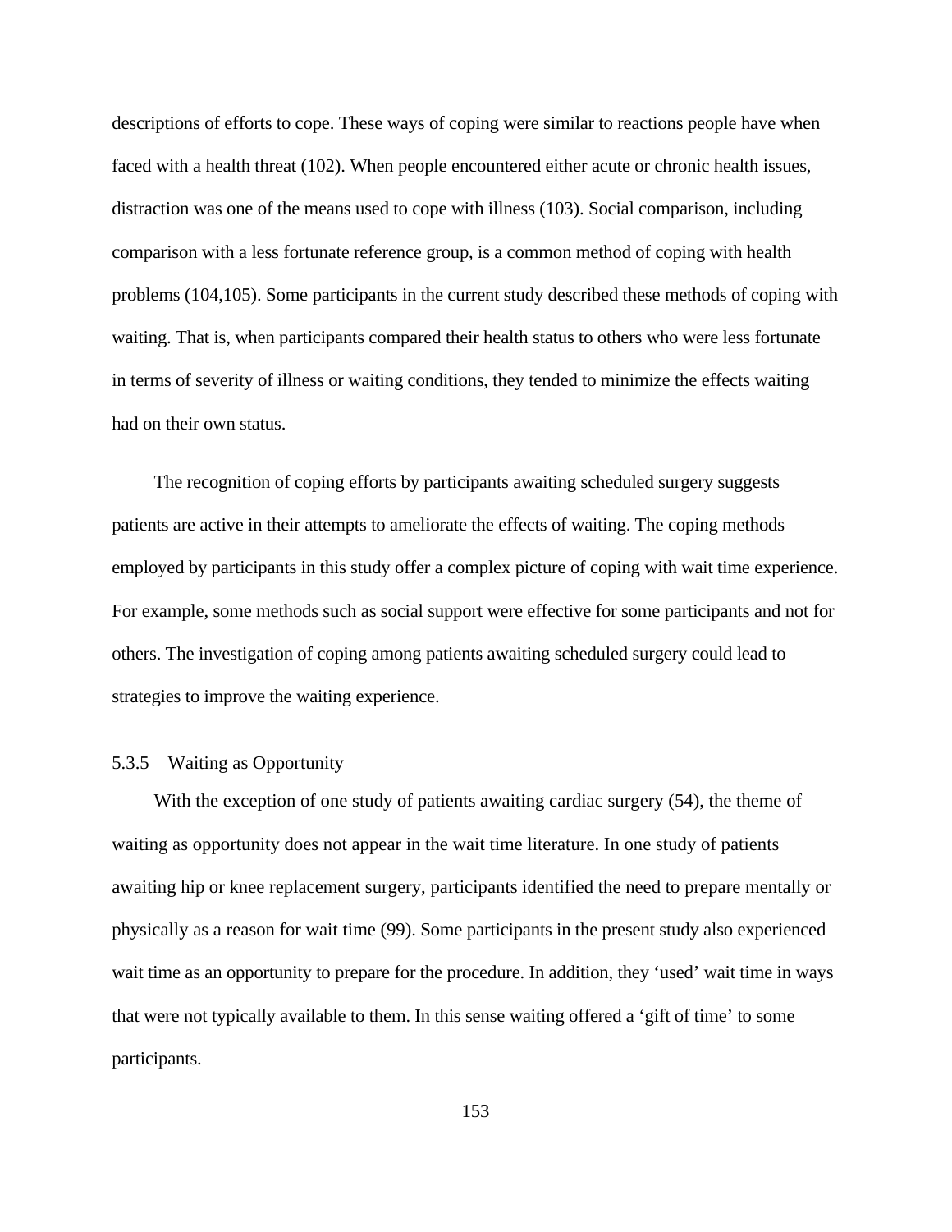descriptions of efforts to cope. These ways of coping were similar to reactions people have when faced with a health threat (102). When people encountered either acute or chronic health issues, distraction was one of the means used to cope with illness (103). Social comparison, including comparison with a less fortunate reference group, is a common method of coping with health problems (104,105). Some participants in the current study described these methods of coping with waiting. That is, when participants compared their health status to others who were less fortunate in terms of severity of illness or waiting conditions, they tended to minimize the effects waiting had on their own status.

The recognition of coping efforts by participants awaiting scheduled surgery suggests patients are active in their attempts to ameliorate the effects of waiting. The coping methods employed by participants in this study offer a complex picture of coping with wait time experience. For example, some methods such as social support were effective for some participants and not for others. The investigation of coping among patients awaiting scheduled surgery could lead to strategies to improve the waiting experience.

### 5.3.5 Waiting as Opportunity

With the exception of one study of patients awaiting cardiac surgery (54), the theme of waiting as opportunity does not appear in the wait time literature. In one study of patients awaiting hip or knee replacement surgery, participants identified the need to prepare mentally or physically as a reason for wait time (99). Some participants in the present study also experienced wait time as an opportunity to prepare for the procedure. In addition, they 'used' wait time in ways that were not typically available to them. In this sense waiting offered a 'gift of time' to some participants.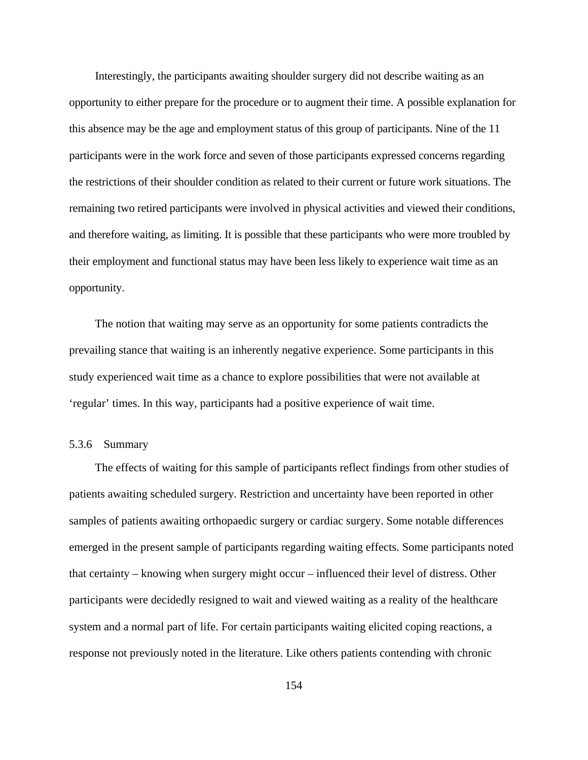Interestingly, the participants awaiting shoulder surgery did not describe waiting as an opportunity to either prepare for the procedure or to augment their time. A possible explanation for this absence may be the age and employment status of this group of participants. Nine of the 11 participants were in the work force and seven of those participants expressed concerns regarding the restrictions of their shoulder condition as related to their current or future work situations. The remaining two retired participants were involved in physical activities and viewed their conditions, and therefore waiting, as limiting. It is possible that these participants who were more troubled by their employment and functional status may have been less likely to experience wait time as an opportunity.

The notion that waiting may serve as an opportunity for some patients contradicts the prevailing stance that waiting is an inherently negative experience. Some participants in this study experienced wait time as a chance to explore possibilities that were not available at 'regular' times. In this way, participants had a positive experience of wait time.

### 5.3.6 Summary

The effects of waiting for this sample of participants reflect findings from other studies of patients awaiting scheduled surgery. Restriction and uncertainty have been reported in other samples of patients awaiting orthopaedic surgery or cardiac surgery. Some notable differences emerged in the present sample of participants regarding waiting effects. Some participants noted that certainty – knowing when surgery might occur – influenced their level of distress. Other participants were decidedly resigned to wait and viewed waiting as a reality of the healthcare system and a normal part of life. For certain participants waiting elicited coping reactions, a response not previously noted in the literature. Like others patients contending with chronic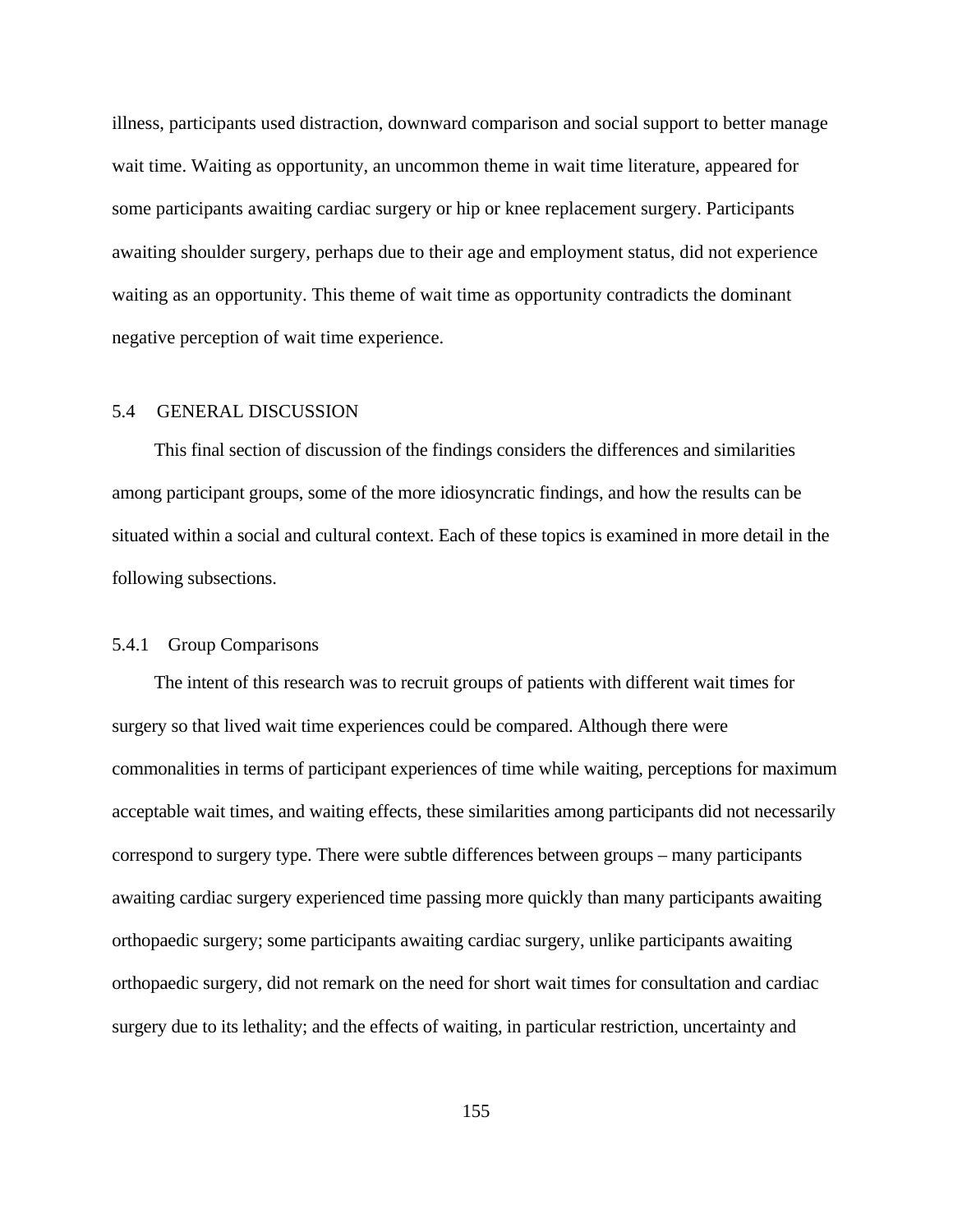illness, participants used distraction, downward comparison and social support to better manage wait time. Waiting as opportunity, an uncommon theme in wait time literature, appeared for some participants awaiting cardiac surgery or hip or knee replacement surgery. Participants awaiting shoulder surgery, perhaps due to their age and employment status, did not experience waiting as an opportunity. This theme of wait time as opportunity contradicts the dominant negative perception of wait time experience.

## 5.4 GENERAL DISCUSSION

This final section of discussion of the findings considers the differences and similarities among participant groups, some of the more idiosyncratic findings, and how the results can be situated within a social and cultural context. Each of these topics is examined in more detail in the following subsections.

### 5.4.1 Group Comparisons

The intent of this research was to recruit groups of patients with different wait times for surgery so that lived wait time experiences could be compared. Although there were commonalities in terms of participant experiences of time while waiting, perceptions for maximum acceptable wait times, and waiting effects, these similarities among participants did not necessarily correspond to surgery type. There were subtle differences between groups – many participants awaiting cardiac surgery experienced time passing more quickly than many participants awaiting orthopaedic surgery; some participants awaiting cardiac surgery, unlike participants awaiting orthopaedic surgery, did not remark on the need for short wait times for consultation and cardiac surgery due to its lethality; and the effects of waiting, in particular restriction, uncertainty and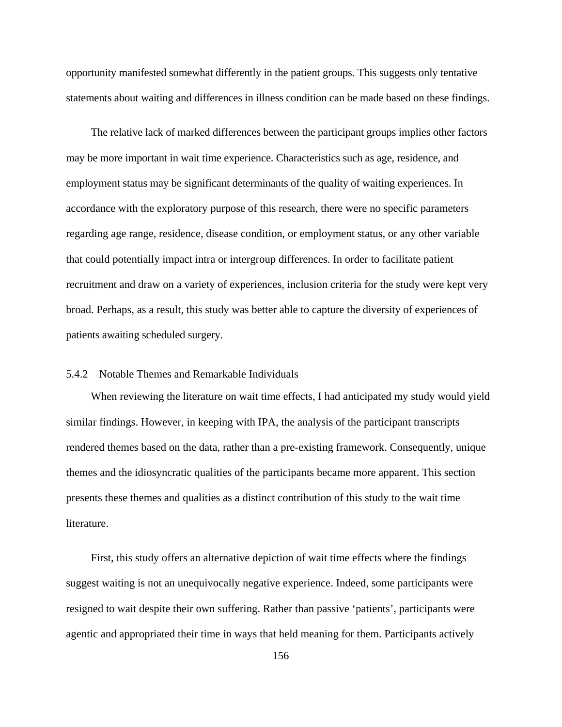opportunity manifested somewhat differently in the patient groups. This suggests only tentative statements about waiting and differences in illness condition can be made based on these findings.

The relative lack of marked differences between the participant groups implies other factors may be more important in wait time experience. Characteristics such as age, residence, and employment status may be significant determinants of the quality of waiting experiences. In accordance with the exploratory purpose of this research, there were no specific parameters regarding age range, residence, disease condition, or employment status, or any other variable that could potentially impact intra or intergroup differences. In order to facilitate patient recruitment and draw on a variety of experiences, inclusion criteria for the study were kept very broad. Perhaps, as a result, this study was better able to capture the diversity of experiences of patients awaiting scheduled surgery.

### 5.4.2 Notable Themes and Remarkable Individuals

When reviewing the literature on wait time effects, I had anticipated my study would yield similar findings. However, in keeping with IPA, the analysis of the participant transcripts rendered themes based on the data, rather than a pre-existing framework. Consequently, unique themes and the idiosyncratic qualities of the participants became more apparent. This section presents these themes and qualities as a distinct contribution of this study to the wait time literature.

First, this study offers an alternative depiction of wait time effects where the findings suggest waiting is not an unequivocally negative experience. Indeed, some participants were resigned to wait despite their own suffering. Rather than passive 'patients', participants were agentic and appropriated their time in ways that held meaning for them. Participants actively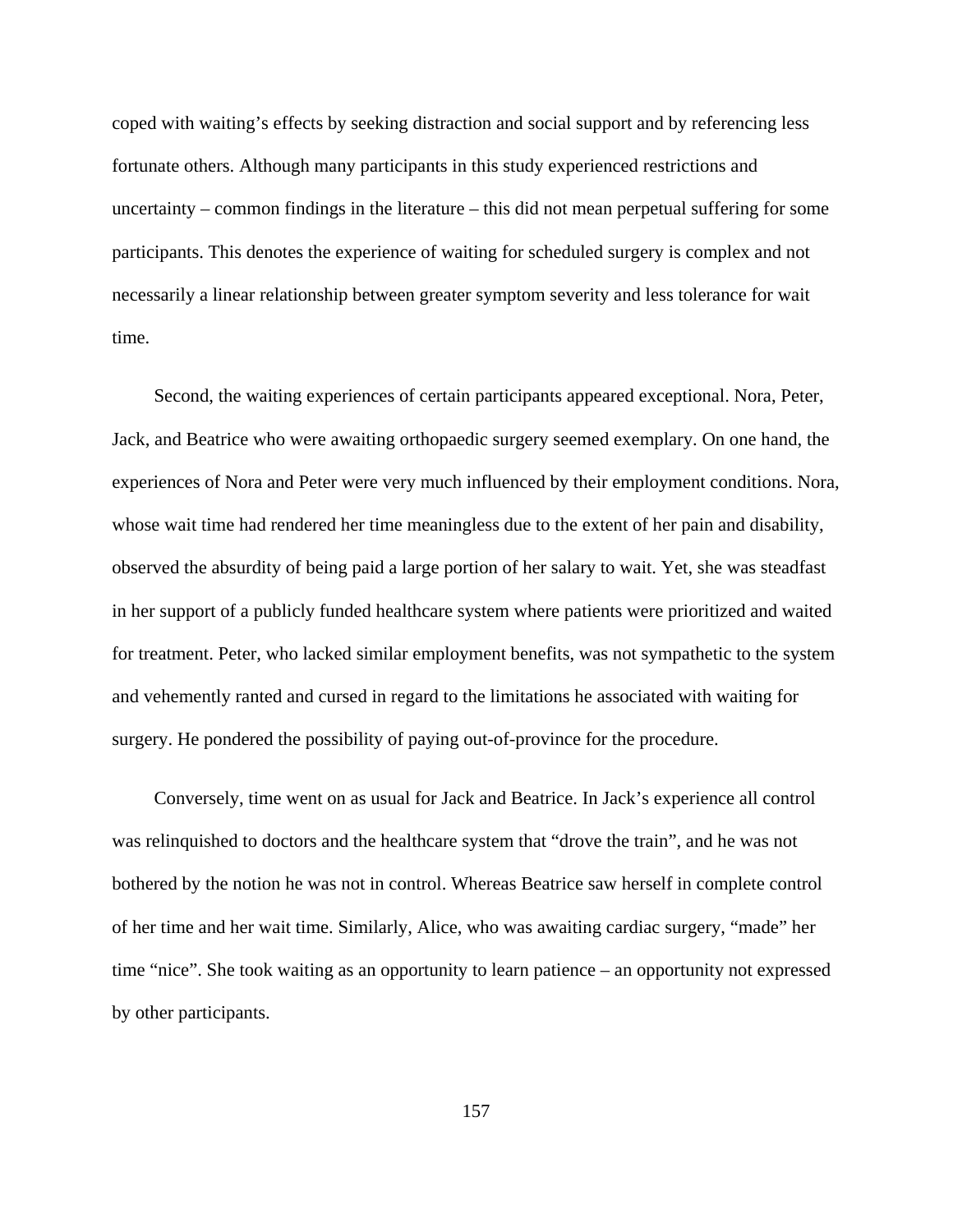coped with waiting's effects by seeking distraction and social support and by referencing less fortunate others. Although many participants in this study experienced restrictions and uncertainty – common findings in the literature – this did not mean perpetual suffering for some participants. This denotes the experience of waiting for scheduled surgery is complex and not necessarily a linear relationship between greater symptom severity and less tolerance for wait time.

Second, the waiting experiences of certain participants appeared exceptional. Nora, Peter, Jack, and Beatrice who were awaiting orthopaedic surgery seemed exemplary. On one hand, the experiences of Nora and Peter were very much influenced by their employment conditions. Nora, whose wait time had rendered her time meaningless due to the extent of her pain and disability, observed the absurdity of being paid a large portion of her salary to wait. Yet, she was steadfast in her support of a publicly funded healthcare system where patients were prioritized and waited for treatment. Peter, who lacked similar employment benefits, was not sympathetic to the system and vehemently ranted and cursed in regard to the limitations he associated with waiting for surgery. He pondered the possibility of paying out-of-province for the procedure.

Conversely, time went on as usual for Jack and Beatrice. In Jack's experience all control was relinquished to doctors and the healthcare system that "drove the train", and he was not bothered by the notion he was not in control. Whereas Beatrice saw herself in complete control of her time and her wait time. Similarly, Alice, who was awaiting cardiac surgery, "made" her time "nice". She took waiting as an opportunity to learn patience – an opportunity not expressed by other participants.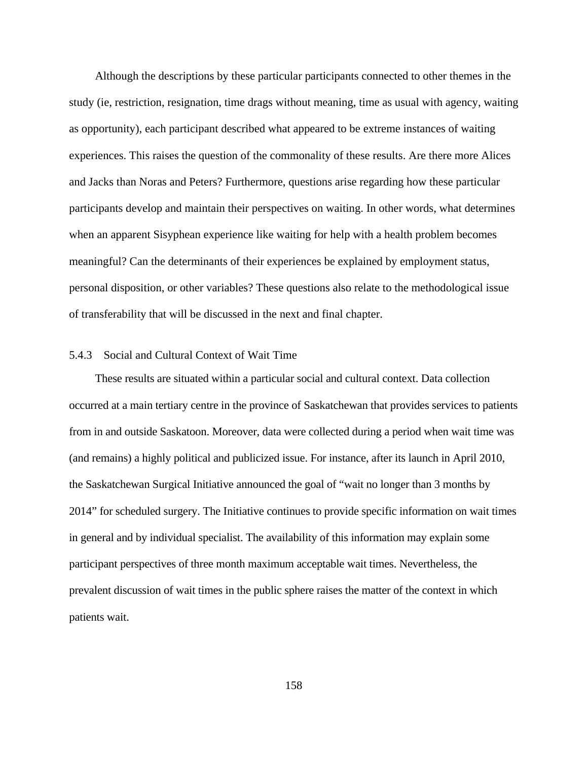Although the descriptions by these particular participants connected to other themes in the study (ie, restriction, resignation, time drags without meaning, time as usual with agency, waiting as opportunity), each participant described what appeared to be extreme instances of waiting experiences. This raises the question of the commonality of these results. Are there more Alices and Jacks than Noras and Peters? Furthermore, questions arise regarding how these particular participants develop and maintain their perspectives on waiting. In other words, what determines when an apparent Sisyphean experience like waiting for help with a health problem becomes meaningful? Can the determinants of their experiences be explained by employment status, personal disposition, or other variables? These questions also relate to the methodological issue of transferability that will be discussed in the next and final chapter.

### 5.4.3 Social and Cultural Context of Wait Time

These results are situated within a particular social and cultural context. Data collection occurred at a main tertiary centre in the province of Saskatchewan that provides services to patients from in and outside Saskatoon. Moreover, data were collected during a period when wait time was (and remains) a highly political and publicized issue. For instance, after its launch in April 2010, the Saskatchewan Surgical Initiative announced the goal of "wait no longer than 3 months by 2014" for scheduled surgery. The Initiative continues to provide specific information on wait times in general and by individual specialist. The availability of this information may explain some participant perspectives of three month maximum acceptable wait times. Nevertheless, the prevalent discussion of wait times in the public sphere raises the matter of the context in which patients wait.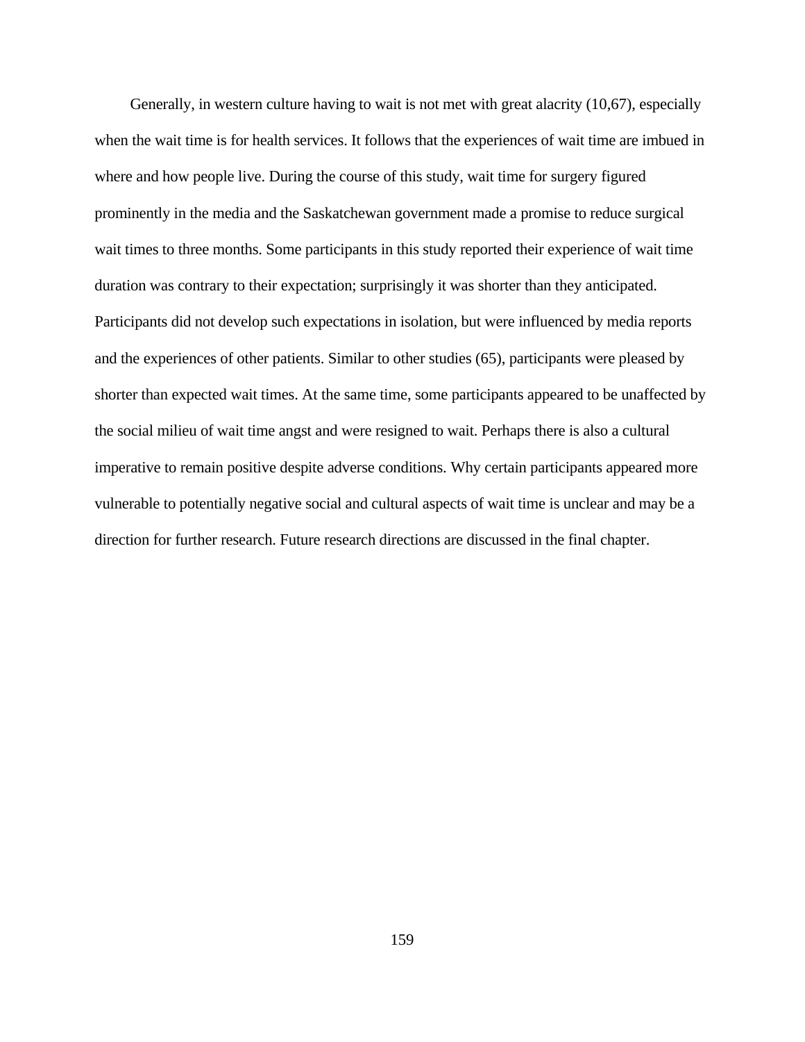Generally, in western culture having to wait is not met with great alacrity (10,67), especially when the wait time is for health services. It follows that the experiences of wait time are imbued in where and how people live. During the course of this study, wait time for surgery figured prominently in the media and the Saskatchewan government made a promise to reduce surgical wait times to three months. Some participants in this study reported their experience of wait time duration was contrary to their expectation; surprisingly it was shorter than they anticipated. Participants did not develop such expectations in isolation, but were influenced by media reports and the experiences of other patients. Similar to other studies (65), participants were pleased by shorter than expected wait times. At the same time, some participants appeared to be unaffected by the social milieu of wait time angst and were resigned to wait. Perhaps there is also a cultural imperative to remain positive despite adverse conditions. Why certain participants appeared more vulnerable to potentially negative social and cultural aspects of wait time is unclear and may be a direction for further research. Future research directions are discussed in the final chapter.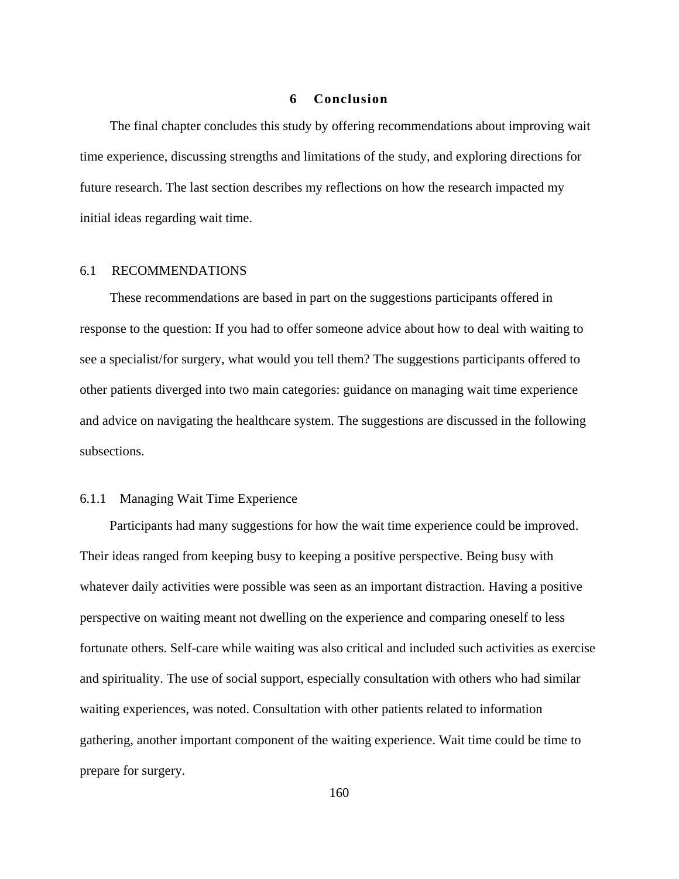# 6 Conclusion

The final chapter concludes this study by offering recommendations about improving wait time experience, discussing strengths and limitations of the study, and exploring directions for future research. The last section describes my reflections on how the research impacted my initial ideas regarding wait time.

## 6.1 RECOMMENDATIONS

These recommendations are based in part on the suggestions participants offered in response to the question: If you had to offer someone advice about how to deal with waiting to see a specialist/for surgery, what would you tell them? The suggestions participants offered to other patients diverged into two main categories: guidance on managing wait time experience and advice on navigating the healthcare system. The suggestions are discussed in the following subsections.

### 6.1.1 Managing Wait Time Experience

Participants had many suggestions for how the wait time experience could be improved. Their ideas ranged from keeping busy to keeping a positive perspective. Being busy with whatever daily activities were possible was seen as an important distraction. Having a positive perspective on waiting meant not dwelling on the experience and comparing oneself to less fortunate others. Self-care while waiting was also critical and included such activities as exercise and spirituality. The use of social support, especially consultation with others who had similar waiting experiences, was noted. Consultation with other patients related to information gathering, another important component of the waiting experience. Wait time could be time to prepare for surgery.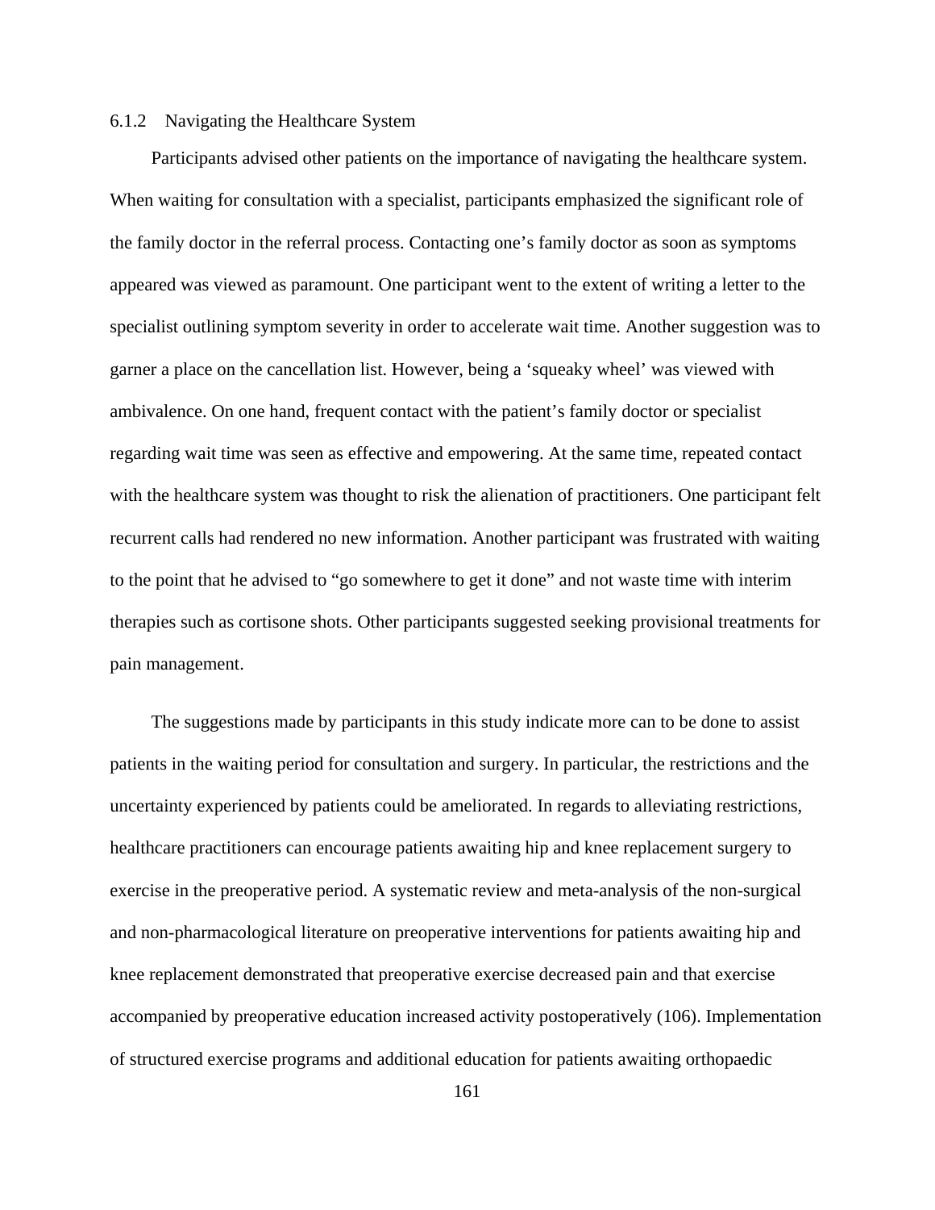### 6.1.2 Navigating the Healthcare System

Participants advised other patients on the importance of navigating the healthcare system. When waiting for consultation with a specialist, participants emphasized the significant role of the family doctor in the referral process. Contacting one's family doctor as soon as symptoms appeared was viewed as paramount. One participant went to the extent of writing a letter to the specialist outlining symptom severity in order to accelerate wait time. Another suggestion was to garner a place on the cancellation list. However, being a 'squeaky wheel' was viewed with ambivalence. On one hand, frequent contact with the patient's family doctor or specialist regarding wait time was seen as effective and empowering. At the same time, repeated contact with the healthcare system was thought to risk the alienation of practitioners. One participant felt recurrent calls had rendered no new information. Another participant was frustrated with waiting to the point that he advised to "go somewhere to get it done" and not waste time with interim therapies such as cortisone shots. Other participants suggested seeking provisional treatments for pain management.

The suggestions made by participants in this study indicate more can to be done to assist patients in the waiting period for consultation and surgery. In particular, the restrictions and the uncertainty experienced by patients could be ameliorated. In regards to alleviating restrictions, healthcare practitioners can encourage patients awaiting hip and knee replacement surgery to exercise in the preoperative period. A systematic review and meta-analysis of the non-surgical and non-pharmacological literature on preoperative interventions for patients awaiting hip and knee replacement demonstrated that preoperative exercise decreased pain and that exercise accompanied by preoperative education increased activity postoperatively (106). Implementation of structured exercise programs and additional education for patients awaiting orthopaedic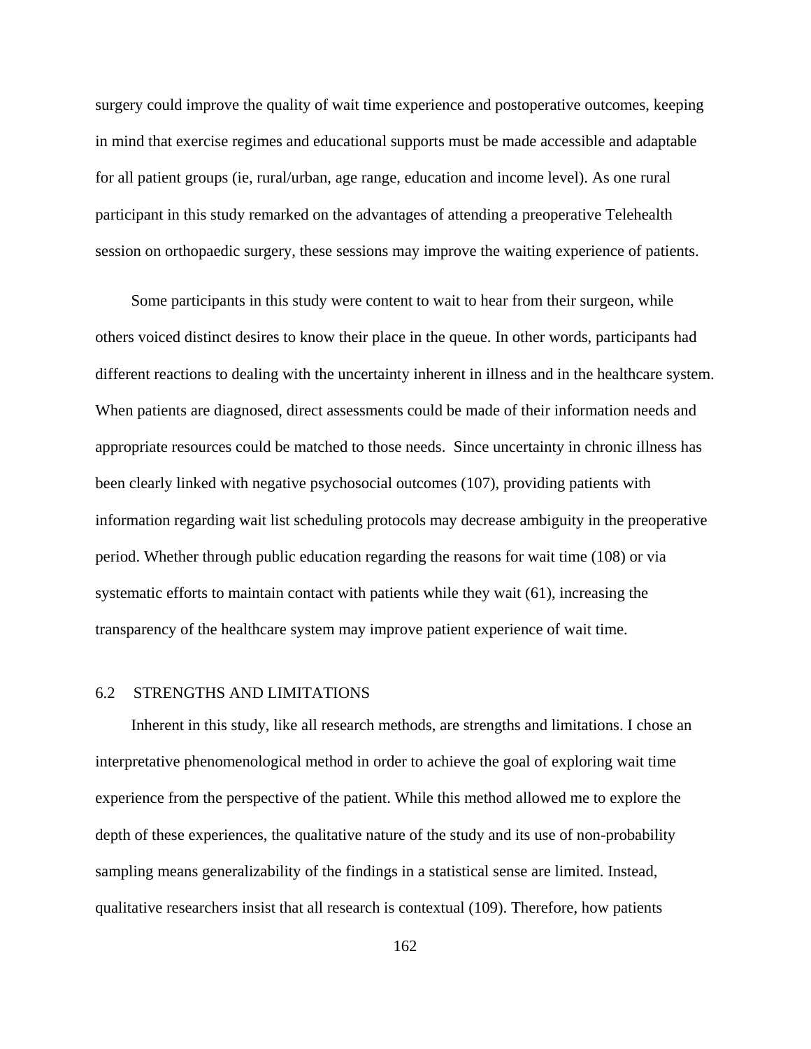surgery could improve the quality of wait time experience and postoperative outcomes, keeping in mind that exercise regimes and educational supports must be made accessible and adaptable for all patient groups (ie, rural/urban, age range, education and income level). As one rural participant in this study remarked on the advantages of attending a preoperative Telehealth session on orthopaedic surgery, these sessions may improve the waiting experience of patients.

Some participants in this study were content to wait to hear from their surgeon, while others voiced distinct desires to know their place in the queue. In other words, participants had different reactions to dealing with the uncertainty inherent in illness and in the healthcare system. When patients are diagnosed, direct assessments could be made of their information needs and appropriate resources could be matched to those needs. Since uncertainty in chronic illness has been clearly linked with negative psychosocial outcomes (107), providing patients with information regarding wait list scheduling protocols may decrease ambiguity in the preoperative period. Whether through public education regarding the reasons for wait time (108) or via systematic efforts to maintain contact with patients while they wait (61), increasing the transparency of the healthcare system may improve patient experience of wait time.

## 6.2 STRENGTHS AND LIMITATIONS

Inherent in this study, like all research methods, are strengths and limitations. I chose an interpretative phenomenological method in order to achieve the goal of exploring wait time experience from the perspective of the patient. While this method allowed me to explore the depth of these experiences, the qualitative nature of the study and its use of non-probability sampling means generalizability of the findings in a statistical sense are limited. Instead, qualitative researchers insist that all research is contextual (109). Therefore, how patients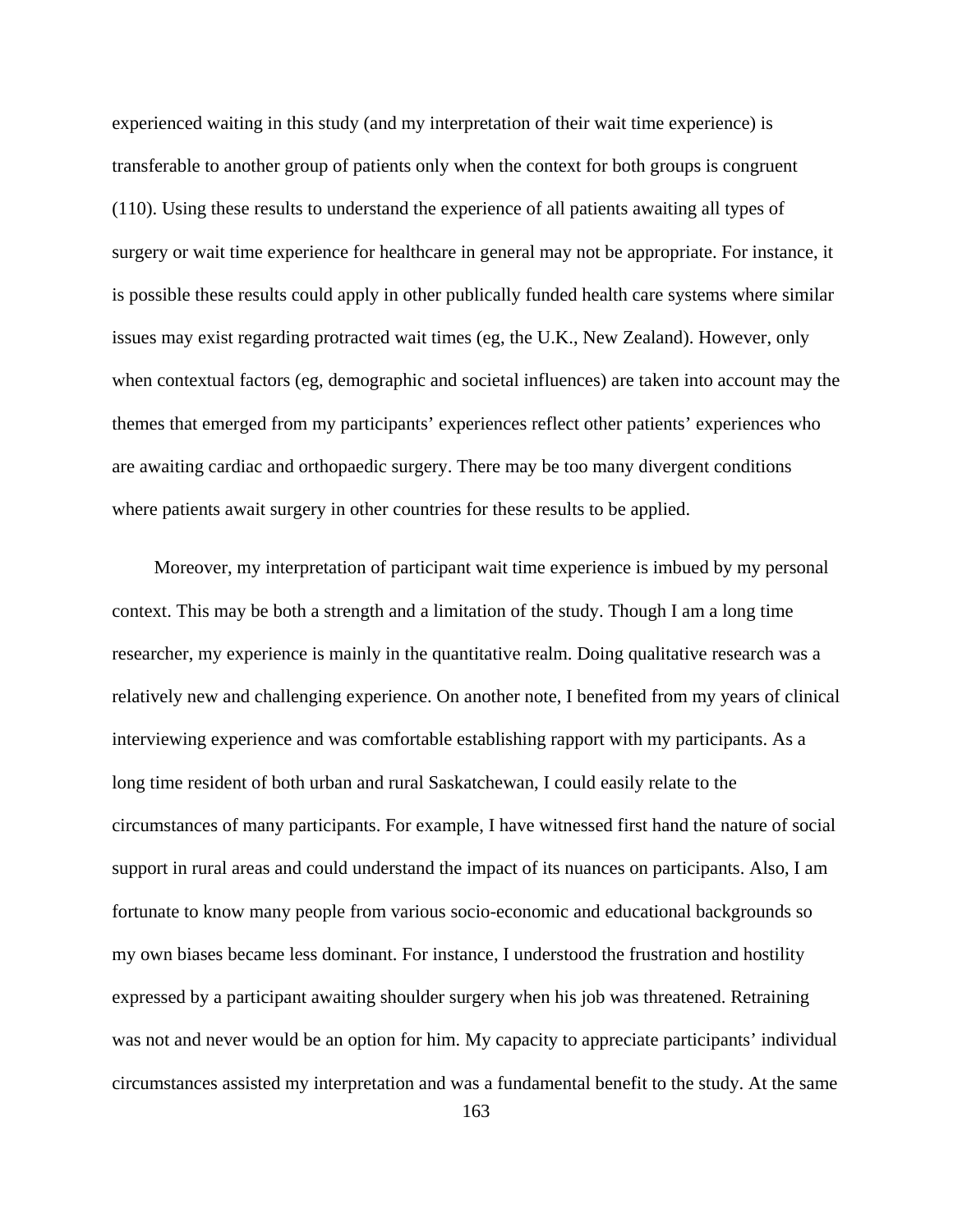experienced waiting in this study (and my interpretation of their wait time experience) is transferable to another group of patients only when the context for both groups is congruent (110). Using these results to understand the experience of all patients awaiting all types of surgery or wait time experience for healthcare in general may not be appropriate. For instance, it is possible these results could apply in other publically funded health care systems where similar issues may exist regarding protracted wait times (eg, the U.K., New Zealand). However, only when contextual factors (eg, demographic and societal influences) are taken into account may the themes that emerged from my participants' experiences reflect other patients' experiences who are awaiting cardiac and orthopaedic surgery. There may be too many divergent conditions where patients await surgery in other countries for these results to be applied.

Moreover, my interpretation of participant wait time experience is imbued by my personal context. This may be both a strength and a limitation of the study. Though I am a long time researcher, my experience is mainly in the quantitative realm. Doing qualitative research was a relatively new and challenging experience. On another note, I benefited from my years of clinical interviewing experience and was comfortable establishing rapport with my participants. As a long time resident of both urban and rural Saskatchewan, I could easily relate to the circumstances of many participants. For example, I have witnessed first hand the nature of social support in rural areas and could understand the impact of its nuances on participants. Also, I am fortunate to know many people from various socio-economic and educational backgrounds so my own biases became less dominant. For instance, I understood the frustration and hostility expressed by a participant awaiting shoulder surgery when his job was threatened. Retraining was not and never would be an option for him. My capacity to appreciate participants' individual circumstances assisted my interpretation and was a fundamental benefit to the study. At the same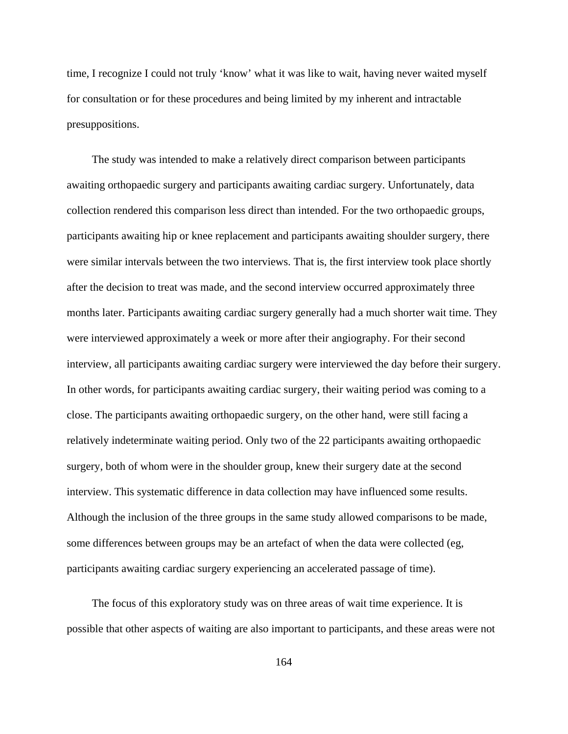time, I recognize I could not truly 'know' what it was like to wait, having never waited myself for consultation or for these procedures and being limited by my inherent and intractable presuppositions.

The study was intended to make a relatively direct comparison between participants awaiting orthopaedic surgery and participants awaiting cardiac surgery. Unfortunately, data collection rendered this comparison less direct than intended. For the two orthopaedic groups, participants awaiting hip or knee replacement and participants awaiting shoulder surgery, there were similar intervals between the two interviews. That is, the first interview took place shortly after the decision to treat was made, and the second interview occurred approximately three months later. Participants awaiting cardiac surgery generally had a much shorter wait time. They were interviewed approximately a week or more after their angiography. For their second interview, all participants awaiting cardiac surgery were interviewed the day before their surgery. In other words, for participants awaiting cardiac surgery, their waiting period was coming to a close. The participants awaiting orthopaedic surgery, on the other hand, were still facing a relatively indeterminate waiting period. Only two of the 22 participants awaiting orthopaedic surgery, both of whom were in the shoulder group, knew their surgery date at the second interview. This systematic difference in data collection may have influenced some results. Although the inclusion of the three groups in the same study allowed comparisons to be made, some differences between groups may be an artefact of when the data were collected (eg, participants awaiting cardiac surgery experiencing an accelerated passage of time).

The focus of this exploratory study was on three areas of wait time experience. It is possible that other aspects of waiting are also important to participants, and these areas were not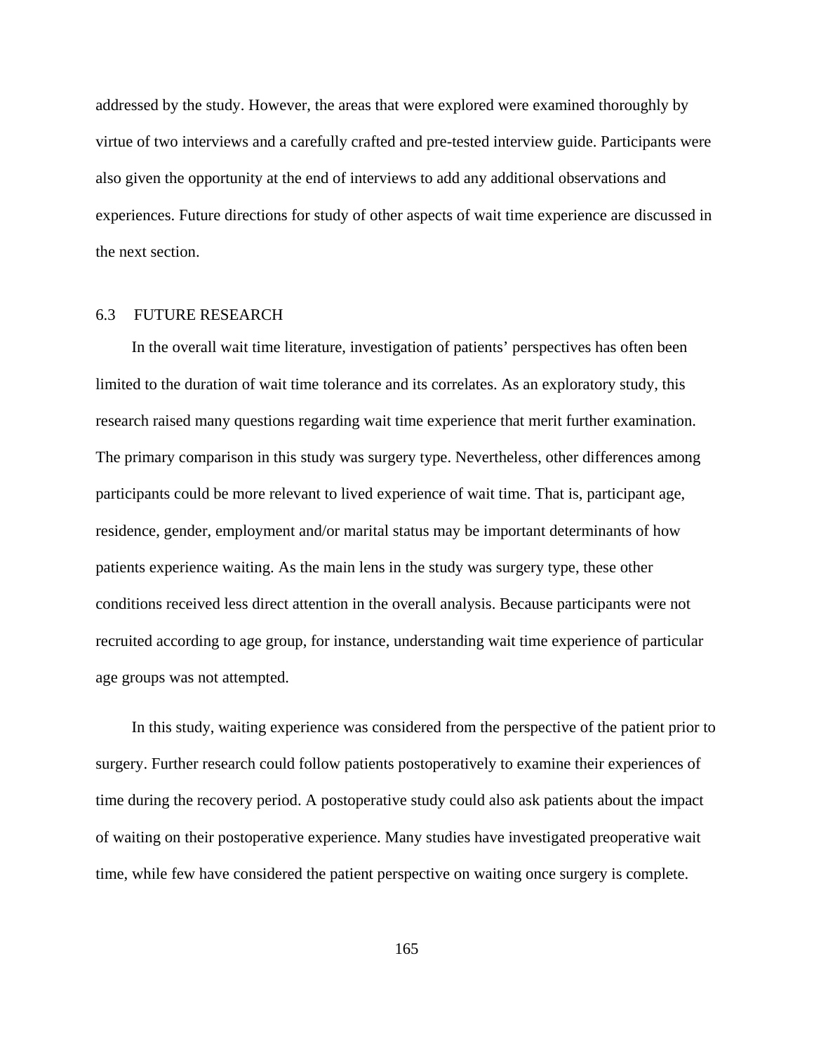addressed by the study. However, the areas that were explored were examined thoroughly by virtue of two interviews and a carefully crafted and pre-tested interview guide. Participants were also given the opportunity at the end of interviews to add any additional observations and experiences. Future directions for study of other aspects of wait time experience are discussed in the next section.

## 6.3 FUTURE RESEARCH

In the overall wait time literature, investigation of patients' perspectives has often been limited to the duration of wait time tolerance and its correlates. As an exploratory study, this research raised many questions regarding wait time experience that merit further examination. The primary comparison in this study was surgery type. Nevertheless, other differences among participants could be more relevant to lived experience of wait time. That is, participant age, residence, gender, employment and/or marital status may be important determinants of how patients experience waiting. As the main lens in the study was surgery type, these other conditions received less direct attention in the overall analysis. Because participants were not recruited according to age group, for instance, understanding wait time experience of particular age groups was not attempted.

In this study, waiting experience was considered from the perspective of the patient prior to surgery. Further research could follow patients postoperatively to examine their experiences of time during the recovery period. A postoperative study could also ask patients about the impact of waiting on their postoperative experience. Many studies have investigated preoperative wait time, while few have considered the patient perspective on waiting once surgery is complete.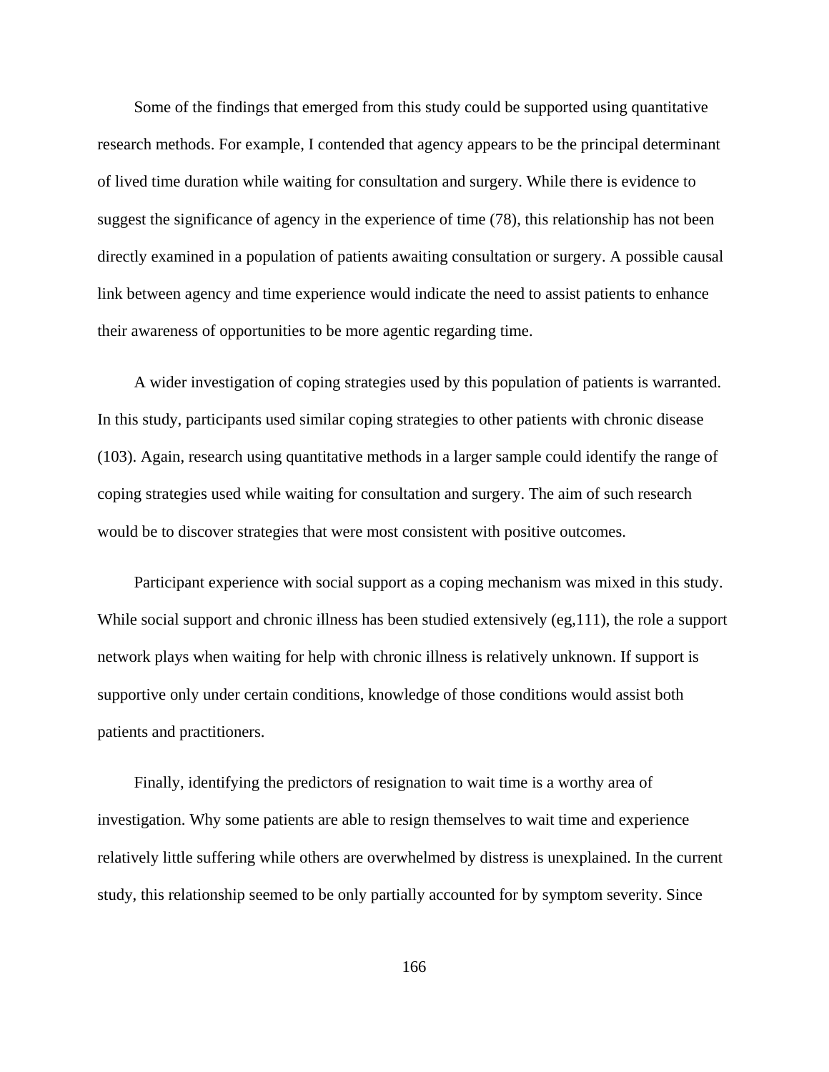Some of the findings that emerged from this study could be supported using quantitative research methods. For example, I contended that agency appears to be the principal determinant of lived time duration while waiting for consultation and surgery. While there is evidence to suggest the significance of agency in the experience of time (78), this relationship has not been directly examined in a population of patients awaiting consultation or surgery. A possible causal link between agency and time experience would indicate the need to assist patients to enhance their awareness of opportunities to be more agentic regarding time.

A wider investigation of coping strategies used by this population of patients is warranted. In this study, participants used similar coping strategies to other patients with chronic disease (103). Again, research using quantitative methods in a larger sample could identify the range of coping strategies used while waiting for consultation and surgery. The aim of such research would be to discover strategies that were most consistent with positive outcomes.

Participant experience with social support as a coping mechanism was mixed in this study. While social support and chronic illness has been studied extensively (eg,111), the role a support network plays when waiting for help with chronic illness is relatively unknown. If support is supportive only under certain conditions, knowledge of those conditions would assist both patients and practitioners.

Finally, identifying the predictors of resignation to wait time is a worthy area of investigation. Why some patients are able to resign themselves to wait time and experience relatively little suffering while others are overwhelmed by distress is unexplained. In the current study, this relationship seemed to be only partially accounted for by symptom severity. Since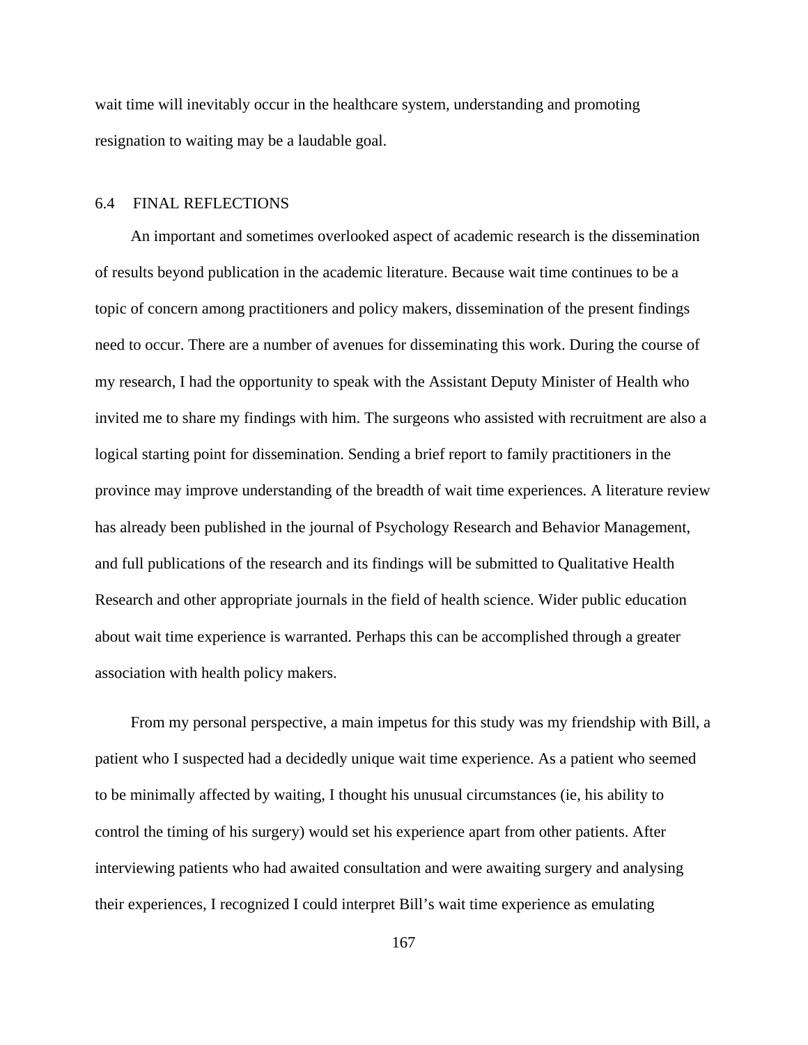wait time will inevitably occur in the healthcare system, understanding and promoting resignation to waiting may be a laudable goal.

## 6.4 FINAL REFLECTIONS

An important and sometimes overlooked aspect of academic research is the dissemination of results beyond publication in the academic literature. Because wait time continues to be a topic of concern among practitioners and policy makers, dissemination of the present findings need to occur. There are a number of avenues for disseminating this work. During the course of my research, I had the opportunity to speak with the Assistant Deputy Minister of Health who invited me to share my findings with him. The surgeons who assisted with recruitment are also a logical starting point for dissemination. Sending a brief report to family practitioners in the province may improve understanding of the breadth of wait time experiences. A literature review has already been published in the journal of Psychology Research and Behavior Management, and full publications of the research and its findings will be submitted to Qualitative Health Research and other appropriate journals in the field of health science. Wider public education about wait time experience is warranted. Perhaps this can be accomplished through a greater association with health policy makers.

From my personal perspective, a main impetus for this study was my friendship with Bill, a patient who I suspected had a decidedly unique wait time experience. As a patient who seemed to be minimally affected by waiting, I thought his unusual circumstances (ie, his ability to control the timing of his surgery) would set his experience apart from other patients. After interviewing patients who had awaited consultation and were awaiting surgery and analysing their experiences, I recognized I could interpret Bill's wait time experience as emulating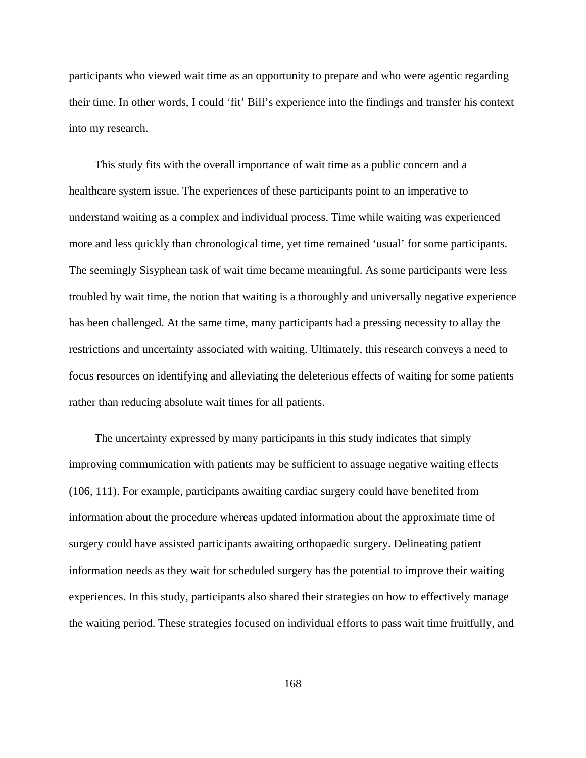participants who viewed wait time as an opportunity to prepare and who were agentic regarding their time. In other words, I could ‘fit’ Bill’s experience into the findings and transfer his context into my research.

This study fits with the overall importance of wait time as a public concern and a healthcare system issue. The experiences of these participants point to an imperative to understand waiting as a complex and individual process. Time while waiting was experienced more and less quickly than chronological time, yet time remained ‘usual’ for some participants. The seemingly Sisyphean task of wait time became meaningful. As some participants were less troubled by wait time, the notion that waiting is a thoroughly and universally negative experience has been challenged. At the same time, many participants had a pressing necessity to allay the restrictions and uncertainty associated with waiting. Ultimately, this research conveys a need to focus resources on identifying and alleviating the deleterious effects of waiting for some patients rather than reducing absolute wait times for all patients.

The uncertainty expressed by many participants in this study indicates that simply improving communication with patients may be sufficient to assuage negative waiting effects (106, 111). For example, participants awaiting cardiac surgery could have benefited from information about the procedure whereas updated information about the approximate time of surgery could have assisted participants awaiting orthopaedic surgery. Delineating patient information needs as they wait for scheduled surgery has the potential to improve their waiting experiences. In this study, participants also shared their strategies on how to effectively manage the waiting period. These strategies focused on individual efforts to pass wait time fruitfully, and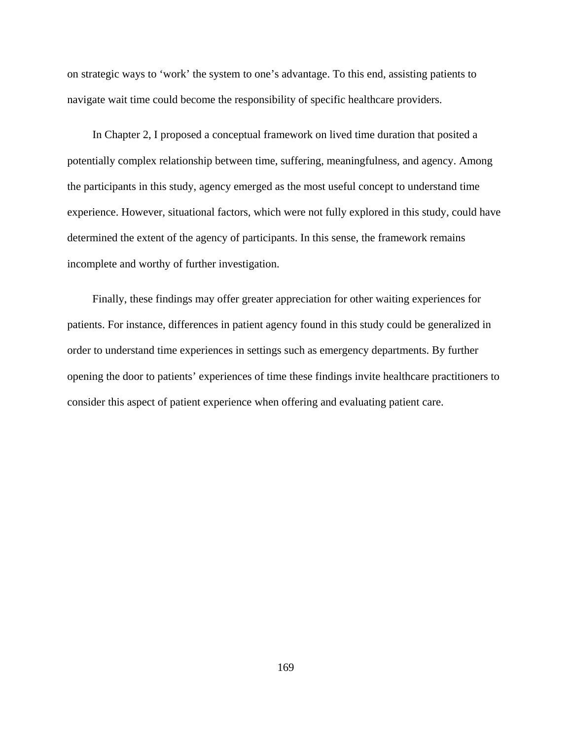on strategic ways to 'work' the system to one's advantage. To this end, assisting patients to navigate wait time could become the responsibility of specific healthcare providers.

In Chapter 2, I proposed a conceptual framework on lived time duration that posited a potentially complex relationship between time, suffering, meaningfulness, and agency. Among the participants in this study, agency emerged as the most useful concept to understand time experience. However, situational factors, which were not fully explored in this study, could have determined the extent of the agency of participants. In this sense, the framework remains incomplete and worthy of further investigation.

Finally, these findings may offer greater appreciation for other waiting experiences for patients. For instance, differences in patient agency found in this study could be generalized in order to understand time experiences in settings such as emergency departments. By further opening the door to patients' experiences of time these findings invite healthcare practitioners to consider this aspect of patient experience when offering and evaluating patient care.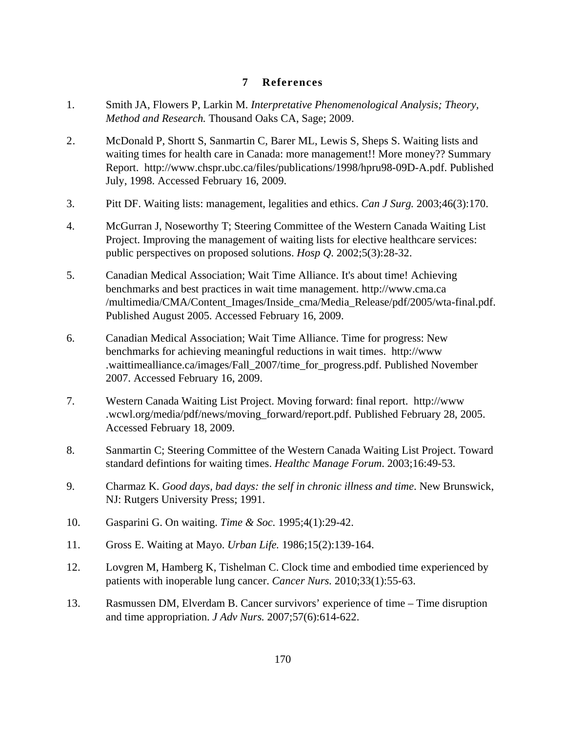# 7 References

1. Smith JA, Flowers P, Larkin M. *Interpretative Phenomenological Analysis; Theory, Method and Research.* Thousand Oaks CA, Sage; 2009.

2. McDonald P, Shortt S, Sanmartin C, Barer ML, Lewis S, Sheps S. Waiting lists and waiting times for health care in Canada: more management!! More money?? Summary Report. http://www.chspr.ubc.ca/files/publications/1998/hpru98-09D-A.pdf. Published July, 1998. Accessed February 16, 2009.

3. Pitt DF. Waiting lists: management, legalities and ethics. *Can J Surg.* 2003;46(3):170.

4. McGurran J, Noseworthy T; Steering Committee of the Western Canada Waiting List Project. Improving the management of waiting lists for elective healthcare services: public perspectives on proposed solutions. *Hosp Q*. 2002;5(3):28-32.

5. Canadian Medical Association; Wait Time Alliance. It's about time! Achieving benchmarks and best practices in wait time management. http://www.cma.ca /multimedia/CMA/Content_Images/Inside_cma/Media_Release/pdf/2005/wta-final.pdf. Published August 2005. Accessed February 16, 2009.

6. Canadian Medical Association; Wait Time Alliance. Time for progress: New benchmarks for achieving meaningful reductions in wait times. http://www .waittimealliance.ca/images/Fall_2007/time_for_progress.pdf. Published November 2007. Accessed February 16, 2009.

7. Western Canada Waiting List Project. Moving forward: final report. http://www .wcwl.org/media/pdf/news/moving_forward/report.pdf. Published February 28, 2005. Accessed February 18, 2009.

8. Sanmartin C; Steering Committee of the Western Canada Waiting List Project. Toward standard defintions for waiting times. *Healthc Manage Forum.* 2003;16:49-53.

9. Charmaz K. *Good days, bad days: the self in chronic illness and time*. New Brunswick, NJ: Rutgers University Press; 1991.

10. Gasparini G. On waiting. *Time & Soc.* 1995;4(1):29-42.

11. Gross E. Waiting at Mayo. *Urban Life.* 1986;15(2):139-164.

12. Lovgren M, Hamberg K, Tishelman C. Clock time and embodied time experienced by patients with inoperable lung cancer. *Cancer Nurs.* 2010;33(1):55-63.

13. Rasmussen DM, Elverdam B. Cancer survivors' experience of time – Time disruption and time appropriation. *J Adv Nurs.* 2007;57(6):614-622.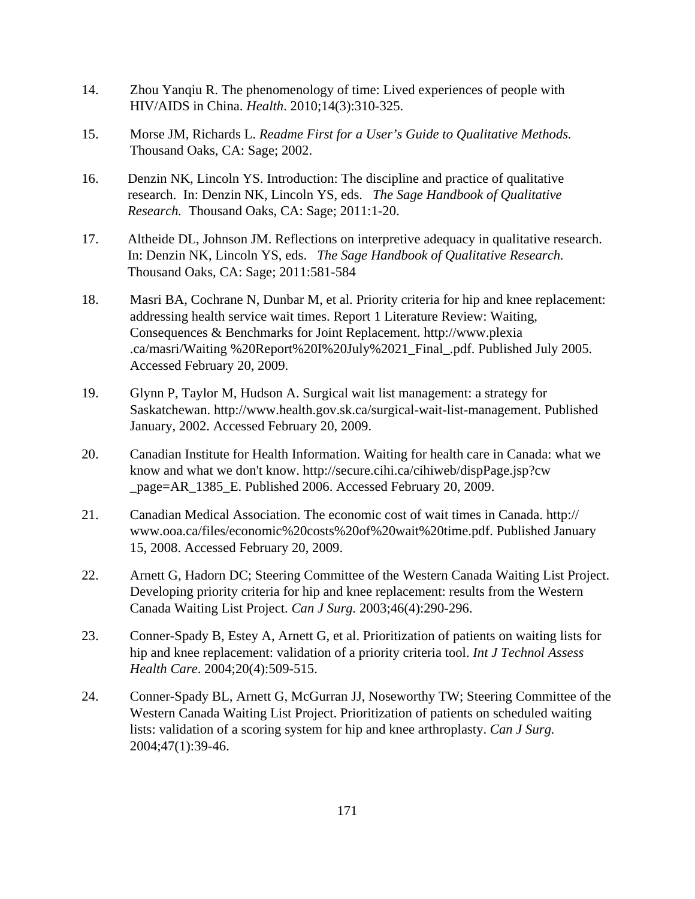14. Zhou Yanqiu R. The phenomenology of time: Lived experiences of people with HIV/AIDS in China. *Health*. 2010;14(3):310-325.

15. Morse JM, Richards L. *Readme First for a User's Guide to Qualitative Methods.* Thousand Oaks, CA: Sage; 2002.

16. Denzin NK, Lincoln YS. Introduction: The discipline and practice of qualitative research. In: Denzin NK, Lincoln YS, eds. *The Sage Handbook of Qualitative Research.* Thousand Oaks, CA: Sage; 2011:1-20.

17. Altheide DL, Johnson JM. Reflections on interpretive adequacy in qualitative research. In: Denzin NK, Lincoln YS, eds. *The Sage Handbook of Qualitative Research.* Thousand Oaks, CA: Sage; 2011:581-584

18. Masri BA, Cochrane N, Dunbar M, et al. Priority criteria for hip and knee replacement: addressing health service wait times. Report 1 Literature Review: Waiting, Consequences & Benchmarks for Joint Replacement. http://www.plexia .ca/masri/Waiting %20Report%20I%20July%2021_Final_.pdf. Published July 2005. Accessed February 20, 2009.

19. Glynn P, Taylor M, Hudson A. Surgical wait list management: a strategy for Saskatchewan. http://www.health.gov.sk.ca/surgical-wait-list-management. Published January, 2002. Accessed February 20, 2009.

20. Canadian Institute for Health Information. Waiting for health care in Canada: what we know and what we don't know. http://secure.cihi.ca/cihiweb/dispPage.jsp?cw _page=AR_1385_E. Published 2006. Accessed February 20, 2009.

21. Canadian Medical Association. The economic cost of wait times in Canada. http:// www.ooa.ca/files/economic%20costs%20of%20wait%20time.pdf. Published January 15, 2008. Accessed February 20, 2009.

22. Arnett G, Hadorn DC; Steering Committee of the Western Canada Waiting List Project. Developing priority criteria for hip and knee replacement: results from the Western Canada Waiting List Project. *Can J Surg.* 2003;46(4):290-296.

23. Conner-Spady B, Estey A, Arnett G, et al. Prioritization of patients on waiting lists for hip and knee replacement: validation of a priority criteria tool. *Int J Technol Assess Health Care*. 2004;20(4):509-515.

24. Conner-Spady BL, Arnett G, McGurran JJ, Noseworthy TW; Steering Committee of the Western Canada Waiting List Project. Prioritization of patients on scheduled waiting lists: validation of a scoring system for hip and knee arthroplasty. *Can J Surg.* 2004;47(1):39-46.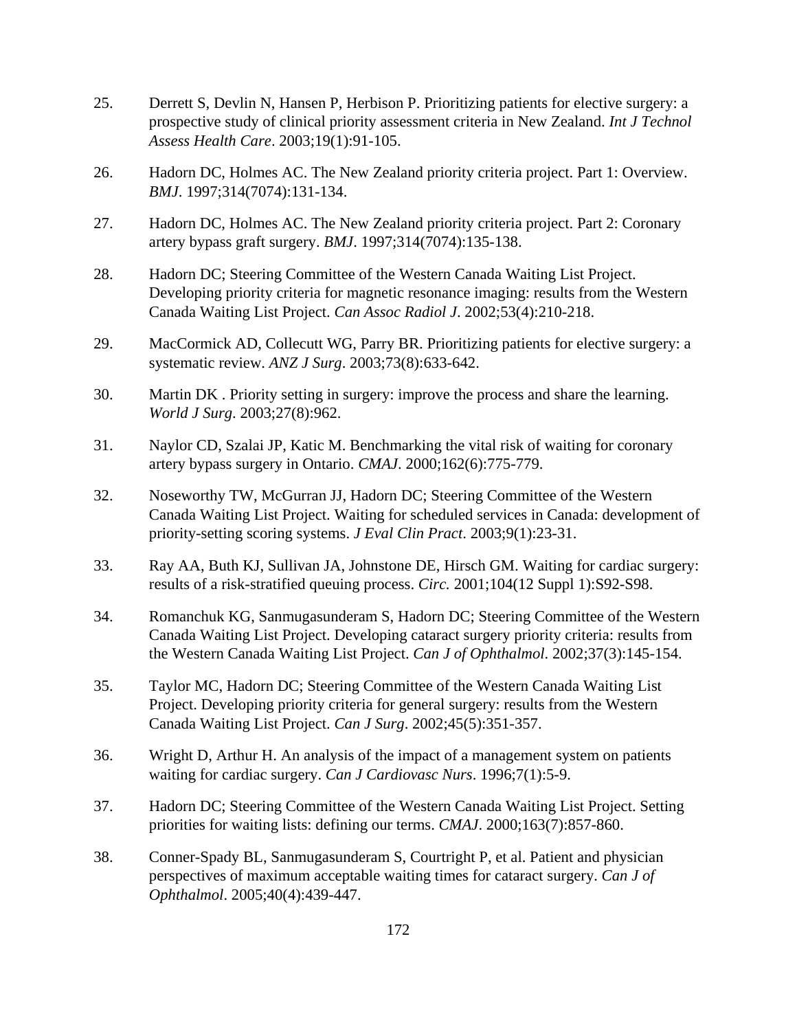25. Derrett S, Devlin N, Hansen P, Herbison P. Prioritizing patients for elective surgery: a prospective study of clinical priority assessment criteria in New Zealand. *Int J Technol Assess Health Care*. 2003;19(1):91-105.

26. Hadorn DC, Holmes AC. The New Zealand priority criteria project. Part 1: Overview. *BMJ*. 1997;314(7074):131-134.

27. Hadorn DC, Holmes AC. The New Zealand priority criteria project. Part 2: Coronary artery bypass graft surgery. *BMJ*. 1997;314(7074):135-138.

28. Hadorn DC; Steering Committee of the Western Canada Waiting List Project. Developing priority criteria for magnetic resonance imaging: results from the Western Canada Waiting List Project. *Can Assoc Radiol J*. 2002;53(4):210-218.

29. MacCormick AD, Collecutt WG, Parry BR. Prioritizing patients for elective surgery: a systematic review. *ANZ J Surg*. 2003;73(8):633-642.

30. Martin DK . Priority setting in surgery: improve the process and share the learning. *World J Surg*. 2003;27(8):962.

31. Naylor CD, Szalai JP, Katic M. Benchmarking the vital risk of waiting for coronary artery bypass surgery in Ontario. *CMAJ*. 2000;162(6):775-779.

32. Noseworthy TW, McGurran JJ, Hadorn DC; Steering Committee of the Western Canada Waiting List Project. Waiting for scheduled services in Canada: development of priority-setting scoring systems. *J Eval Clin Pract*. 2003;9(1):23-31.

33. Ray AA, Buth KJ, Sullivan JA, Johnstone DE, Hirsch GM. Waiting for cardiac surgery: results of a risk-stratified queuing process. *Circ.* 2001;104(12 Suppl 1):S92-S98.

34. Romanchuk KG, Sanmugasunderam S, Hadorn DC; Steering Committee of the Western Canada Waiting List Project. Developing cataract surgery priority criteria: results from the Western Canada Waiting List Project. *Can J of Ophthalmol*. 2002;37(3):145-154.

35. Taylor MC, Hadorn DC; Steering Committee of the Western Canada Waiting List Project. Developing priority criteria for general surgery: results from the Western Canada Waiting List Project. *Can J Surg*. 2002;45(5):351-357.

36. Wright D, Arthur H. An analysis of the impact of a management system on patients waiting for cardiac surgery. *Can J Cardiovasc Nurs*. 1996;7(1):5-9.

37. Hadorn DC; Steering Committee of the Western Canada Waiting List Project. Setting priorities for waiting lists: defining our terms. *CMAJ*. 2000;163(7):857-860.

38. Conner-Spady BL, Sanmugasunderam S, Courtright P, et al. Patient and physician perspectives of maximum acceptable waiting times for cataract surgery. *Can J of Ophthalmol*. 2005;40(4):439-447.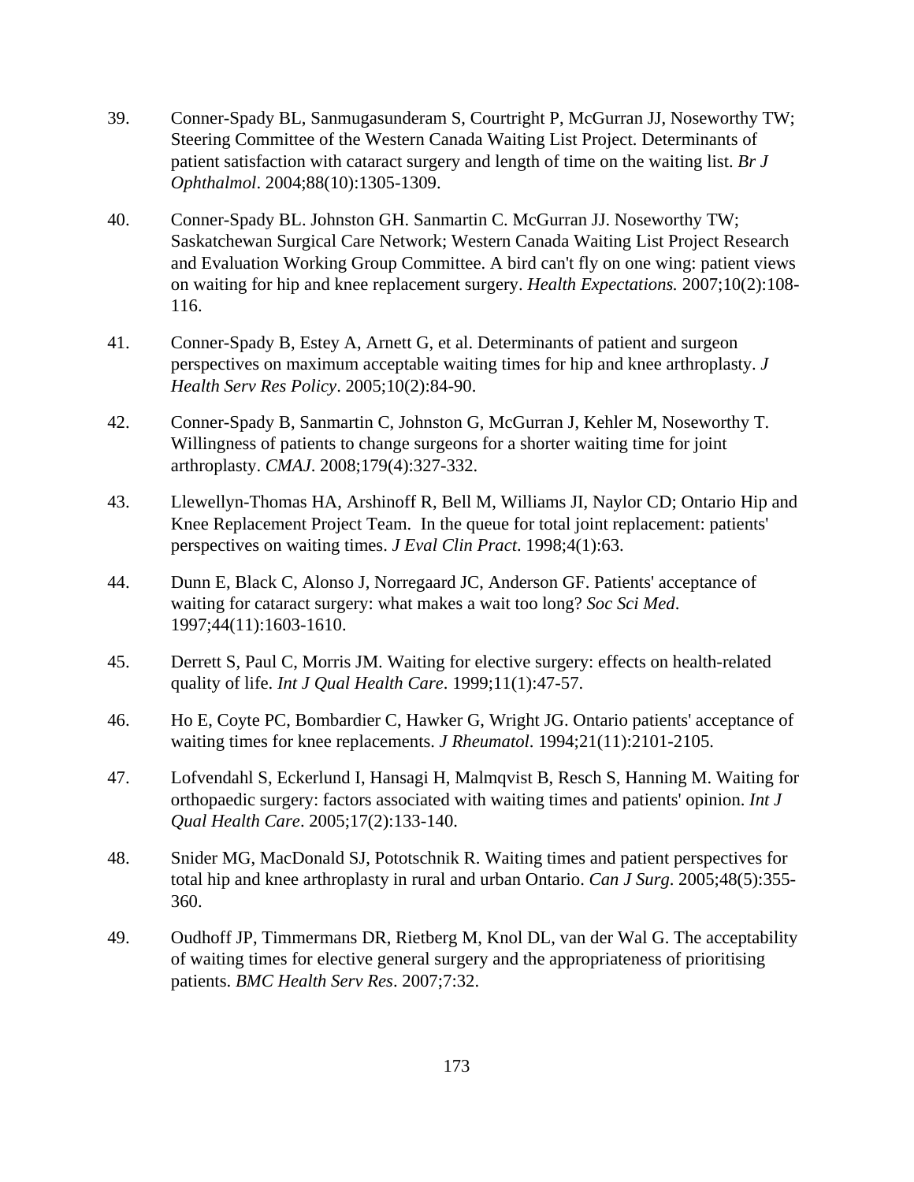39. Conner-Spady BL, Sanmugasunderam S, Courtright P, McGurran JJ, Noseworthy TW; Steering Committee of the Western Canada Waiting List Project. Determinants of patient satisfaction with cataract surgery and length of time on the waiting list. *Br J Ophthalmol*. 2004;88(10):1305-1309.

40. Conner-Spady BL. Johnston GH. Sanmartin C. McGurran JJ. Noseworthy TW; Saskatchewan Surgical Care Network; Western Canada Waiting List Project Research and Evaluation Working Group Committee. A bird can't fly on one wing: patient views on waiting for hip and knee replacement surgery. *Health Expectations.* 2007;10(2):108-116.

41. Conner-Spady B, Estey A, Arnett G, et al. Determinants of patient and surgeon perspectives on maximum acceptable waiting times for hip and knee arthroplasty. *J Health Serv Res Policy*. 2005;10(2):84-90.

42. Conner-Spady B, Sanmartin C, Johnston G, McGurran J, Kehler M, Noseworthy T. Willingness of patients to change surgeons for a shorter waiting time for joint arthroplasty. *CMAJ*. 2008;179(4):327-332.

43. Llewellyn-Thomas HA, Arshinoff R, Bell M, Williams JI, Naylor CD; Ontario Hip and Knee Replacement Project Team. In the queue for total joint replacement: patients' perspectives on waiting times. *J Eval Clin Pract*. 1998;4(1):63.

44. Dunn E, Black C, Alonso J, Norregaard JC, Anderson GF. Patients' acceptance of waiting for cataract surgery: what makes a wait too long? *Soc Sci Med*. 1997;44(11):1603-1610.

45. Derrett S, Paul C, Morris JM. Waiting for elective surgery: effects on health-related quality of life. *Int J Qual Health Care*. 1999;11(1):47-57.

46. Ho E, Coyte PC, Bombardier C, Hawker G, Wright JG. Ontario patients' acceptance of waiting times for knee replacements. *J Rheumatol*. 1994;21(11):2101-2105.

47. Lofvendahl S, Eckerlund I, Hansagi H, Malmqvist B, Resch S, Hanning M. Waiting for orthopaedic surgery: factors associated with waiting times and patients' opinion. *Int J Qual Health Care*. 2005;17(2):133-140.

48. Snider MG, MacDonald SJ, Pototschnik R. Waiting times and patient perspectives for total hip and knee arthroplasty in rural and urban Ontario. *Can J Surg*. 2005;48(5):355-360.

49. Oudhoff JP, Timmermans DR, Rietberg M, Knol DL, van der Wal G. The acceptability of waiting times for elective general surgery and the appropriateness of prioritising patients. *BMC Health Serv Res*. 2007;7:32.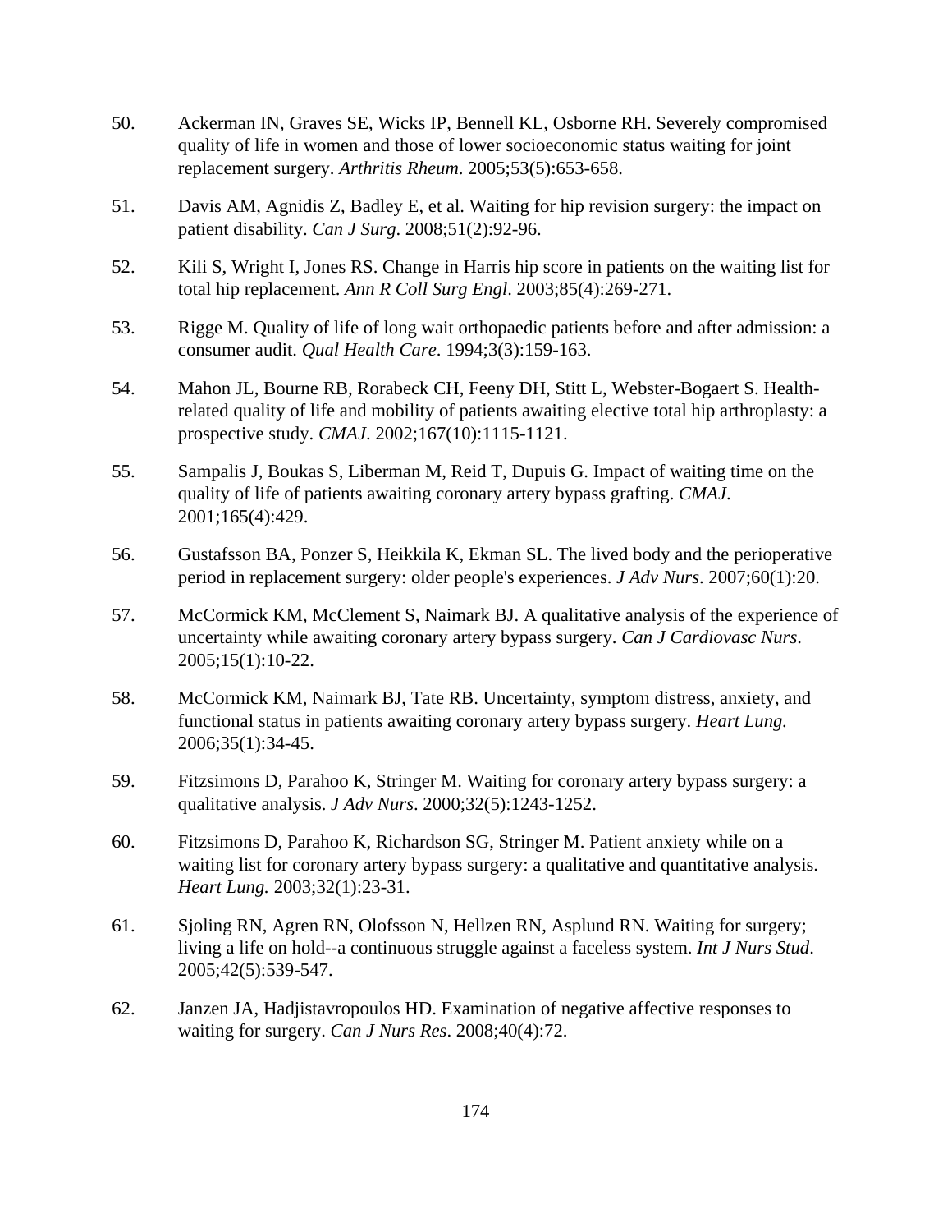50. Ackerman IN, Graves SE, Wicks IP, Bennell KL, Osborne RH. Severely compromised quality of life in women and those of lower socioeconomic status waiting for joint replacement surgery. *Arthritis Rheum*. 2005;53(5):653-658.

51. Davis AM, Agnidis Z, Badley E, et al. Waiting for hip revision surgery: the impact on patient disability. *Can J Surg*. 2008;51(2):92-96.

52. Kili S, Wright I, Jones RS. Change in Harris hip score in patients on the waiting list for total hip replacement. *Ann R Coll Surg Engl*. 2003;85(4):269-271.

53. Rigge M. Quality of life of long wait orthopaedic patients before and after admission: a consumer audit. *Qual Health Care*. 1994;3(3):159-163.

54. Mahon JL, Bourne RB, Rorabeck CH, Feeny DH, Stitt L, Webster-Bogaert S. Health-related quality of life and mobility of patients awaiting elective total hip arthroplasty: a prospective study. *CMAJ*. 2002;167(10):1115-1121.

55. Sampalis J, Boukas S, Liberman M, Reid T, Dupuis G. Impact of waiting time on the quality of life of patients awaiting coronary artery bypass grafting. *CMAJ*. 2001;165(4):429.

56. Gustafsson BA, Ponzer S, Heikkila K, Ekman SL. The lived body and the perioperative period in replacement surgery: older people's experiences. *J Adv Nurs*. 2007;60(1):20.

57. McCormick KM, McClement S, Naimark BJ. A qualitative analysis of the experience of uncertainty while awaiting coronary artery bypass surgery. *Can J Cardiovasc Nurs*. 2005;15(1):10-22.

58. McCormick KM, Naimark BJ, Tate RB. Uncertainty, symptom distress, anxiety, and functional status in patients awaiting coronary artery bypass surgery. *Heart Lung*. 2006;35(1):34-45.

59. Fitzsimons D, Parahoo K, Stringer M. Waiting for coronary artery bypass surgery: a qualitative analysis. *J Adv Nurs*. 2000;32(5):1243-1252.

60. Fitzsimons D, Parahoo K, Richardson SG, Stringer M. Patient anxiety while on a waiting list for coronary artery bypass surgery: a qualitative and quantitative analysis. *Heart Lung.* 2003;32(1):23-31.

61. Sjoling RN, Agren RN, Olofsson N, Hellzen RN, Asplund RN. Waiting for surgery; living a life on hold--a continuous struggle against a faceless system. *Int J Nurs Stud*. 2005;42(5):539-547.

62. Janzen JA, Hadjistavropoulos HD. Examination of negative affective responses to waiting for surgery. *Can J Nurs Res*. 2008;40(4):72.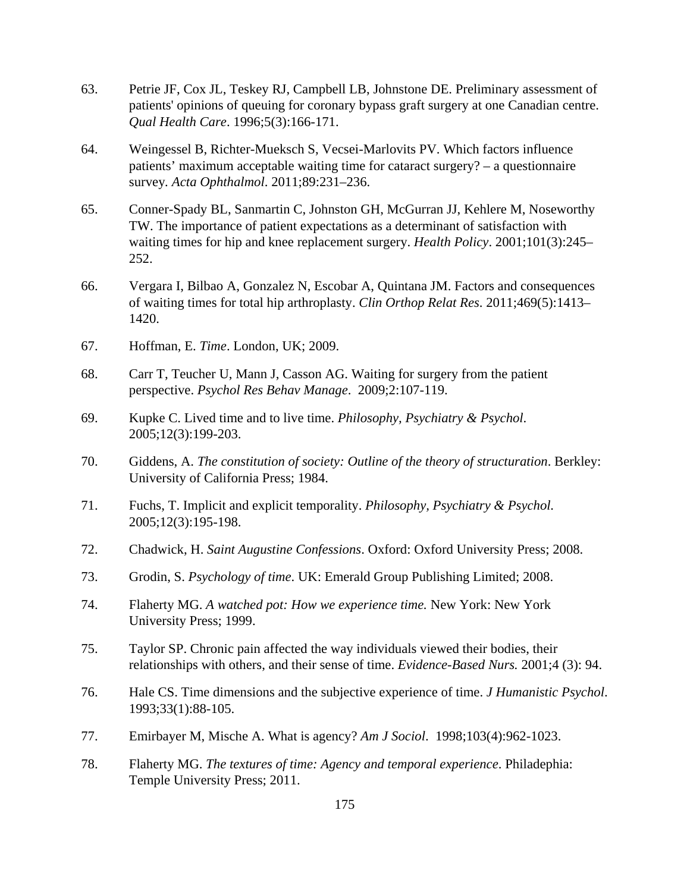63. Petrie JF, Cox JL, Teskey RJ, Campbell LB, Johnstone DE. Preliminary assessment of patients' opinions of queuing for coronary bypass graft surgery at one Canadian centre. *Qual Health Care*. 1996;5(3):166-171.

64. Weingessel B, Richter-Mueksch S, Vecsei-Marlovits PV. Which factors influence patients' maximum acceptable waiting time for cataract surgery? – a questionnaire survey. *Acta Ophthalmol*. 2011;89:231–236.

65. Conner-Spady BL, Sanmartin C, Johnston GH, McGurran JJ, Kehlere M, Noseworthy TW. The importance of patient expectations as a determinant of satisfaction with waiting times for hip and knee replacement surgery. *Health Policy*. 2001;101(3):245–252.

66. Vergara I, Bilbao A, Gonzalez N, Escobar A, Quintana JM. Factors and consequences of waiting times for total hip arthroplasty. *Clin Orthop Relat Res*. 2011;469(5):1413–1420.

67. Hoffman, E. *Time*. London, UK; 2009.

68. Carr T, Teucher U, Mann J, Casson AG. Waiting for surgery from the patient perspective. *Psychol Res Behav Manage*. 2009;2:107-119.

69. Kupke C. Lived time and to live time. *Philosophy, Psychiatry & Psychol*. 2005;12(3):199-203.

70. Giddens, A. *The constitution of society: Outline of the theory of structuration*. Berkley: University of California Press; 1984.

71. Fuchs, T. Implicit and explicit temporality. *Philosophy, Psychiatry & Psychol.* 2005;12(3):195-198.

72. Chadwick, H. *Saint Augustine Confessions*. Oxford: Oxford University Press; 2008.

73. Grodin, S. *Psychology of time*. UK: Emerald Group Publishing Limited; 2008.

74. Flaherty MG. *A watched pot: How we experience time.* New York: New York University Press; 1999.

75. Taylor SP. Chronic pain affected the way individuals viewed their bodies, their relationships with others, and their sense of time. *Evidence-Based Nurs.* 2001;4 (3): 94.

76. Hale CS. Time dimensions and the subjective experience of time. *J Humanistic Psychol*. 1993;33(1):88-105.

77. Emirbayer M, Mische A. What is agency? *Am J Sociol*. 1998;103(4):962-1023.

78. Flaherty MG. *The textures of time: Agency and temporal experience*. Philadephia: Temple University Press; 2011.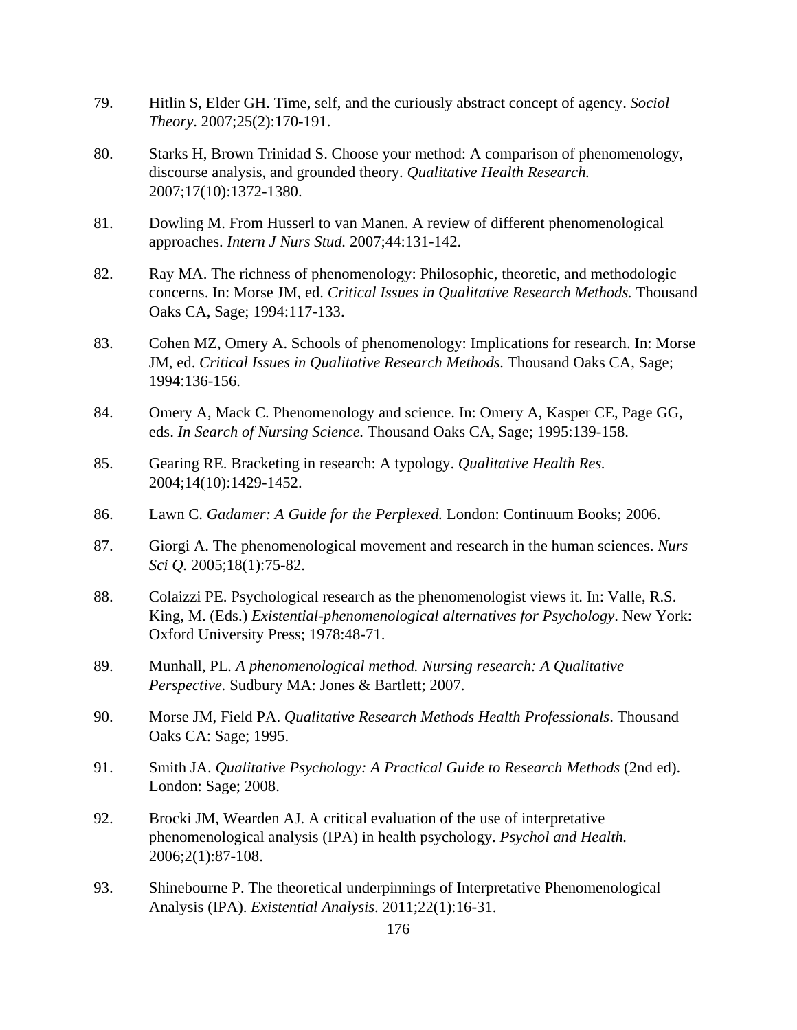79. Hitlin S, Elder GH. Time, self, and the curiously abstract concept of agency. *Sociol Theory*. 2007;25(2):170-191.

80. Starks H, Brown Trinidad S. Choose your method: A comparison of phenomenology, discourse analysis, and grounded theory. *Qualitative Health Research.* 2007;17(10):1372-1380.

81. Dowling M. From Husserl to van Manen. A review of different phenomenological approaches. *Intern J Nurs Stud.* 2007;44:131-142.

82. Ray MA. The richness of phenomenology: Philosophic, theoretic, and methodologic concerns. In: Morse JM, ed. *Critical Issues in Qualitative Research Methods.* Thousand Oaks CA, Sage; 1994:117-133.

83. Cohen MZ, Omery A. Schools of phenomenology: Implications for research. In: Morse JM, ed. *Critical Issues in Qualitative Research Methods.* Thousand Oaks CA, Sage; 1994:136-156.

84. Omery A, Mack C. Phenomenology and science. In: Omery A, Kasper CE, Page GG, eds. *In Search of Nursing Science.* Thousand Oaks CA, Sage; 1995:139-158.

85. Gearing RE. Bracketing in research: A typology. *Qualitative Health Res.* 2004;14(10):1429-1452.

86. Lawn C. *Gadamer: A Guide for the Perplexed.* London: Continuum Books; 2006.

87. Giorgi A. The phenomenological movement and research in the human sciences. *Nurs Sci Q.* 2005;18(1):75-82.

88. Colaizzi PE. Psychological research as the phenomenologist views it. In: Valle, R.S. King, M. (Eds.) *Existential-phenomenological alternatives for Psychology*. New York: Oxford University Press; 1978:48-71.

89. Munhall, PL. *A phenomenological method. Nursing research: A Qualitative Perspective.* Sudbury MA: Jones & Bartlett; 2007.

90. Morse JM, Field PA. *Qualitative Research Methods Health Professionals*. Thousand Oaks CA: Sage; 1995.

91. Smith JA. *Qualitative Psychology: A Practical Guide to Research Methods* (2nd ed). London: Sage; 2008.

92. Brocki JM, Wearden AJ. A critical evaluation of the use of interpretative phenomenological analysis (IPA) in health psychology. *Psychol and Health.* 2006;2(1):87-108.

93. Shinebourne P. The theoretical underpinnings of Interpretative Phenomenological Analysis (IPA). *Existential Analysis*. 2011;22(1):16-31.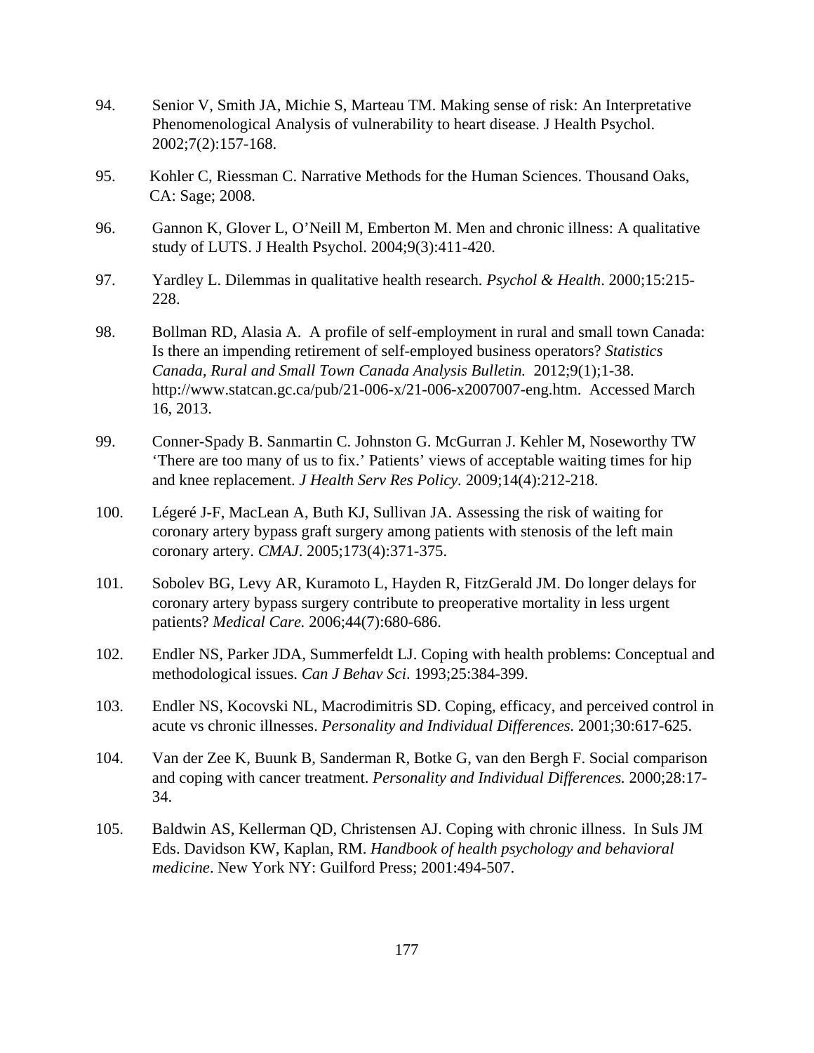94. Senior V, Smith JA, Michie S, Marteau TM. Making sense of risk: An Interpretative Phenomenological Analysis of vulnerability to heart disease. J Health Psychol. 2002;7(2):157-168.

95. Kohler C, Riessman C. Narrative Methods for the Human Sciences. Thousand Oaks, CA: Sage; 2008.

96. Gannon K, Glover L, O'Neill M, Emberton M. Men and chronic illness: A qualitative study of LUTS. J Health Psychol. 2004;9(3):411-420.

97. Yardley L. Dilemmas in qualitative health research. *Psychol & Health*. 2000;15:215-228.

98. Bollman RD, Alasia A. A profile of self-employment in rural and small town Canada: Is there an impending retirement of self-employed business operators? *Statistics Canada, Rural and Small Town Canada Analysis Bulletin.* 2012;9(1);1-38. http://www.statcan.gc.ca/pub/21-006-x/21-006-x2007007-eng.htm. Accessed March 16, 2013.

99. Conner-Spady B. Sanmartin C. Johnston G. McGurran J. Kehler M, Noseworthy TW 'There are too many of us to fix.' Patients' views of acceptable waiting times for hip and knee replacement. *J Health Serv Res Policy.* 2009;14(4):212-218.

100. Légeré J-F, MacLean A, Buth KJ, Sullivan JA. Assessing the risk of waiting for coronary artery bypass graft surgery among patients with stenosis of the left main coronary artery. *CMAJ*. 2005;173(4):371-375.

101. Sobolev BG, Levy AR, Kuramoto L, Hayden R, FitzGerald JM. Do longer delays for coronary artery bypass surgery contribute to preoperative mortality in less urgent patients? *Medical Care.* 2006;44(7):680-686.

102. Endler NS, Parker JDA, Summerfeldt LJ. Coping with health problems: Conceptual and methodological issues. *Can J Behav Sci*. 1993;25:384-399.

103. Endler NS, Kocovski NL, Macrodimitris SD. Coping, efficacy, and perceived control in acute vs chronic illnesses. *Personality and Individual Differences.* 2001;30:617-625.

104. Van der Zee K, Buunk B, Sanderman R, Botke G, van den Bergh F. Social comparison and coping with cancer treatment. *Personality and Individual Differences.* 2000;28:17-34.

105. Baldwin AS, Kellerman QD, Christensen AJ. Coping with chronic illness. In Suls JM Eds. Davidson KW, Kaplan, RM. *Handbook of health psychology and behavioral medicine*. New York NY: Guilford Press; 2001:494-507.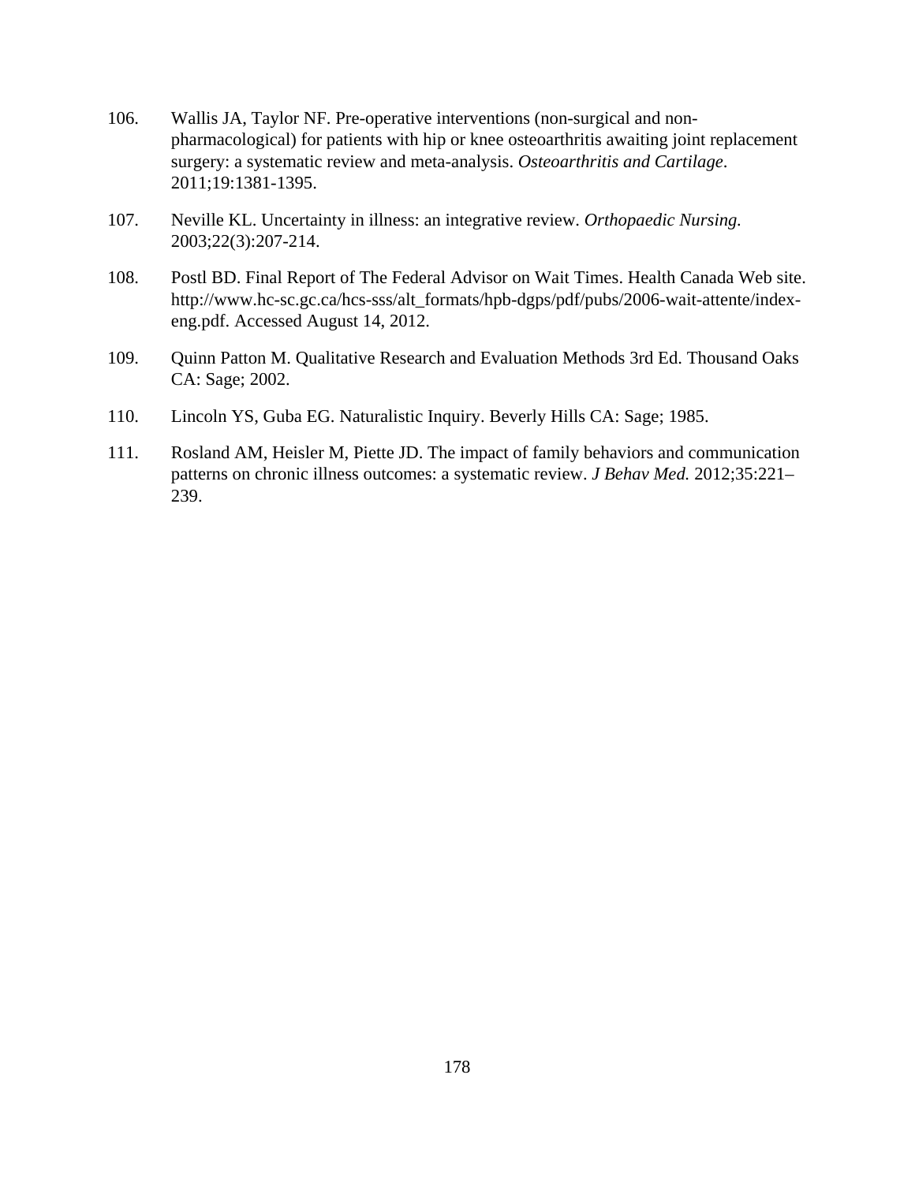106. Wallis JA, Taylor NF. Pre-operative interventions (non-surgical and non-pharmacological) for patients with hip or knee osteoarthritis awaiting joint replacement surgery: a systematic review and meta-analysis. *Osteoarthritis and Cartilage*. 2011;19:1381-1395.

107. Neville KL. Uncertainty in illness: an integrative review. *Orthopaedic Nursing.* 2003;22(3):207-214.

108. Postl BD. Final Report of The Federal Advisor on Wait Times. Health Canada Web site. http://www.hc-sc.gc.ca/hcs-sss/alt_formats/hpb-dgps/pdf/pubs/2006-wait-attente/index-eng.pdf. Accessed August 14, 2012.

109. Quinn Patton M. Qualitative Research and Evaluation Methods 3rd Ed. Thousand Oaks CA: Sage; 2002.

110. Lincoln YS, Guba EG. Naturalistic Inquiry. Beverly Hills CA: Sage; 1985.

111. Rosland AM, Heisler M, Piette JD. The impact of family behaviors and communication patterns on chronic illness outcomes: a systematic review. *J Behav Med.* 2012;35:221–239.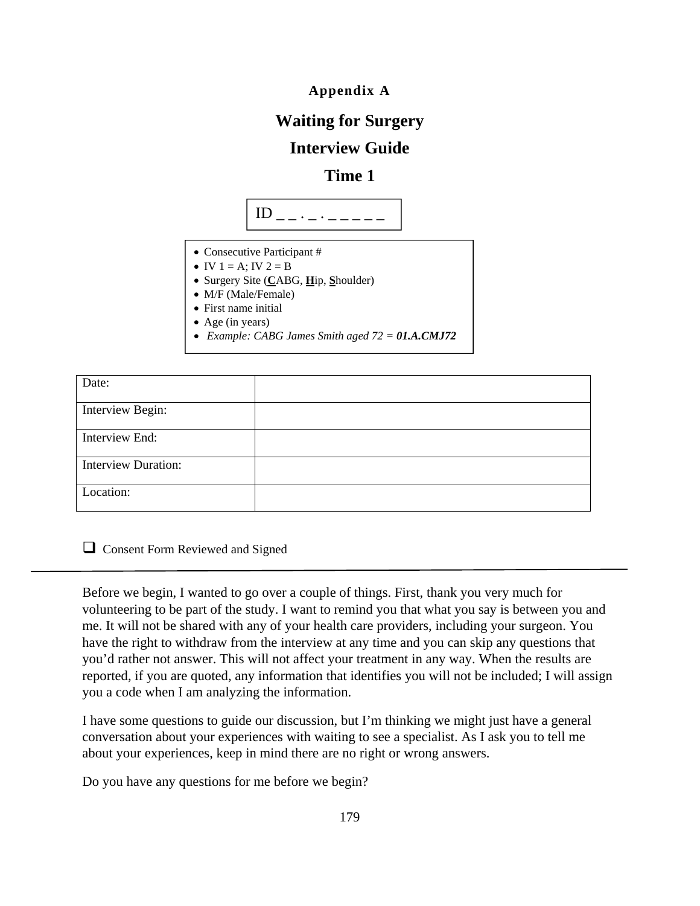**Appendix A**

# Waiting for Surgery

## Interview Guide

## Time 1

ID _ _ . _ . _ _ _ _ _ _

- Consecutive Participant #
- IV 1 = A; IV 2 = B
- Surgery Site (**C**ABG, **H**ip, **S**houlder)
- M/F (Male/Female)
- First name initial
- Age (in years)
- *Example: CABG James Smith aged 72 =* ***01.A.CMJ72***

| Date: | |
|---|---|
| Interview Begin: | |
| Interview End: | |
| Interview Duration: | |
| Location: | |

❑ Consent Form Reviewed and Signed

---

Before we begin, I wanted to go over a couple of things. First, thank you very much for volunteering to be part of the study. I want to remind you that what you say is between you and me. It will not be shared with any of your health care providers, including your surgeon. You have the right to withdraw from the interview at any time and you can skip any questions that you'd rather not answer. This will not affect your treatment in any way. When the results are reported, if you are quoted, any information that identifies you will not be included; I will assign you a code when I am analyzing the information.

I have some questions to guide our discussion, but I'm thinking we might just have a general conversation about your experiences with waiting to see a specialist. As I ask you to tell me about your experiences, keep in mind there are no right or wrong answers.

Do you have any questions for me before we begin?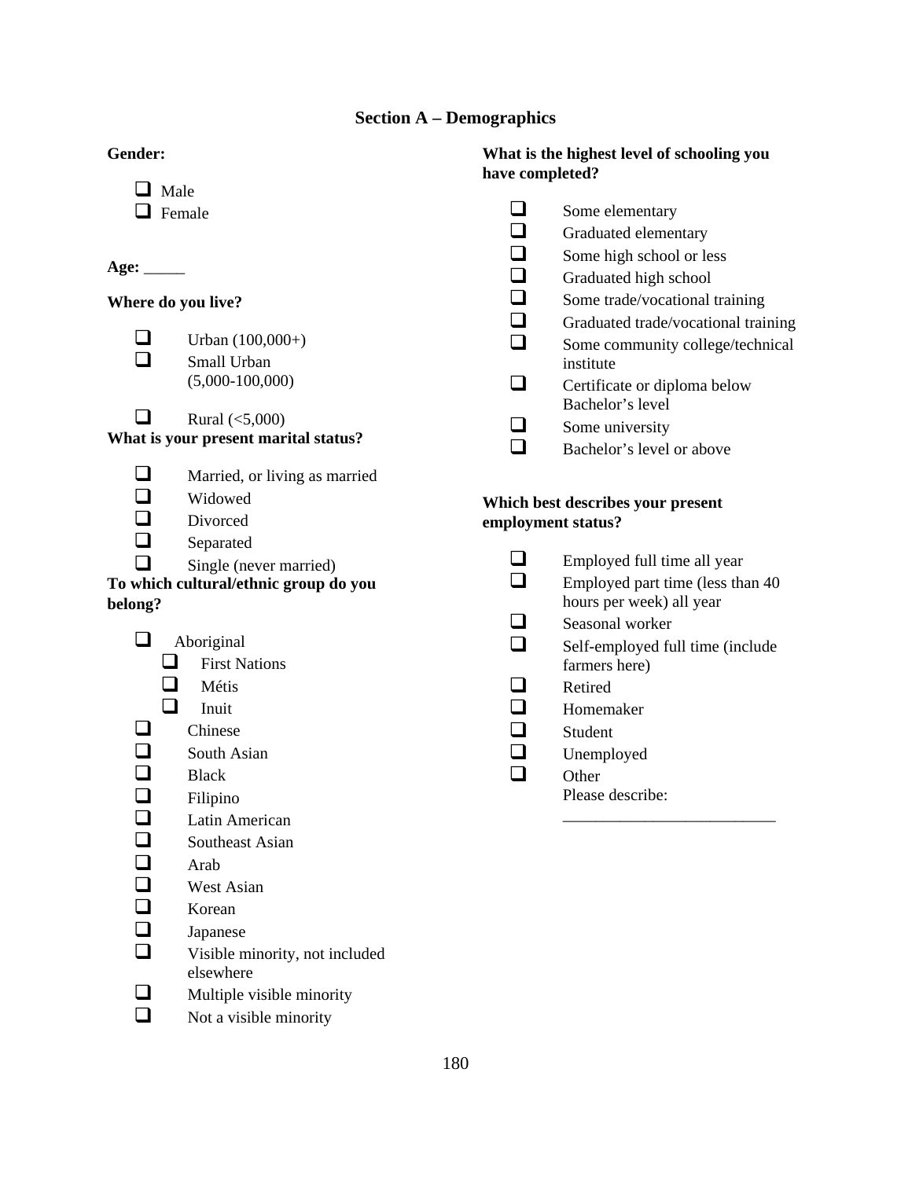## Section A – Demographics

**Gender:**

- ❑ Male
- ❑ Female

**Age:** _____

**Where do you live?**

- ❑ Urban (100,000+)
- ❑ Small Urban (5,000-100,000)
- ❑ Rural (<5,000)

**What is your present marital status?**

- ❑ Married, or living as married
- ❑ Widowed
- ❑ Divorced
- ❑ Separated
- ❑ Single (never married)

**To which cultural/ethnic group do you belong?**

- ❑ Aboriginal
  - ❑ First Nations
  - ❑ Métis
  - ❑ Inuit
- ❑ Chinese
- ❑ South Asian
- ❑ Black
- ❑ Filipino
- ❑ Latin American
- ❑ Southeast Asian
- ❑ Arab
- ❑ West Asian
- ❑ Korean
- ❑ Japanese
- ❑ Visible minority, not included elsewhere
- ❑ Multiple visible minority
- ❑ Not a visible minority

**What is the highest level of schooling you have completed?**

- ❑ Some elementary
- ❑ Graduated elementary
- ❑ Some high school or less
- ❑ Graduated high school
- ❑ Some trade/vocational training
- ❑ Graduated trade/vocational training
- ❑ Some community college/technical institute
- ❑ Certificate or diploma below Bachelor's level
- ❑ Some university
- ❑ Bachelor's level or above

**Which best describes your present employment status?**

- ❑ Employed full time all year
- ❑ Employed part time (less than 40 hours per week) all year
- ❑ Seasonal worker
- ❑ Self-employed full time (include farmers here)
- ❑ Retired
- ❑ Homemaker
- ❑ Student
- ❑ Unemployed
- ❑ Other
  Please describe: ___________________________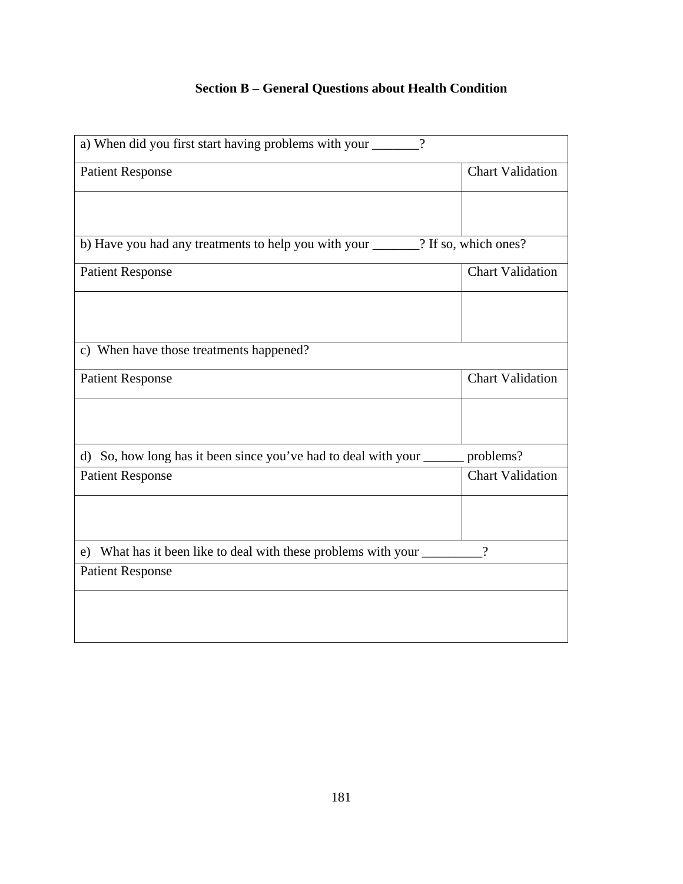## Section B – General Questions about Health Condition

| a) When did you first start having problems with your _______? | |
|---|---|
| Patient Response | Chart Validation |
| | |
| b) Have you had any treatments to help you with your _______? If so, which ones? | |
| Patient Response | Chart Validation |
| | |
| c) When have those treatments happened? | |
| Patient Response | Chart Validation |
| | |
| d) So, how long has it been since you've had to deal with your ______ problems? | |
| Patient Response | Chart Validation |
| | |
| e) What has it been like to deal with these problems with your _________? | |
| Patient Response | |
| | |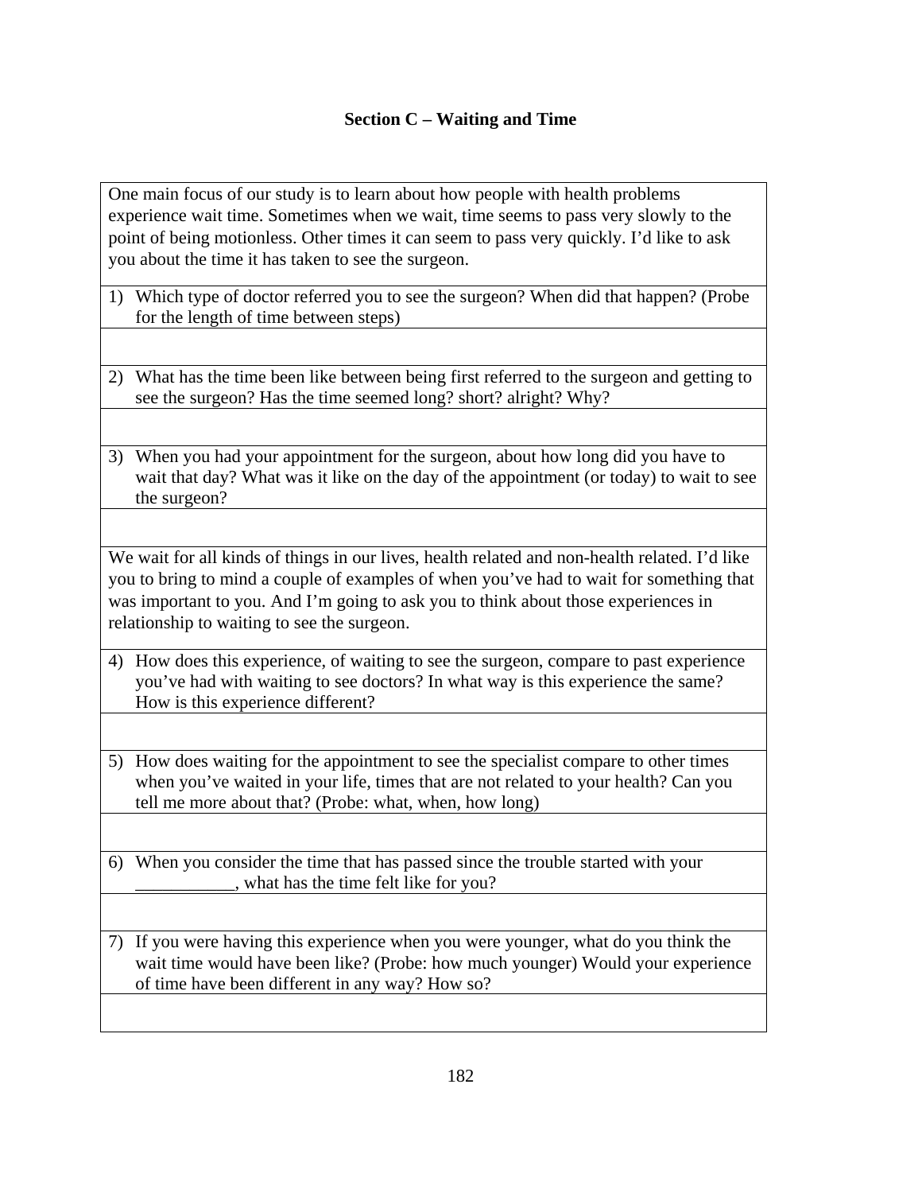## Section C – Waiting and Time

| One main focus of our study is to learn about how people with health problems experience wait time. Sometimes when we wait, time seems to pass very slowly to the point of being motionless. Other times it can seem to pass very quickly. I'd like to ask you about the time it has taken to see the surgeon. |
|---|
| 1) Which type of doctor referred you to see the surgeon? When did that happen? (Probe for the length of time between steps) |
| |
| 2) What has the time been like between being first referred to the surgeon and getting to see the surgeon? Has the time seemed long? short? alright? Why? |
| |
| 3) When you had your appointment for the surgeon, about how long did you have to wait that day? What was it like on the day of the appointment (or today) to wait to see the surgeon? |
| |
| We wait for all kinds of things in our lives, health related and non-health related. I'd like you to bring to mind a couple of examples of when you've had to wait for something that was important to you. And I'm going to ask you to think about those experiences in relationship to waiting to see the surgeon. |
| 4) How does this experience, of waiting to see the surgeon, compare to past experience you've had with waiting to see doctors? In what way is this experience the same? How is this experience different? |
| |
| 5) How does waiting for the appointment to see the specialist compare to other times when you've waited in your life, times that are not related to your health? Can you tell me more about that? (Probe: what, when, how long) |
| |
| 6) When you consider the time that has passed since the trouble started with your ___________, what has the time felt like for you? |
| |
| 7) If you were having this experience when you were younger, what do you think the wait time would have been like? (Probe: how much younger) Would your experience of time have been different in any way? How so? |
| |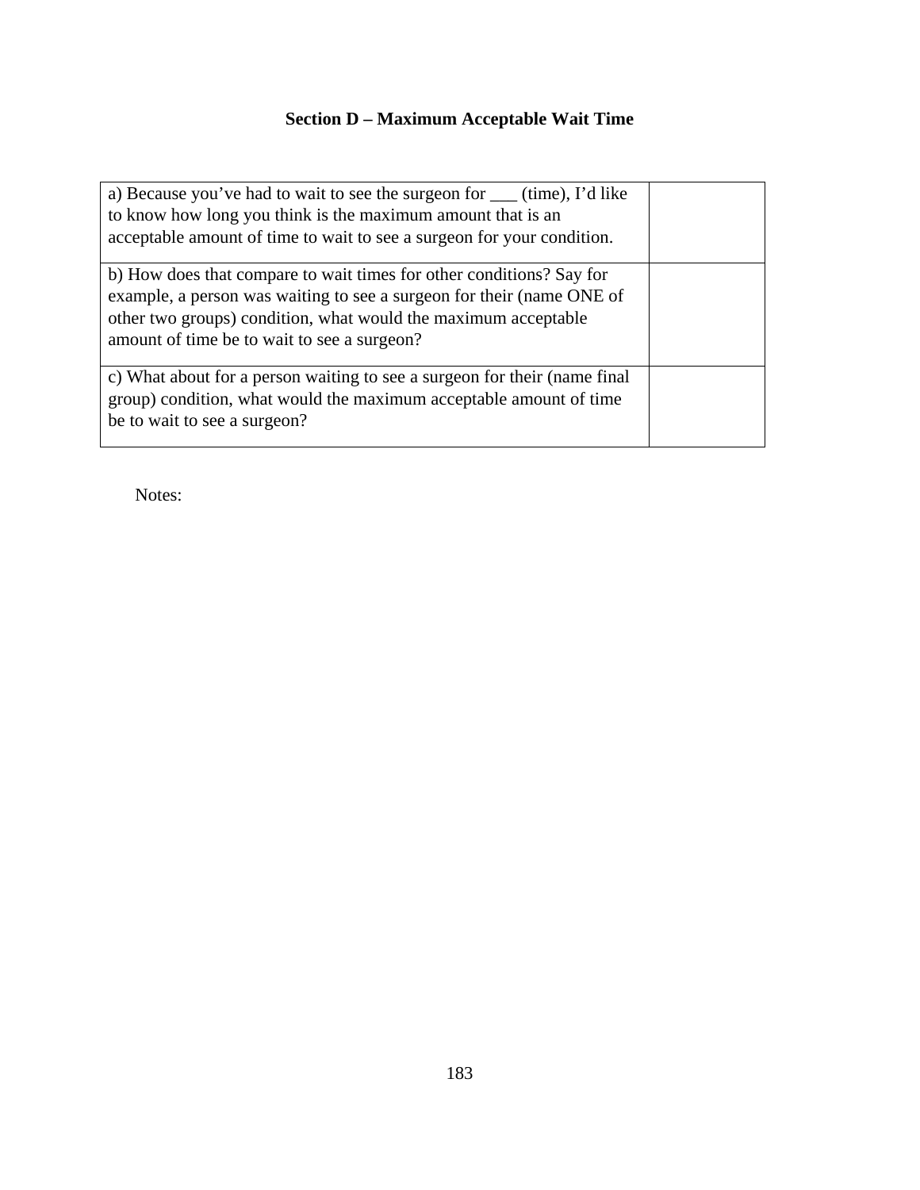## Section D – Maximum Acceptable Wait Time

| | |
|---|---|
| a) Because you've had to wait to see the surgeon for ___ (time), I'd like to know how long you think is the maximum amount that is an acceptable amount of time to wait to see a surgeon for your condition. | |
| b) How does that compare to wait times for other conditions? Say for example, a person was waiting to see a surgeon for their (name ONE of other two groups) condition, what would the maximum acceptable amount of time be to wait to see a surgeon? | |
| c) What about for a person waiting to see a surgeon for their (name final group) condition, what would the maximum acceptable amount of time be to wait to see a surgeon? | |

Notes: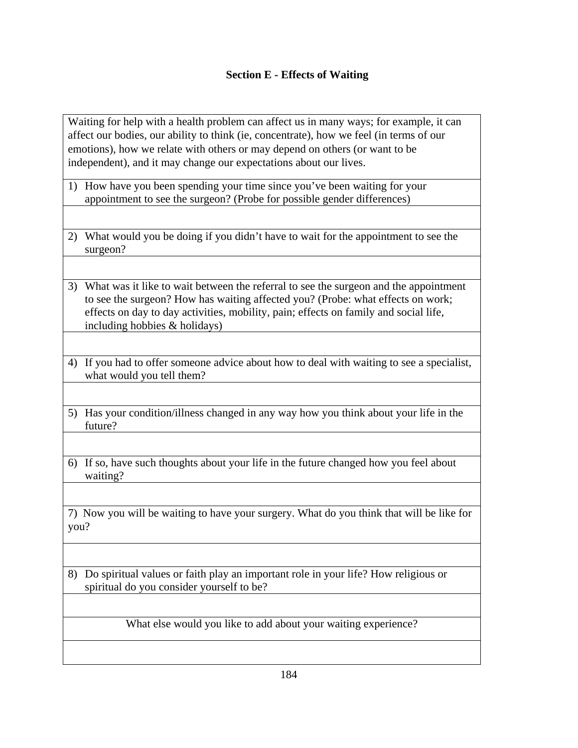## Section E - Effects of Waiting

| Waiting for help with a health problem can affect us in many ways; for example, it can affect our bodies, our ability to think (ie, concentrate), how we feel (in terms of our emotions), how we relate with others or may depend on others (or want to be independent), and it may change our expectations about our lives. |
|---|
| 1) How have you been spending your time since you've been waiting for your appointment to see the surgeon? (Probe for possible gender differences) |
| |
| 2) What would you be doing if you didn't have to wait for the appointment to see the surgeon? |
| |
| 3) What was it like to wait between the referral to see the surgeon and the appointment to see the surgeon? How has waiting affected you? (Probe: what effects on work; effects on day to day activities, mobility, pain; effects on family and social life, including hobbies & holidays) |
| |
| 4) If you had to offer someone advice about how to deal with waiting to see a specialist, what would you tell them? |
| |
| 5) Has your condition/illness changed in any way how you think about your life in the future? |
| |
| 6) If so, have such thoughts about your life in the future changed how you feel about waiting? |
| |
| 7) Now you will be waiting to have your surgery. What do you think that will be like for you? |
| |
| 8) Do spiritual values or faith play an important role in your life? How religious or spiritual do you consider yourself to be? |
| |
| What else would you like to add about your waiting experience? |
| |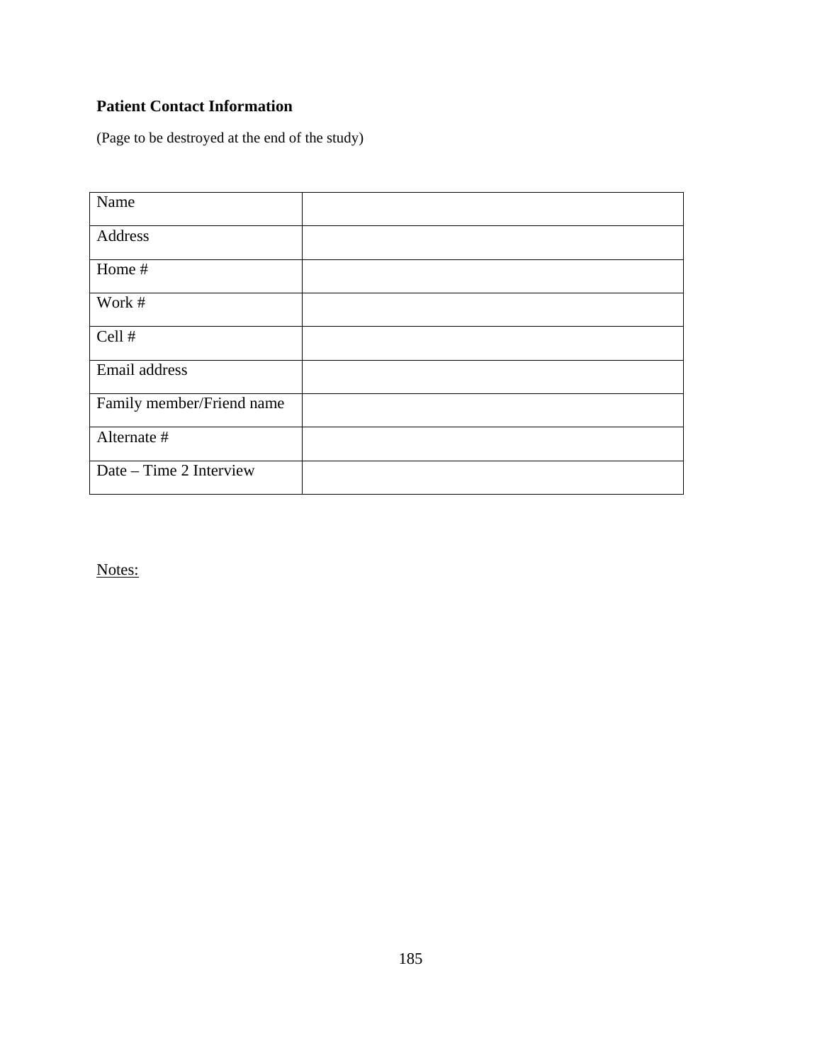**Patient Contact Information**

(Page to be destroyed at the end of the study)

| | |
|---|---|
| Name | |
| Address | |
| Home # | |
| Work # | |
| Cell # | |
| Email address | |
| Family member/Friend name | |
| Alternate # | |
| Date – Time 2 Interview | |

Notes: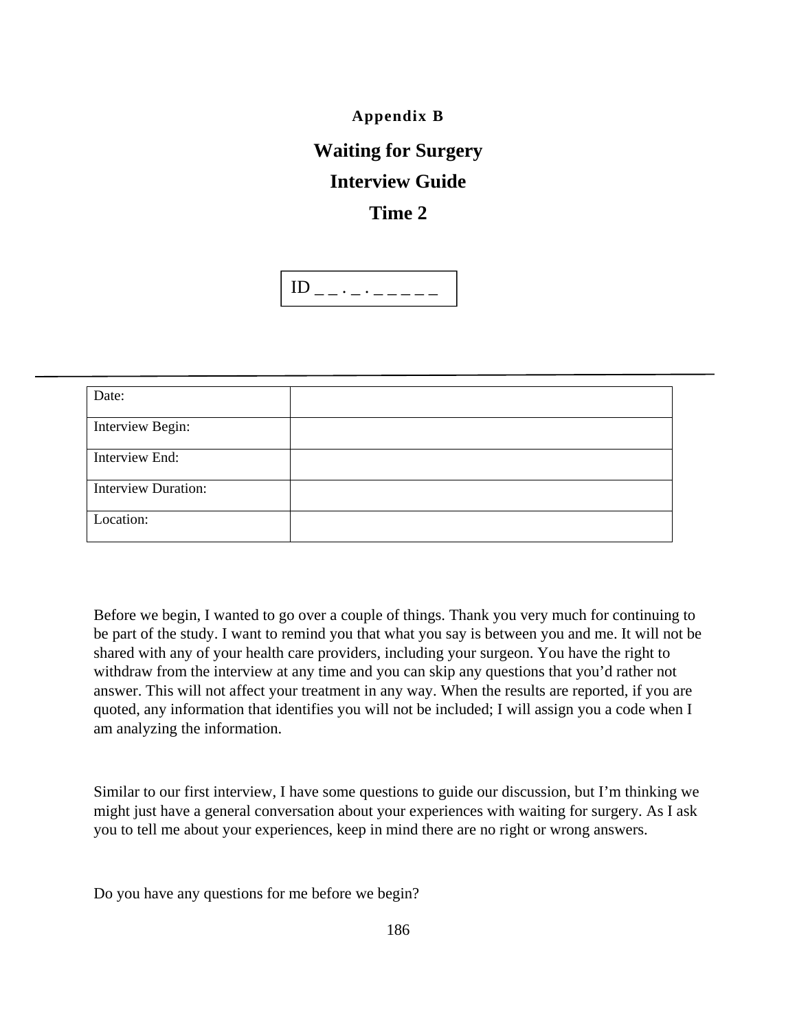**Appendix B**

# Waiting for Surgery

# Interview Guide

# Time 2

ID _ _ . _ . _ _ _ _ _

---

| Date: | |
|---|---|
| Interview Begin: | |
| Interview End: | |
| Interview Duration: | |
| Location: | |

Before we begin, I wanted to go over a couple of things. Thank you very much for continuing to be part of the study. I want to remind you that what you say is between you and me. It will not be shared with any of your health care providers, including your surgeon. You have the right to withdraw from the interview at any time and you can skip any questions that you'd rather not answer. This will not affect your treatment in any way. When the results are reported, if you are quoted, any information that identifies you will not be included; I will assign you a code when I am analyzing the information.

Similar to our first interview, I have some questions to guide our discussion, but I'm thinking we might just have a general conversation about your experiences with waiting for surgery. As I ask you to tell me about your experiences, keep in mind there are no right or wrong answers.

Do you have any questions for me before we begin?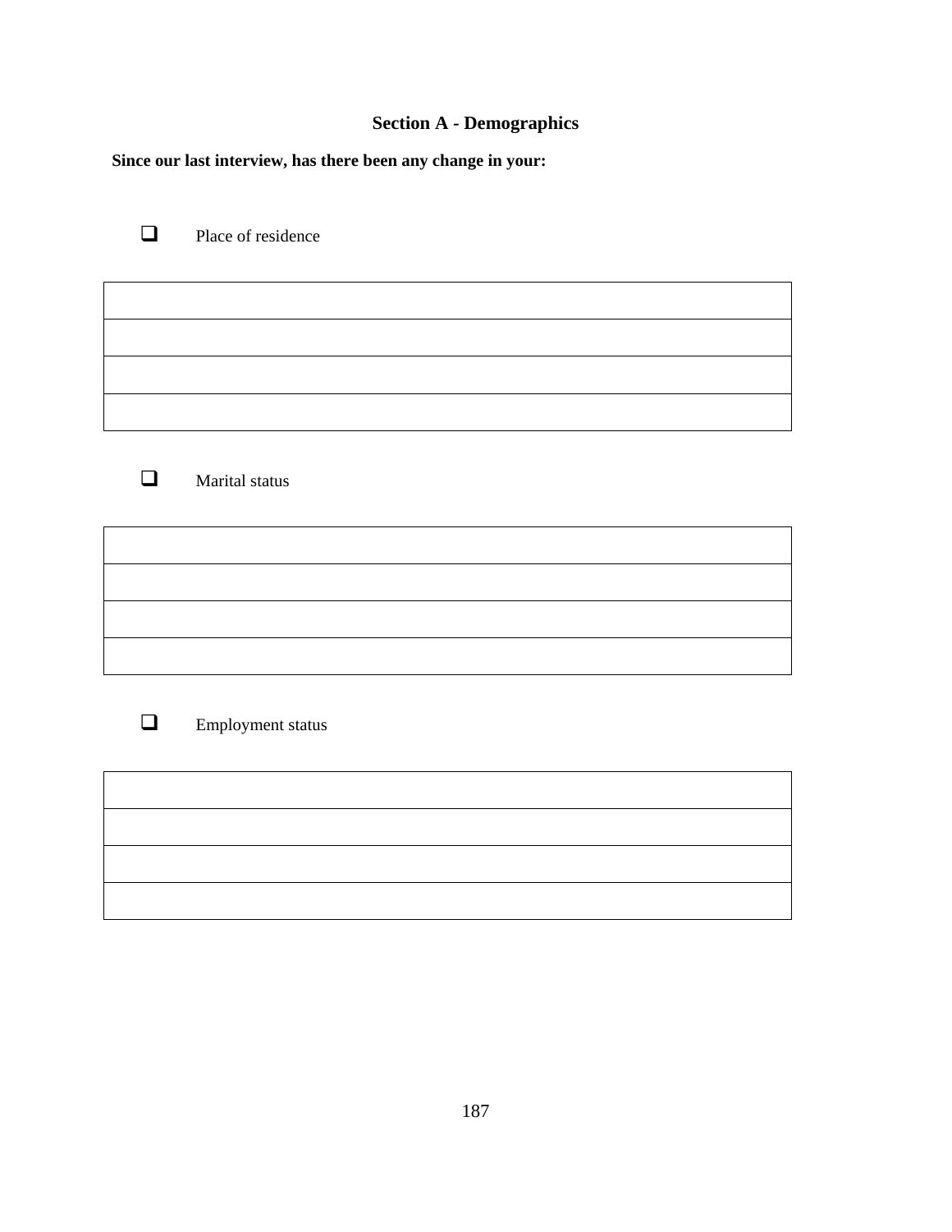## Section A - Demographics

**Since our last interview, has there been any change in your:**

- [ ] Place of residence

| |
|---|
| |
| |
| |
| |

- [ ] Marital status

| |
|---|
| |
| |
| |
| |

- [ ] Employment status

| |
|---|
| |
| |
| |
| |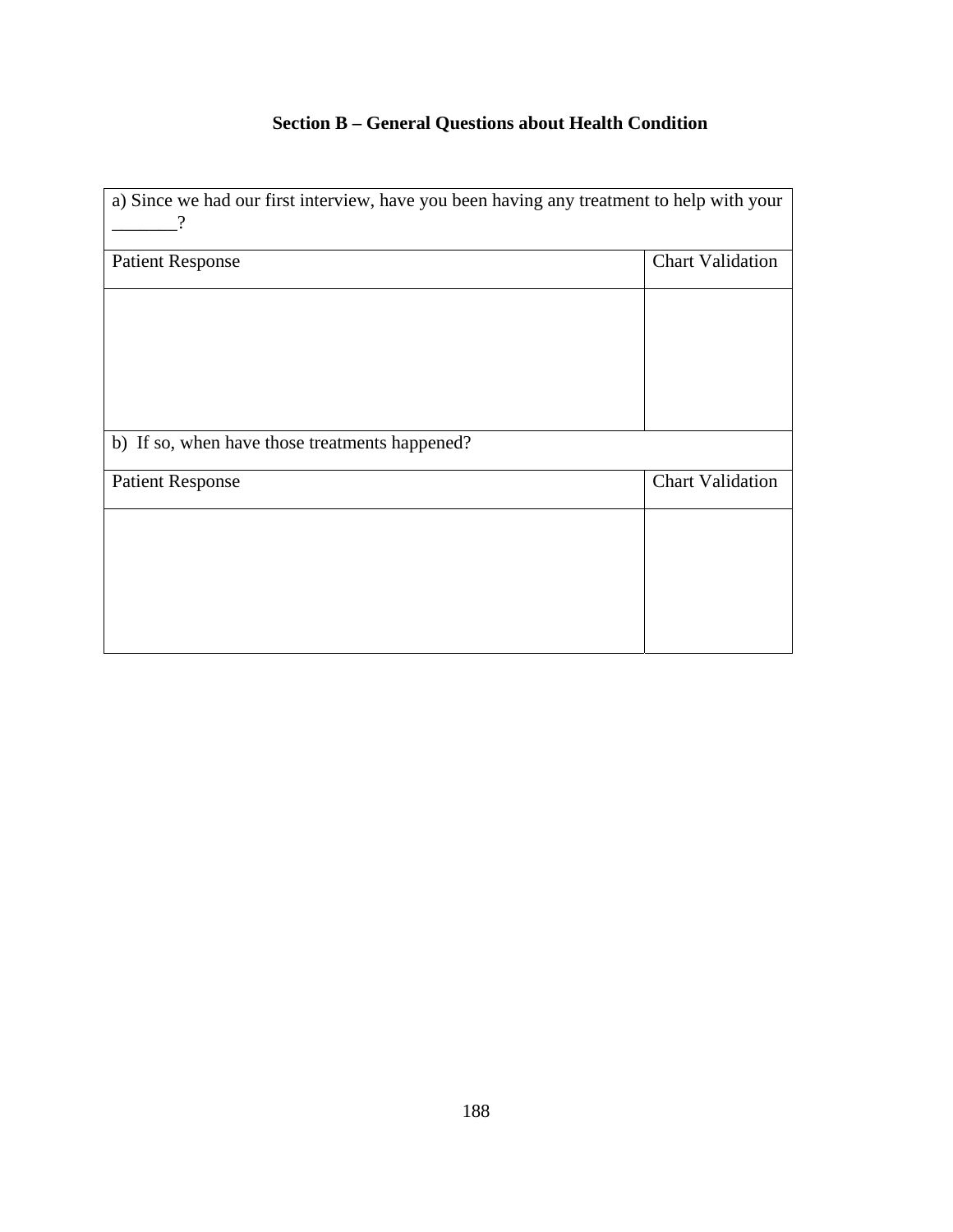## Section B – General Questions about Health Condition

| a) Since we had our first interview, have you been having any treatment to help with your _______? | |
|---|---|
| Patient Response | Chart Validation |
| | |
| b) If so, when have those treatments happened? | |
| Patient Response | Chart Validation |
| | |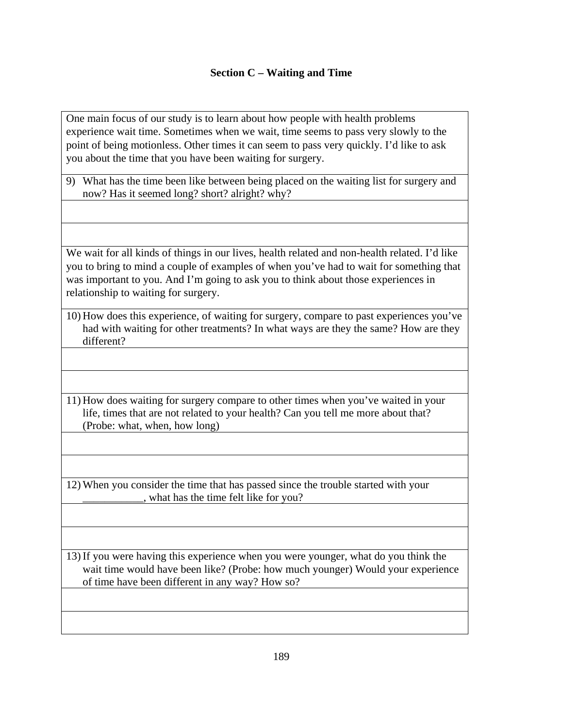### Section C – Waiting and Time

| One main focus of our study is to learn about how people with health problems experience wait time. Sometimes when we wait, time seems to pass very slowly to the point of being motionless. Other times it can seem to pass very quickly. I'd like to ask you about the time that you have been waiting for surgery. |
|---|
| 9) What has the time been like between being placed on the waiting list for surgery and now? Has it seemed long? short? alright? why? |
| |
| |
| We wait for all kinds of things in our lives, health related and non-health related. I'd like you to bring to mind a couple of examples of when you've had to wait for something that was important to you. And I'm going to ask you to think about those experiences in relationship to waiting for surgery. |
| 10) How does this experience, of waiting for surgery, compare to past experiences you've had with waiting for other treatments? In what ways are they the same? How are they different? |
| |
| |
| 11) How does waiting for surgery compare to other times when you've waited in your life, times that are not related to your health? Can you tell me more about that? (Probe: what, when, how long) |
| |
| |
| 12) When you consider the time that has passed since the trouble started with your ___________, what has the time felt like for you? |
| |
| |
| 13) If you were having this experience when you were younger, what do you think the wait time would have been like? (Probe: how much younger) Would your experience of time have been different in any way? How so? |
| |
| |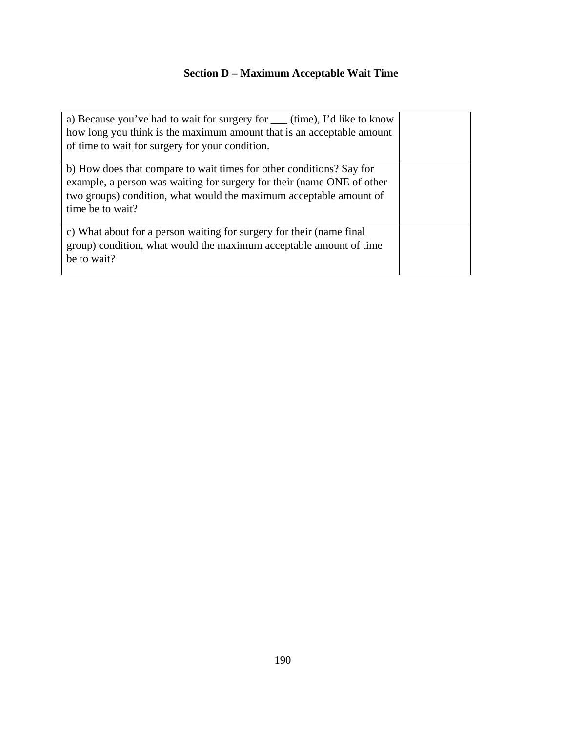## Section D – Maximum Acceptable Wait Time

| | |
|---|---|
| a) Because you've had to wait for surgery for ___ (time), I'd like to know how long you think is the maximum amount that is an acceptable amount of time to wait for surgery for your condition. | |
| b) How does that compare to wait times for other conditions? Say for example, a person was waiting for surgery for their (name ONE of other two groups) condition, what would the maximum acceptable amount of time be to wait? | |
| c) What about for a person waiting for surgery for their (name final group) condition, what would the maximum acceptable amount of time be to wait? | |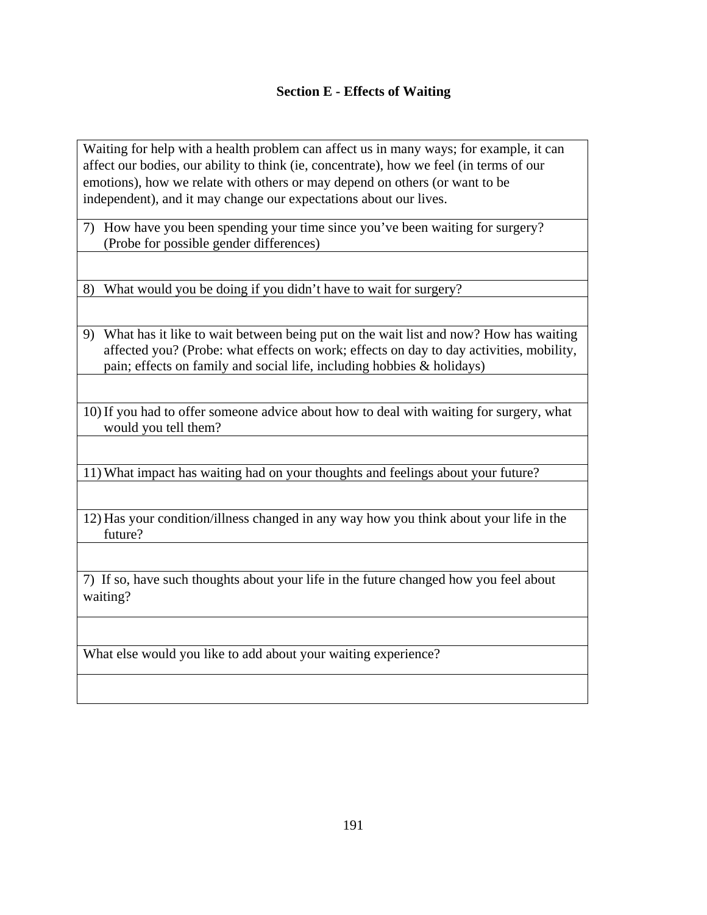## Section E - Effects of Waiting

| Waiting for help with a health problem can affect us in many ways; for example, it can affect our bodies, our ability to think (ie, concentrate), how we feel (in terms of our emotions), how we relate with others or may depend on others (or want to be independent), and it may change our expectations about our lives. |
|---|
| 7) How have you been spending your time since you've been waiting for surgery? (Probe for possible gender differences) |
| |
| 8) What would you be doing if you didn't have to wait for surgery? |
| |
| 9) What has it like to wait between being put on the wait list and now? How has waiting affected you? (Probe: what effects on work; effects on day to day activities, mobility, pain; effects on family and social life, including hobbies & holidays) |
| |
| 10) If you had to offer someone advice about how to deal with waiting for surgery, what would you tell them? |
| |
| 11) What impact has waiting had on your thoughts and feelings about your future? |
| |
| 12) Has your condition/illness changed in any way how you think about your life in the future? |
| |
| 7) If so, have such thoughts about your life in the future changed how you feel about waiting? |
| |
| What else would you like to add about your waiting experience? |
| |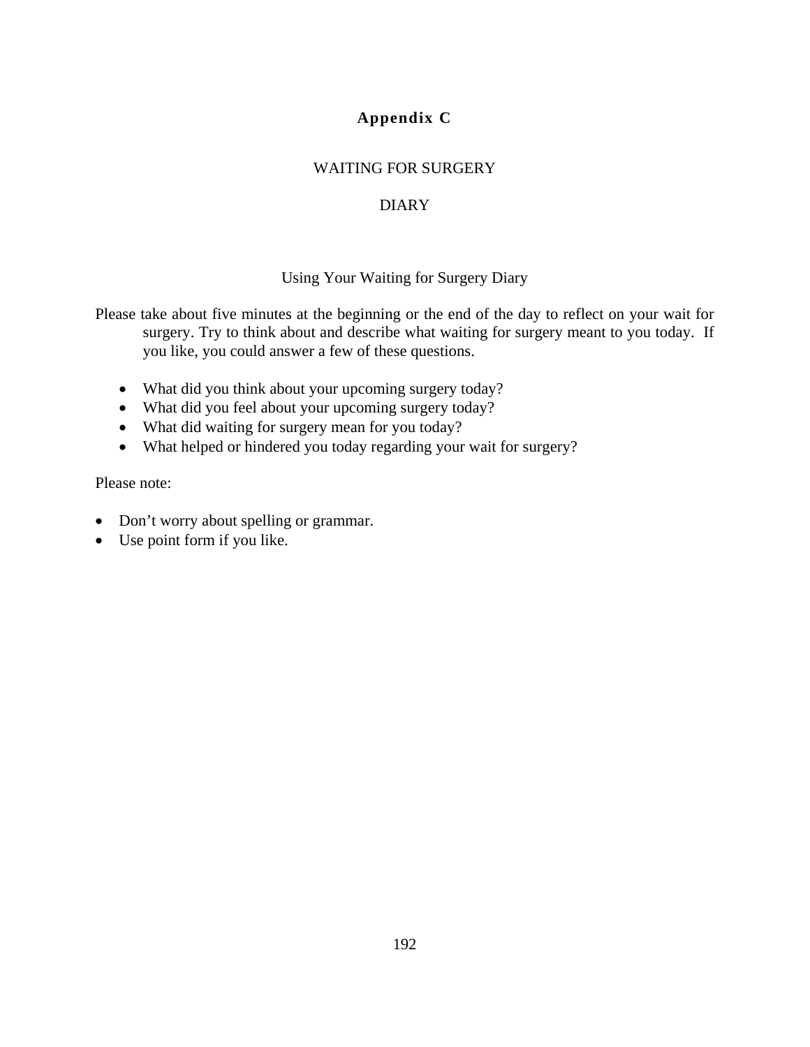# Appendix C

## WAITING FOR SURGERY

## DIARY

### Using Your Waiting for Surgery Diary

Please take about five minutes at the beginning or the end of the day to reflect on your wait for surgery. Try to think about and describe what waiting for surgery meant to you today. If you like, you could answer a few of these questions.

- What did you think about your upcoming surgery today?
- What did you feel about your upcoming surgery today?
- What did waiting for surgery mean for you today?
- What helped or hindered you today regarding your wait for surgery?

Please note:

- Don't worry about spelling or grammar.
- Use point form if you like.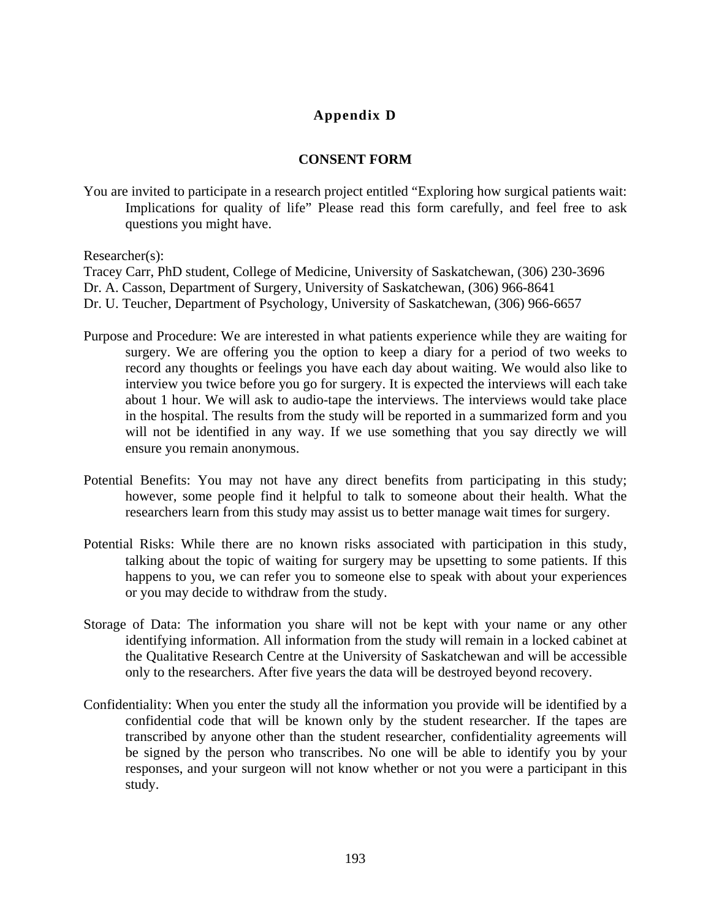## Appendix D

### CONSENT FORM

You are invited to participate in a research project entitled "Exploring how surgical patients wait: Implications for quality of life" Please read this form carefully, and feel free to ask questions you might have.

Researcher(s):
Tracey Carr, PhD student, College of Medicine, University of Saskatchewan, (306) 230-3696
Dr. A. Casson, Department of Surgery, University of Saskatchewan, (306) 966-8641
Dr. U. Teucher, Department of Psychology, University of Saskatchewan, (306) 966-6657

Purpose and Procedure: We are interested in what patients experience while they are waiting for surgery. We are offering you the option to keep a diary for a period of two weeks to record any thoughts or feelings you have each day about waiting. We would also like to interview you twice before you go for surgery. It is expected the interviews will each take about 1 hour. We will ask to audio-tape the interviews. The interviews would take place in the hospital. The results from the study will be reported in a summarized form and you will not be identified in any way. If we use something that you say directly we will ensure you remain anonymous.

Potential Benefits: You may not have any direct benefits from participating in this study; however, some people find it helpful to talk to someone about their health. What the researchers learn from this study may assist us to better manage wait times for surgery.

Potential Risks: While there are no known risks associated with participation in this study, talking about the topic of waiting for surgery may be upsetting to some patients. If this happens to you, we can refer you to someone else to speak with about your experiences or you may decide to withdraw from the study.

Storage of Data: The information you share will not be kept with your name or any other identifying information. All information from the study will remain in a locked cabinet at the Qualitative Research Centre at the University of Saskatchewan and will be accessible only to the researchers. After five years the data will be destroyed beyond recovery.

Confidentiality: When you enter the study all the information you provide will be identified by a confidential code that will be known only by the student researcher. If the tapes are transcribed by anyone other than the student researcher, confidentiality agreements will be signed by the person who transcribes. No one will be able to identify you by your responses, and your surgeon will not know whether or not you were a participant in this study.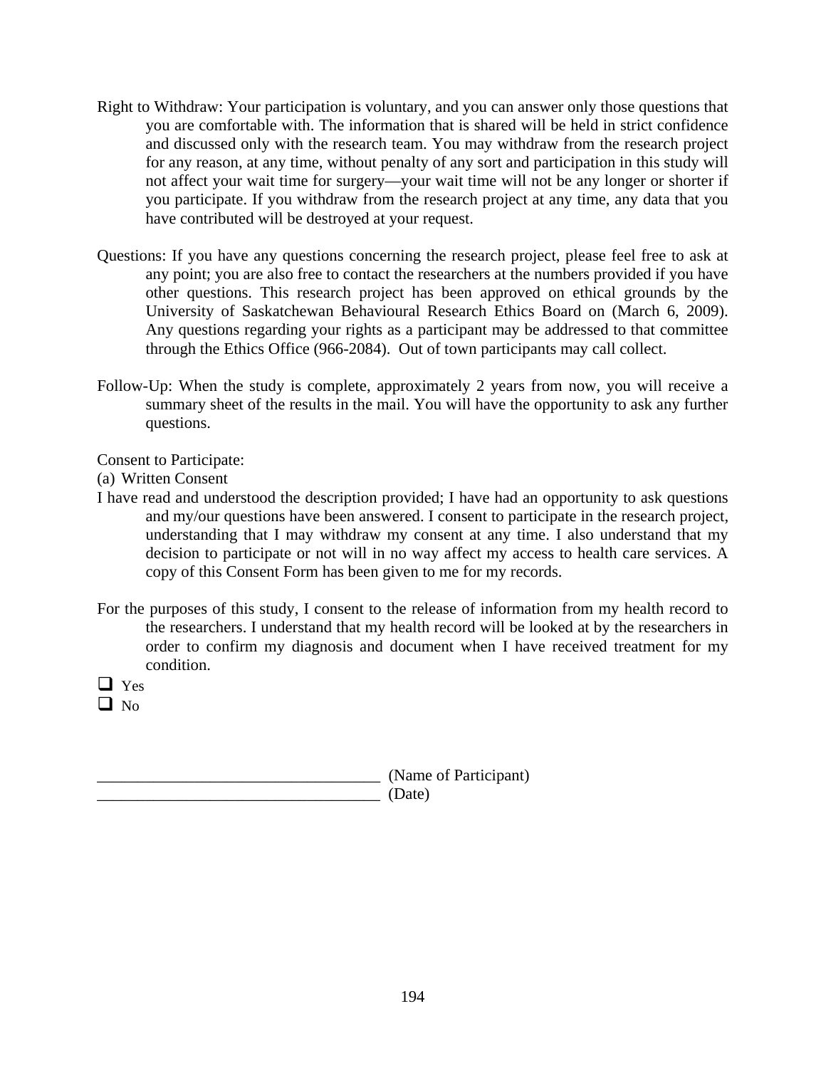Right to Withdraw: Your participation is voluntary, and you can answer only those questions that you are comfortable with. The information that is shared will be held in strict confidence and discussed only with the research team. You may withdraw from the research project for any reason, at any time, without penalty of any sort and participation in this study will not affect your wait time for surgery—your wait time will not be any longer or shorter if you participate. If you withdraw from the research project at any time, any data that you have contributed will be destroyed at your request.

Questions: If you have any questions concerning the research project, please feel free to ask at any point; you are also free to contact the researchers at the numbers provided if you have other questions. This research project has been approved on ethical grounds by the University of Saskatchewan Behavioural Research Ethics Board on (March 6, 2009). Any questions regarding your rights as a participant may be addressed to that committee through the Ethics Office (966-2084). Out of town participants may call collect.

Follow-Up: When the study is complete, approximately 2 years from now, you will receive a summary sheet of the results in the mail. You will have the opportunity to ask any further questions.

Consent to Participate:

(a) Written Consent

I have read and understood the description provided; I have had an opportunity to ask questions and my/our questions have been answered. I consent to participate in the research project, understanding that I may withdraw my consent at any time. I also understand that my decision to participate or not will in no way affect my access to health care services. A copy of this Consent Form has been given to me for my records.

For the purposes of this study, I consent to the release of information from my health record to the researchers. I understand that my health record will be looked at by the researchers in order to confirm my diagnosis and document when I have received treatment for my condition.

- ☐ Yes
- ☐ No

___________________________________ (Name of Participant)

___________________________________ (Date)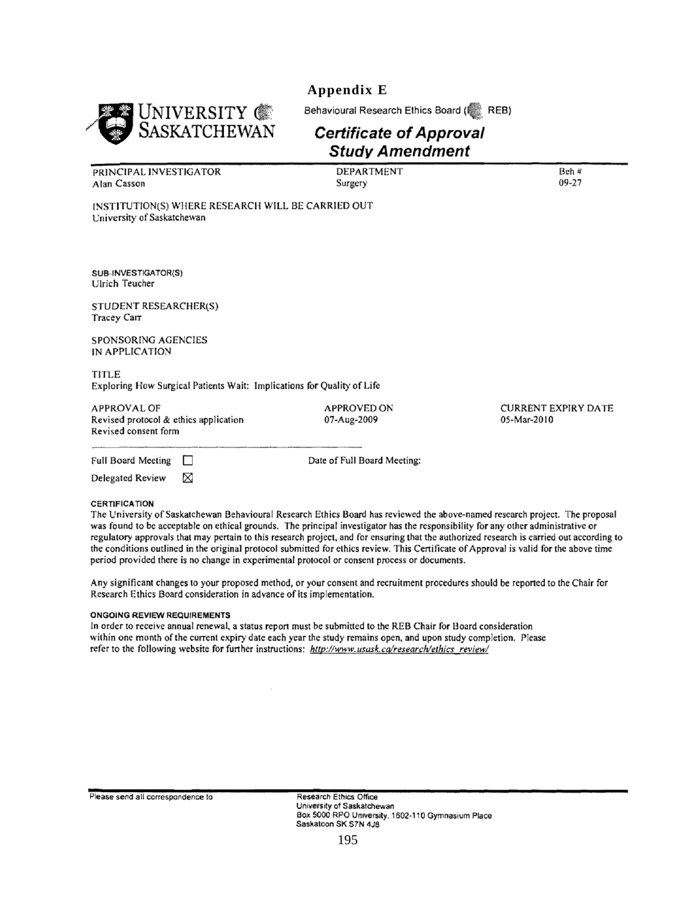# Appendix E

UNIVERSITY OF SASKATCHEWAN

Behavioural Research Ethics Board (Beh-REB)

## *Certificate of Approval*
## *Study Amendment*

| PRINCIPAL INVESTIGATOR | DEPARTMENT | Beh # |
|---|---|---|
| Alan Casson | Surgery | 09-27 |

INSTITUTION(S) WHERE RESEARCH WILL BE CARRIED OUT
University of Saskatchewan

SUB-INVESTIGATOR(S)
Ulrich Teucher

STUDENT RESEARCHER(S)
Tracey Carr

SPONSORING AGENCIES
IN APPLICATION

TITLE
Exploring How Surgical Patients Wait: Implications for Quality of Life

| APPROVAL OF | APPROVED ON | CURRENT EXPIRY DATE |
|---|---|---|
| Revised protocol & ethics application<br>Revised consent form | 07-Aug-2009 | 05-Mar-2010 |

Full Board Meeting ☐ Date of Full Board Meeting:

Delegated Review ☒

**CERTIFICATION**

The University of Saskatchewan Behavioural Research Ethics Board has reviewed the above-named research project. The proposal was found to be acceptable on ethical grounds. The principal investigator has the responsibility for any other administrative or regulatory approvals that may pertain to this research project, and for ensuring that the authorized research is carried out according to the conditions outlined in the original protocol submitted for ethics review. This Certificate of Approval is valid for the above time period provided there is no change in experimental protocol or consent process or documents.

Any significant changes to your proposed method, or your consent and recruitment procedures should be reported to the Chair for Research Ethics Board consideration in advance of its implementation.

**ONGOING REVIEW REQUIREMENTS**

In order to receive annual renewal, a status report must be submitted to the REB Chair for Board consideration within one month of the current expiry date each year the study remains open, and upon study completion. Please refer to the following website for further instructions: *http://www.usask.ca/research/ethics_review/*

Please send all correspondence to

Research Ethics Office
University of Saskatchewan
Box 5000 RPO University, 1602-110 Gymnasium Place
Saskatoon SK S7N 4J8